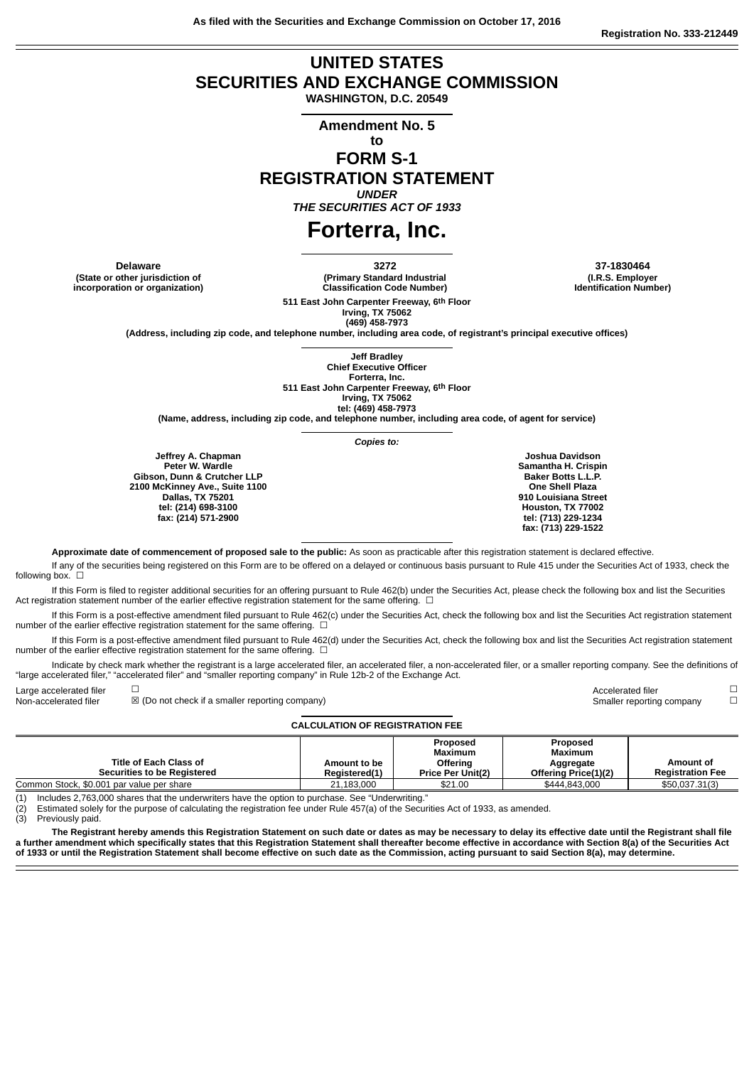As filed with the Securities and Exchange Commission on October 17, 2016

Registration No. 333-212449

# UNITED STATES
# SECURITIES AND EXCHANGE COMMISSION

**WASHINGTON, D.C. 20549**

---

**Amendment No. 5**

**to**

## FORM S-1
## REGISTRATION STATEMENT

***UNDER***
***THE SECURITIES ACT OF 1933***

# Forterra, Inc.

---

| **Delaware** | **3272** | **37-1830464** |
|---|---|---|
| **(State or other jurisdiction of incorporation or organization)** | **(Primary Standard Industrial Classification Code Number)** | **(I.R.S. Employer Identification Number)** |

**511 East John Carpenter Freeway, 6th Floor**
**Irving, TX 75062**
**(469) 458-7973**
**(Address, including zip code, and telephone number, including area code, of registrant's principal executive offices)**

---

**Jeff Bradley**
**Chief Executive Officer**
**Forterra, Inc.**
**511 East John Carpenter Freeway, 6th Floor**
**Irving, TX 75062**
**tel: (469) 458-7973**
**(Name, address, including zip code, and telephone number, including area code, of agent for service)**

---

***Copies to:***

**Jeffrey A. Chapman**
**Peter W. Wardle**
**Gibson, Dunn & Crutcher LLP**
**2100 McKinney Ave., Suite 1100**
**Dallas, TX 75201**
**tel: (214) 698-3100**
**fax: (214) 571-2900**

**Joshua Davidson**
**Samantha H. Crispin**
**Baker Botts L.L.P.**
**One Shell Plaza**
**910 Louisiana Street**
**Houston, TX 77002**
**tel: (713) 229-1234**
**fax: (713) 229-1522**

---

**Approximate date of commencement of proposed sale to the public:** As soon as practicable after this registration statement is declared effective.

If any of the securities being registered on this Form are to be offered on a delayed or continuous basis pursuant to Rule 415 under the Securities Act of 1933, check the following box. ☐

If this Form is filed to register additional securities for an offering pursuant to Rule 462(b) under the Securities Act, please check the following box and list the Securities Act registration statement number of the earlier effective registration statement for the same offering. ☐

If this Form is a post-effective amendment filed pursuant to Rule 462(c) under the Securities Act, check the following box and list the Securities Act registration statement number of the earlier effective registration statement for the same offering. ☐

If this Form is a post-effective amendment filed pursuant to Rule 462(d) under the Securities Act, check the following box and list the Securities Act registration statement number of the earlier effective registration statement for the same offering. ☐

Indicate by check mark whether the registrant is a large accelerated filer, an accelerated filer, a non-accelerated filer, or a smaller reporting company. See the definitions of "large accelerated filer," "accelerated filer" and "smaller reporting company" in Rule 12b-2 of the Exchange Act.

| | | | |
|---|---|---|---|
| Large accelerated filer | ☐ | Accelerated filer | ☐ |
| Non-accelerated filer | ☒ (Do not check if a smaller reporting company) | Smaller reporting company | ☐ |

---

**CALCULATION OF REGISTRATION FEE**

| **Title of Each Class of Securities to be Registered** | **Amount to be Registered(1)** | **Proposed Maximum Offering Price Per Unit(2)** | **Proposed Maximum Aggregate Offering Price(1)(2)** | **Amount of Registration Fee** |
|---|---|---|---|---|
| Common Stock, $0.001 par value per share | 21,183,000 | $21.00 | $444,843,000 | $50,037.31(3) |

(1) Includes 2,763,000 shares that the underwriters have the option to purchase. See "Underwriting."
(2) Estimated solely for the purpose of calculating the registration fee under Rule 457(a) of the Securities Act of 1933, as amended.
(3) Previously paid.

**The Registrant hereby amends this Registration Statement on such date or dates as may be necessary to delay its effective date until the Registrant shall file a further amendment which specifically states that this Registration Statement shall thereafter become effective in accordance with Section 8(a) of the Securities Act of 1933 or until the Registration Statement shall become effective on such date as the Commission, acting pursuant to said Section 8(a), may determine.**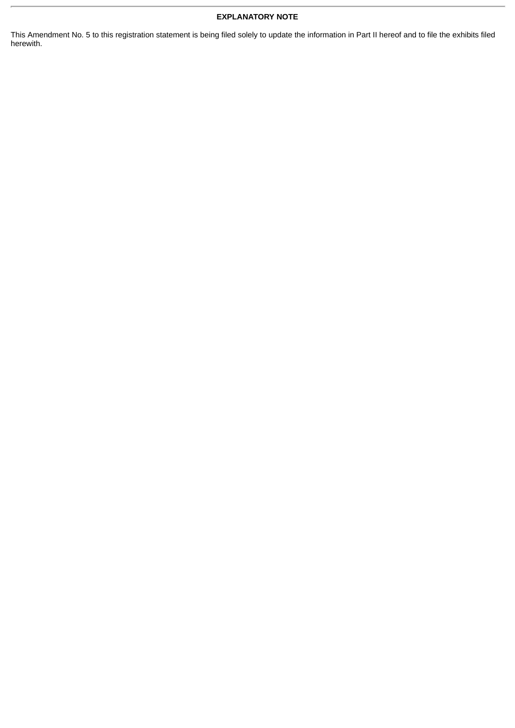## EXPLANATORY NOTE

This Amendment No. 5 to this registration statement is being filed solely to update the information in Part II hereof and to file the exhibits filed herewith.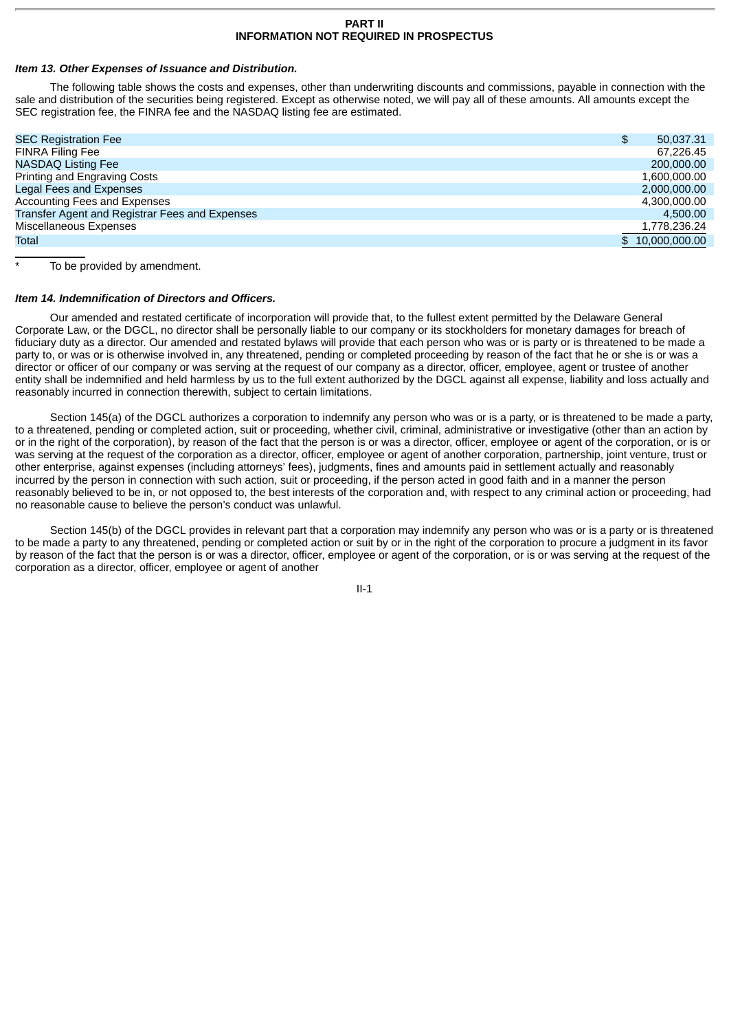## PART II
## INFORMATION NOT REQUIRED IN PROSPECTUS

***Item 13. Other Expenses of Issuance and Distribution.***

The following table shows the costs and expenses, other than underwriting discounts and commissions, payable in connection with the sale and distribution of the securities being registered. Except as otherwise noted, we will pay all of these amounts. All amounts except the SEC registration fee, the FINRA fee and the NASDAQ listing fee are estimated.

| | |
|---|---|
| SEC Registration Fee | $ 50,037.31 |
| FINRA Filing Fee | 67,226.45 |
| NASDAQ Listing Fee | 200,000.00 |
| Printing and Engraving Costs | 1,600,000.00 |
| Legal Fees and Expenses | 2,000,000.00 |
| Accounting Fees and Expenses | 4,300,000.00 |
| Transfer Agent and Registrar Fees and Expenses | 4,500.00 |
| Miscellaneous Expenses | 1,778,236.24 |
| Total | $ 10,000,000.00 |

\* To be provided by amendment.

***Item 14. Indemnification of Directors and Officers.***

Our amended and restated certificate of incorporation will provide that, to the fullest extent permitted by the Delaware General Corporate Law, or the DGCL, no director shall be personally liable to our company or its stockholders for monetary damages for breach of fiduciary duty as a director. Our amended and restated bylaws will provide that each person who was or is party or is threatened to be made a party to, or was or is otherwise involved in, any threatened, pending or completed proceeding by reason of the fact that he or she is or was a director or officer of our company or was serving at the request of our company as a director, officer, employee, agent or trustee of another entity shall be indemnified and held harmless by us to the full extent authorized by the DGCL against all expense, liability and loss actually and reasonably incurred in connection therewith, subject to certain limitations.

Section 145(a) of the DGCL authorizes a corporation to indemnify any person who was or is a party, or is threatened to be made a party, to a threatened, pending or completed action, suit or proceeding, whether civil, criminal, administrative or investigative (other than an action by or in the right of the corporation), by reason of the fact that the person is or was a director, officer, employee or agent of the corporation, or is or was serving at the request of the corporation as a director, officer, employee or agent of another corporation, partnership, joint venture, trust or other enterprise, against expenses (including attorneys' fees), judgments, fines and amounts paid in settlement actually and reasonably incurred by the person in connection with such action, suit or proceeding, if the person acted in good faith and in a manner the person reasonably believed to be in, or not opposed to, the best interests of the corporation and, with respect to any criminal action or proceeding, had no reasonable cause to believe the person's conduct was unlawful.

Section 145(b) of the DGCL provides in relevant part that a corporation may indemnify any person who was or is a party or is threatened to be made a party to any threatened, pending or completed action or suit by or in the right of the corporation to procure a judgment in its favor by reason of the fact that the person is or was a director, officer, employee or agent of the corporation, or is or was serving at the request of the corporation as a director, officer, employee or agent of another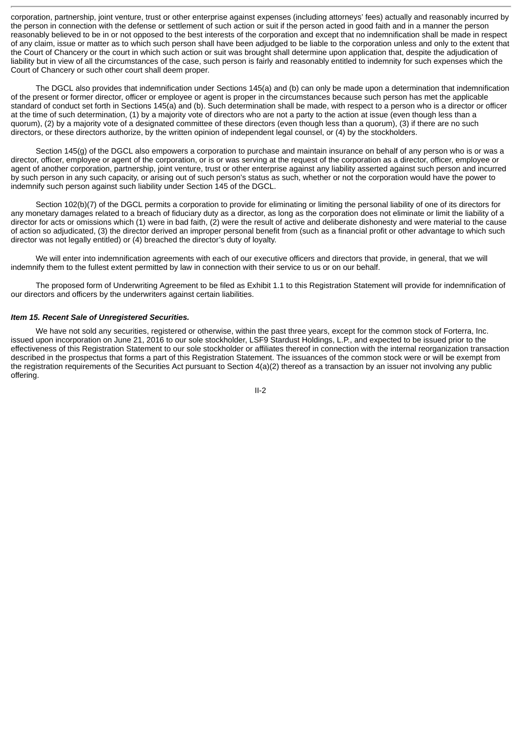corporation, partnership, joint venture, trust or other enterprise against expenses (including attorneys' fees) actually and reasonably incurred by the person in connection with the defense or settlement of such action or suit if the person acted in good faith and in a manner the person reasonably believed to be in or not opposed to the best interests of the corporation and except that no indemnification shall be made in respect of any claim, issue or matter as to which such person shall have been adjudged to be liable to the corporation unless and only to the extent that the Court of Chancery or the court in which such action or suit was brought shall determine upon application that, despite the adjudication of liability but in view of all the circumstances of the case, such person is fairly and reasonably entitled to indemnity for such expenses which the Court of Chancery or such other court shall deem proper.

The DGCL also provides that indemnification under Sections 145(a) and (b) can only be made upon a determination that indemnification of the present or former director, officer or employee or agent is proper in the circumstances because such person has met the applicable standard of conduct set forth in Sections 145(a) and (b). Such determination shall be made, with respect to a person who is a director or officer at the time of such determination, (1) by a majority vote of directors who are not a party to the action at issue (even though less than a quorum), (2) by a majority vote of a designated committee of these directors (even though less than a quorum), (3) if there are no such directors, or these directors authorize, by the written opinion of independent legal counsel, or (4) by the stockholders.

Section 145(g) of the DGCL also empowers a corporation to purchase and maintain insurance on behalf of any person who is or was a director, officer, employee or agent of the corporation, or is or was serving at the request of the corporation as a director, officer, employee or agent of another corporation, partnership, joint venture, trust or other enterprise against any liability asserted against such person and incurred by such person in any such capacity, or arising out of such person's status as such, whether or not the corporation would have the power to indemnify such person against such liability under Section 145 of the DGCL.

Section 102(b)(7) of the DGCL permits a corporation to provide for eliminating or limiting the personal liability of one of its directors for any monetary damages related to a breach of fiduciary duty as a director, as long as the corporation does not eliminate or limit the liability of a director for acts or omissions which (1) were in bad faith, (2) were the result of active and deliberate dishonesty and were material to the cause of action so adjudicated, (3) the director derived an improper personal benefit from (such as a financial profit or other advantage to which such director was not legally entitled) or (4) breached the director's duty of loyalty.

We will enter into indemnification agreements with each of our executive officers and directors that provide, in general, that we will indemnify them to the fullest extent permitted by law in connection with their service to us or on our behalf.

The proposed form of Underwriting Agreement to be filed as Exhibit 1.1 to this Registration Statement will provide for indemnification of our directors and officers by the underwriters against certain liabilities.

***Item 15. Recent Sale of Unregistered Securities.***

We have not sold any securities, registered or otherwise, within the past three years, except for the common stock of Forterra, Inc. issued upon incorporation on June 21, 2016 to our sole stockholder, LSF9 Stardust Holdings, L.P., and expected to be issued prior to the effectiveness of this Registration Statement to our sole stockholder or affiliates thereof in connection with the internal reorganization transaction described in the prospectus that forms a part of this Registration Statement. The issuances of the common stock were or will be exempt from the registration requirements of the Securities Act pursuant to Section 4(a)(2) thereof as a transaction by an issuer not involving any public offering.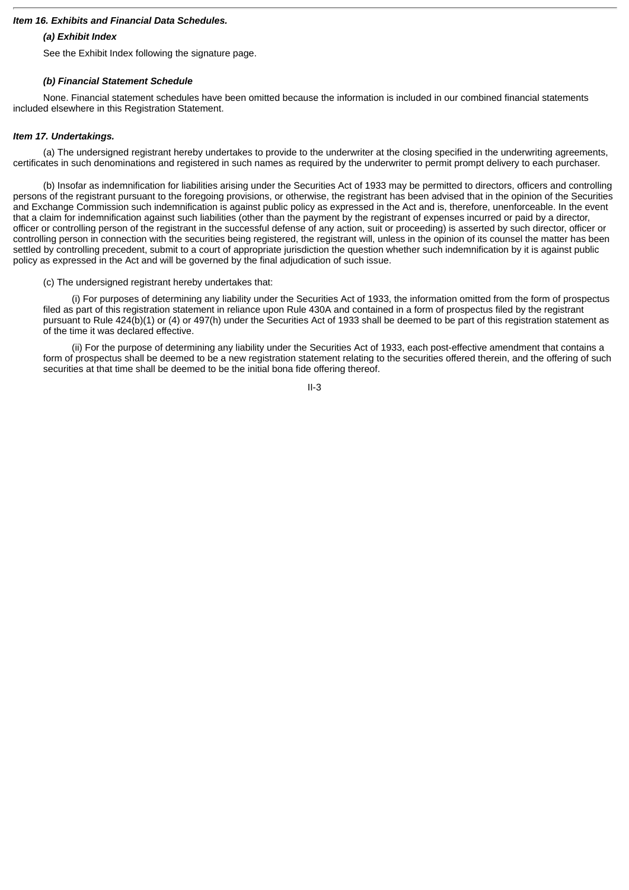***Item 16. Exhibits and Financial Data Schedules.***

***(a) Exhibit Index***

See the Exhibit Index following the signature page.

***(b) Financial Statement Schedule***

None. Financial statement schedules have been omitted because the information is included in our combined financial statements included elsewhere in this Registration Statement.

***Item 17. Undertakings.***

(a) The undersigned registrant hereby undertakes to provide to the underwriter at the closing specified in the underwriting agreements, certificates in such denominations and registered in such names as required by the underwriter to permit prompt delivery to each purchaser.

(b) Insofar as indemnification for liabilities arising under the Securities Act of 1933 may be permitted to directors, officers and controlling persons of the registrant pursuant to the foregoing provisions, or otherwise, the registrant has been advised that in the opinion of the Securities and Exchange Commission such indemnification is against public policy as expressed in the Act and is, therefore, unenforceable. In the event that a claim for indemnification against such liabilities (other than the payment by the registrant of expenses incurred or paid by a director, officer or controlling person of the registrant in the successful defense of any action, suit or proceeding) is asserted by such director, officer or controlling person in connection with the securities being registered, the registrant will, unless in the opinion of its counsel the matter has been settled by controlling precedent, submit to a court of appropriate jurisdiction the question whether such indemnification by it is against public policy as expressed in the Act and will be governed by the final adjudication of such issue.

(c) The undersigned registrant hereby undertakes that:

(i) For purposes of determining any liability under the Securities Act of 1933, the information omitted from the form of prospectus filed as part of this registration statement in reliance upon Rule 430A and contained in a form of prospectus filed by the registrant pursuant to Rule 424(b)(1) or (4) or 497(h) under the Securities Act of 1933 shall be deemed to be part of this registration statement as of the time it was declared effective.

(ii) For the purpose of determining any liability under the Securities Act of 1933, each post-effective amendment that contains a form of prospectus shall be deemed to be a new registration statement relating to the securities offered therein, and the offering of such securities at that time shall be deemed to be the initial bona fide offering thereof.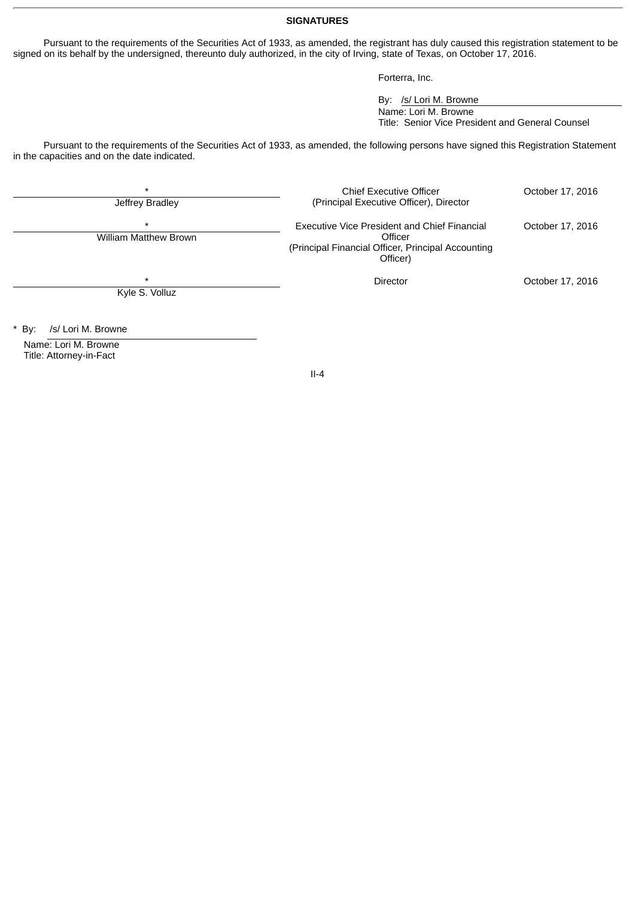## SIGNATURES

Pursuant to the requirements of the Securities Act of 1933, as amended, the registrant has duly caused this registration statement to be signed on its behalf by the undersigned, thereunto duly authorized, in the city of Irving, state of Texas, on October 17, 2016.

Forterra, Inc.

By: /s/ Lori M. Browne
Name: Lori M. Browne
Title: Senior Vice President and General Counsel

Pursuant to the requirements of the Securities Act of 1933, as amended, the following persons have signed this Registration Statement in the capacities and on the date indicated.

| Signature | Title | Date |
|---|---|---|
| * <br> Jeffrey Bradley | Chief Executive Officer (Principal Executive Officer), Director | October 17, 2016 |
| * <br> William Matthew Brown | Executive Vice President and Chief Financial Officer (Principal Financial Officer, Principal Accounting Officer) | October 17, 2016 |
| * <br> Kyle S. Volluz | Director | October 17, 2016 |

* By: /s/ Lori M. Browne
Name: Lori M. Browne
Title: Attorney-in-Fact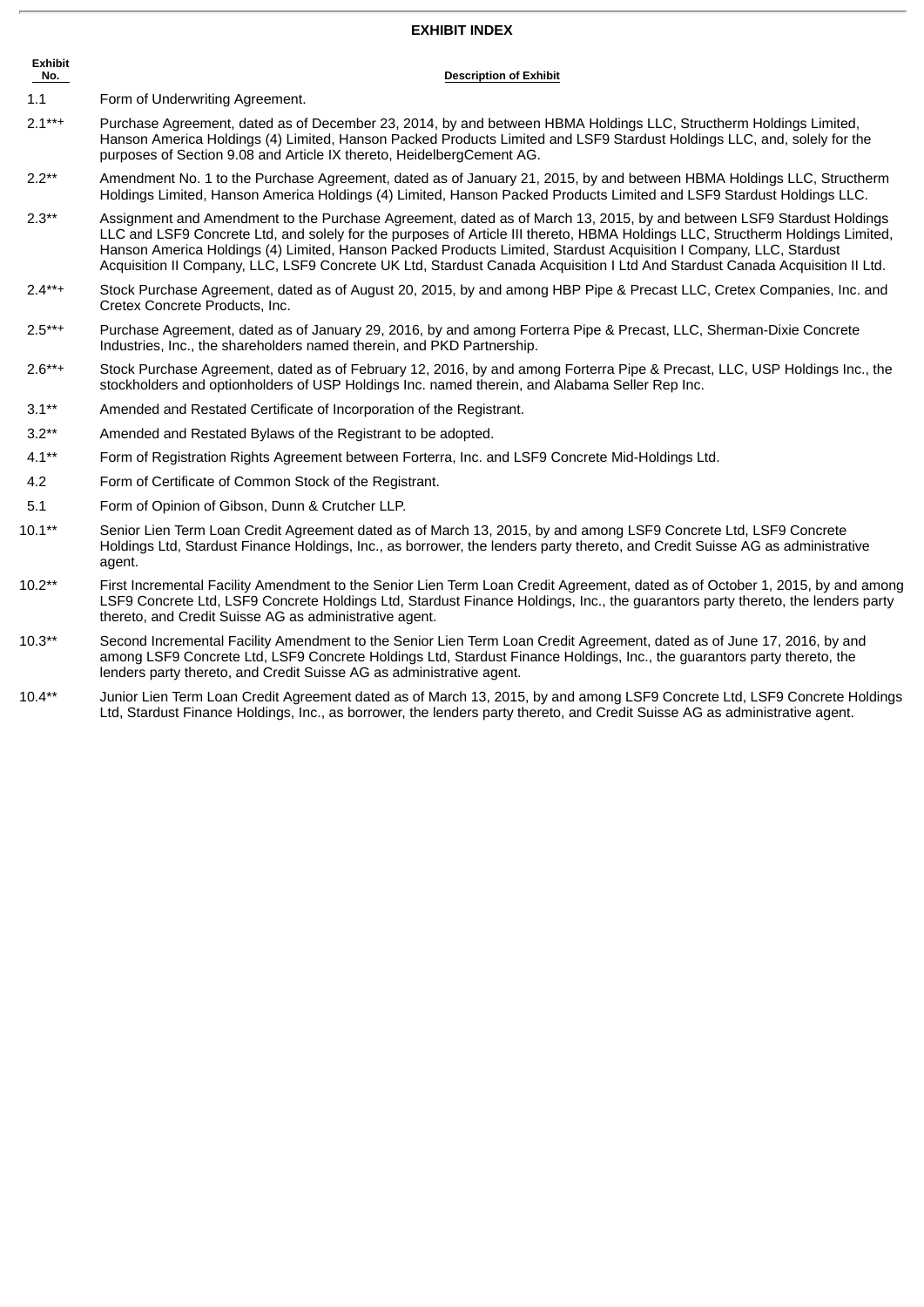## EXHIBIT INDEX

| Exhibit No. | Description of Exhibit |
|---|---|
| 1.1 | Form of Underwriting Agreement. |
| 2.1**+ | Purchase Agreement, dated as of December 23, 2014, by and between HBMA Holdings LLC, Structherm Holdings Limited, Hanson America Holdings (4) Limited, Hanson Packed Products Limited and LSF9 Stardust Holdings LLC, and, solely for the purposes of Section 9.08 and Article IX thereto, HeidelbergCement AG. |
| 2.2** | Amendment No. 1 to the Purchase Agreement, dated as of January 21, 2015, by and between HBMA Holdings LLC, Structherm Holdings Limited, Hanson America Holdings (4) Limited, Hanson Packed Products Limited and LSF9 Stardust Holdings LLC. |
| 2.3** | Assignment and Amendment to the Purchase Agreement, dated as of March 13, 2015, by and between LSF9 Stardust Holdings LLC and LSF9 Concrete Ltd, and solely for the purposes of Article III thereto, HBMA Holdings LLC, Structherm Holdings Limited, Hanson America Holdings (4) Limited, Hanson Packed Products Limited, Stardust Acquisition I Company, LLC, Stardust Acquisition II Company, LLC, LSF9 Concrete UK Ltd, Stardust Canada Acquisition I Ltd And Stardust Canada Acquisition II Ltd. |
| 2.4**+ | Stock Purchase Agreement, dated as of August 20, 2015, by and among HBP Pipe & Precast LLC, Cretex Companies, Inc. and Cretex Concrete Products, Inc. |
| 2.5**+ | Purchase Agreement, dated as of January 29, 2016, by and among Forterra Pipe & Precast, LLC, Sherman-Dixie Concrete Industries, Inc., the shareholders named therein, and PKD Partnership. |
| 2.6**+ | Stock Purchase Agreement, dated as of February 12, 2016, by and among Forterra Pipe & Precast, LLC, USP Holdings Inc., the stockholders and optionholders of USP Holdings Inc. named therein, and Alabama Seller Rep Inc. |
| 3.1** | Amended and Restated Certificate of Incorporation of the Registrant. |
| 3.2** | Amended and Restated Bylaws of the Registrant to be adopted. |
| 4.1** | Form of Registration Rights Agreement between Forterra, Inc. and LSF9 Concrete Mid-Holdings Ltd. |
| 4.2 | Form of Certificate of Common Stock of the Registrant. |
| 5.1 | Form of Opinion of Gibson, Dunn & Crutcher LLP. |
| 10.1** | Senior Lien Term Loan Credit Agreement dated as of March 13, 2015, by and among LSF9 Concrete Ltd, LSF9 Concrete Holdings Ltd, Stardust Finance Holdings, Inc., as borrower, the lenders party thereto, and Credit Suisse AG as administrative agent. |
| 10.2** | First Incremental Facility Amendment to the Senior Lien Term Loan Credit Agreement, dated as of October 1, 2015, by and among LSF9 Concrete Ltd, LSF9 Concrete Holdings Ltd, Stardust Finance Holdings, Inc., the guarantors party thereto, the lenders party thereto, and Credit Suisse AG as administrative agent. |
| 10.3** | Second Incremental Facility Amendment to the Senior Lien Term Loan Credit Agreement, dated as of June 17, 2016, by and among LSF9 Concrete Ltd, LSF9 Concrete Holdings Ltd, Stardust Finance Holdings, Inc., the guarantors party thereto, the lenders party thereto, and Credit Suisse AG as administrative agent. |
| 10.4** | Junior Lien Term Loan Credit Agreement dated as of March 13, 2015, by and among LSF9 Concrete Ltd, LSF9 Concrete Holdings Ltd, Stardust Finance Holdings, Inc., as borrower, the lenders party thereto, and Credit Suisse AG as administrative agent. |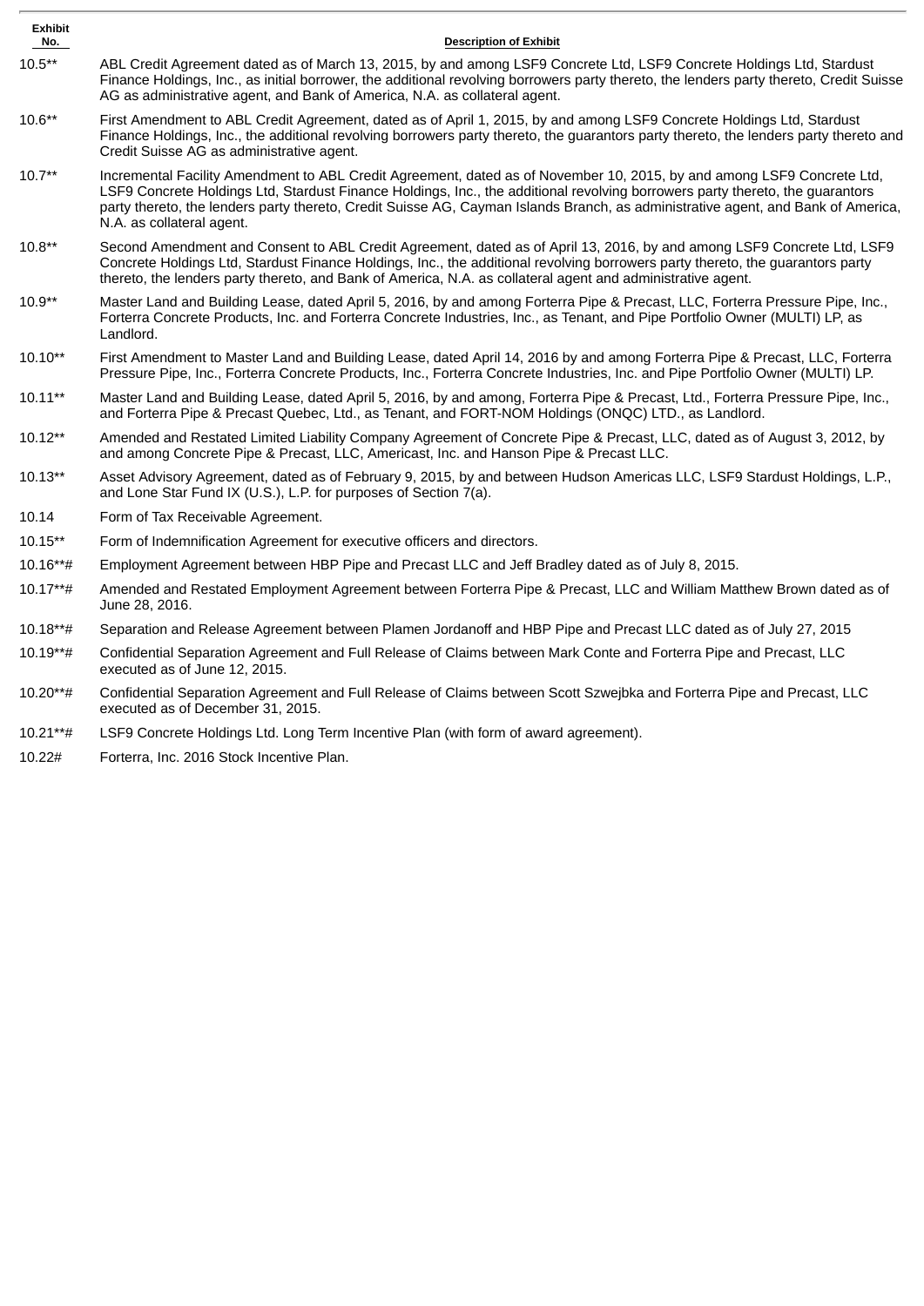| Exhibit No. | Description of Exhibit |
| --- | --- |
| 10.5** | ABL Credit Agreement dated as of March 13, 2015, by and among LSF9 Concrete Ltd, LSF9 Concrete Holdings Ltd, Stardust Finance Holdings, Inc., as initial borrower, the additional revolving borrowers party thereto, the lenders party thereto, Credit Suisse AG as administrative agent, and Bank of America, N.A. as collateral agent. |
| 10.6** | First Amendment to ABL Credit Agreement, dated as of April 1, 2015, by and among LSF9 Concrete Holdings Ltd, Stardust Finance Holdings, Inc., the additional revolving borrowers party thereto, the guarantors party thereto, the lenders party thereto and Credit Suisse AG as administrative agent. |
| 10.7** | Incremental Facility Amendment to ABL Credit Agreement, dated as of November 10, 2015, by and among LSF9 Concrete Ltd, LSF9 Concrete Holdings Ltd, Stardust Finance Holdings, Inc., the additional revolving borrowers party thereto, the guarantors party thereto, the lenders party thereto, Credit Suisse AG, Cayman Islands Branch, as administrative agent, and Bank of America, N.A. as collateral agent. |
| 10.8** | Second Amendment and Consent to ABL Credit Agreement, dated as of April 13, 2016, by and among LSF9 Concrete Ltd, LSF9 Concrete Holdings Ltd, Stardust Finance Holdings, Inc., the additional revolving borrowers party thereto, the guarantors party thereto, the lenders party thereto, and Bank of America, N.A. as collateral agent and administrative agent. |
| 10.9** | Master Land and Building Lease, dated April 5, 2016, by and among Forterra Pipe & Precast, LLC, Forterra Pressure Pipe, Inc., Forterra Concrete Products, Inc. and Forterra Concrete Industries, Inc., as Tenant, and Pipe Portfolio Owner (MULTI) LP, as Landlord. |
| 10.10** | First Amendment to Master Land and Building Lease, dated April 14, 2016 by and among Forterra Pipe & Precast, LLC, Forterra Pressure Pipe, Inc., Forterra Concrete Products, Inc., Forterra Concrete Industries, Inc. and Pipe Portfolio Owner (MULTI) LP. |
| 10.11** | Master Land and Building Lease, dated April 5, 2016, by and among, Forterra Pipe & Precast, Ltd., Forterra Pressure Pipe, Inc., and Forterra Pipe & Precast Quebec, Ltd., as Tenant, and FORT-NOM Holdings (ONQC) LTD., as Landlord. |
| 10.12** | Amended and Restated Limited Liability Company Agreement of Concrete Pipe & Precast, LLC, dated as of August 3, 2012, by and among Concrete Pipe & Precast, LLC, Americast, Inc. and Hanson Pipe & Precast LLC. |
| 10.13** | Asset Advisory Agreement, dated as of February 9, 2015, by and between Hudson Americas LLC, LSF9 Stardust Holdings, L.P., and Lone Star Fund IX (U.S.), L.P. for purposes of Section 7(a). |
| 10.14 | Form of Tax Receivable Agreement. |
| 10.15** | Form of Indemnification Agreement for executive officers and directors. |
| 10.16**# | Employment Agreement between HBP Pipe and Precast LLC and Jeff Bradley dated as of July 8, 2015. |
| 10.17**# | Amended and Restated Employment Agreement between Forterra Pipe & Precast, LLC and William Matthew Brown dated as of June 28, 2016. |
| 10.18**# | Separation and Release Agreement between Plamen Jordanoff and HBP Pipe and Precast LLC dated as of July 27, 2015 |
| 10.19**# | Confidential Separation Agreement and Full Release of Claims between Mark Conte and Forterra Pipe and Precast, LLC executed as of June 12, 2015. |
| 10.20**# | Confidential Separation Agreement and Full Release of Claims between Scott Szwejbka and Forterra Pipe and Precast, LLC executed as of December 31, 2015. |
| 10.21**# | LSF9 Concrete Holdings Ltd. Long Term Incentive Plan (with form of award agreement). |
| 10.22# | Forterra, Inc. 2016 Stock Incentive Plan. |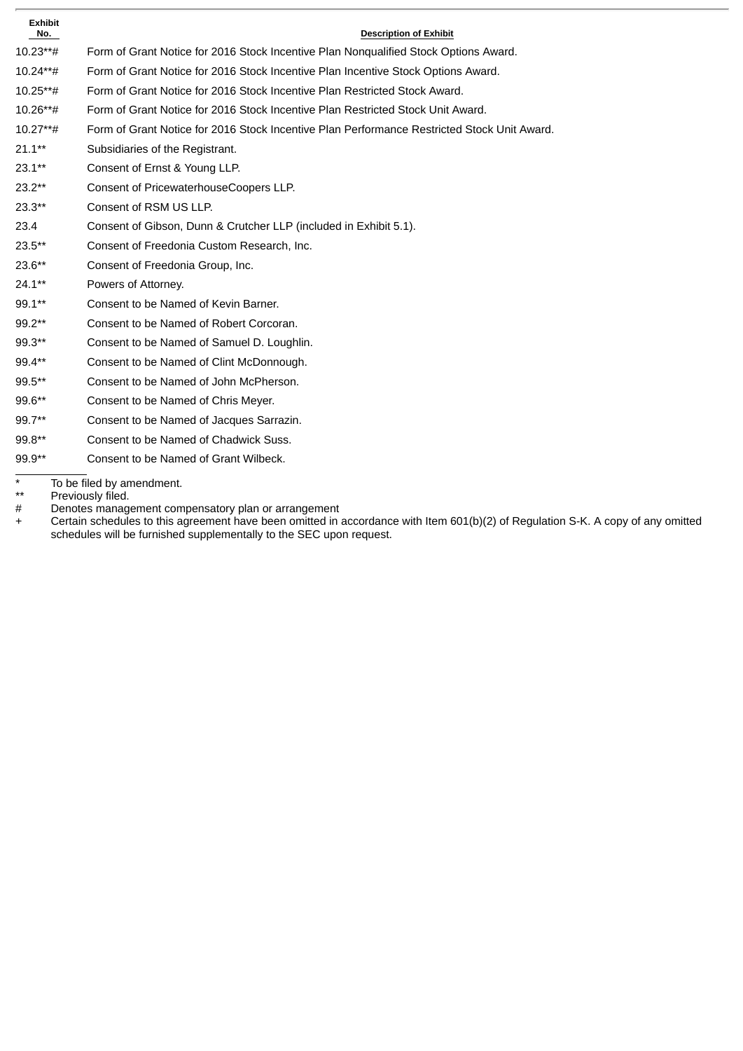| Exhibit No. | Description of Exhibit |
|---|---|
| 10.23**# | Form of Grant Notice for 2016 Stock Incentive Plan Nonqualified Stock Options Award. |
| 10.24**# | Form of Grant Notice for 2016 Stock Incentive Plan Incentive Stock Options Award. |
| 10.25**# | Form of Grant Notice for 2016 Stock Incentive Plan Restricted Stock Award. |
| 10.26**# | Form of Grant Notice for 2016 Stock Incentive Plan Restricted Stock Unit Award. |
| 10.27**# | Form of Grant Notice for 2016 Stock Incentive Plan Performance Restricted Stock Unit Award. |
| 21.1** | Subsidiaries of the Registrant. |
| 23.1** | Consent of Ernst & Young LLP. |
| 23.2** | Consent of PricewaterhouseCoopers LLP. |
| 23.3** | Consent of RSM US LLP. |
| 23.4 | Consent of Gibson, Dunn & Crutcher LLP (included in Exhibit 5.1). |
| 23.5** | Consent of Freedonia Custom Research, Inc. |
| 23.6** | Consent of Freedonia Group, Inc. |
| 24.1** | Powers of Attorney. |
| 99.1** | Consent to be Named of Kevin Barner. |
| 99.2** | Consent to be Named of Robert Corcoran. |
| 99.3** | Consent to be Named of Samuel D. Loughlin. |
| 99.4** | Consent to be Named of Clint McDonnough. |
| 99.5** | Consent to be Named of John McPherson. |
| 99.6** | Consent to be Named of Chris Meyer. |
| 99.7** | Consent to be Named of Jacques Sarrazin. |
| 99.8** | Consent to be Named of Chadwick Suss. |
| 99.9** | Consent to be Named of Grant Wilbeck. |

\* To be filed by amendment.

\*\* Previously filed.

\# Denotes management compensatory plan or arrangement

\+ Certain schedules to this agreement have been omitted in accordance with Item 601(b)(2) of Regulation S-K. A copy of any omitted schedules will be furnished supplementally to the SEC upon request.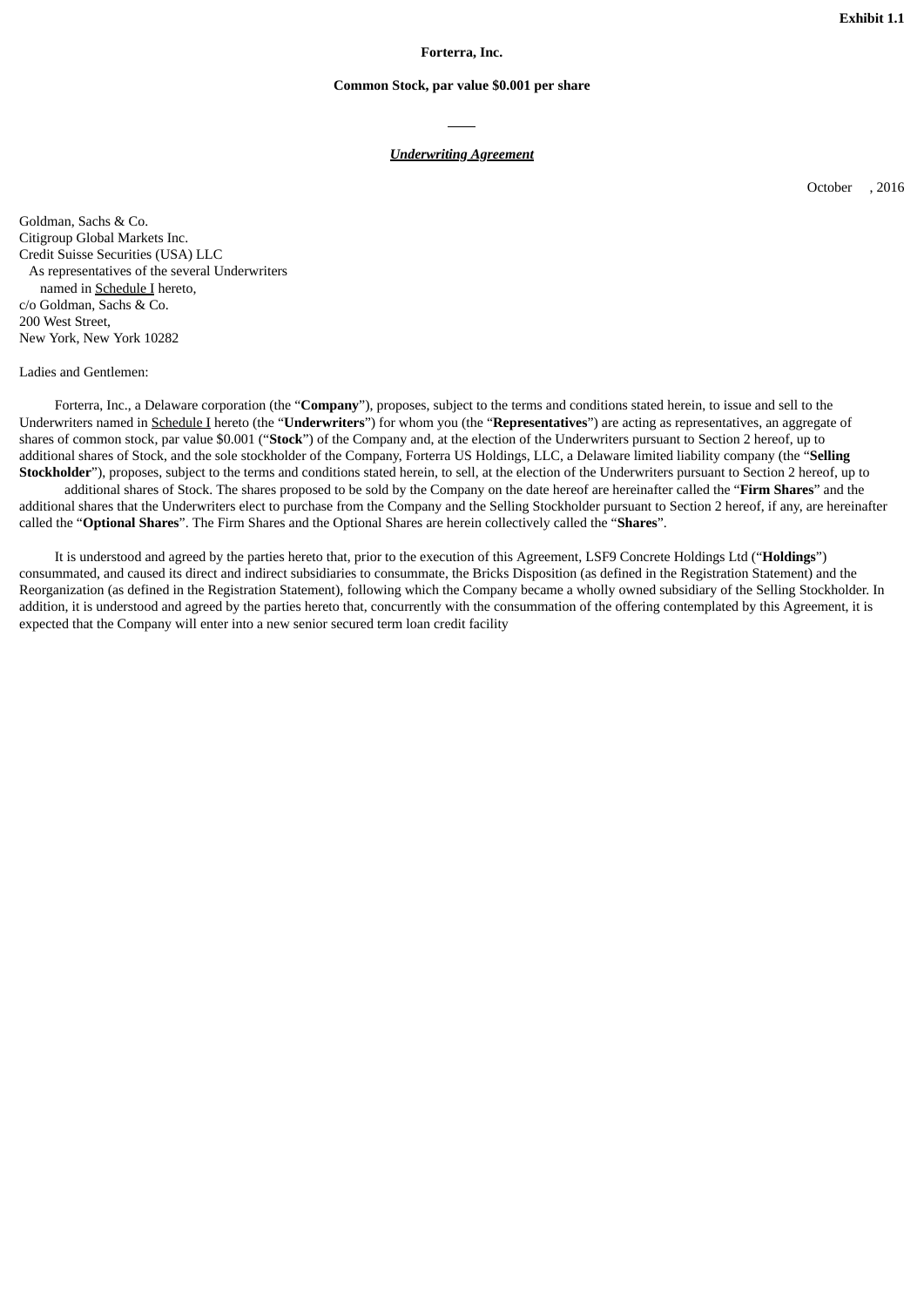**Exhibit 1.1**

**Forterra, Inc.**

**Common Stock, par value $0.001 per share**

---

***Underwriting Agreement***

October , 2016

Goldman, Sachs & Co.
Citigroup Global Markets Inc.
Credit Suisse Securities (USA) LLC
As representatives of the several Underwriters
named in Schedule I hereto,
c/o Goldman, Sachs & Co.
200 West Street,
New York, New York 10282

Ladies and Gentlemen:

Forterra, Inc., a Delaware corporation (the "**Company**"), proposes, subject to the terms and conditions stated herein, to issue and sell to the Underwriters named in Schedule I hereto (the "**Underwriters**") for whom you (the "**Representatives**") are acting as representatives, an aggregate of shares of common stock, par value $0.001 ("**Stock**") of the Company and, at the election of the Underwriters pursuant to Section 2 hereof, up to additional shares of Stock, and the sole stockholder of the Company, Forterra US Holdings, LLC, a Delaware limited liability company (the "**Selling Stockholder**"), proposes, subject to the terms and conditions stated herein, to sell, at the election of the Underwriters pursuant to Section 2 hereof, up to additional shares of Stock. The shares proposed to be sold by the Company on the date hereof are hereinafter called the "**Firm Shares**" and the additional shares that the Underwriters elect to purchase from the Company and the Selling Stockholder pursuant to Section 2 hereof, if any, are hereinafter called the "**Optional Shares**". The Firm Shares and the Optional Shares are herein collectively called the "**Shares**".

It is understood and agreed by the parties hereto that, prior to the execution of this Agreement, LSF9 Concrete Holdings Ltd ("**Holdings**") consummated, and caused its direct and indirect subsidiaries to consummate, the Bricks Disposition (as defined in the Registration Statement) and the Reorganization (as defined in the Registration Statement), following which the Company became a wholly owned subsidiary of the Selling Stockholder. In addition, it is understood and agreed by the parties hereto that, concurrently with the consummation of the offering contemplated by this Agreement, it is expected that the Company will enter into a new senior secured term loan credit facility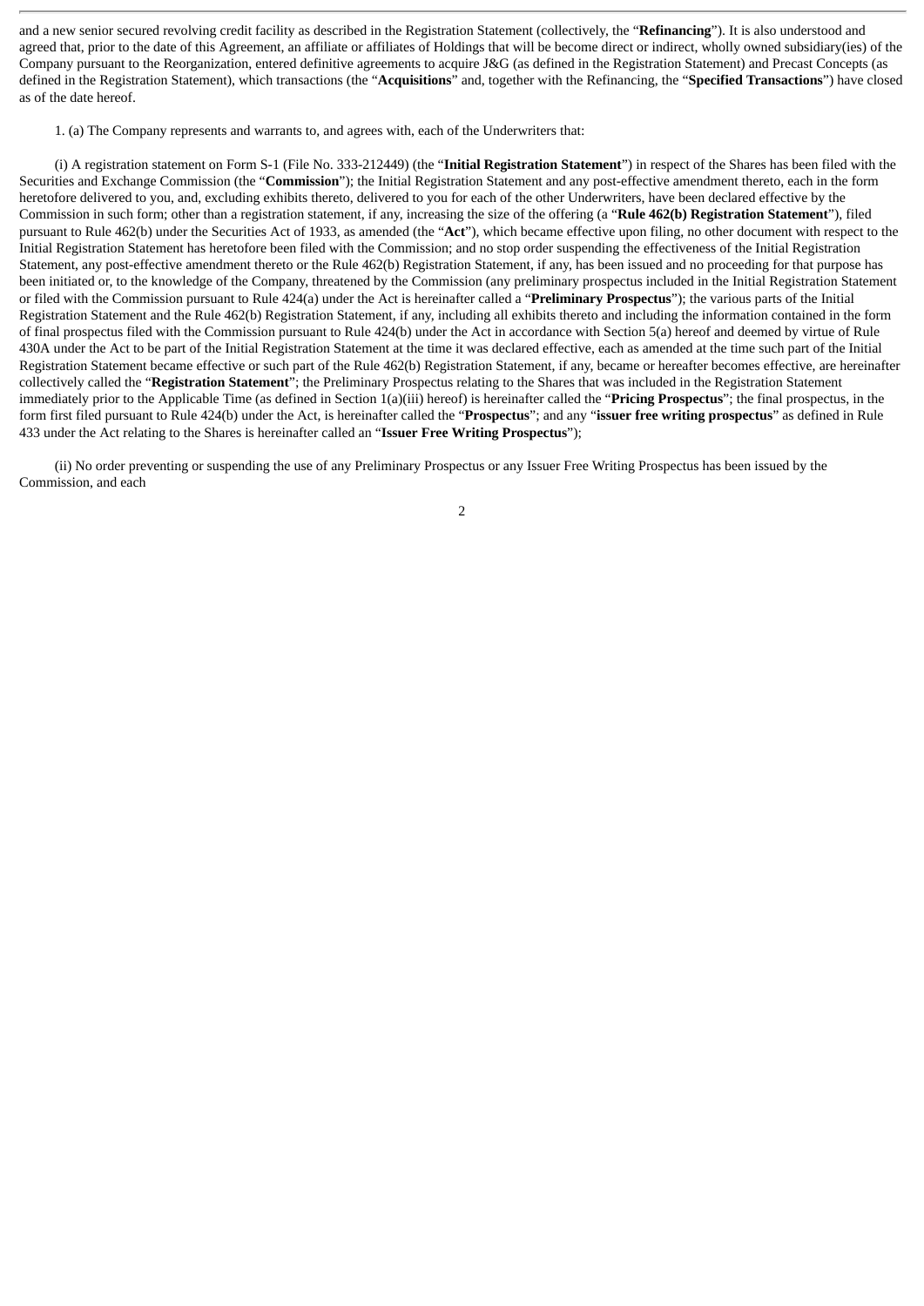and a new senior secured revolving credit facility as described in the Registration Statement (collectively, the "**Refinancing**"). It is also understood and agreed that, prior to the date of this Agreement, an affiliate or affiliates of Holdings that will be become direct or indirect, wholly owned subsidiary(ies) of the Company pursuant to the Reorganization, entered definitive agreements to acquire J&G (as defined in the Registration Statement) and Precast Concepts (as defined in the Registration Statement), which transactions (the "**Acquisitions**" and, together with the Refinancing, the "**Specified Transactions**") have closed as of the date hereof.

1. (a) The Company represents and warrants to, and agrees with, each of the Underwriters that:

(i) A registration statement on Form S-1 (File No. 333-212449) (the "**Initial Registration Statement**") in respect of the Shares has been filed with the Securities and Exchange Commission (the "**Commission**"); the Initial Registration Statement and any post-effective amendment thereto, each in the form heretofore delivered to you, and, excluding exhibits thereto, delivered to you for each of the other Underwriters, have been declared effective by the Commission in such form; other than a registration statement, if any, increasing the size of the offering (a "**Rule 462(b) Registration Statement**"), filed pursuant to Rule 462(b) under the Securities Act of 1933, as amended (the "**Act**"), which became effective upon filing, no other document with respect to the Initial Registration Statement has heretofore been filed with the Commission; and no stop order suspending the effectiveness of the Initial Registration Statement, any post-effective amendment thereto or the Rule 462(b) Registration Statement, if any, has been issued and no proceeding for that purpose has been initiated or, to the knowledge of the Company, threatened by the Commission (any preliminary prospectus included in the Initial Registration Statement or filed with the Commission pursuant to Rule 424(a) under the Act is hereinafter called a "**Preliminary Prospectus**"); the various parts of the Initial Registration Statement and the Rule 462(b) Registration Statement, if any, including all exhibits thereto and including the information contained in the form of final prospectus filed with the Commission pursuant to Rule 424(b) under the Act in accordance with Section 5(a) hereof and deemed by virtue of Rule 430A under the Act to be part of the Initial Registration Statement at the time it was declared effective, each as amended at the time such part of the Initial Registration Statement became effective or such part of the Rule 462(b) Registration Statement, if any, became or hereafter becomes effective, are hereinafter collectively called the "**Registration Statement**"; the Preliminary Prospectus relating to the Shares that was included in the Registration Statement immediately prior to the Applicable Time (as defined in Section 1(a)(iii) hereof) is hereinafter called the "**Pricing Prospectus**"; the final prospectus, in the form first filed pursuant to Rule 424(b) under the Act, is hereinafter called the "**Prospectus**"; and any "**issuer free writing prospectus**" as defined in Rule 433 under the Act relating to the Shares is hereinafter called an "**Issuer Free Writing Prospectus**");

(ii) No order preventing or suspending the use of any Preliminary Prospectus or any Issuer Free Writing Prospectus has been issued by the Commission, and each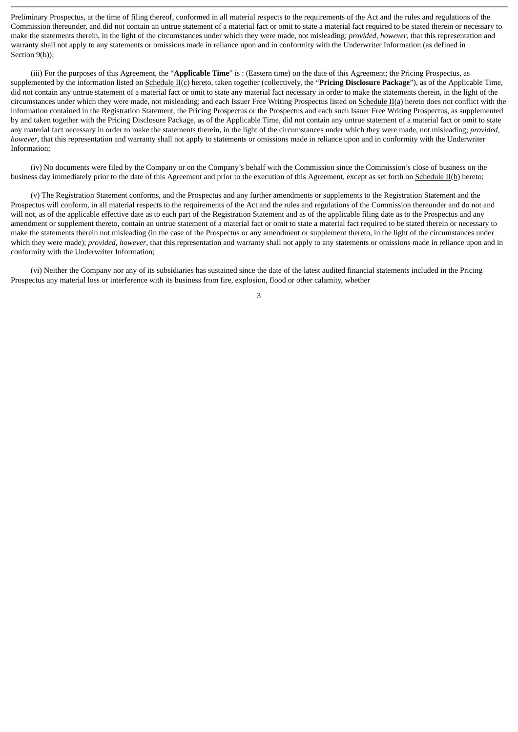Preliminary Prospectus, at the time of filing thereof, conformed in all material respects to the requirements of the Act and the rules and regulations of the Commission thereunder, and did not contain an untrue statement of a material fact or omit to state a material fact required to be stated therein or necessary to make the statements therein, in the light of the circumstances under which they were made, not misleading; *provided, however*, that this representation and warranty shall not apply to any statements or omissions made in reliance upon and in conformity with the Underwriter Information (as defined in Section 9(b));

(iii) For the purposes of this Agreement, the "**Applicable Time**" is : (Eastern time) on the date of this Agreement; the Pricing Prospectus, as supplemented by the information listed on Schedule II(c) hereto, taken together (collectively, the "**Pricing Disclosure Package**"), as of the Applicable Time, did not contain any untrue statement of a material fact or omit to state any material fact necessary in order to make the statements therein, in the light of the circumstances under which they were made, not misleading; and each Issuer Free Writing Prospectus listed on Schedule II(a) hereto does not conflict with the information contained in the Registration Statement, the Pricing Prospectus or the Prospectus and each such Issuer Free Writing Prospectus, as supplemented by and taken together with the Pricing Disclosure Package, as of the Applicable Time, did not contain any untrue statement of a material fact or omit to state any material fact necessary in order to make the statements therein, in the light of the circumstances under which they were made, not misleading; *provided, however*, that this representation and warranty shall not apply to statements or omissions made in reliance upon and in conformity with the Underwriter Information;

(iv) No documents were filed by the Company or on the Company's behalf with the Commission since the Commission's close of business on the business day immediately prior to the date of this Agreement and prior to the execution of this Agreement, except as set forth on Schedule II(b) hereto;

(v) The Registration Statement conforms, and the Prospectus and any further amendments or supplements to the Registration Statement and the Prospectus will conform, in all material respects to the requirements of the Act and the rules and regulations of the Commission thereunder and do not and will not, as of the applicable effective date as to each part of the Registration Statement and as of the applicable filing date as to the Prospectus and any amendment or supplement thereto, contain an untrue statement of a material fact or omit to state a material fact required to be stated therein or necessary to make the statements therein not misleading (in the case of the Prospectus or any amendment or supplement thereto, in the light of the circumstances under which they were made); *provided, however*, that this representation and warranty shall not apply to any statements or omissions made in reliance upon and in conformity with the Underwriter Information;

(vi) Neither the Company nor any of its subsidiaries has sustained since the date of the latest audited financial statements included in the Pricing Prospectus any material loss or interference with its business from fire, explosion, flood or other calamity, whether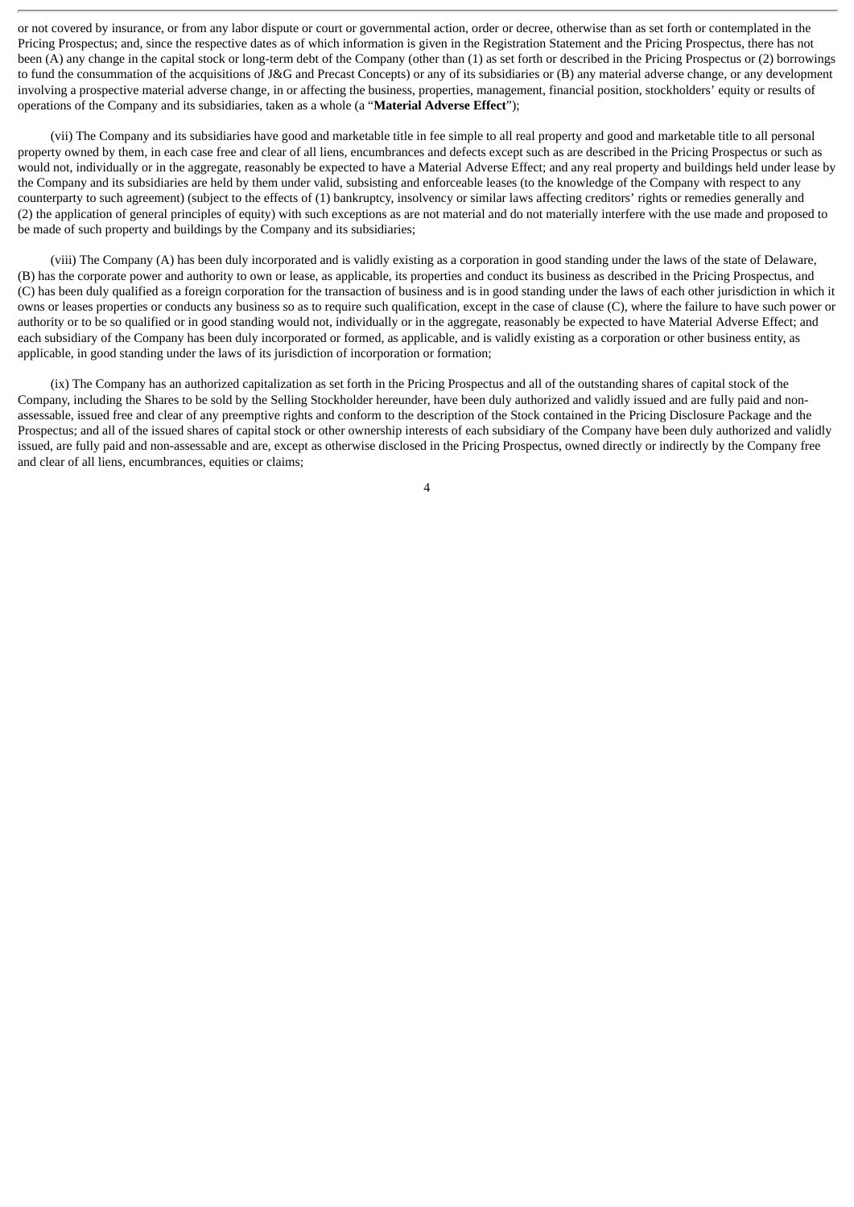or not covered by insurance, or from any labor dispute or court or governmental action, order or decree, otherwise than as set forth or contemplated in the Pricing Prospectus; and, since the respective dates as of which information is given in the Registration Statement and the Pricing Prospectus, there has not been (A) any change in the capital stock or long-term debt of the Company (other than (1) as set forth or described in the Pricing Prospectus or (2) borrowings to fund the consummation of the acquisitions of J&G and Precast Concepts) or any of its subsidiaries or (B) any material adverse change, or any development involving a prospective material adverse change, in or affecting the business, properties, management, financial position, stockholders' equity or results of operations of the Company and its subsidiaries, taken as a whole (a "**Material Adverse Effect**");

(vii) The Company and its subsidiaries have good and marketable title in fee simple to all real property and good and marketable title to all personal property owned by them, in each case free and clear of all liens, encumbrances and defects except such as are described in the Pricing Prospectus or such as would not, individually or in the aggregate, reasonably be expected to have a Material Adverse Effect; and any real property and buildings held under lease by the Company and its subsidiaries are held by them under valid, subsisting and enforceable leases (to the knowledge of the Company with respect to any counterparty to such agreement) (subject to the effects of (1) bankruptcy, insolvency or similar laws affecting creditors' rights or remedies generally and (2) the application of general principles of equity) with such exceptions as are not material and do not materially interfere with the use made and proposed to be made of such property and buildings by the Company and its subsidiaries;

(viii) The Company (A) has been duly incorporated and is validly existing as a corporation in good standing under the laws of the state of Delaware, (B) has the corporate power and authority to own or lease, as applicable, its properties and conduct its business as described in the Pricing Prospectus, and (C) has been duly qualified as a foreign corporation for the transaction of business and is in good standing under the laws of each other jurisdiction in which it owns or leases properties or conducts any business so as to require such qualification, except in the case of clause (C), where the failure to have such power or authority or to be so qualified or in good standing would not, individually or in the aggregate, reasonably be expected to have Material Adverse Effect; and each subsidiary of the Company has been duly incorporated or formed, as applicable, and is validly existing as a corporation or other business entity, as applicable, in good standing under the laws of its jurisdiction of incorporation or formation;

(ix) The Company has an authorized capitalization as set forth in the Pricing Prospectus and all of the outstanding shares of capital stock of the Company, including the Shares to be sold by the Selling Stockholder hereunder, have been duly authorized and validly issued and are fully paid and non-assessable, issued free and clear of any preemptive rights and conform to the description of the Stock contained in the Pricing Disclosure Package and the Prospectus; and all of the issued shares of capital stock or other ownership interests of each subsidiary of the Company have been duly authorized and validly issued, are fully paid and non-assessable and are, except as otherwise disclosed in the Pricing Prospectus, owned directly or indirectly by the Company free and clear of all liens, encumbrances, equities or claims;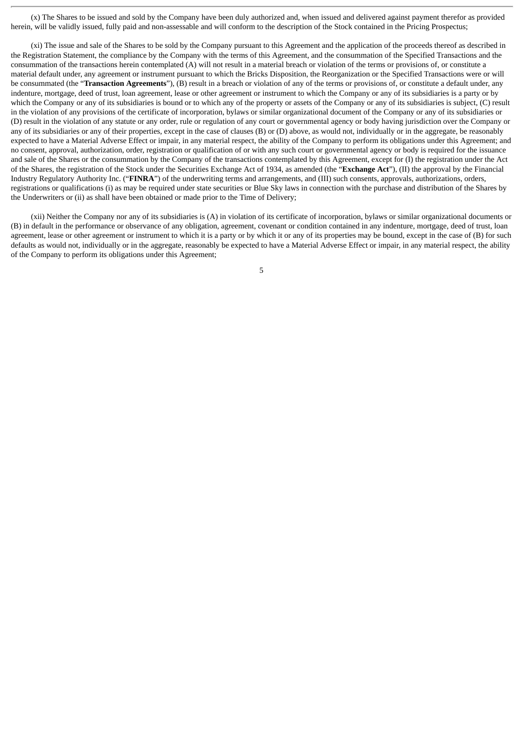(x) The Shares to be issued and sold by the Company have been duly authorized and, when issued and delivered against payment therefor as provided herein, will be validly issued, fully paid and non-assessable and will conform to the description of the Stock contained in the Pricing Prospectus;

(xi) The issue and sale of the Shares to be sold by the Company pursuant to this Agreement and the application of the proceeds thereof as described in the Registration Statement, the compliance by the Company with the terms of this Agreement, and the consummation of the Specified Transactions and the consummation of the transactions herein contemplated (A) will not result in a material breach or violation of the terms or provisions of, or constitute a material default under, any agreement or instrument pursuant to which the Bricks Disposition, the Reorganization or the Specified Transactions were or will be consummated (the "**Transaction Agreements**"), (B) result in a breach or violation of any of the terms or provisions of, or constitute a default under, any indenture, mortgage, deed of trust, loan agreement, lease or other agreement or instrument to which the Company or any of its subsidiaries is a party or by which the Company or any of its subsidiaries is bound or to which any of the property or assets of the Company or any of its subsidiaries is subject, (C) result in the violation of any provisions of the certificate of incorporation, bylaws or similar organizational document of the Company or any of its subsidiaries or (D) result in the violation of any statute or any order, rule or regulation of any court or governmental agency or body having jurisdiction over the Company or any of its subsidiaries or any of their properties, except in the case of clauses (B) or (D) above, as would not, individually or in the aggregate, be reasonably expected to have a Material Adverse Effect or impair, in any material respect, the ability of the Company to perform its obligations under this Agreement; and no consent, approval, authorization, order, registration or qualification of or with any such court or governmental agency or body is required for the issuance and sale of the Shares or the consummation by the Company of the transactions contemplated by this Agreement, except for (I) the registration under the Act of the Shares, the registration of the Stock under the Securities Exchange Act of 1934, as amended (the "**Exchange Act**"), (II) the approval by the Financial Industry Regulatory Authority Inc. ("**FINRA**") of the underwriting terms and arrangements, and (III) such consents, approvals, authorizations, orders, registrations or qualifications (i) as may be required under state securities or Blue Sky laws in connection with the purchase and distribution of the Shares by the Underwriters or (ii) as shall have been obtained or made prior to the Time of Delivery;

(xii) Neither the Company nor any of its subsidiaries is (A) in violation of its certificate of incorporation, bylaws or similar organizational documents or (B) in default in the performance or observance of any obligation, agreement, covenant or condition contained in any indenture, mortgage, deed of trust, loan agreement, lease or other agreement or instrument to which it is a party or by which it or any of its properties may be bound, except in the case of (B) for such defaults as would not, individually or in the aggregate, reasonably be expected to have a Material Adverse Effect or impair, in any material respect, the ability of the Company to perform its obligations under this Agreement;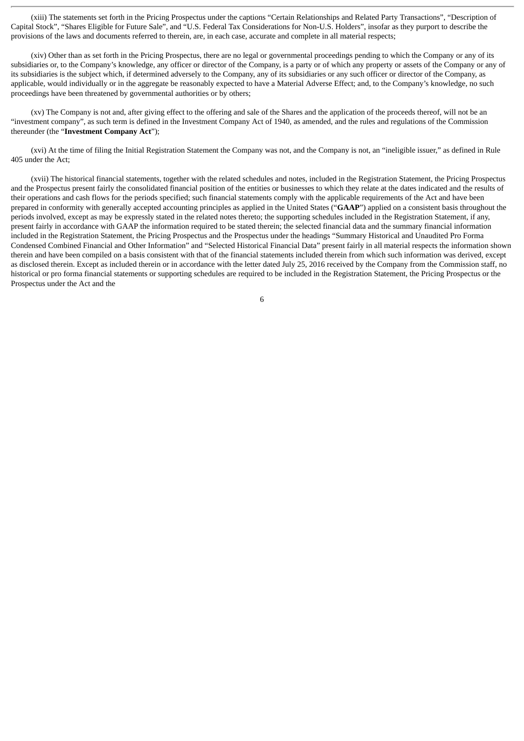(xiii) The statements set forth in the Pricing Prospectus under the captions "Certain Relationships and Related Party Transactions", "Description of Capital Stock", "Shares Eligible for Future Sale", and "U.S. Federal Tax Considerations for Non-U.S. Holders", insofar as they purport to describe the provisions of the laws and documents referred to therein, are, in each case, accurate and complete in all material respects;

(xiv) Other than as set forth in the Pricing Prospectus, there are no legal or governmental proceedings pending to which the Company or any of its subsidiaries or, to the Company's knowledge, any officer or director of the Company, is a party or of which any property or assets of the Company or any of its subsidiaries is the subject which, if determined adversely to the Company, any of its subsidiaries or any such officer or director of the Company, as applicable, would individually or in the aggregate be reasonably expected to have a Material Adverse Effect; and, to the Company's knowledge, no such proceedings have been threatened by governmental authorities or by others;

(xv) The Company is not and, after giving effect to the offering and sale of the Shares and the application of the proceeds thereof, will not be an "investment company", as such term is defined in the Investment Company Act of 1940, as amended, and the rules and regulations of the Commission thereunder (the "**Investment Company Act**");

(xvi) At the time of filing the Initial Registration Statement the Company was not, and the Company is not, an "ineligible issuer," as defined in Rule 405 under the Act;

(xvii) The historical financial statements, together with the related schedules and notes, included in the Registration Statement, the Pricing Prospectus and the Prospectus present fairly the consolidated financial position of the entities or businesses to which they relate at the dates indicated and the results of their operations and cash flows for the periods specified; such financial statements comply with the applicable requirements of the Act and have been prepared in conformity with generally accepted accounting principles as applied in the United States ("**GAAP**") applied on a consistent basis throughout the periods involved, except as may be expressly stated in the related notes thereto; the supporting schedules included in the Registration Statement, if any, present fairly in accordance with GAAP the information required to be stated therein; the selected financial data and the summary financial information included in the Registration Statement, the Pricing Prospectus and the Prospectus under the headings "Summary Historical and Unaudited Pro Forma Condensed Combined Financial and Other Information" and "Selected Historical Financial Data" present fairly in all material respects the information shown therein and have been compiled on a basis consistent with that of the financial statements included therein from which such information was derived, except as disclosed therein. Except as included therein or in accordance with the letter dated July 25, 2016 received by the Company from the Commission staff, no historical or pro forma financial statements or supporting schedules are required to be included in the Registration Statement, the Pricing Prospectus or the Prospectus under the Act and the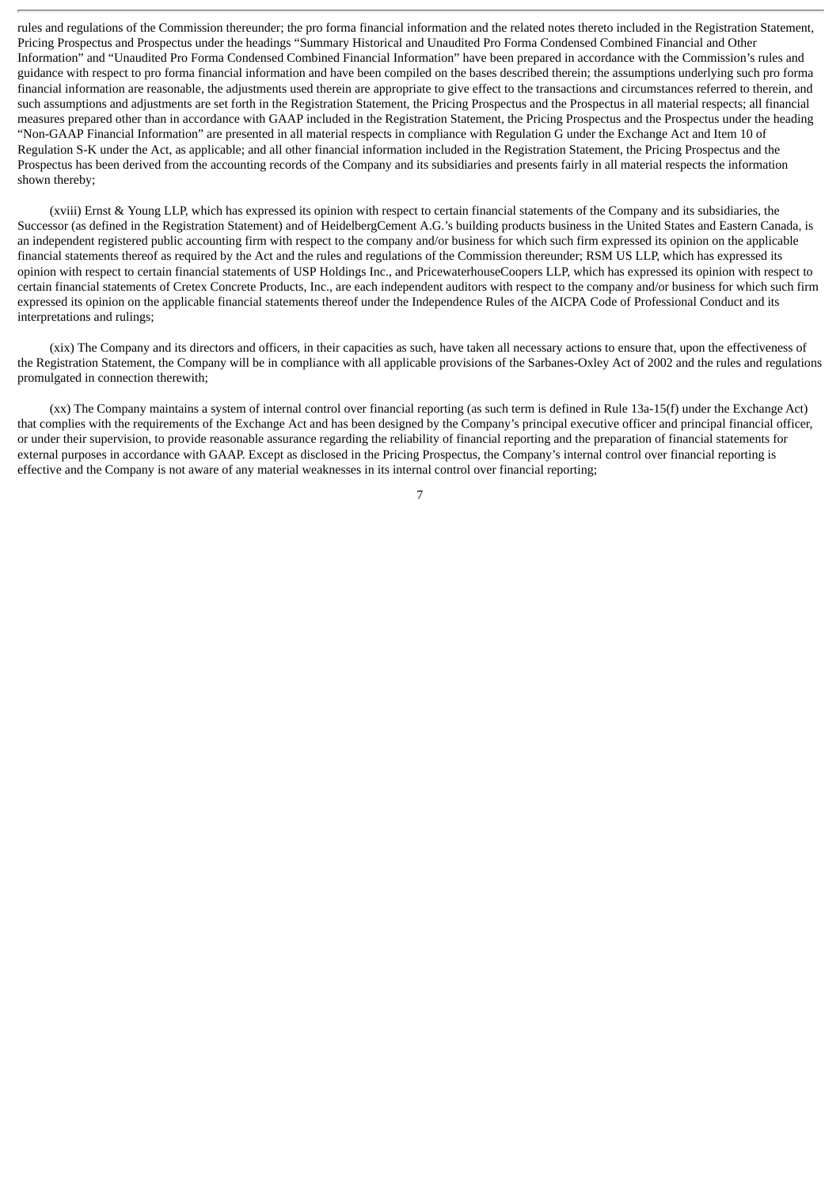rules and regulations of the Commission thereunder; the pro forma financial information and the related notes thereto included in the Registration Statement, Pricing Prospectus and Prospectus under the headings "Summary Historical and Unaudited Pro Forma Condensed Combined Financial and Other Information" and "Unaudited Pro Forma Condensed Combined Financial Information" have been prepared in accordance with the Commission's rules and guidance with respect to pro forma financial information and have been compiled on the bases described therein; the assumptions underlying such pro forma financial information are reasonable, the adjustments used therein are appropriate to give effect to the transactions and circumstances referred to therein, and such assumptions and adjustments are set forth in the Registration Statement, the Pricing Prospectus and the Prospectus in all material respects; all financial measures prepared other than in accordance with GAAP included in the Registration Statement, the Pricing Prospectus and the Prospectus under the heading "Non-GAAP Financial Information" are presented in all material respects in compliance with Regulation G under the Exchange Act and Item 10 of Regulation S-K under the Act, as applicable; and all other financial information included in the Registration Statement, the Pricing Prospectus and the Prospectus has been derived from the accounting records of the Company and its subsidiaries and presents fairly in all material respects the information shown thereby;

(xviii) Ernst & Young LLP, which has expressed its opinion with respect to certain financial statements of the Company and its subsidiaries, the Successor (as defined in the Registration Statement) and of HeidelbergCement A.G.'s building products business in the United States and Eastern Canada, is an independent registered public accounting firm with respect to the company and/or business for which such firm expressed its opinion on the applicable financial statements thereof as required by the Act and the rules and regulations of the Commission thereunder; RSM US LLP, which has expressed its opinion with respect to certain financial statements of USP Holdings Inc., and PricewaterhouseCoopers LLP, which has expressed its opinion with respect to certain financial statements of Cretex Concrete Products, Inc., are each independent auditors with respect to the company and/or business for which such firm expressed its opinion on the applicable financial statements thereof under the Independence Rules of the AICPA Code of Professional Conduct and its interpretations and rulings;

(xix) The Company and its directors and officers, in their capacities as such, have taken all necessary actions to ensure that, upon the effectiveness of the Registration Statement, the Company will be in compliance with all applicable provisions of the Sarbanes-Oxley Act of 2002 and the rules and regulations promulgated in connection therewith;

(xx) The Company maintains a system of internal control over financial reporting (as such term is defined in Rule 13a-15(f) under the Exchange Act) that complies with the requirements of the Exchange Act and has been designed by the Company's principal executive officer and principal financial officer, or under their supervision, to provide reasonable assurance regarding the reliability of financial reporting and the preparation of financial statements for external purposes in accordance with GAAP. Except as disclosed in the Pricing Prospectus, the Company's internal control over financial reporting is effective and the Company is not aware of any material weaknesses in its internal control over financial reporting;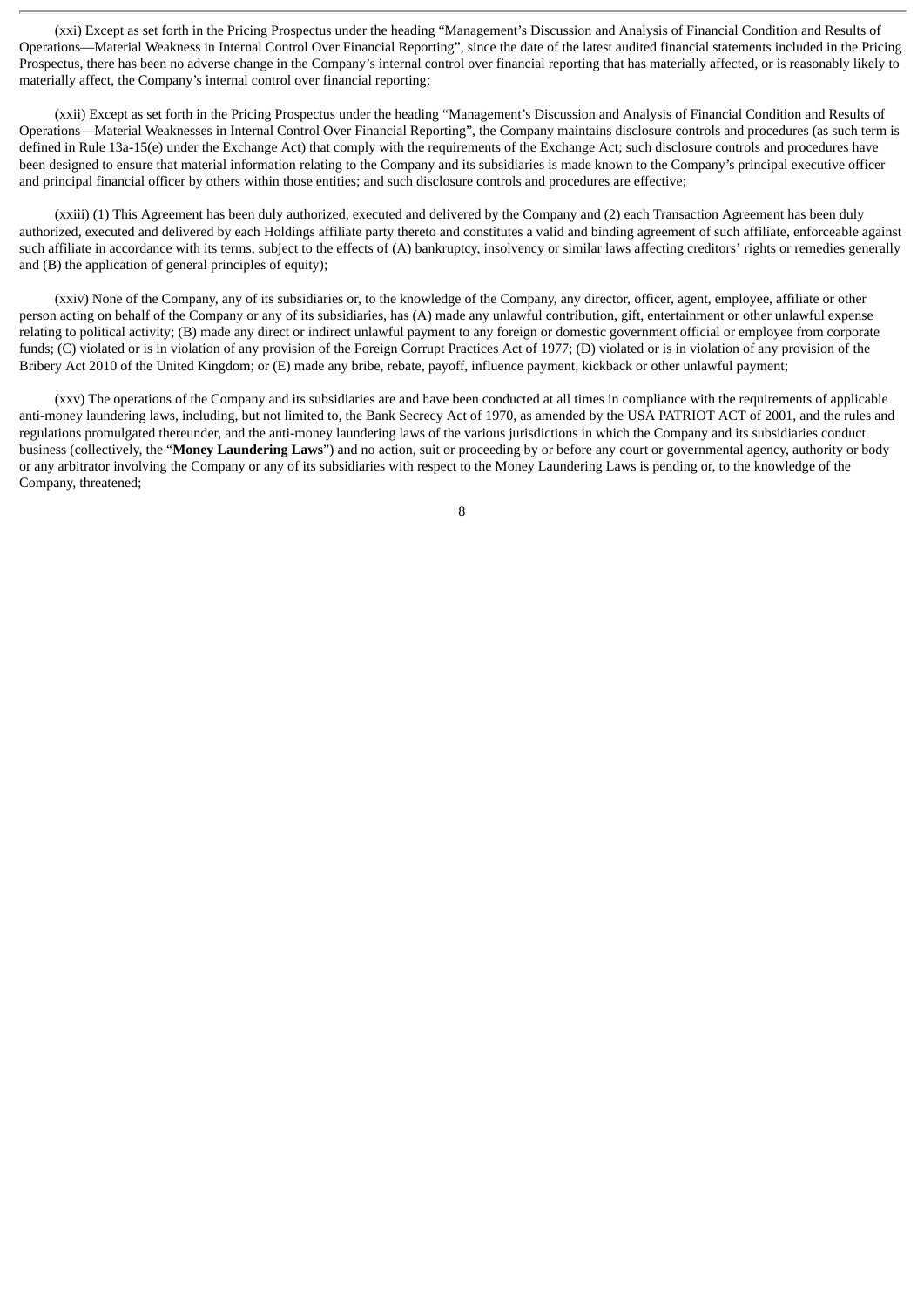(xxi) Except as set forth in the Pricing Prospectus under the heading "Management's Discussion and Analysis of Financial Condition and Results of Operations—Material Weakness in Internal Control Over Financial Reporting", since the date of the latest audited financial statements included in the Pricing Prospectus, there has been no adverse change in the Company's internal control over financial reporting that has materially affected, or is reasonably likely to materially affect, the Company's internal control over financial reporting;

(xxii) Except as set forth in the Pricing Prospectus under the heading "Management's Discussion and Analysis of Financial Condition and Results of Operations—Material Weaknesses in Internal Control Over Financial Reporting", the Company maintains disclosure controls and procedures (as such term is defined in Rule 13a-15(e) under the Exchange Act) that comply with the requirements of the Exchange Act; such disclosure controls and procedures have been designed to ensure that material information relating to the Company and its subsidiaries is made known to the Company's principal executive officer and principal financial officer by others within those entities; and such disclosure controls and procedures are effective;

(xxiii) (1) This Agreement has been duly authorized, executed and delivered by the Company and (2) each Transaction Agreement has been duly authorized, executed and delivered by each Holdings affiliate party thereto and constitutes a valid and binding agreement of such affiliate, enforceable against such affiliate in accordance with its terms, subject to the effects of (A) bankruptcy, insolvency or similar laws affecting creditors' rights or remedies generally and (B) the application of general principles of equity);

(xxiv) None of the Company, any of its subsidiaries or, to the knowledge of the Company, any director, officer, agent, employee, affiliate or other person acting on behalf of the Company or any of its subsidiaries, has (A) made any unlawful contribution, gift, entertainment or other unlawful expense relating to political activity; (B) made any direct or indirect unlawful payment to any foreign or domestic government official or employee from corporate funds; (C) violated or is in violation of any provision of the Foreign Corrupt Practices Act of 1977; (D) violated or is in violation of any provision of the Bribery Act 2010 of the United Kingdom; or (E) made any bribe, rebate, payoff, influence payment, kickback or other unlawful payment;

(xxv) The operations of the Company and its subsidiaries are and have been conducted at all times in compliance with the requirements of applicable anti-money laundering laws, including, but not limited to, the Bank Secrecy Act of 1970, as amended by the USA PATRIOT ACT of 2001, and the rules and regulations promulgated thereunder, and the anti-money laundering laws of the various jurisdictions in which the Company and its subsidiaries conduct business (collectively, the "**Money Laundering Laws**") and no action, suit or proceeding by or before any court or governmental agency, authority or body or any arbitrator involving the Company or any of its subsidiaries with respect to the Money Laundering Laws is pending or, to the knowledge of the Company, threatened;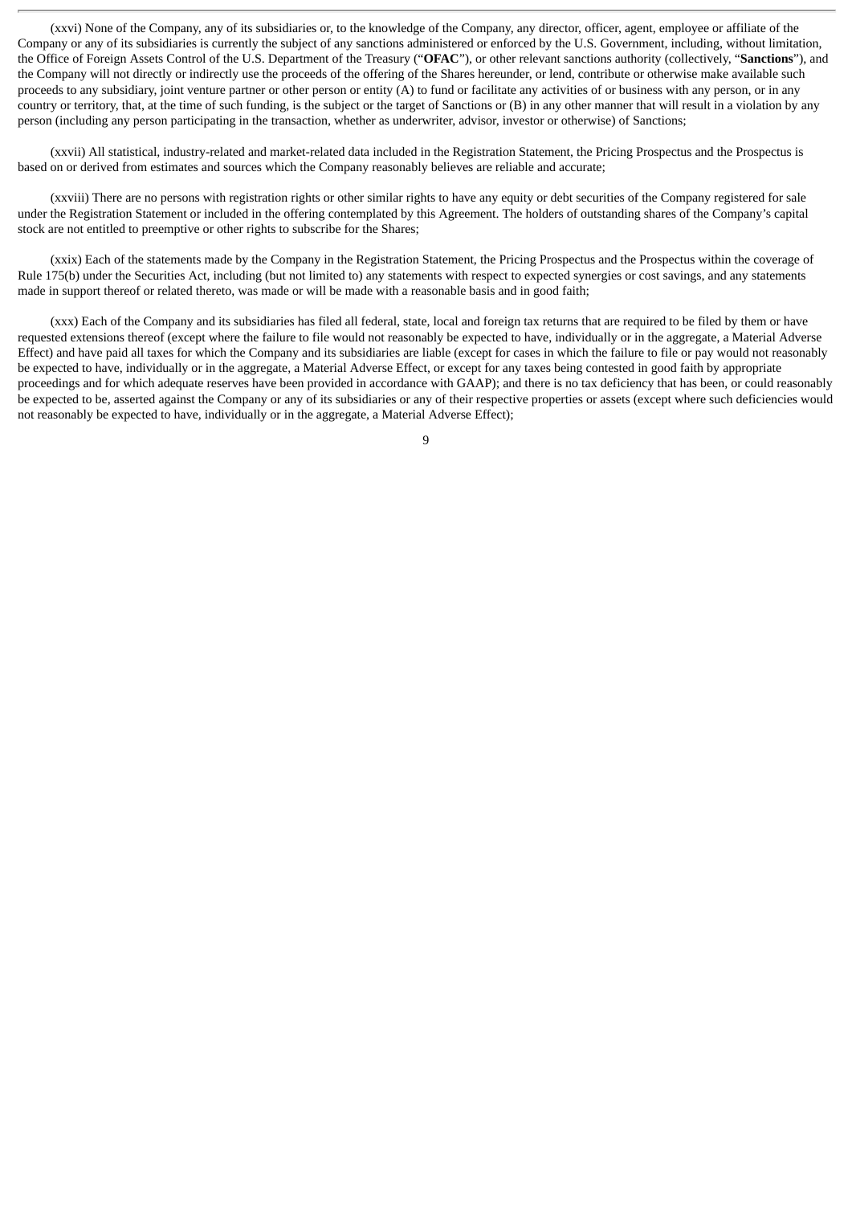(xxvi) None of the Company, any of its subsidiaries or, to the knowledge of the Company, any director, officer, agent, employee or affiliate of the Company or any of its subsidiaries is currently the subject of any sanctions administered or enforced by the U.S. Government, including, without limitation, the Office of Foreign Assets Control of the U.S. Department of the Treasury ("**OFAC**"), or other relevant sanctions authority (collectively, "**Sanctions**"), and the Company will not directly or indirectly use the proceeds of the offering of the Shares hereunder, or lend, contribute or otherwise make available such proceeds to any subsidiary, joint venture partner or other person or entity (A) to fund or facilitate any activities of or business with any person, or in any country or territory, that, at the time of such funding, is the subject or the target of Sanctions or (B) in any other manner that will result in a violation by any person (including any person participating in the transaction, whether as underwriter, advisor, investor or otherwise) of Sanctions;

(xxvii) All statistical, industry-related and market-related data included in the Registration Statement, the Pricing Prospectus and the Prospectus is based on or derived from estimates and sources which the Company reasonably believes are reliable and accurate;

(xxviii) There are no persons with registration rights or other similar rights to have any equity or debt securities of the Company registered for sale under the Registration Statement or included in the offering contemplated by this Agreement. The holders of outstanding shares of the Company's capital stock are not entitled to preemptive or other rights to subscribe for the Shares;

(xxix) Each of the statements made by the Company in the Registration Statement, the Pricing Prospectus and the Prospectus within the coverage of Rule 175(b) under the Securities Act, including (but not limited to) any statements with respect to expected synergies or cost savings, and any statements made in support thereof or related thereto, was made or will be made with a reasonable basis and in good faith;

(xxx) Each of the Company and its subsidiaries has filed all federal, state, local and foreign tax returns that are required to be filed by them or have requested extensions thereof (except where the failure to file would not reasonably be expected to have, individually or in the aggregate, a Material Adverse Effect) and have paid all taxes for which the Company and its subsidiaries are liable (except for cases in which the failure to file or pay would not reasonably be expected to have, individually or in the aggregate, a Material Adverse Effect, or except for any taxes being contested in good faith by appropriate proceedings and for which adequate reserves have been provided in accordance with GAAP); and there is no tax deficiency that has been, or could reasonably be expected to be, asserted against the Company or any of its subsidiaries or any of their respective properties or assets (except where such deficiencies would not reasonably be expected to have, individually or in the aggregate, a Material Adverse Effect);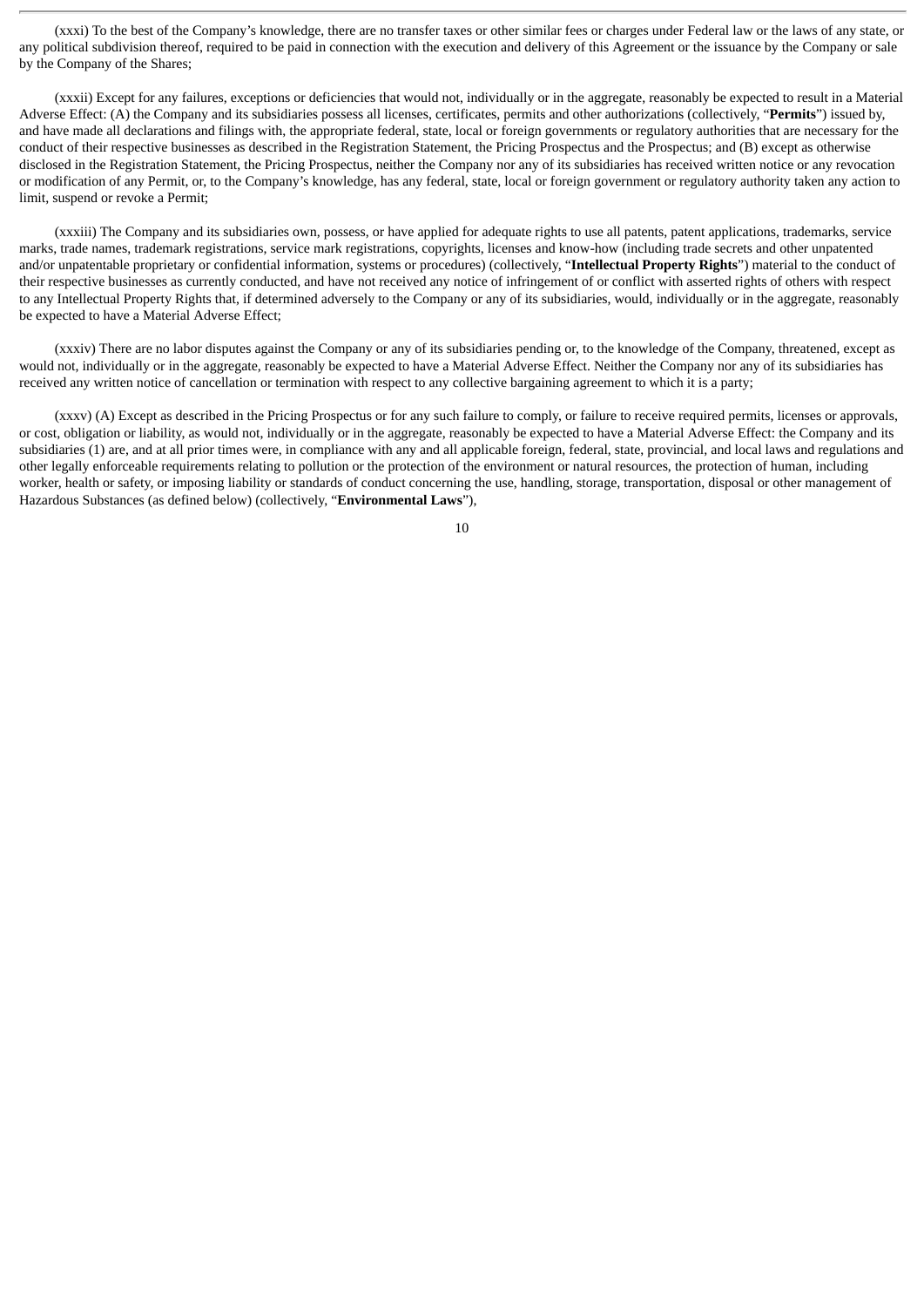(xxxi) To the best of the Company's knowledge, there are no transfer taxes or other similar fees or charges under Federal law or the laws of any state, or any political subdivision thereof, required to be paid in connection with the execution and delivery of this Agreement or the issuance by the Company or sale by the Company of the Shares;

(xxxii) Except for any failures, exceptions or deficiencies that would not, individually or in the aggregate, reasonably be expected to result in a Material Adverse Effect: (A) the Company and its subsidiaries possess all licenses, certificates, permits and other authorizations (collectively, "**Permits**") issued by, and have made all declarations and filings with, the appropriate federal, state, local or foreign governments or regulatory authorities that are necessary for the conduct of their respective businesses as described in the Registration Statement, the Pricing Prospectus and the Prospectus; and (B) except as otherwise disclosed in the Registration Statement, the Pricing Prospectus, neither the Company nor any of its subsidiaries has received written notice or any revocation or modification of any Permit, or, to the Company's knowledge, has any federal, state, local or foreign government or regulatory authority taken any action to limit, suspend or revoke a Permit;

(xxxiii) The Company and its subsidiaries own, possess, or have applied for adequate rights to use all patents, patent applications, trademarks, service marks, trade names, trademark registrations, service mark registrations, copyrights, licenses and know-how (including trade secrets and other unpatented and/or unpatentable proprietary or confidential information, systems or procedures) (collectively, "**Intellectual Property Rights**") material to the conduct of their respective businesses as currently conducted, and have not received any notice of infringement of or conflict with asserted rights of others with respect to any Intellectual Property Rights that, if determined adversely to the Company or any of its subsidiaries, would, individually or in the aggregate, reasonably be expected to have a Material Adverse Effect;

(xxxiv) There are no labor disputes against the Company or any of its subsidiaries pending or, to the knowledge of the Company, threatened, except as would not, individually or in the aggregate, reasonably be expected to have a Material Adverse Effect. Neither the Company nor any of its subsidiaries has received any written notice of cancellation or termination with respect to any collective bargaining agreement to which it is a party;

(xxxv) (A) Except as described in the Pricing Prospectus or for any such failure to comply, or failure to receive required permits, licenses or approvals, or cost, obligation or liability, as would not, individually or in the aggregate, reasonably be expected to have a Material Adverse Effect: the Company and its subsidiaries (1) are, and at all prior times were, in compliance with any and all applicable foreign, federal, state, provincial, and local laws and regulations and other legally enforceable requirements relating to pollution or the protection of the environment or natural resources, the protection of human, including worker, health or safety, or imposing liability or standards of conduct concerning the use, handling, storage, transportation, disposal or other management of Hazardous Substances (as defined below) (collectively, "**Environmental Laws**"),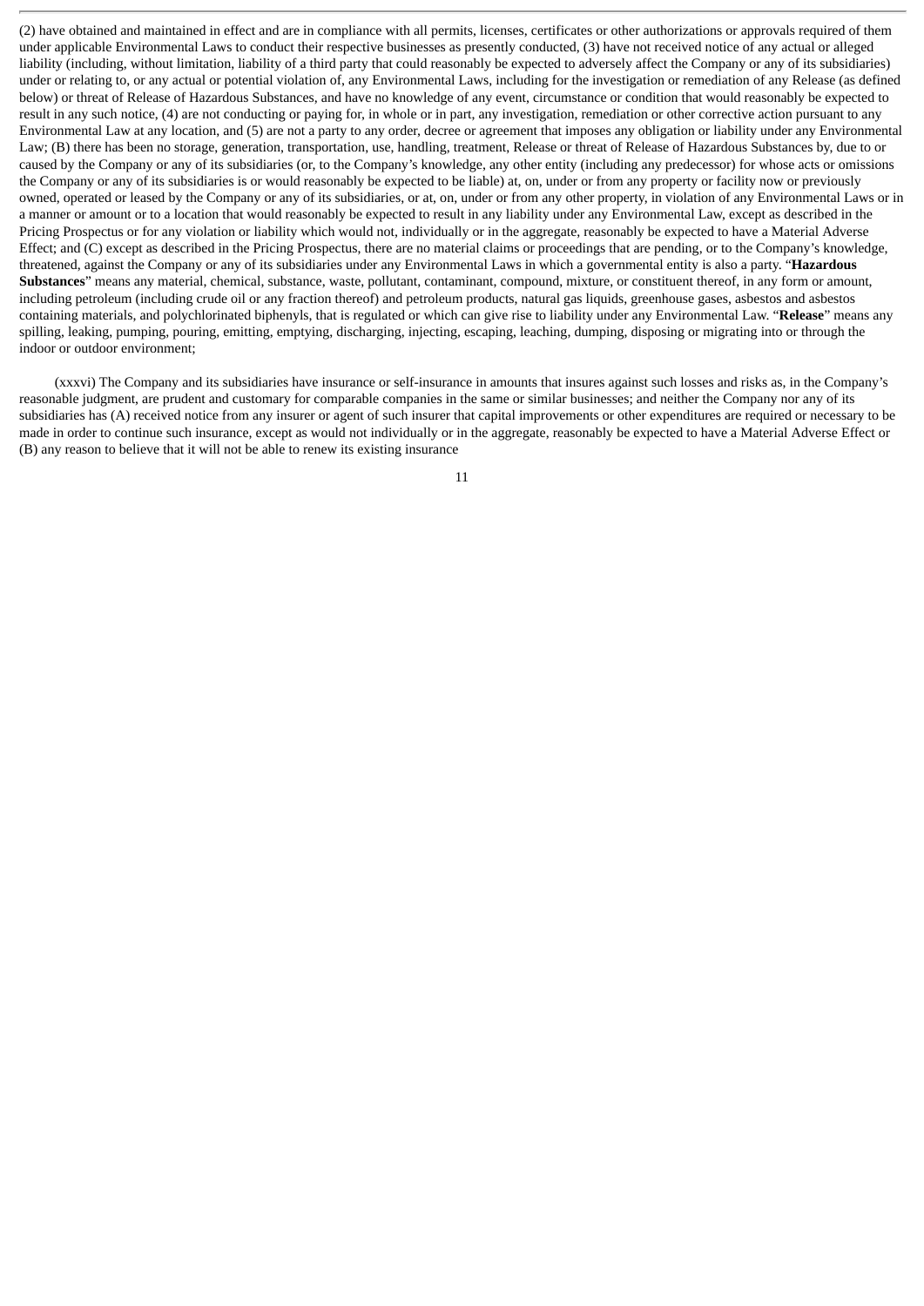(2) have obtained and maintained in effect and are in compliance with all permits, licenses, certificates or other authorizations or approvals required of them under applicable Environmental Laws to conduct their respective businesses as presently conducted, (3) have not received notice of any actual or alleged liability (including, without limitation, liability of a third party that could reasonably be expected to adversely affect the Company or any of its subsidiaries) under or relating to, or any actual or potential violation of, any Environmental Laws, including for the investigation or remediation of any Release (as defined below) or threat of Release of Hazardous Substances, and have no knowledge of any event, circumstance or condition that would reasonably be expected to result in any such notice, (4) are not conducting or paying for, in whole or in part, any investigation, remediation or other corrective action pursuant to any Environmental Law at any location, and (5) are not a party to any order, decree or agreement that imposes any obligation or liability under any Environmental Law; (B) there has been no storage, generation, transportation, use, handling, treatment, Release or threat of Release of Hazardous Substances by, due to or caused by the Company or any of its subsidiaries (or, to the Company's knowledge, any other entity (including any predecessor) for whose acts or omissions the Company or any of its subsidiaries is or would reasonably be expected to be liable) at, on, under or from any property or facility now or previously owned, operated or leased by the Company or any of its subsidiaries, or at, on, under or from any other property, in violation of any Environmental Laws or in a manner or amount or to a location that would reasonably be expected to result in any liability under any Environmental Law, except as described in the Pricing Prospectus or for any violation or liability which would not, individually or in the aggregate, reasonably be expected to have a Material Adverse Effect; and (C) except as described in the Pricing Prospectus, there are no material claims or proceedings that are pending, or to the Company's knowledge, threatened, against the Company or any of its subsidiaries under any Environmental Laws in which a governmental entity is also a party. "**Hazardous Substances**" means any material, chemical, substance, waste, pollutant, contaminant, compound, mixture, or constituent thereof, in any form or amount, including petroleum (including crude oil or any fraction thereof) and petroleum products, natural gas liquids, greenhouse gases, asbestos and asbestos containing materials, and polychlorinated biphenyls, that is regulated or which can give rise to liability under any Environmental Law. "**Release**" means any spilling, leaking, pumping, pouring, emitting, emptying, discharging, injecting, escaping, leaching, dumping, disposing or migrating into or through the indoor or outdoor environment;

(xxxvi) The Company and its subsidiaries have insurance or self-insurance in amounts that insures against such losses and risks as, in the Company's reasonable judgment, are prudent and customary for comparable companies in the same or similar businesses; and neither the Company nor any of its subsidiaries has (A) received notice from any insurer or agent of such insurer that capital improvements or other expenditures are required or necessary to be made in order to continue such insurance, except as would not individually or in the aggregate, reasonably be expected to have a Material Adverse Effect or (B) any reason to believe that it will not be able to renew its existing insurance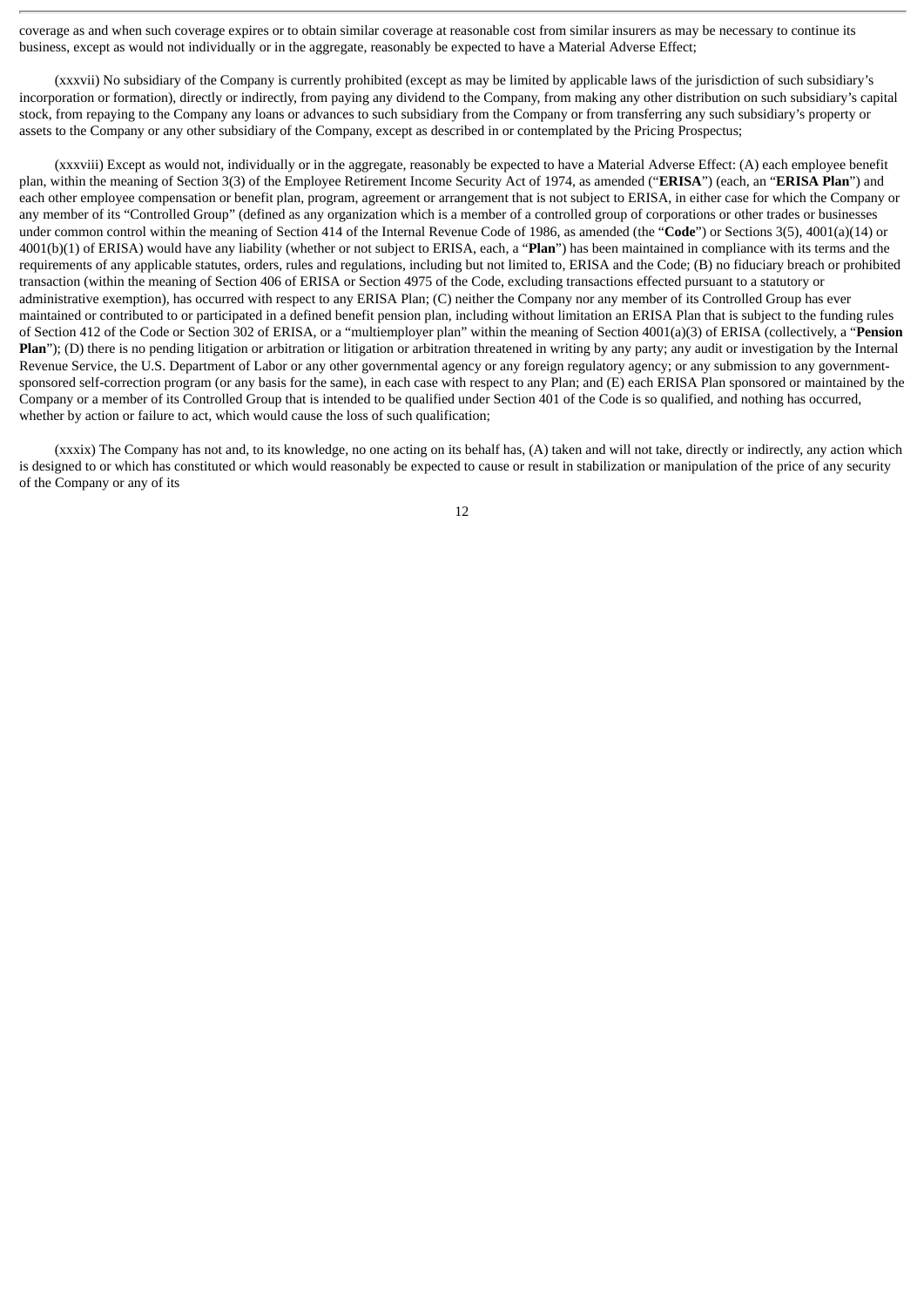coverage as and when such coverage expires or to obtain similar coverage at reasonable cost from similar insurers as may be necessary to continue its business, except as would not individually or in the aggregate, reasonably be expected to have a Material Adverse Effect;

(xxxvii) No subsidiary of the Company is currently prohibited (except as may be limited by applicable laws of the jurisdiction of such subsidiary's incorporation or formation), directly or indirectly, from paying any dividend to the Company, from making any other distribution on such subsidiary's capital stock, from repaying to the Company any loans or advances to such subsidiary from the Company or from transferring any such subsidiary's property or assets to the Company or any other subsidiary of the Company, except as described in or contemplated by the Pricing Prospectus;

(xxxviii) Except as would not, individually or in the aggregate, reasonably be expected to have a Material Adverse Effect: (A) each employee benefit plan, within the meaning of Section 3(3) of the Employee Retirement Income Security Act of 1974, as amended ("**ERISA**") (each, an "**ERISA Plan**") and each other employee compensation or benefit plan, program, agreement or arrangement that is not subject to ERISA, in either case for which the Company or any member of its "Controlled Group" (defined as any organization which is a member of a controlled group of corporations or other trades or businesses under common control within the meaning of Section 414 of the Internal Revenue Code of 1986, as amended (the "**Code**") or Sections 3(5), 4001(a)(14) or 4001(b)(1) of ERISA) would have any liability (whether or not subject to ERISA, each, a "**Plan**") has been maintained in compliance with its terms and the requirements of any applicable statutes, orders, rules and regulations, including but not limited to, ERISA and the Code; (B) no fiduciary breach or prohibited transaction (within the meaning of Section 406 of ERISA or Section 4975 of the Code, excluding transactions effected pursuant to a statutory or administrative exemption), has occurred with respect to any ERISA Plan; (C) neither the Company nor any member of its Controlled Group has ever maintained or contributed to or participated in a defined benefit pension plan, including without limitation an ERISA Plan that is subject to the funding rules of Section 412 of the Code or Section 302 of ERISA, or a "multiemployer plan" within the meaning of Section 4001(a)(3) of ERISA (collectively, a "**Pension Plan**"); (D) there is no pending litigation or arbitration or litigation or arbitration threatened in writing by any party; any audit or investigation by the Internal Revenue Service, the U.S. Department of Labor or any other governmental agency or any foreign regulatory agency; or any submission to any government-sponsored self-correction program (or any basis for the same), in each case with respect to any Plan; and (E) each ERISA Plan sponsored or maintained by the Company or a member of its Controlled Group that is intended to be qualified under Section 401 of the Code is so qualified, and nothing has occurred, whether by action or failure to act, which would cause the loss of such qualification;

(xxxix) The Company has not and, to its knowledge, no one acting on its behalf has, (A) taken and will not take, directly or indirectly, any action which is designed to or which has constituted or which would reasonably be expected to cause or result in stabilization or manipulation of the price of any security of the Company or any of its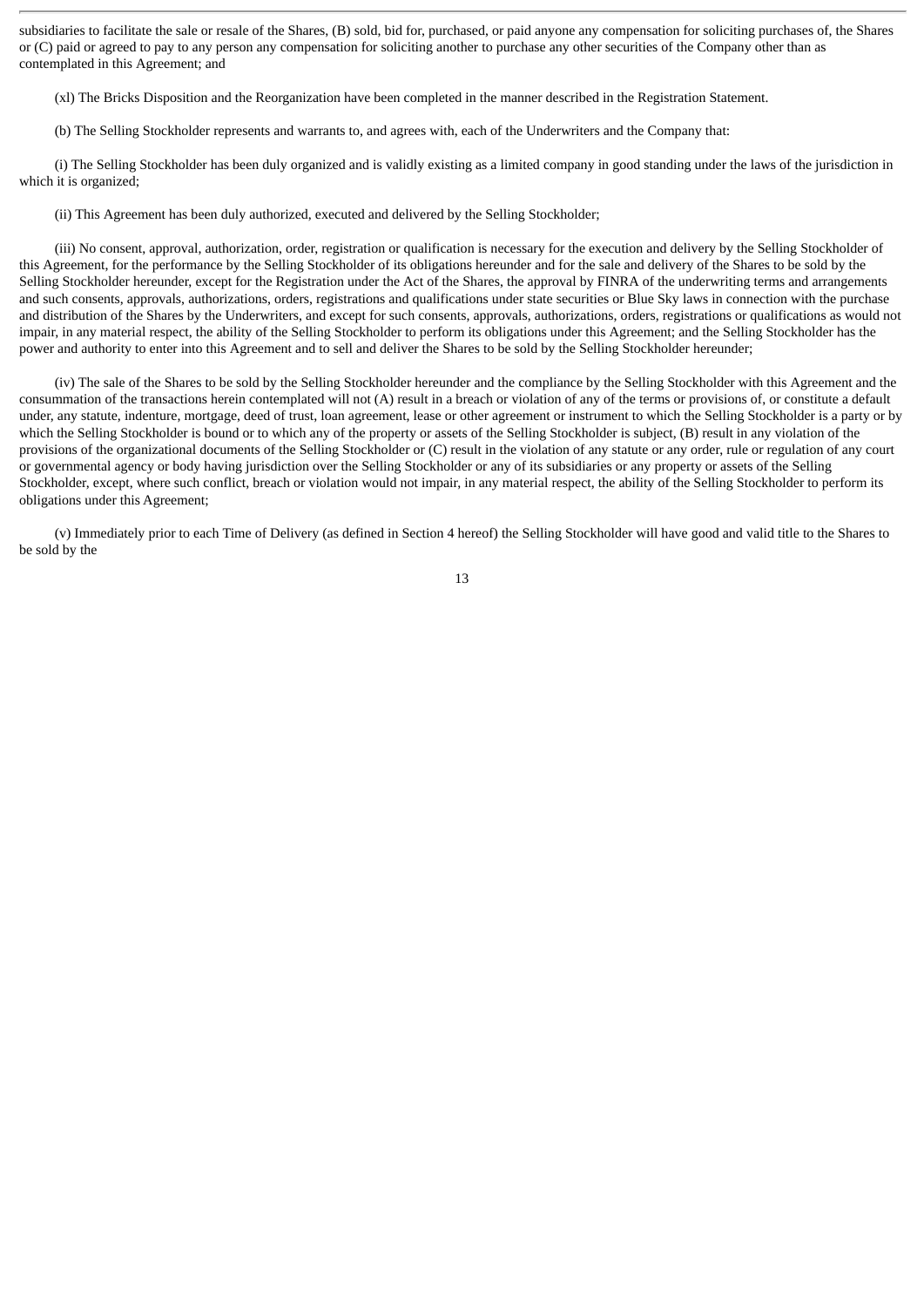subsidiaries to facilitate the sale or resale of the Shares, (B) sold, bid for, purchased, or paid anyone any compensation for soliciting purchases of, the Shares or (C) paid or agreed to pay to any person any compensation for soliciting another to purchase any other securities of the Company other than as contemplated in this Agreement; and

(xl) The Bricks Disposition and the Reorganization have been completed in the manner described in the Registration Statement.

(b) The Selling Stockholder represents and warrants to, and agrees with, each of the Underwriters and the Company that:

(i) The Selling Stockholder has been duly organized and is validly existing as a limited company in good standing under the laws of the jurisdiction in which it is organized;

(ii) This Agreement has been duly authorized, executed and delivered by the Selling Stockholder;

(iii) No consent, approval, authorization, order, registration or qualification is necessary for the execution and delivery by the Selling Stockholder of this Agreement, for the performance by the Selling Stockholder of its obligations hereunder and for the sale and delivery of the Shares to be sold by the Selling Stockholder hereunder, except for the Registration under the Act of the Shares, the approval by FINRA of the underwriting terms and arrangements and such consents, approvals, authorizations, orders, registrations and qualifications under state securities or Blue Sky laws in connection with the purchase and distribution of the Shares by the Underwriters, and except for such consents, approvals, authorizations, orders, registrations or qualifications as would not impair, in any material respect, the ability of the Selling Stockholder to perform its obligations under this Agreement; and the Selling Stockholder has the power and authority to enter into this Agreement and to sell and deliver the Shares to be sold by the Selling Stockholder hereunder;

(iv) The sale of the Shares to be sold by the Selling Stockholder hereunder and the compliance by the Selling Stockholder with this Agreement and the consummation of the transactions herein contemplated will not (A) result in a breach or violation of any of the terms or provisions of, or constitute a default under, any statute, indenture, mortgage, deed of trust, loan agreement, lease or other agreement or instrument to which the Selling Stockholder is a party or by which the Selling Stockholder is bound or to which any of the property or assets of the Selling Stockholder is subject, (B) result in any violation of the provisions of the organizational documents of the Selling Stockholder or (C) result in the violation of any statute or any order, rule or regulation of any court or governmental agency or body having jurisdiction over the Selling Stockholder or any of its subsidiaries or any property or assets of the Selling Stockholder, except, where such conflict, breach or violation would not impair, in any material respect, the ability of the Selling Stockholder to perform its obligations under this Agreement;

(v) Immediately prior to each Time of Delivery (as defined in Section 4 hereof) the Selling Stockholder will have good and valid title to the Shares to be sold by the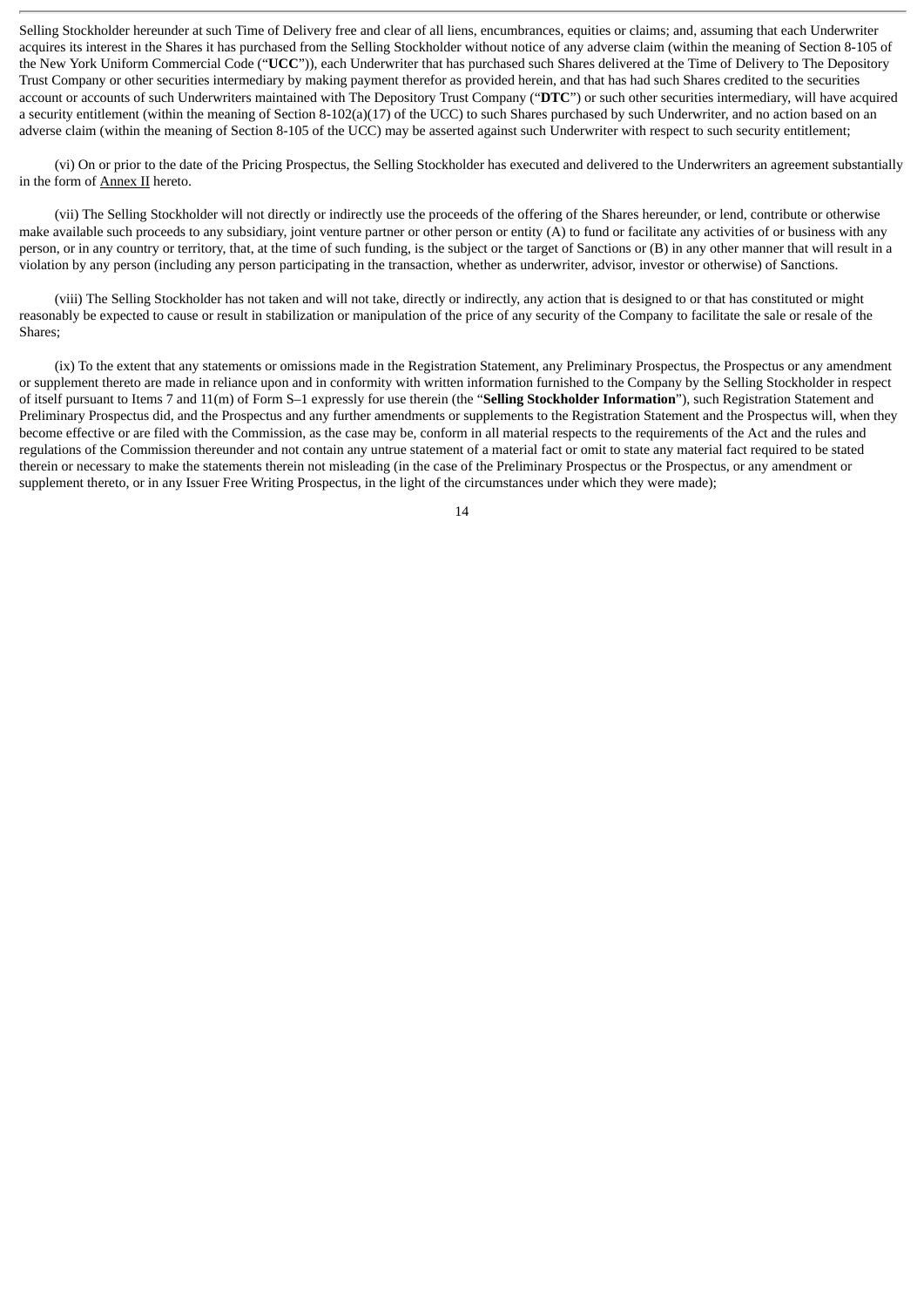Selling Stockholder hereunder at such Time of Delivery free and clear of all liens, encumbrances, equities or claims; and, assuming that each Underwriter acquires its interest in the Shares it has purchased from the Selling Stockholder without notice of any adverse claim (within the meaning of Section 8-105 of the New York Uniform Commercial Code ("**UCC**")), each Underwriter that has purchased such Shares delivered at the Time of Delivery to The Depository Trust Company or other securities intermediary by making payment therefor as provided herein, and that has had such Shares credited to the securities account or accounts of such Underwriters maintained with The Depository Trust Company ("**DTC**") or such other securities intermediary, will have acquired a security entitlement (within the meaning of Section 8-102(a)(17) of the UCC) to such Shares purchased by such Underwriter, and no action based on an adverse claim (within the meaning of Section 8-105 of the UCC) may be asserted against such Underwriter with respect to such security entitlement;

(vi) On or prior to the date of the Pricing Prospectus, the Selling Stockholder has executed and delivered to the Underwriters an agreement substantially in the form of Annex II hereto.

(vii) The Selling Stockholder will not directly or indirectly use the proceeds of the offering of the Shares hereunder, or lend, contribute or otherwise make available such proceeds to any subsidiary, joint venture partner or other person or entity (A) to fund or facilitate any activities of or business with any person, or in any country or territory, that, at the time of such funding, is the subject or the target of Sanctions or (B) in any other manner that will result in a violation by any person (including any person participating in the transaction, whether as underwriter, advisor, investor or otherwise) of Sanctions.

(viii) The Selling Stockholder has not taken and will not take, directly or indirectly, any action that is designed to or that has constituted or might reasonably be expected to cause or result in stabilization or manipulation of the price of any security of the Company to facilitate the sale or resale of the Shares;

(ix) To the extent that any statements or omissions made in the Registration Statement, any Preliminary Prospectus, the Prospectus or any amendment or supplement thereto are made in reliance upon and in conformity with written information furnished to the Company by the Selling Stockholder in respect of itself pursuant to Items 7 and 11(m) of Form S–1 expressly for use therein (the "**Selling Stockholder Information**"), such Registration Statement and Preliminary Prospectus did, and the Prospectus and any further amendments or supplements to the Registration Statement and the Prospectus will, when they become effective or are filed with the Commission, as the case may be, conform in all material respects to the requirements of the Act and the rules and regulations of the Commission thereunder and not contain any untrue statement of a material fact or omit to state any material fact required to be stated therein or necessary to make the statements therein not misleading (in the case of the Preliminary Prospectus or the Prospectus, or any amendment or supplement thereto, or in any Issuer Free Writing Prospectus, in the light of the circumstances under which they were made);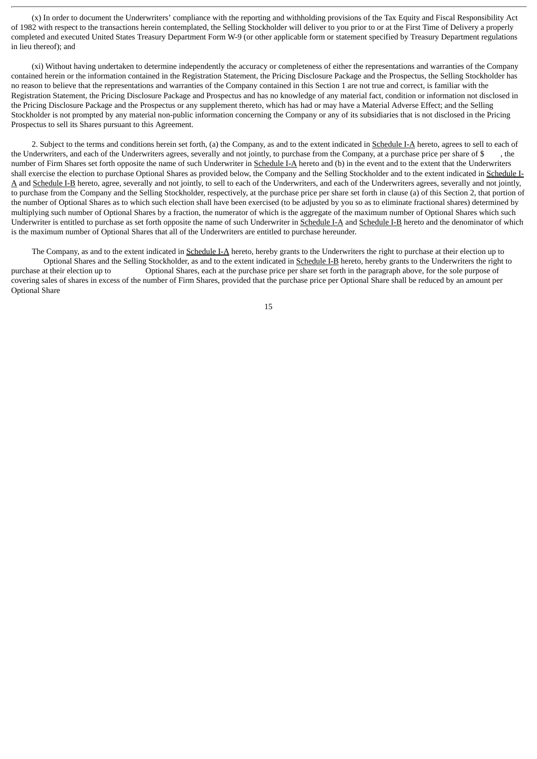(x) In order to document the Underwriters' compliance with the reporting and withholding provisions of the Tax Equity and Fiscal Responsibility Act of 1982 with respect to the transactions herein contemplated, the Selling Stockholder will deliver to you prior to or at the First Time of Delivery a properly completed and executed United States Treasury Department Form W-9 (or other applicable form or statement specified by Treasury Department regulations in lieu thereof); and

(xi) Without having undertaken to determine independently the accuracy or completeness of either the representations and warranties of the Company contained herein or the information contained in the Registration Statement, the Pricing Disclosure Package and the Prospectus, the Selling Stockholder has no reason to believe that the representations and warranties of the Company contained in this Section 1 are not true and correct, is familiar with the Registration Statement, the Pricing Disclosure Package and Prospectus and has no knowledge of any material fact, condition or information not disclosed in the Pricing Disclosure Package and the Prospectus or any supplement thereto, which has had or may have a Material Adverse Effect; and the Selling Stockholder is not prompted by any material non-public information concerning the Company or any of its subsidiaries that is not disclosed in the Pricing Prospectus to sell its Shares pursuant to this Agreement.

2. Subject to the terms and conditions herein set forth, (a) the Company, as and to the extent indicated in Schedule I-A hereto, agrees to sell to each of the Underwriters, and each of the Underwriters agrees, severally and not jointly, to purchase from the Company, at a purchase price per share of $ , the number of Firm Shares set forth opposite the name of such Underwriter in Schedule I-A hereto and (b) in the event and to the extent that the Underwriters shall exercise the election to purchase Optional Shares as provided below, the Company and the Selling Stockholder and to the extent indicated in Schedule I-A and Schedule I-B hereto, agree, severally and not jointly, to sell to each of the Underwriters, and each of the Underwriters agrees, severally and not jointly, to purchase from the Company and the Selling Stockholder, respectively, at the purchase price per share set forth in clause (a) of this Section 2, that portion of the number of Optional Shares as to which such election shall have been exercised (to be adjusted by you so as to eliminate fractional shares) determined by multiplying such number of Optional Shares by a fraction, the numerator of which is the aggregate of the maximum number of Optional Shares which such Underwriter is entitled to purchase as set forth opposite the name of such Underwriter in Schedule I-A and Schedule I-B hereto and the denominator of which is the maximum number of Optional Shares that all of the Underwriters are entitled to purchase hereunder.

The Company, as and to the extent indicated in Schedule I-A hereto, hereby grants to the Underwriters the right to purchase at their election up to Optional Shares and the Selling Stockholder, as and to the extent indicated in Schedule I-B hereto, hereby grants to the Underwriters the right to purchase at their election up to Optional Shares, each at the purchase price per share set forth in the paragraph above, for the sole purpose of covering sales of shares in excess of the number of Firm Shares, provided that the purchase price per Optional Share shall be reduced by an amount per Optional Share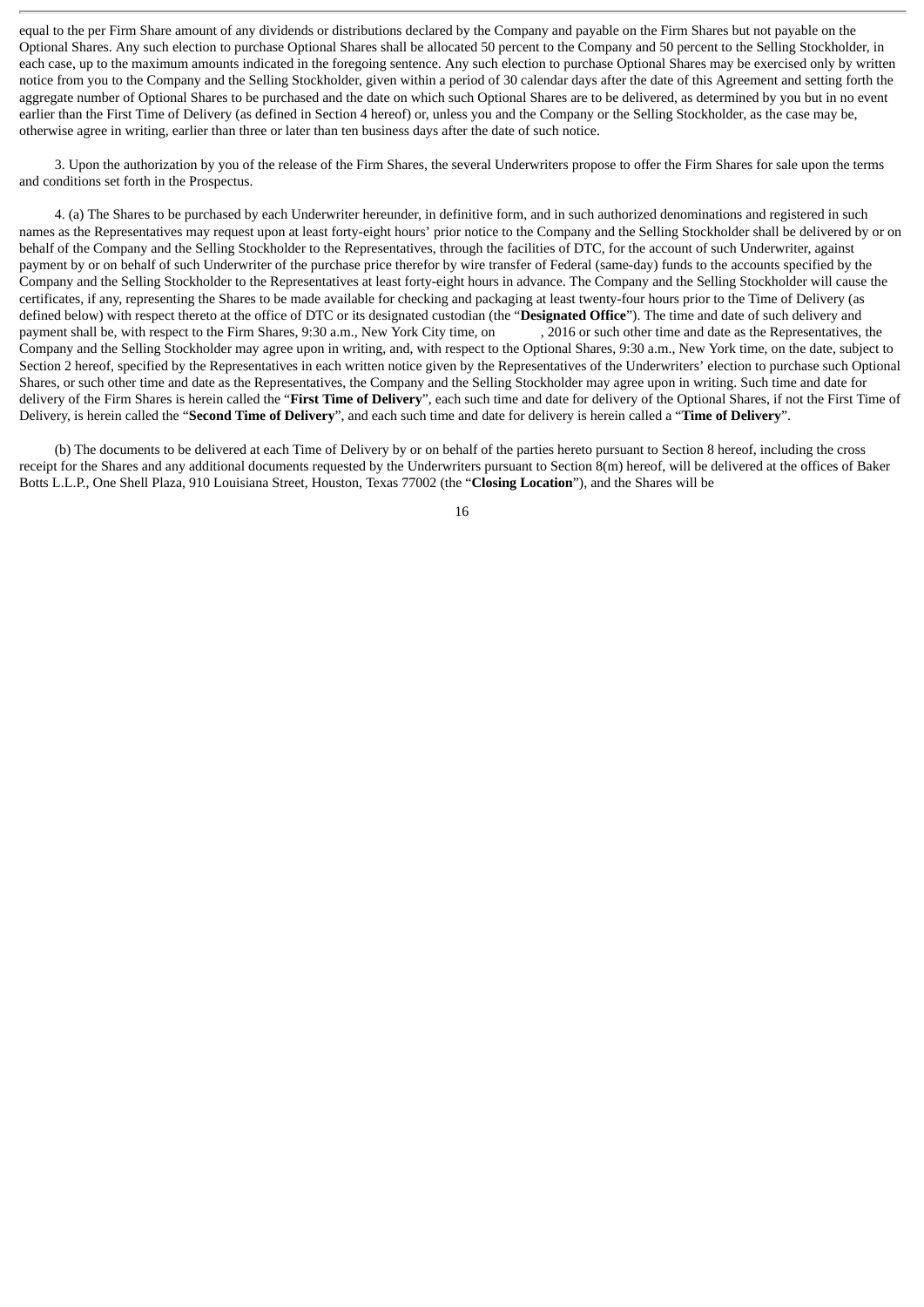equal to the per Firm Share amount of any dividends or distributions declared by the Company and payable on the Firm Shares but not payable on the Optional Shares. Any such election to purchase Optional Shares shall be allocated 50 percent to the Company and 50 percent to the Selling Stockholder, in each case, up to the maximum amounts indicated in the foregoing sentence. Any such election to purchase Optional Shares may be exercised only by written notice from you to the Company and the Selling Stockholder, given within a period of 30 calendar days after the date of this Agreement and setting forth the aggregate number of Optional Shares to be purchased and the date on which such Optional Shares are to be delivered, as determined by you but in no event earlier than the First Time of Delivery (as defined in Section 4 hereof) or, unless you and the Company or the Selling Stockholder, as the case may be, otherwise agree in writing, earlier than three or later than ten business days after the date of such notice.

3. Upon the authorization by you of the release of the Firm Shares, the several Underwriters propose to offer the Firm Shares for sale upon the terms and conditions set forth in the Prospectus.

4. (a) The Shares to be purchased by each Underwriter hereunder, in definitive form, and in such authorized denominations and registered in such names as the Representatives may request upon at least forty-eight hours' prior notice to the Company and the Selling Stockholder shall be delivered by or on behalf of the Company and the Selling Stockholder to the Representatives, through the facilities of DTC, for the account of such Underwriter, against payment by or on behalf of such Underwriter of the purchase price therefor by wire transfer of Federal (same-day) funds to the accounts specified by the Company and the Selling Stockholder to the Representatives at least forty-eight hours in advance. The Company and the Selling Stockholder will cause the certificates, if any, representing the Shares to be made available for checking and packaging at least twenty-four hours prior to the Time of Delivery (as defined below) with respect thereto at the office of DTC or its designated custodian (the "**Designated Office**"). The time and date of such delivery and payment shall be, with respect to the Firm Shares, 9:30 a.m., New York City time, on            , 2016 or such other time and date as the Representatives, the Company and the Selling Stockholder may agree upon in writing, and, with respect to the Optional Shares, 9:30 a.m., New York time, on the date, subject to Section 2 hereof, specified by the Representatives in each written notice given by the Representatives of the Underwriters' election to purchase such Optional Shares, or such other time and date as the Representatives, the Company and the Selling Stockholder may agree upon in writing. Such time and date for delivery of the Firm Shares is herein called the "**First Time of Delivery**", each such time and date for delivery of the Optional Shares, if not the First Time of Delivery, is herein called the "**Second Time of Delivery**", and each such time and date for delivery is herein called a "**Time of Delivery**".

(b) The documents to be delivered at each Time of Delivery by or on behalf of the parties hereto pursuant to Section 8 hereof, including the cross receipt for the Shares and any additional documents requested by the Underwriters pursuant to Section 8(m) hereof, will be delivered at the offices of Baker Botts L.L.P., One Shell Plaza, 910 Louisiana Street, Houston, Texas 77002 (the "**Closing Location**"), and the Shares will be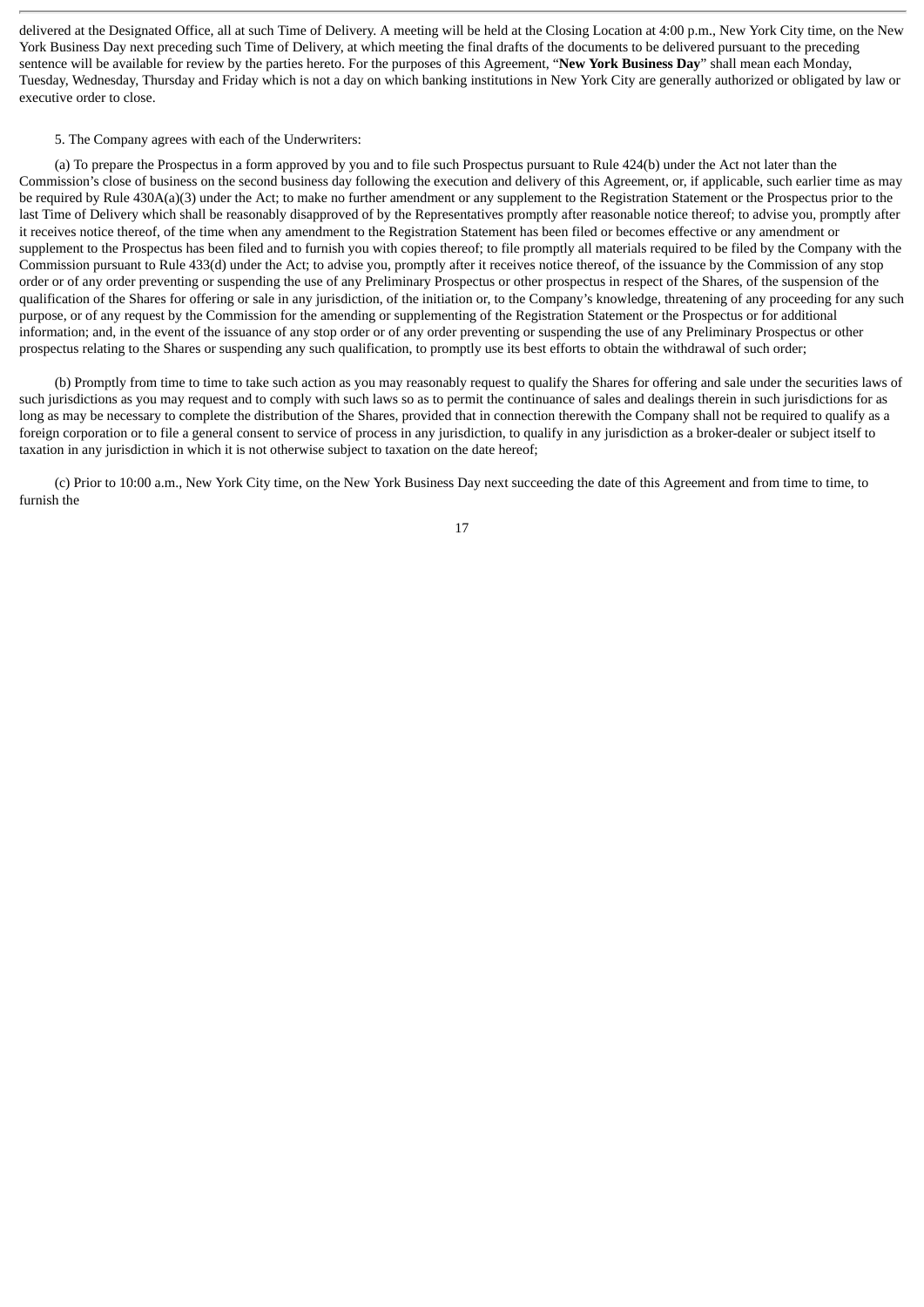delivered at the Designated Office, all at such Time of Delivery. A meeting will be held at the Closing Location at 4:00 p.m., New York City time, on the New York Business Day next preceding such Time of Delivery, at which meeting the final drafts of the documents to be delivered pursuant to the preceding sentence will be available for review by the parties hereto. For the purposes of this Agreement, "**New York Business Day**" shall mean each Monday, Tuesday, Wednesday, Thursday and Friday which is not a day on which banking institutions in New York City are generally authorized or obligated by law or executive order to close.

5. The Company agrees with each of the Underwriters:

(a) To prepare the Prospectus in a form approved by you and to file such Prospectus pursuant to Rule 424(b) under the Act not later than the Commission's close of business on the second business day following the execution and delivery of this Agreement, or, if applicable, such earlier time as may be required by Rule 430A(a)(3) under the Act; to make no further amendment or any supplement to the Registration Statement or the Prospectus prior to the last Time of Delivery which shall be reasonably disapproved of by the Representatives promptly after reasonable notice thereof; to advise you, promptly after it receives notice thereof, of the time when any amendment to the Registration Statement has been filed or becomes effective or any amendment or supplement to the Prospectus has been filed and to furnish you with copies thereof; to file promptly all materials required to be filed by the Company with the Commission pursuant to Rule 433(d) under the Act; to advise you, promptly after it receives notice thereof, of the issuance by the Commission of any stop order or of any order preventing or suspending the use of any Preliminary Prospectus or other prospectus in respect of the Shares, of the suspension of the qualification of the Shares for offering or sale in any jurisdiction, of the initiation or, to the Company's knowledge, threatening of any proceeding for any such purpose, or of any request by the Commission for the amending or supplementing of the Registration Statement or the Prospectus or for additional information; and, in the event of the issuance of any stop order or of any order preventing or suspending the use of any Preliminary Prospectus or other prospectus relating to the Shares or suspending any such qualification, to promptly use its best efforts to obtain the withdrawal of such order;

(b) Promptly from time to time to take such action as you may reasonably request to qualify the Shares for offering and sale under the securities laws of such jurisdictions as you may request and to comply with such laws so as to permit the continuance of sales and dealings therein in such jurisdictions for as long as may be necessary to complete the distribution of the Shares, provided that in connection therewith the Company shall not be required to qualify as a foreign corporation or to file a general consent to service of process in any jurisdiction, to qualify in any jurisdiction as a broker-dealer or subject itself to taxation in any jurisdiction in which it is not otherwise subject to taxation on the date hereof;

(c) Prior to 10:00 a.m., New York City time, on the New York Business Day next succeeding the date of this Agreement and from time to time, to furnish the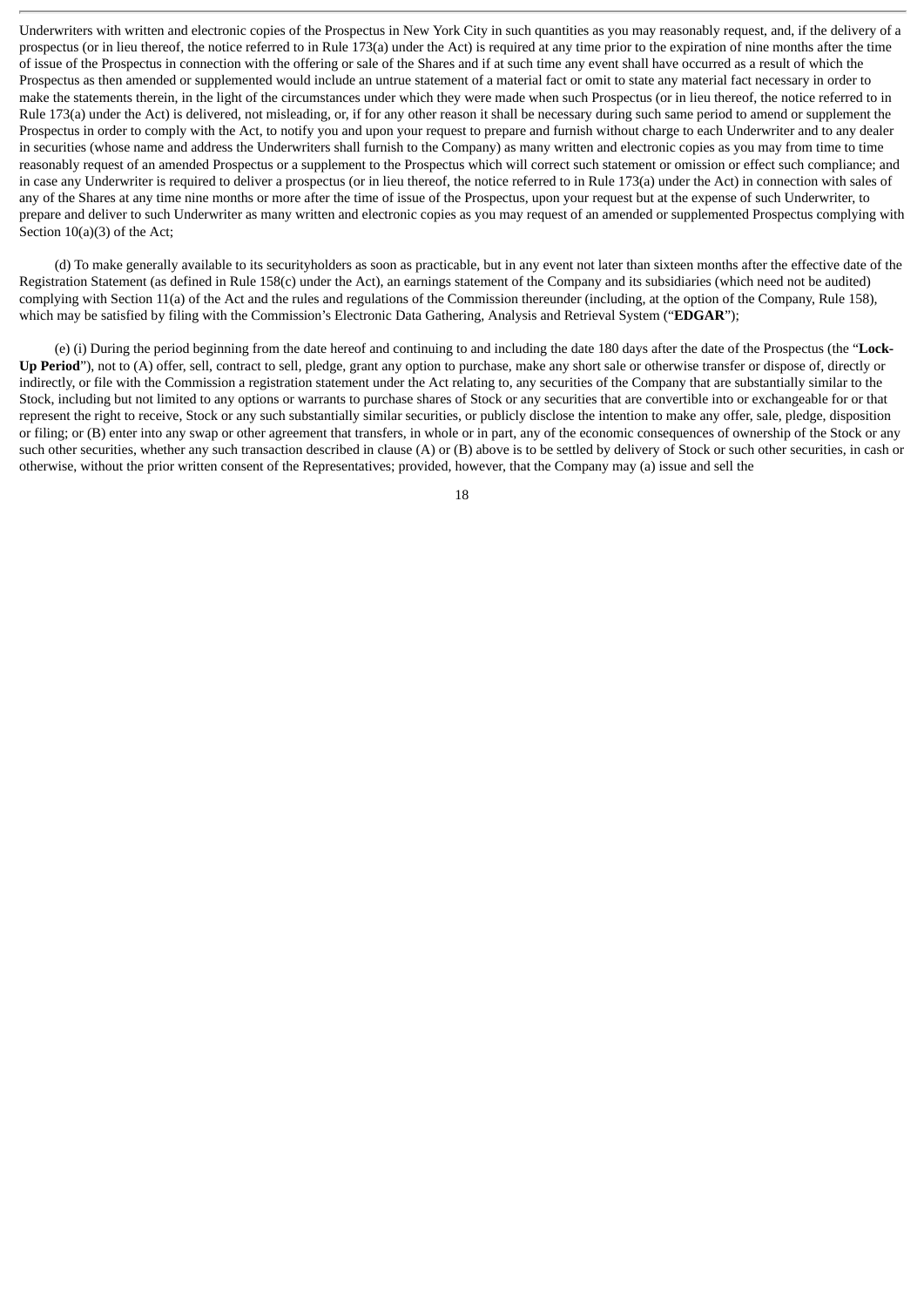Underwriters with written and electronic copies of the Prospectus in New York City in such quantities as you may reasonably request, and, if the delivery of a prospectus (or in lieu thereof, the notice referred to in Rule 173(a) under the Act) is required at any time prior to the expiration of nine months after the time of issue of the Prospectus in connection with the offering or sale of the Shares and if at such time any event shall have occurred as a result of which the Prospectus as then amended or supplemented would include an untrue statement of a material fact or omit to state any material fact necessary in order to make the statements therein, in the light of the circumstances under which they were made when such Prospectus (or in lieu thereof, the notice referred to in Rule 173(a) under the Act) is delivered, not misleading, or, if for any other reason it shall be necessary during such same period to amend or supplement the Prospectus in order to comply with the Act, to notify you and upon your request to prepare and furnish without charge to each Underwriter and to any dealer in securities (whose name and address the Underwriters shall furnish to the Company) as many written and electronic copies as you may from time to time reasonably request of an amended Prospectus or a supplement to the Prospectus which will correct such statement or omission or effect such compliance; and in case any Underwriter is required to deliver a prospectus (or in lieu thereof, the notice referred to in Rule 173(a) under the Act) in connection with sales of any of the Shares at any time nine months or more after the time of issue of the Prospectus, upon your request but at the expense of such Underwriter, to prepare and deliver to such Underwriter as many written and electronic copies as you may request of an amended or supplemented Prospectus complying with Section 10(a)(3) of the Act;

(d) To make generally available to its securityholders as soon as practicable, but in any event not later than sixteen months after the effective date of the Registration Statement (as defined in Rule 158(c) under the Act), an earnings statement of the Company and its subsidiaries (which need not be audited) complying with Section 11(a) of the Act and the rules and regulations of the Commission thereunder (including, at the option of the Company, Rule 158), which may be satisfied by filing with the Commission's Electronic Data Gathering, Analysis and Retrieval System ("**EDGAR**");

(e) (i) During the period beginning from the date hereof and continuing to and including the date 180 days after the date of the Prospectus (the "**Lock-Up Period**"), not to (A) offer, sell, contract to sell, pledge, grant any option to purchase, make any short sale or otherwise transfer or dispose of, directly or indirectly, or file with the Commission a registration statement under the Act relating to, any securities of the Company that are substantially similar to the Stock, including but not limited to any options or warrants to purchase shares of Stock or any securities that are convertible into or exchangeable for or that represent the right to receive, Stock or any such substantially similar securities, or publicly disclose the intention to make any offer, sale, pledge, disposition or filing; or (B) enter into any swap or other agreement that transfers, in whole or in part, any of the economic consequences of ownership of the Stock or any such other securities, whether any such transaction described in clause (A) or (B) above is to be settled by delivery of Stock or such other securities, in cash or otherwise, without the prior written consent of the Representatives; provided, however, that the Company may (a) issue and sell the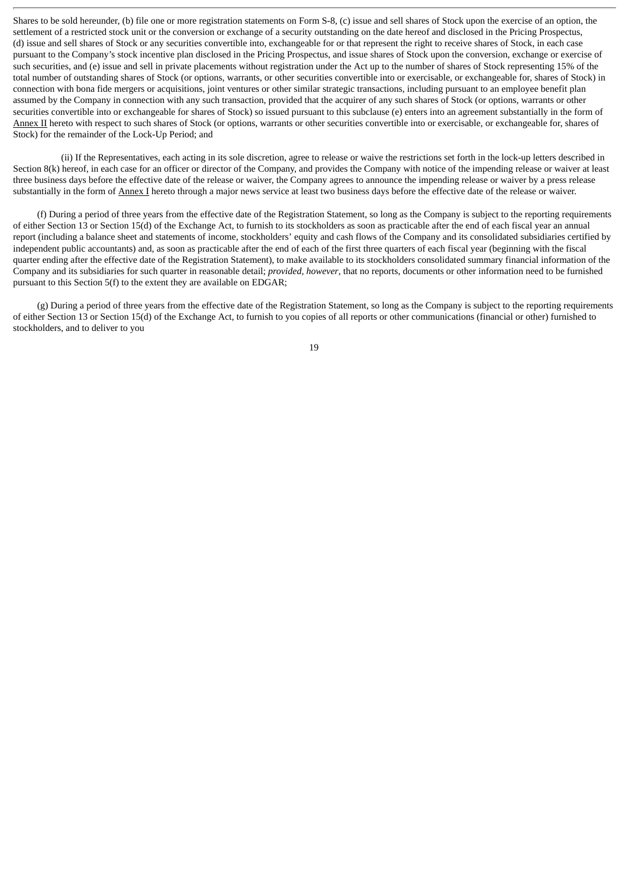Shares to be sold hereunder, (b) file one or more registration statements on Form S-8, (c) issue and sell shares of Stock upon the exercise of an option, the settlement of a restricted stock unit or the conversion or exchange of a security outstanding on the date hereof and disclosed in the Pricing Prospectus, (d) issue and sell shares of Stock or any securities convertible into, exchangeable for or that represent the right to receive shares of Stock, in each case pursuant to the Company's stock incentive plan disclosed in the Pricing Prospectus, and issue shares of Stock upon the conversion, exchange or exercise of such securities, and (e) issue and sell in private placements without registration under the Act up to the number of shares of Stock representing 15% of the total number of outstanding shares of Stock (or options, warrants, or other securities convertible into or exercisable, or exchangeable for, shares of Stock) in connection with bona fide mergers or acquisitions, joint ventures or other similar strategic transactions, including pursuant to an employee benefit plan assumed by the Company in connection with any such transaction, provided that the acquirer of any such shares of Stock (or options, warrants or other securities convertible into or exchangeable for shares of Stock) so issued pursuant to this subclause (e) enters into an agreement substantially in the form of Annex II hereto with respect to such shares of Stock (or options, warrants or other securities convertible into or exercisable, or exchangeable for, shares of Stock) for the remainder of the Lock-Up Period; and

(ii) If the Representatives, each acting in its sole discretion, agree to release or waive the restrictions set forth in the lock-up letters described in Section 8(k) hereof, in each case for an officer or director of the Company, and provides the Company with notice of the impending release or waiver at least three business days before the effective date of the release or waiver, the Company agrees to announce the impending release or waiver by a press release substantially in the form of Annex I hereto through a major news service at least two business days before the effective date of the release or waiver.

(f) During a period of three years from the effective date of the Registration Statement, so long as the Company is subject to the reporting requirements of either Section 13 or Section 15(d) of the Exchange Act, to furnish to its stockholders as soon as practicable after the end of each fiscal year an annual report (including a balance sheet and statements of income, stockholders' equity and cash flows of the Company and its consolidated subsidiaries certified by independent public accountants) and, as soon as practicable after the end of each of the first three quarters of each fiscal year (beginning with the fiscal quarter ending after the effective date of the Registration Statement), to make available to its stockholders consolidated summary financial information of the Company and its subsidiaries for such quarter in reasonable detail; *provided, however*, that no reports, documents or other information need to be furnished pursuant to this Section 5(f) to the extent they are available on EDGAR;

(g) During a period of three years from the effective date of the Registration Statement, so long as the Company is subject to the reporting requirements of either Section 13 or Section 15(d) of the Exchange Act, to furnish to you copies of all reports or other communications (financial or other) furnished to stockholders, and to deliver to you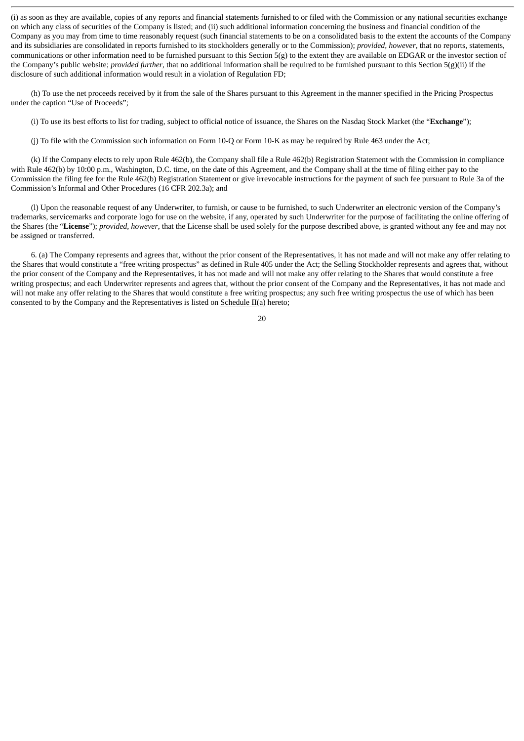(i) as soon as they are available, copies of any reports and financial statements furnished to or filed with the Commission or any national securities exchange on which any class of securities of the Company is listed; and (ii) such additional information concerning the business and financial condition of the Company as you may from time to time reasonably request (such financial statements to be on a consolidated basis to the extent the accounts of the Company and its subsidiaries are consolidated in reports furnished to its stockholders generally or to the Commission); *provided, however*, that no reports, statements, communications or other information need to be furnished pursuant to this Section 5(g) to the extent they are available on EDGAR or the investor section of the Company's public website; *provided further*, that no additional information shall be required to be furnished pursuant to this Section 5(g)(ii) if the disclosure of such additional information would result in a violation of Regulation FD;

(h) To use the net proceeds received by it from the sale of the Shares pursuant to this Agreement in the manner specified in the Pricing Prospectus under the caption "Use of Proceeds";

(i) To use its best efforts to list for trading, subject to official notice of issuance, the Shares on the Nasdaq Stock Market (the "**Exchange**");

(j) To file with the Commission such information on Form 10-Q or Form 10-K as may be required by Rule 463 under the Act;

(k) If the Company elects to rely upon Rule 462(b), the Company shall file a Rule 462(b) Registration Statement with the Commission in compliance with Rule 462(b) by 10:00 p.m., Washington, D.C. time, on the date of this Agreement, and the Company shall at the time of filing either pay to the Commission the filing fee for the Rule 462(b) Registration Statement or give irrevocable instructions for the payment of such fee pursuant to Rule 3a of the Commission's Informal and Other Procedures (16 CFR 202.3a); and

(l) Upon the reasonable request of any Underwriter, to furnish, or cause to be furnished, to such Underwriter an electronic version of the Company's trademarks, servicemarks and corporate logo for use on the website, if any, operated by such Underwriter for the purpose of facilitating the online offering of the Shares (the "**License**"); *provided, however*, that the License shall be used solely for the purpose described above, is granted without any fee and may not be assigned or transferred.

6. (a) The Company represents and agrees that, without the prior consent of the Representatives, it has not made and will not make any offer relating to the Shares that would constitute a "free writing prospectus" as defined in Rule 405 under the Act; the Selling Stockholder represents and agrees that, without the prior consent of the Company and the Representatives, it has not made and will not make any offer relating to the Shares that would constitute a free writing prospectus; and each Underwriter represents and agrees that, without the prior consent of the Company and the Representatives, it has not made and will not make any offer relating to the Shares that would constitute a free writing prospectus; any such free writing prospectus the use of which has been consented to by the Company and the Representatives is listed on Schedule II(a) hereto;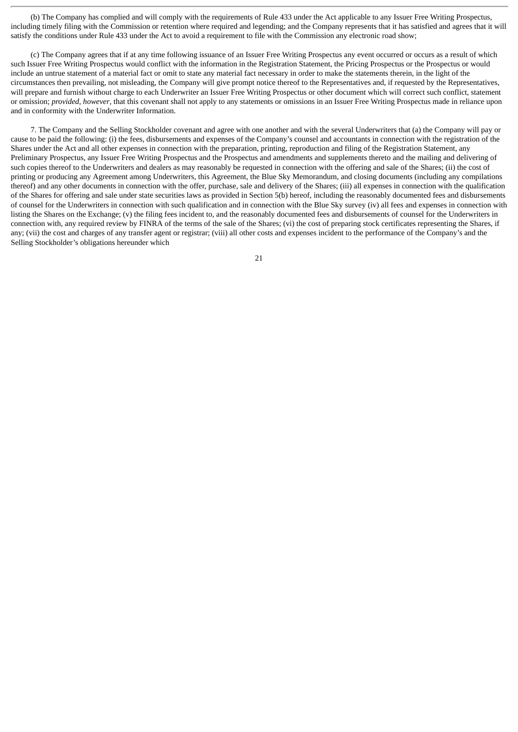(b) The Company has complied and will comply with the requirements of Rule 433 under the Act applicable to any Issuer Free Writing Prospectus, including timely filing with the Commission or retention where required and legending; and the Company represents that it has satisfied and agrees that it will satisfy the conditions under Rule 433 under the Act to avoid a requirement to file with the Commission any electronic road show;

(c) The Company agrees that if at any time following issuance of an Issuer Free Writing Prospectus any event occurred or occurs as a result of which such Issuer Free Writing Prospectus would conflict with the information in the Registration Statement, the Pricing Prospectus or the Prospectus or would include an untrue statement of a material fact or omit to state any material fact necessary in order to make the statements therein, in the light of the circumstances then prevailing, not misleading, the Company will give prompt notice thereof to the Representatives and, if requested by the Representatives, will prepare and furnish without charge to each Underwriter an Issuer Free Writing Prospectus or other document which will correct such conflict, statement or omission; *provided, however*, that this covenant shall not apply to any statements or omissions in an Issuer Free Writing Prospectus made in reliance upon and in conformity with the Underwriter Information.

7. The Company and the Selling Stockholder covenant and agree with one another and with the several Underwriters that (a) the Company will pay or cause to be paid the following: (i) the fees, disbursements and expenses of the Company's counsel and accountants in connection with the registration of the Shares under the Act and all other expenses in connection with the preparation, printing, reproduction and filing of the Registration Statement, any Preliminary Prospectus, any Issuer Free Writing Prospectus and the Prospectus and amendments and supplements thereto and the mailing and delivering of such copies thereof to the Underwriters and dealers as may reasonably be requested in connection with the offering and sale of the Shares; (ii) the cost of printing or producing any Agreement among Underwriters, this Agreement, the Blue Sky Memorandum, and closing documents (including any compilations thereof) and any other documents in connection with the offer, purchase, sale and delivery of the Shares; (iii) all expenses in connection with the qualification of the Shares for offering and sale under state securities laws as provided in Section 5(b) hereof, including the reasonably documented fees and disbursements of counsel for the Underwriters in connection with such qualification and in connection with the Blue Sky survey (iv) all fees and expenses in connection with listing the Shares on the Exchange; (v) the filing fees incident to, and the reasonably documented fees and disbursements of counsel for the Underwriters in connection with, any required review by FINRA of the terms of the sale of the Shares; (vi) the cost of preparing stock certificates representing the Shares, if any; (vii) the cost and charges of any transfer agent or registrar; (viii) all other costs and expenses incident to the performance of the Company's and the Selling Stockholder's obligations hereunder which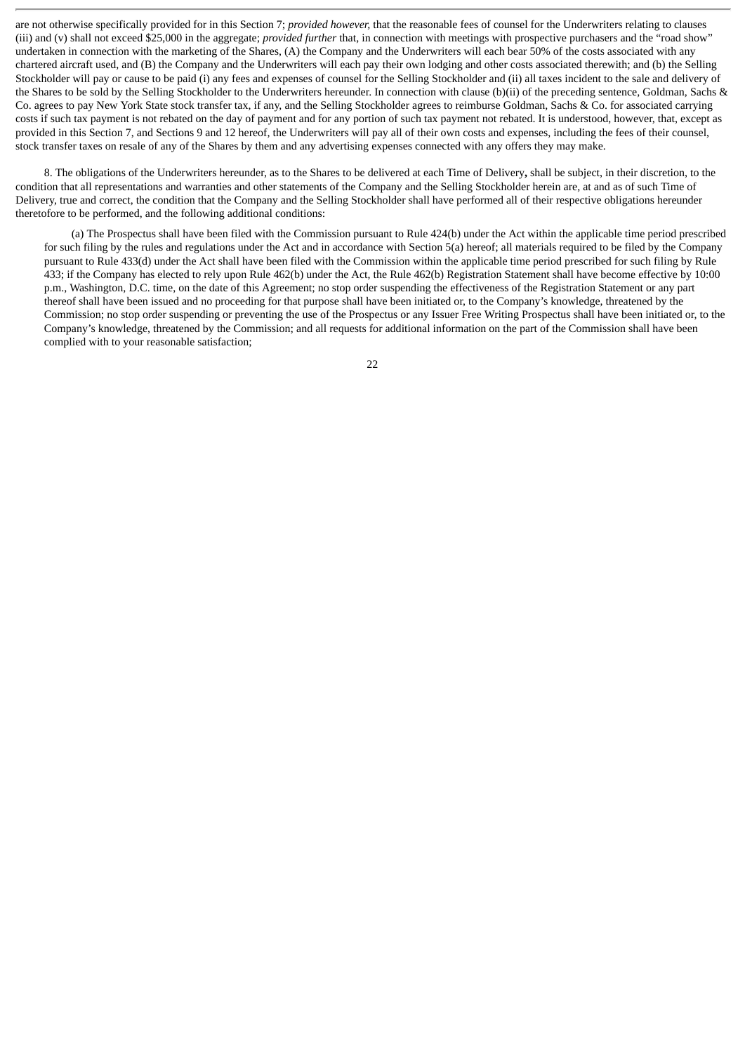are not otherwise specifically provided for in this Section 7; *provided however,* that the reasonable fees of counsel for the Underwriters relating to clauses (iii) and (v) shall not exceed $25,000 in the aggregate; *provided further* that, in connection with meetings with prospective purchasers and the "road show" undertaken in connection with the marketing of the Shares, (A) the Company and the Underwriters will each bear 50% of the costs associated with any chartered aircraft used, and (B) the Company and the Underwriters will each pay their own lodging and other costs associated therewith; and (b) the Selling Stockholder will pay or cause to be paid (i) any fees and expenses of counsel for the Selling Stockholder and (ii) all taxes incident to the sale and delivery of the Shares to be sold by the Selling Stockholder to the Underwriters hereunder. In connection with clause (b)(ii) of the preceding sentence, Goldman, Sachs & Co. agrees to pay New York State stock transfer tax, if any, and the Selling Stockholder agrees to reimburse Goldman, Sachs & Co. for associated carrying costs if such tax payment is not rebated on the day of payment and for any portion of such tax payment not rebated. It is understood, however, that, except as provided in this Section 7, and Sections 9 and 12 hereof, the Underwriters will pay all of their own costs and expenses, including the fees of their counsel, stock transfer taxes on resale of any of the Shares by them and any advertising expenses connected with any offers they may make.

8. The obligations of the Underwriters hereunder, as to the Shares to be delivered at each Time of Delivery**,** shall be subject, in their discretion, to the condition that all representations and warranties and other statements of the Company and the Selling Stockholder herein are, at and as of such Time of Delivery, true and correct, the condition that the Company and the Selling Stockholder shall have performed all of their respective obligations hereunder theretofore to be performed, and the following additional conditions:

(a) The Prospectus shall have been filed with the Commission pursuant to Rule 424(b) under the Act within the applicable time period prescribed for such filing by the rules and regulations under the Act and in accordance with Section 5(a) hereof; all materials required to be filed by the Company pursuant to Rule 433(d) under the Act shall have been filed with the Commission within the applicable time period prescribed for such filing by Rule 433; if the Company has elected to rely upon Rule 462(b) under the Act, the Rule 462(b) Registration Statement shall have become effective by 10:00 p.m., Washington, D.C. time, on the date of this Agreement; no stop order suspending the effectiveness of the Registration Statement or any part thereof shall have been issued and no proceeding for that purpose shall have been initiated or, to the Company's knowledge, threatened by the Commission; no stop order suspending or preventing the use of the Prospectus or any Issuer Free Writing Prospectus shall have been initiated or, to the Company's knowledge, threatened by the Commission; and all requests for additional information on the part of the Commission shall have been complied with to your reasonable satisfaction;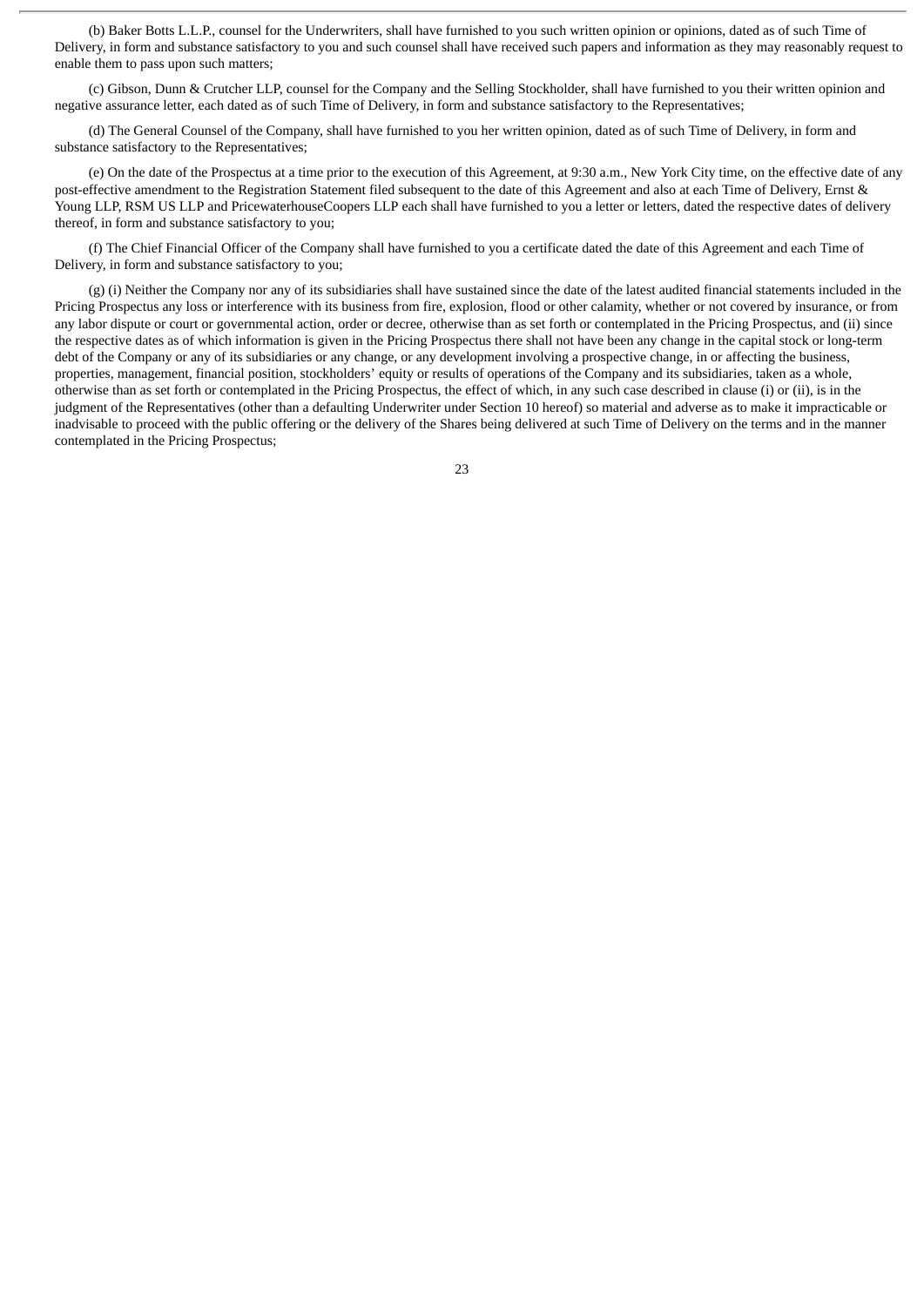(b) Baker Botts L.L.P., counsel for the Underwriters, shall have furnished to you such written opinion or opinions, dated as of such Time of Delivery, in form and substance satisfactory to you and such counsel shall have received such papers and information as they may reasonably request to enable them to pass upon such matters;

(c) Gibson, Dunn & Crutcher LLP, counsel for the Company and the Selling Stockholder, shall have furnished to you their written opinion and negative assurance letter, each dated as of such Time of Delivery, in form and substance satisfactory to the Representatives;

(d) The General Counsel of the Company, shall have furnished to you her written opinion, dated as of such Time of Delivery, in form and substance satisfactory to the Representatives;

(e) On the date of the Prospectus at a time prior to the execution of this Agreement, at 9:30 a.m., New York City time, on the effective date of any post-effective amendment to the Registration Statement filed subsequent to the date of this Agreement and also at each Time of Delivery, Ernst & Young LLP, RSM US LLP and PricewaterhouseCoopers LLP each shall have furnished to you a letter or letters, dated the respective dates of delivery thereof, in form and substance satisfactory to you;

(f) The Chief Financial Officer of the Company shall have furnished to you a certificate dated the date of this Agreement and each Time of Delivery, in form and substance satisfactory to you;

(g) (i) Neither the Company nor any of its subsidiaries shall have sustained since the date of the latest audited financial statements included in the Pricing Prospectus any loss or interference with its business from fire, explosion, flood or other calamity, whether or not covered by insurance, or from any labor dispute or court or governmental action, order or decree, otherwise than as set forth or contemplated in the Pricing Prospectus, and (ii) since the respective dates as of which information is given in the Pricing Prospectus there shall not have been any change in the capital stock or long-term debt of the Company or any of its subsidiaries or any change, or any development involving a prospective change, in or affecting the business, properties, management, financial position, stockholders' equity or results of operations of the Company and its subsidiaries, taken as a whole, otherwise than as set forth or contemplated in the Pricing Prospectus, the effect of which, in any such case described in clause (i) or (ii), is in the judgment of the Representatives (other than a defaulting Underwriter under Section 10 hereof) so material and adverse as to make it impracticable or inadvisable to proceed with the public offering or the delivery of the Shares being delivered at such Time of Delivery on the terms and in the manner contemplated in the Pricing Prospectus;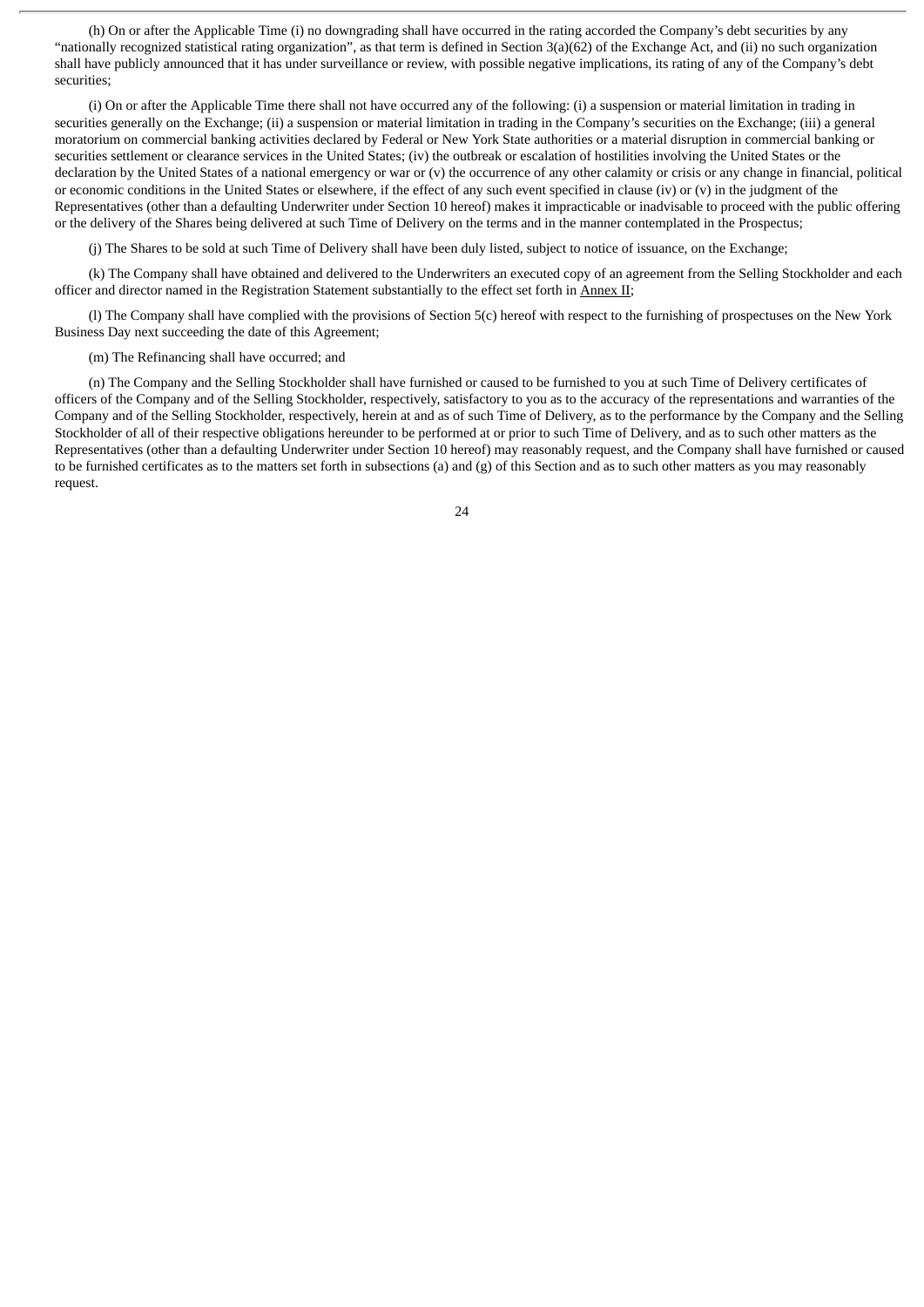(h) On or after the Applicable Time (i) no downgrading shall have occurred in the rating accorded the Company's debt securities by any "nationally recognized statistical rating organization", as that term is defined in Section 3(a)(62) of the Exchange Act, and (ii) no such organization shall have publicly announced that it has under surveillance or review, with possible negative implications, its rating of any of the Company's debt securities;

(i) On or after the Applicable Time there shall not have occurred any of the following: (i) a suspension or material limitation in trading in securities generally on the Exchange; (ii) a suspension or material limitation in trading in the Company's securities on the Exchange; (iii) a general moratorium on commercial banking activities declared by Federal or New York State authorities or a material disruption in commercial banking or securities settlement or clearance services in the United States; (iv) the outbreak or escalation of hostilities involving the United States or the declaration by the United States of a national emergency or war or (v) the occurrence of any other calamity or crisis or any change in financial, political or economic conditions in the United States or elsewhere, if the effect of any such event specified in clause (iv) or (v) in the judgment of the Representatives (other than a defaulting Underwriter under Section 10 hereof) makes it impracticable or inadvisable to proceed with the public offering or the delivery of the Shares being delivered at such Time of Delivery on the terms and in the manner contemplated in the Prospectus;

(j) The Shares to be sold at such Time of Delivery shall have been duly listed, subject to notice of issuance, on the Exchange;

(k) The Company shall have obtained and delivered to the Underwriters an executed copy of an agreement from the Selling Stockholder and each officer and director named in the Registration Statement substantially to the effect set forth in Annex II;

(l) The Company shall have complied with the provisions of Section 5(c) hereof with respect to the furnishing of prospectuses on the New York Business Day next succeeding the date of this Agreement;

(m) The Refinancing shall have occurred; and

(n) The Company and the Selling Stockholder shall have furnished or caused to be furnished to you at such Time of Delivery certificates of officers of the Company and of the Selling Stockholder, respectively, satisfactory to you as to the accuracy of the representations and warranties of the Company and of the Selling Stockholder, respectively, herein at and as of such Time of Delivery, as to the performance by the Company and the Selling Stockholder of all of their respective obligations hereunder to be performed at or prior to such Time of Delivery, and as to such other matters as the Representatives (other than a defaulting Underwriter under Section 10 hereof) may reasonably request, and the Company shall have furnished or caused to be furnished certificates as to the matters set forth in subsections (a) and (g) of this Section and as to such other matters as you may reasonably request.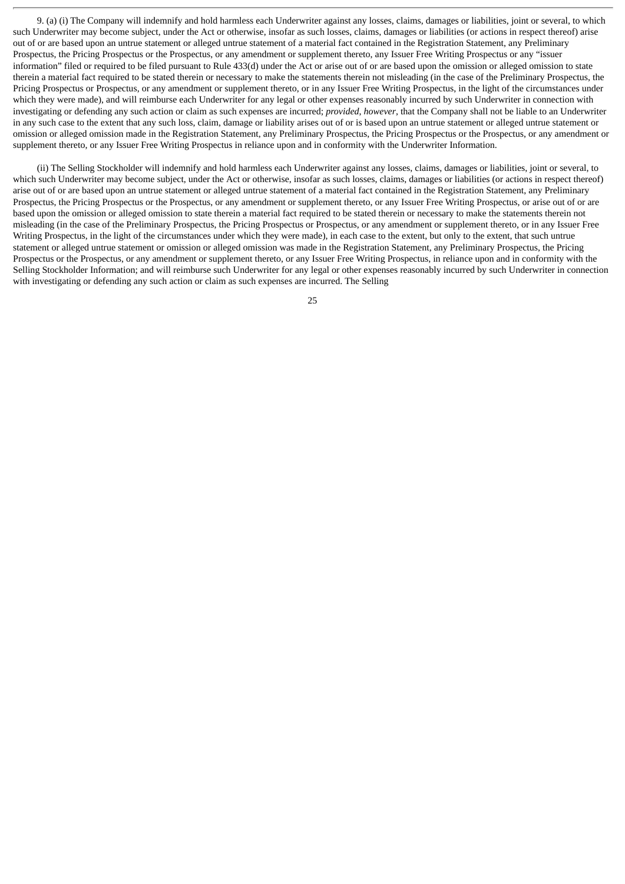9. (a) (i) The Company will indemnify and hold harmless each Underwriter against any losses, claims, damages or liabilities, joint or several, to which such Underwriter may become subject, under the Act or otherwise, insofar as such losses, claims, damages or liabilities (or actions in respect thereof) arise out of or are based upon an untrue statement or alleged untrue statement of a material fact contained in the Registration Statement, any Preliminary Prospectus, the Pricing Prospectus or the Prospectus, or any amendment or supplement thereto, any Issuer Free Writing Prospectus or any "issuer information" filed or required to be filed pursuant to Rule 433(d) under the Act or arise out of or are based upon the omission or alleged omission to state therein a material fact required to be stated therein or necessary to make the statements therein not misleading (in the case of the Preliminary Prospectus, the Pricing Prospectus or Prospectus, or any amendment or supplement thereto, or in any Issuer Free Writing Prospectus, in the light of the circumstances under which they were made), and will reimburse each Underwriter for any legal or other expenses reasonably incurred by such Underwriter in connection with investigating or defending any such action or claim as such expenses are incurred; *provided*, *however*, that the Company shall not be liable to an Underwriter in any such case to the extent that any such loss, claim, damage or liability arises out of or is based upon an untrue statement or alleged untrue statement or omission or alleged omission made in the Registration Statement, any Preliminary Prospectus, the Pricing Prospectus or the Prospectus, or any amendment or supplement thereto, or any Issuer Free Writing Prospectus in reliance upon and in conformity with the Underwriter Information.

(ii) The Selling Stockholder will indemnify and hold harmless each Underwriter against any losses, claims, damages or liabilities, joint or several, to which such Underwriter may become subject, under the Act or otherwise, insofar as such losses, claims, damages or liabilities (or actions in respect thereof) arise out of or are based upon an untrue statement or alleged untrue statement of a material fact contained in the Registration Statement, any Preliminary Prospectus, the Pricing Prospectus or the Prospectus, or any amendment or supplement thereto, or any Issuer Free Writing Prospectus, or arise out of or are based upon the omission or alleged omission to state therein a material fact required to be stated therein or necessary to make the statements therein not misleading (in the case of the Preliminary Prospectus, the Pricing Prospectus or Prospectus, or any amendment or supplement thereto, or in any Issuer Free Writing Prospectus, in the light of the circumstances under which they were made), in each case to the extent, but only to the extent, that such untrue statement or alleged untrue statement or omission or alleged omission was made in the Registration Statement, any Preliminary Prospectus, the Pricing Prospectus or the Prospectus, or any amendment or supplement thereto, or any Issuer Free Writing Prospectus, in reliance upon and in conformity with the Selling Stockholder Information; and will reimburse such Underwriter for any legal or other expenses reasonably incurred by such Underwriter in connection with investigating or defending any such action or claim as such expenses are incurred. The Selling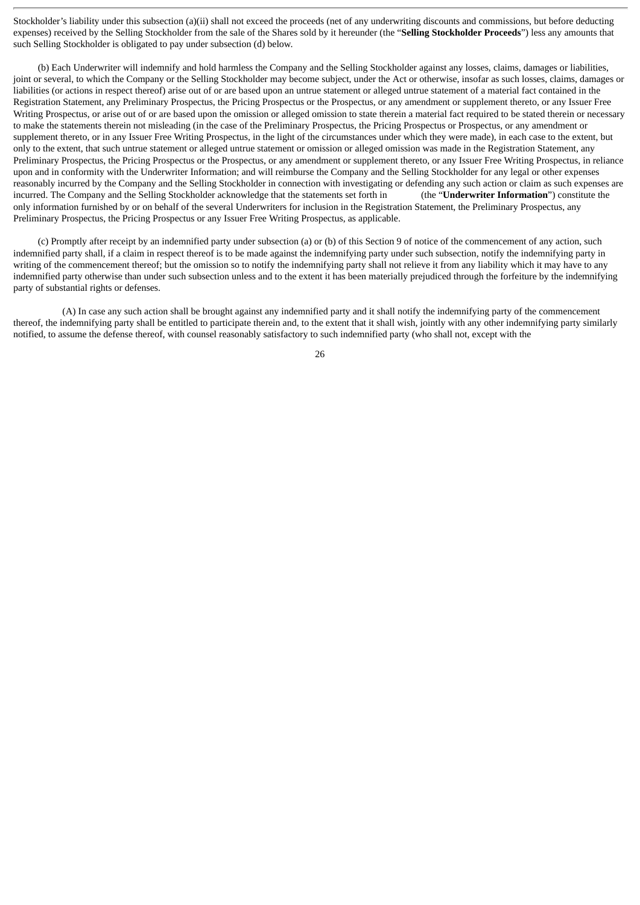Stockholder's liability under this subsection (a)(ii) shall not exceed the proceeds (net of any underwriting discounts and commissions, but before deducting expenses) received by the Selling Stockholder from the sale of the Shares sold by it hereunder (the "**Selling Stockholder Proceeds**") less any amounts that such Selling Stockholder is obligated to pay under subsection (d) below.

(b) Each Underwriter will indemnify and hold harmless the Company and the Selling Stockholder against any losses, claims, damages or liabilities, joint or several, to which the Company or the Selling Stockholder may become subject, under the Act or otherwise, insofar as such losses, claims, damages or liabilities (or actions in respect thereof) arise out of or are based upon an untrue statement or alleged untrue statement of a material fact contained in the Registration Statement, any Preliminary Prospectus, the Pricing Prospectus or the Prospectus, or any amendment or supplement thereto, or any Issuer Free Writing Prospectus, or arise out of or are based upon the omission or alleged omission to state therein a material fact required to be stated therein or necessary to make the statements therein not misleading (in the case of the Preliminary Prospectus, the Pricing Prospectus or Prospectus, or any amendment or supplement thereto, or in any Issuer Free Writing Prospectus, in the light of the circumstances under which they were made), in each case to the extent, but only to the extent, that such untrue statement or alleged untrue statement or omission or alleged omission was made in the Registration Statement, any Preliminary Prospectus, the Pricing Prospectus or the Prospectus, or any amendment or supplement thereto, or any Issuer Free Writing Prospectus, in reliance upon and in conformity with the Underwriter Information; and will reimburse the Company and the Selling Stockholder for any legal or other expenses reasonably incurred by the Company and the Selling Stockholder in connection with investigating or defending any such action or claim as such expenses are incurred. The Company and the Selling Stockholder acknowledge that the statements set forth in (the "**Underwriter Information**") constitute the only information furnished by or on behalf of the several Underwriters for inclusion in the Registration Statement, the Preliminary Prospectus, any Preliminary Prospectus, the Pricing Prospectus or any Issuer Free Writing Prospectus, as applicable.

(c) Promptly after receipt by an indemnified party under subsection (a) or (b) of this Section 9 of notice of the commencement of any action, such indemnified party shall, if a claim in respect thereof is to be made against the indemnifying party under such subsection, notify the indemnifying party in writing of the commencement thereof; but the omission so to notify the indemnifying party shall not relieve it from any liability which it may have to any indemnified party otherwise than under such subsection unless and to the extent it has been materially prejudiced through the forfeiture by the indemnifying party of substantial rights or defenses.

(A) In case any such action shall be brought against any indemnified party and it shall notify the indemnifying party of the commencement thereof, the indemnifying party shall be entitled to participate therein and, to the extent that it shall wish, jointly with any other indemnifying party similarly notified, to assume the defense thereof, with counsel reasonably satisfactory to such indemnified party (who shall not, except with the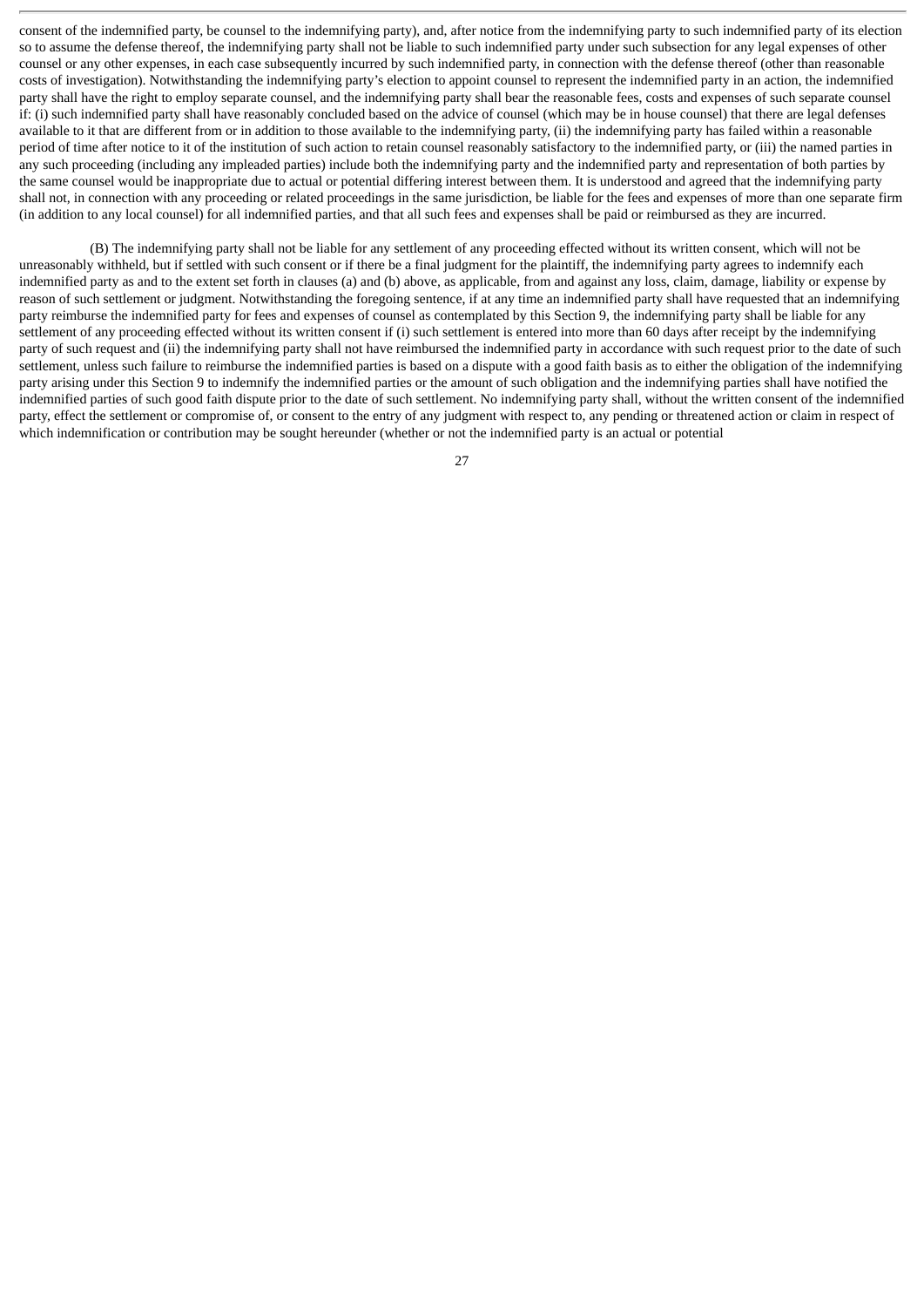consent of the indemnified party, be counsel to the indemnifying party), and, after notice from the indemnifying party to such indemnified party of its election so to assume the defense thereof, the indemnifying party shall not be liable to such indemnified party under such subsection for any legal expenses of other counsel or any other expenses, in each case subsequently incurred by such indemnified party, in connection with the defense thereof (other than reasonable costs of investigation). Notwithstanding the indemnifying party's election to appoint counsel to represent the indemnified party in an action, the indemnified party shall have the right to employ separate counsel, and the indemnifying party shall bear the reasonable fees, costs and expenses of such separate counsel if: (i) such indemnified party shall have reasonably concluded based on the advice of counsel (which may be in house counsel) that there are legal defenses available to it that are different from or in addition to those available to the indemnifying party, (ii) the indemnifying party has failed within a reasonable period of time after notice to it of the institution of such action to retain counsel reasonably satisfactory to the indemnified party, or (iii) the named parties in any such proceeding (including any impleaded parties) include both the indemnifying party and the indemnified party and representation of both parties by the same counsel would be inappropriate due to actual or potential differing interest between them. It is understood and agreed that the indemnifying party shall not, in connection with any proceeding or related proceedings in the same jurisdiction, be liable for the fees and expenses of more than one separate firm (in addition to any local counsel) for all indemnified parties, and that all such fees and expenses shall be paid or reimbursed as they are incurred.

(B) The indemnifying party shall not be liable for any settlement of any proceeding effected without its written consent, which will not be unreasonably withheld, but if settled with such consent or if there be a final judgment for the plaintiff, the indemnifying party agrees to indemnify each indemnified party as and to the extent set forth in clauses (a) and (b) above, as applicable, from and against any loss, claim, damage, liability or expense by reason of such settlement or judgment. Notwithstanding the foregoing sentence, if at any time an indemnified party shall have requested that an indemnifying party reimburse the indemnified party for fees and expenses of counsel as contemplated by this Section 9, the indemnifying party shall be liable for any settlement of any proceeding effected without its written consent if (i) such settlement is entered into more than 60 days after receipt by the indemnifying party of such request and (ii) the indemnifying party shall not have reimbursed the indemnified party in accordance with such request prior to the date of such settlement, unless such failure to reimburse the indemnified parties is based on a dispute with a good faith basis as to either the obligation of the indemnifying party arising under this Section 9 to indemnify the indemnified parties or the amount of such obligation and the indemnifying parties shall have notified the indemnified parties of such good faith dispute prior to the date of such settlement. No indemnifying party shall, without the written consent of the indemnified party, effect the settlement or compromise of, or consent to the entry of any judgment with respect to, any pending or threatened action or claim in respect of which indemnification or contribution may be sought hereunder (whether or not the indemnified party is an actual or potential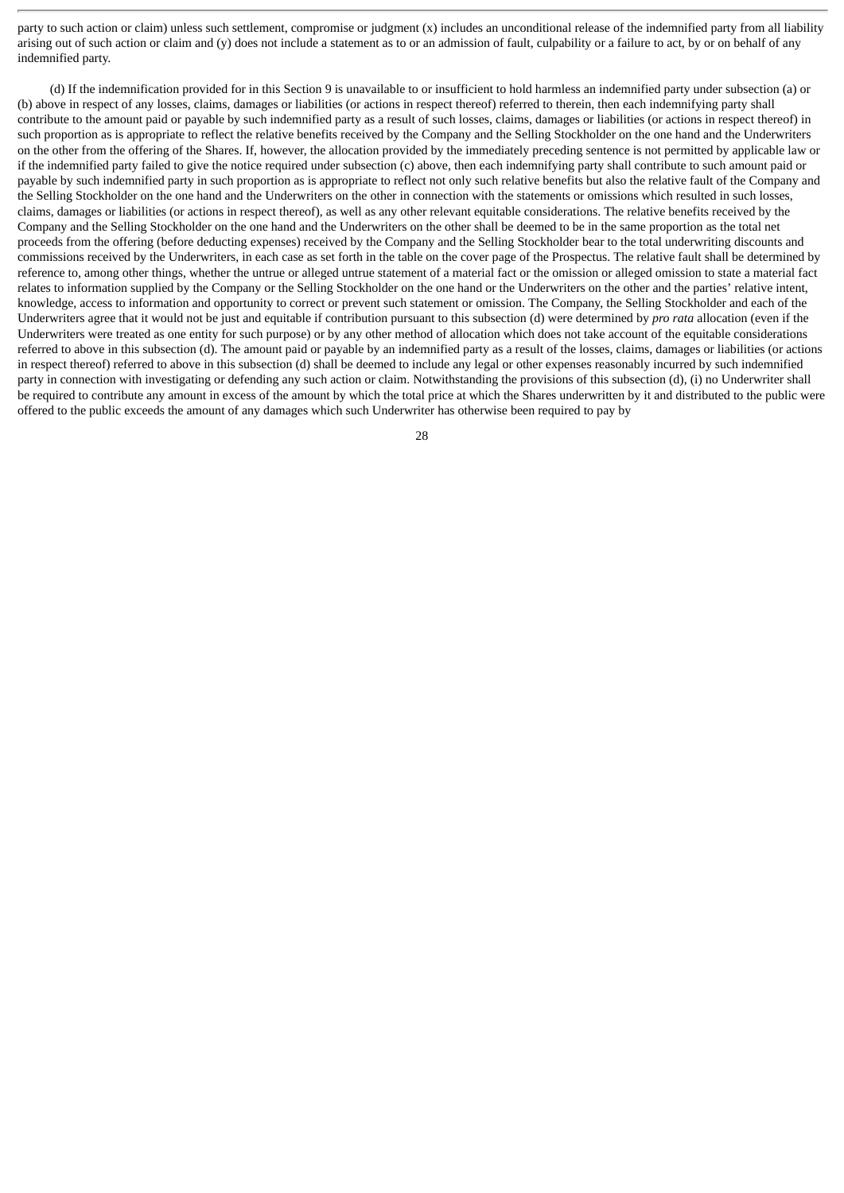party to such action or claim) unless such settlement, compromise or judgment (x) includes an unconditional release of the indemnified party from all liability arising out of such action or claim and (y) does not include a statement as to or an admission of fault, culpability or a failure to act, by or on behalf of any indemnified party.

(d) If the indemnification provided for in this Section 9 is unavailable to or insufficient to hold harmless an indemnified party under subsection (a) or (b) above in respect of any losses, claims, damages or liabilities (or actions in respect thereof) referred to therein, then each indemnifying party shall contribute to the amount paid or payable by such indemnified party as a result of such losses, claims, damages or liabilities (or actions in respect thereof) in such proportion as is appropriate to reflect the relative benefits received by the Company and the Selling Stockholder on the one hand and the Underwriters on the other from the offering of the Shares. If, however, the allocation provided by the immediately preceding sentence is not permitted by applicable law or if the indemnified party failed to give the notice required under subsection (c) above, then each indemnifying party shall contribute to such amount paid or payable by such indemnified party in such proportion as is appropriate to reflect not only such relative benefits but also the relative fault of the Company and the Selling Stockholder on the one hand and the Underwriters on the other in connection with the statements or omissions which resulted in such losses, claims, damages or liabilities (or actions in respect thereof), as well as any other relevant equitable considerations. The relative benefits received by the Company and the Selling Stockholder on the one hand and the Underwriters on the other shall be deemed to be in the same proportion as the total net proceeds from the offering (before deducting expenses) received by the Company and the Selling Stockholder bear to the total underwriting discounts and commissions received by the Underwriters, in each case as set forth in the table on the cover page of the Prospectus. The relative fault shall be determined by reference to, among other things, whether the untrue or alleged untrue statement of a material fact or the omission or alleged omission to state a material fact relates to information supplied by the Company or the Selling Stockholder on the one hand or the Underwriters on the other and the parties' relative intent, knowledge, access to information and opportunity to correct or prevent such statement or omission. The Company, the Selling Stockholder and each of the Underwriters agree that it would not be just and equitable if contribution pursuant to this subsection (d) were determined by *pro rata* allocation (even if the Underwriters were treated as one entity for such purpose) or by any other method of allocation which does not take account of the equitable considerations referred to above in this subsection (d). The amount paid or payable by an indemnified party as a result of the losses, claims, damages or liabilities (or actions in respect thereof) referred to above in this subsection (d) shall be deemed to include any legal or other expenses reasonably incurred by such indemnified party in connection with investigating or defending any such action or claim. Notwithstanding the provisions of this subsection (d), (i) no Underwriter shall be required to contribute any amount in excess of the amount by which the total price at which the Shares underwritten by it and distributed to the public were offered to the public exceeds the amount of any damages which such Underwriter has otherwise been required to pay by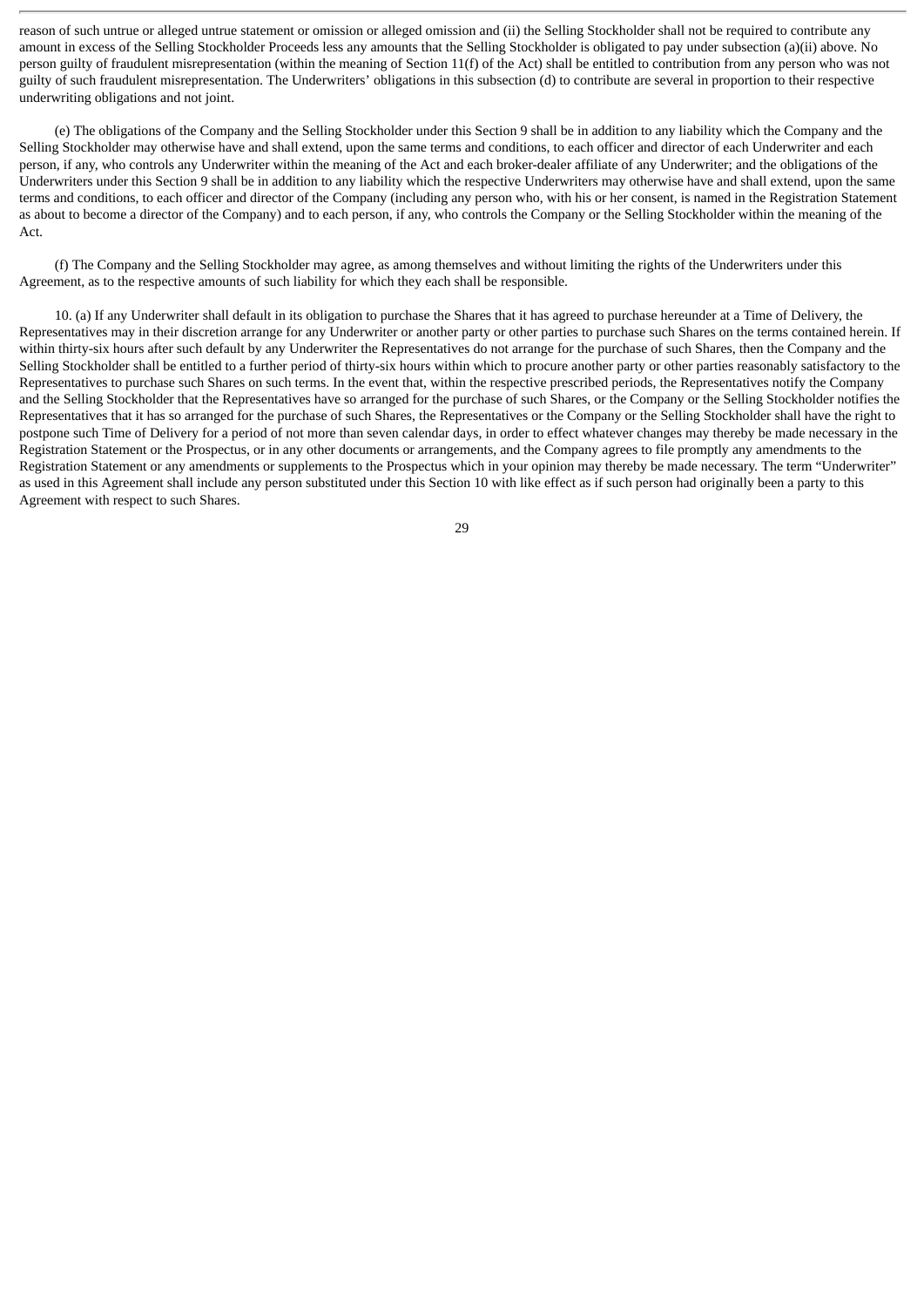reason of such untrue or alleged untrue statement or omission or alleged omission and (ii) the Selling Stockholder shall not be required to contribute any amount in excess of the Selling Stockholder Proceeds less any amounts that the Selling Stockholder is obligated to pay under subsection (a)(ii) above. No person guilty of fraudulent misrepresentation (within the meaning of Section 11(f) of the Act) shall be entitled to contribution from any person who was not guilty of such fraudulent misrepresentation. The Underwriters' obligations in this subsection (d) to contribute are several in proportion to their respective underwriting obligations and not joint.

(e) The obligations of the Company and the Selling Stockholder under this Section 9 shall be in addition to any liability which the Company and the Selling Stockholder may otherwise have and shall extend, upon the same terms and conditions, to each officer and director of each Underwriter and each person, if any, who controls any Underwriter within the meaning of the Act and each broker-dealer affiliate of any Underwriter; and the obligations of the Underwriters under this Section 9 shall be in addition to any liability which the respective Underwriters may otherwise have and shall extend, upon the same terms and conditions, to each officer and director of the Company (including any person who, with his or her consent, is named in the Registration Statement as about to become a director of the Company) and to each person, if any, who controls the Company or the Selling Stockholder within the meaning of the Act.

(f) The Company and the Selling Stockholder may agree, as among themselves and without limiting the rights of the Underwriters under this Agreement, as to the respective amounts of such liability for which they each shall be responsible.

10. (a) If any Underwriter shall default in its obligation to purchase the Shares that it has agreed to purchase hereunder at a Time of Delivery, the Representatives may in their discretion arrange for any Underwriter or another party or other parties to purchase such Shares on the terms contained herein. If within thirty-six hours after such default by any Underwriter the Representatives do not arrange for the purchase of such Shares, then the Company and the Selling Stockholder shall be entitled to a further period of thirty-six hours within which to procure another party or other parties reasonably satisfactory to the Representatives to purchase such Shares on such terms. In the event that, within the respective prescribed periods, the Representatives notify the Company and the Selling Stockholder that the Representatives have so arranged for the purchase of such Shares, or the Company or the Selling Stockholder notifies the Representatives that it has so arranged for the purchase of such Shares, the Representatives or the Company or the Selling Stockholder shall have the right to postpone such Time of Delivery for a period of not more than seven calendar days, in order to effect whatever changes may thereby be made necessary in the Registration Statement or the Prospectus, or in any other documents or arrangements, and the Company agrees to file promptly any amendments to the Registration Statement or any amendments or supplements to the Prospectus which in your opinion may thereby be made necessary. The term "Underwriter" as used in this Agreement shall include any person substituted under this Section 10 with like effect as if such person had originally been a party to this Agreement with respect to such Shares.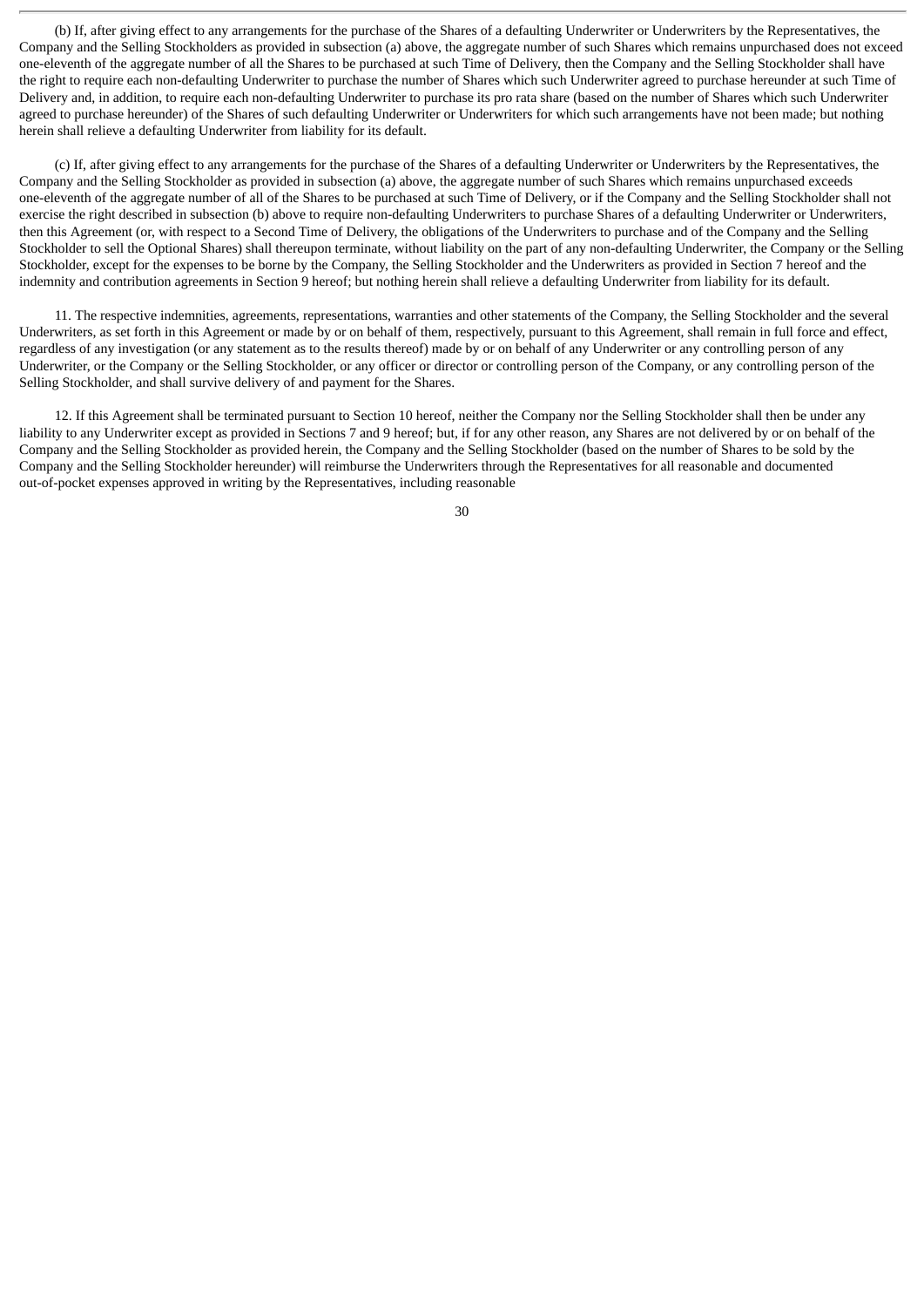(b) If, after giving effect to any arrangements for the purchase of the Shares of a defaulting Underwriter or Underwriters by the Representatives, the Company and the Selling Stockholders as provided in subsection (a) above, the aggregate number of such Shares which remains unpurchased does not exceed one-eleventh of the aggregate number of all the Shares to be purchased at such Time of Delivery, then the Company and the Selling Stockholder shall have the right to require each non-defaulting Underwriter to purchase the number of Shares which such Underwriter agreed to purchase hereunder at such Time of Delivery and, in addition, to require each non-defaulting Underwriter to purchase its pro rata share (based on the number of Shares which such Underwriter agreed to purchase hereunder) of the Shares of such defaulting Underwriter or Underwriters for which such arrangements have not been made; but nothing herein shall relieve a defaulting Underwriter from liability for its default.

(c) If, after giving effect to any arrangements for the purchase of the Shares of a defaulting Underwriter or Underwriters by the Representatives, the Company and the Selling Stockholder as provided in subsection (a) above, the aggregate number of such Shares which remains unpurchased exceeds one-eleventh of the aggregate number of all of the Shares to be purchased at such Time of Delivery, or if the Company and the Selling Stockholder shall not exercise the right described in subsection (b) above to require non-defaulting Underwriters to purchase Shares of a defaulting Underwriter or Underwriters, then this Agreement (or, with respect to a Second Time of Delivery, the obligations of the Underwriters to purchase and of the Company and the Selling Stockholder to sell the Optional Shares) shall thereupon terminate, without liability on the part of any non-defaulting Underwriter, the Company or the Selling Stockholder, except for the expenses to be borne by the Company, the Selling Stockholder and the Underwriters as provided in Section 7 hereof and the indemnity and contribution agreements in Section 9 hereof; but nothing herein shall relieve a defaulting Underwriter from liability for its default.

11. The respective indemnities, agreements, representations, warranties and other statements of the Company, the Selling Stockholder and the several Underwriters, as set forth in this Agreement or made by or on behalf of them, respectively, pursuant to this Agreement, shall remain in full force and effect, regardless of any investigation (or any statement as to the results thereof) made by or on behalf of any Underwriter or any controlling person of any Underwriter, or the Company or the Selling Stockholder, or any officer or director or controlling person of the Company, or any controlling person of the Selling Stockholder, and shall survive delivery of and payment for the Shares.

12. If this Agreement shall be terminated pursuant to Section 10 hereof, neither the Company nor the Selling Stockholder shall then be under any liability to any Underwriter except as provided in Sections 7 and 9 hereof; but, if for any other reason, any Shares are not delivered by or on behalf of the Company and the Selling Stockholder as provided herein, the Company and the Selling Stockholder (based on the number of Shares to be sold by the Company and the Selling Stockholder hereunder) will reimburse the Underwriters through the Representatives for all reasonable and documented out-of-pocket expenses approved in writing by the Representatives, including reasonable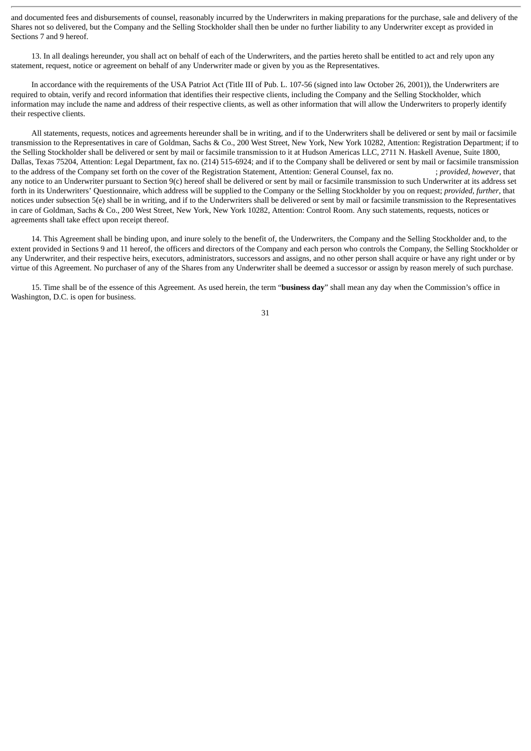and documented fees and disbursements of counsel, reasonably incurred by the Underwriters in making preparations for the purchase, sale and delivery of the Shares not so delivered, but the Company and the Selling Stockholder shall then be under no further liability to any Underwriter except as provided in Sections 7 and 9 hereof.

13. In all dealings hereunder, you shall act on behalf of each of the Underwriters, and the parties hereto shall be entitled to act and rely upon any statement, request, notice or agreement on behalf of any Underwriter made or given by you as the Representatives.

In accordance with the requirements of the USA Patriot Act (Title III of Pub. L. 107-56 (signed into law October 26, 2001)), the Underwriters are required to obtain, verify and record information that identifies their respective clients, including the Company and the Selling Stockholder, which information may include the name and address of their respective clients, as well as other information that will allow the Underwriters to properly identify their respective clients.

All statements, requests, notices and agreements hereunder shall be in writing, and if to the Underwriters shall be delivered or sent by mail or facsimile transmission to the Representatives in care of Goldman, Sachs & Co., 200 West Street, New York, New York 10282, Attention: Registration Department; if to the Selling Stockholder shall be delivered or sent by mail or facsimile transmission to it at Hudson Americas LLC, 2711 N. Haskell Avenue, Suite 1800, Dallas, Texas 75204, Attention: Legal Department, fax no. (214) 515-6924; and if to the Company shall be delivered or sent by mail or facsimile transmission to the address of the Company set forth on the cover of the Registration Statement, Attention: General Counsel, fax no.            ; *provided*, *however*, that any notice to an Underwriter pursuant to Section 9(c) hereof shall be delivered or sent by mail or facsimile transmission to such Underwriter at its address set forth in its Underwriters' Questionnaire, which address will be supplied to the Company or the Selling Stockholder by you on request; *provided*, *further*, that notices under subsection 5(e) shall be in writing, and if to the Underwriters shall be delivered or sent by mail or facsimile transmission to the Representatives in care of Goldman, Sachs & Co., 200 West Street, New York, New York 10282, Attention: Control Room. Any such statements, requests, notices or agreements shall take effect upon receipt thereof.

14. This Agreement shall be binding upon, and inure solely to the benefit of, the Underwriters, the Company and the Selling Stockholder and, to the extent provided in Sections 9 and 11 hereof, the officers and directors of the Company and each person who controls the Company, the Selling Stockholder or any Underwriter, and their respective heirs, executors, administrators, successors and assigns, and no other person shall acquire or have any right under or by virtue of this Agreement. No purchaser of any of the Shares from any Underwriter shall be deemed a successor or assign by reason merely of such purchase.

15. Time shall be of the essence of this Agreement. As used herein, the term "**business day**" shall mean any day when the Commission's office in Washington, D.C. is open for business.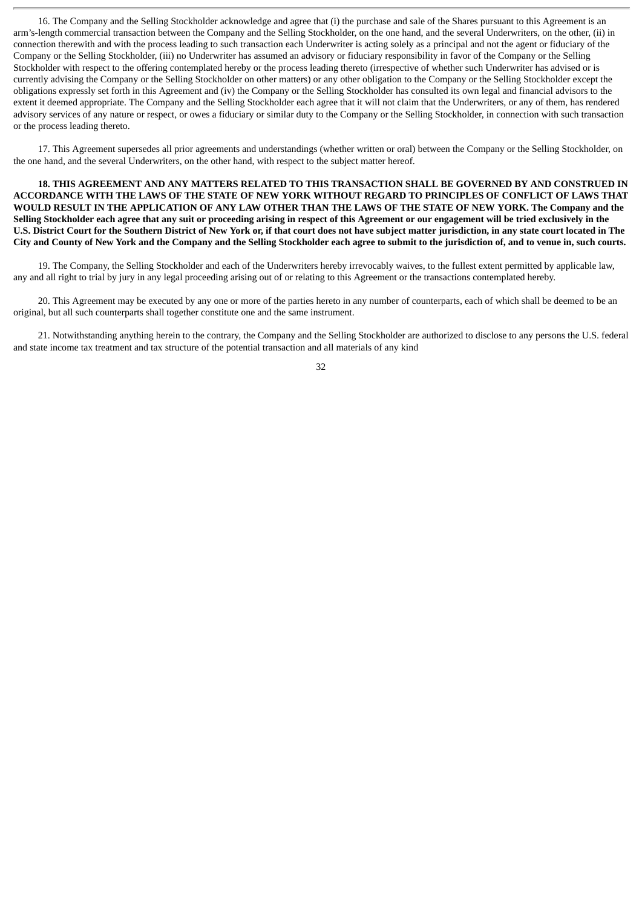16. The Company and the Selling Stockholder acknowledge and agree that (i) the purchase and sale of the Shares pursuant to this Agreement is an arm's-length commercial transaction between the Company and the Selling Stockholder, on the one hand, and the several Underwriters, on the other, (ii) in connection therewith and with the process leading to such transaction each Underwriter is acting solely as a principal and not the agent or fiduciary of the Company or the Selling Stockholder, (iii) no Underwriter has assumed an advisory or fiduciary responsibility in favor of the Company or the Selling Stockholder with respect to the offering contemplated hereby or the process leading thereto (irrespective of whether such Underwriter has advised or is currently advising the Company or the Selling Stockholder on other matters) or any other obligation to the Company or the Selling Stockholder except the obligations expressly set forth in this Agreement and (iv) the Company or the Selling Stockholder has consulted its own legal and financial advisors to the extent it deemed appropriate. The Company and the Selling Stockholder each agree that it will not claim that the Underwriters, or any of them, has rendered advisory services of any nature or respect, or owes a fiduciary or similar duty to the Company or the Selling Stockholder, in connection with such transaction or the process leading thereto.

17. This Agreement supersedes all prior agreements and understandings (whether written or oral) between the Company or the Selling Stockholder, on the one hand, and the several Underwriters, on the other hand, with respect to the subject matter hereof.

**18. THIS AGREEMENT AND ANY MATTERS RELATED TO THIS TRANSACTION SHALL BE GOVERNED BY AND CONSTRUED IN ACCORDANCE WITH THE LAWS OF THE STATE OF NEW YORK WITHOUT REGARD TO PRINCIPLES OF CONFLICT OF LAWS THAT WOULD RESULT IN THE APPLICATION OF ANY LAW OTHER THAN THE LAWS OF THE STATE OF NEW YORK. The Company and the Selling Stockholder each agree that any suit or proceeding arising in respect of this Agreement or our engagement will be tried exclusively in the U.S. District Court for the Southern District of New York or, if that court does not have subject matter jurisdiction, in any state court located in The City and County of New York and the Company and the Selling Stockholder each agree to submit to the jurisdiction of, and to venue in, such courts.**

19. The Company, the Selling Stockholder and each of the Underwriters hereby irrevocably waives, to the fullest extent permitted by applicable law, any and all right to trial by jury in any legal proceeding arising out of or relating to this Agreement or the transactions contemplated hereby.

20. This Agreement may be executed by any one or more of the parties hereto in any number of counterparts, each of which shall be deemed to be an original, but all such counterparts shall together constitute one and the same instrument.

21. Notwithstanding anything herein to the contrary, the Company and the Selling Stockholder are authorized to disclose to any persons the U.S. federal and state income tax treatment and tax structure of the potential transaction and all materials of any kind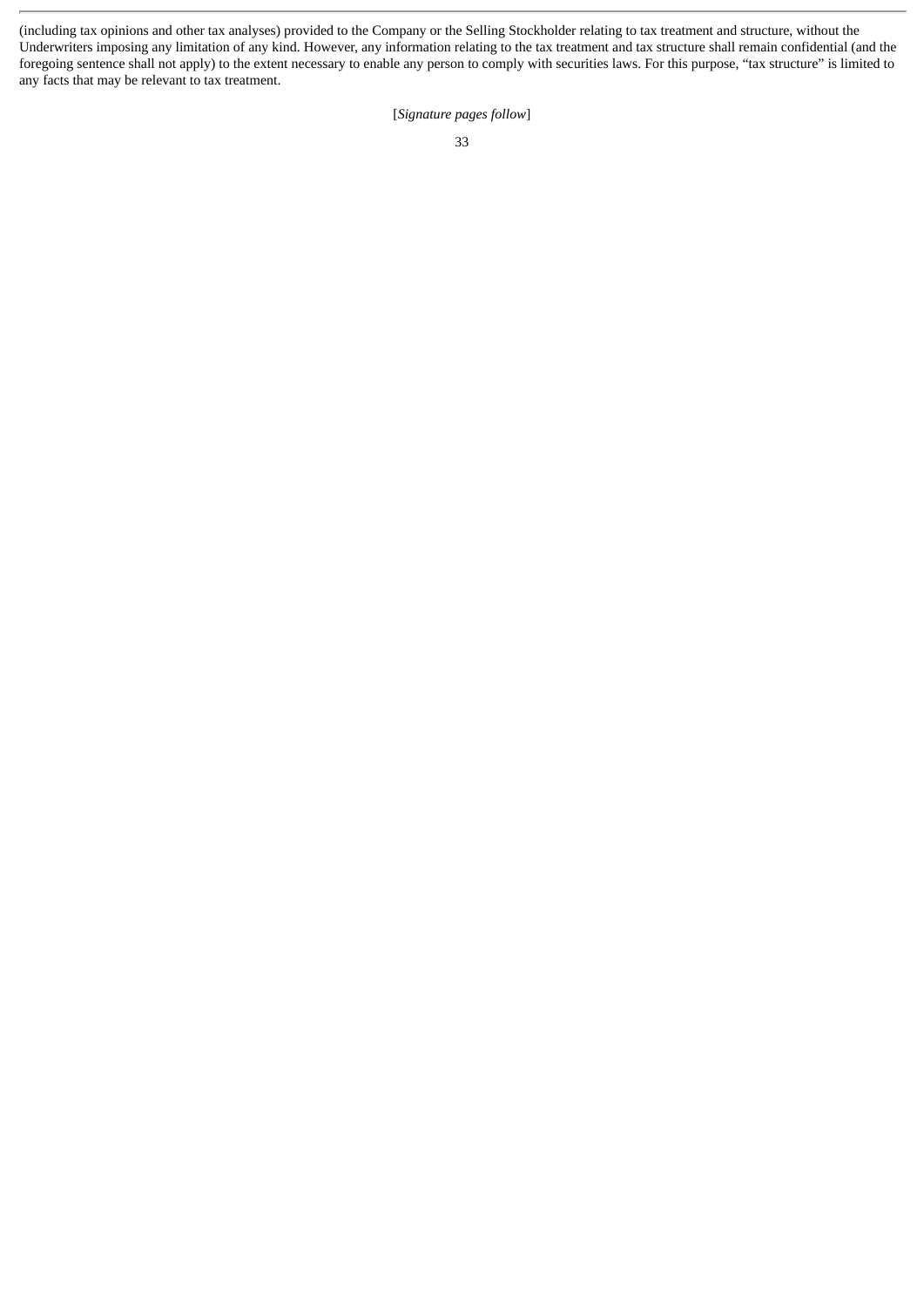(including tax opinions and other tax analyses) provided to the Company or the Selling Stockholder relating to tax treatment and structure, without the Underwriters imposing any limitation of any kind. However, any information relating to the tax treatment and tax structure shall remain confidential (and the foregoing sentence shall not apply) to the extent necessary to enable any person to comply with securities laws. For this purpose, "tax structure" is limited to any facts that may be relevant to tax treatment.

[*Signature pages follow*]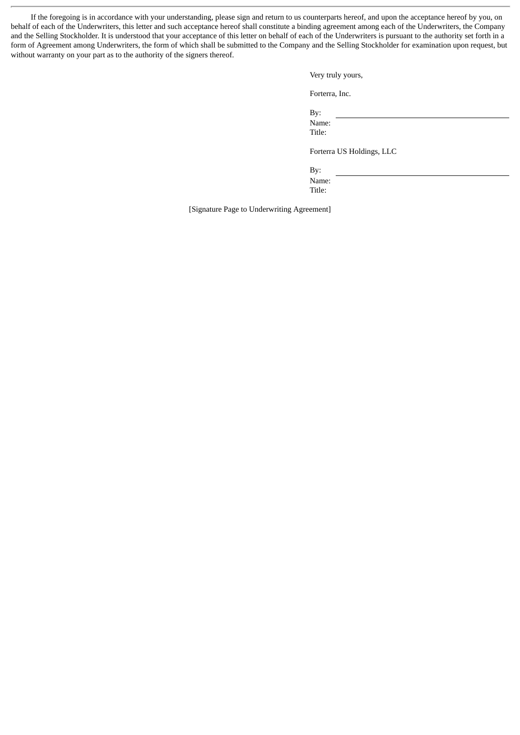If the foregoing is in accordance with your understanding, please sign and return to us counterparts hereof, and upon the acceptance hereof by you, on behalf of each of the Underwriters, this letter and such acceptance hereof shall constitute a binding agreement among each of the Underwriters, the Company and the Selling Stockholder. It is understood that your acceptance of this letter on behalf of each of the Underwriters is pursuant to the authority set forth in a form of Agreement among Underwriters, the form of which shall be submitted to the Company and the Selling Stockholder for examination upon request, but without warranty on your part as to the authority of the signers thereof.

Very truly yours,

Forterra, Inc.

By: \_\_\_\_\_\_\_\_\_\_\_\_\_\_\_\_\_\_\_\_\_\_\_\_\_\_\_\_\_\_\_\_
Name:
Title:

Forterra US Holdings, LLC

By: \_\_\_\_\_\_\_\_\_\_\_\_\_\_\_\_\_\_\_\_\_\_\_\_\_\_\_\_\_\_\_\_
Name:
Title:

[Signature Page to Underwriting Agreement]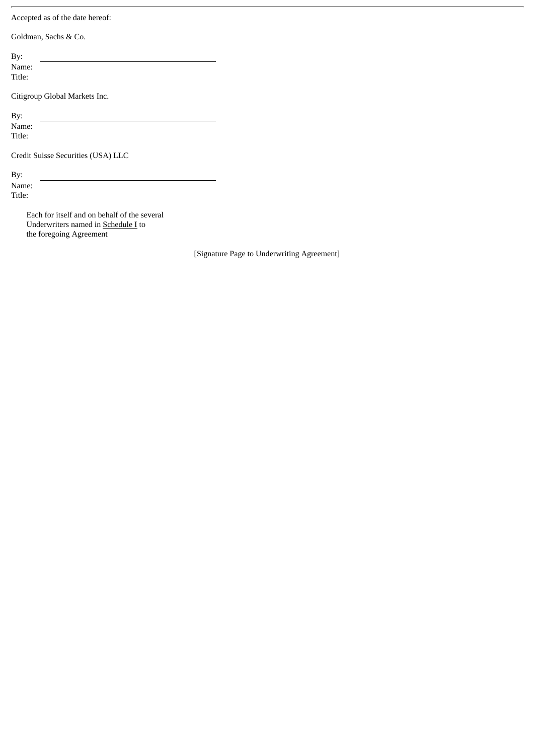Accepted as of the date hereof:

Goldman, Sachs & Co.

By: \_\_\_\_\_\_\_\_\_\_\_\_\_\_\_\_\_\_\_\_\_\_\_\_\_\_\_\_\_\_\_\_\_\_\_\_\_\_\_\_
Name:
Title:

Citigroup Global Markets Inc.

By: \_\_\_\_\_\_\_\_\_\_\_\_\_\_\_\_\_\_\_\_\_\_\_\_\_\_\_\_\_\_\_\_\_\_\_\_\_\_\_\_
Name:
Title:

Credit Suisse Securities (USA) LLC

By: \_\_\_\_\_\_\_\_\_\_\_\_\_\_\_\_\_\_\_\_\_\_\_\_\_\_\_\_\_\_\_\_\_\_\_\_\_\_\_\_
Name:
Title:

Each for itself and on behalf of the several Underwriters named in Schedule I to the foregoing Agreement

[Signature Page to Underwriting Agreement]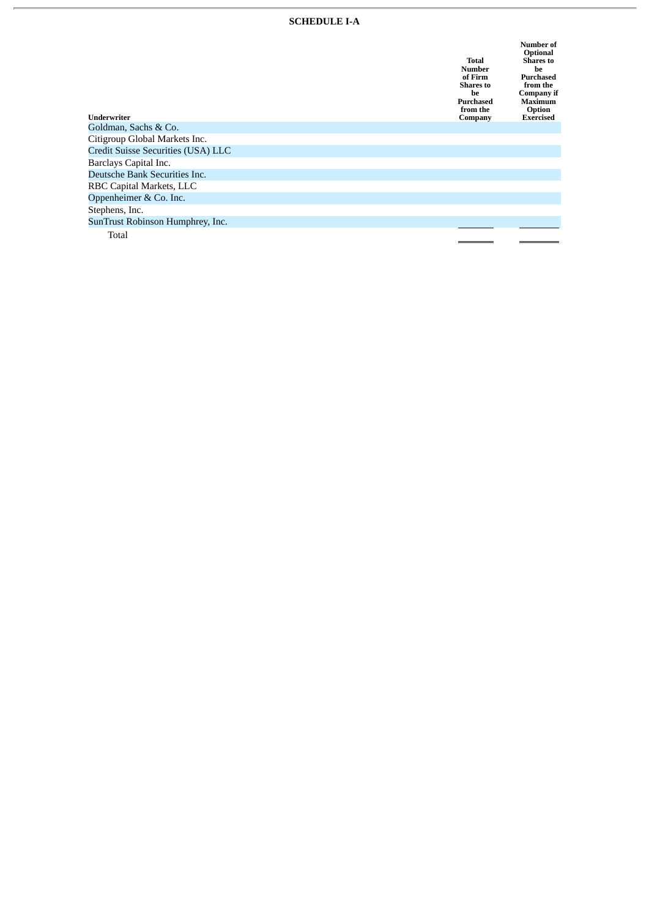## SCHEDULE I-A

| Underwriter | Total Number of Firm Shares to be Purchased from the Company | Number of Optional Shares to be Purchased from the Company if Maximum Option Exercised |
|---|---|---|
| Goldman, Sachs & Co. | | |
| Citigroup Global Markets Inc. | | |
| Credit Suisse Securities (USA) LLC | | |
| Barclays Capital Inc. | | |
| Deutsche Bank Securities Inc. | | |
| RBC Capital Markets, LLC | | |
| Oppenheimer & Co. Inc. | | |
| Stephens, Inc. | | |
| SunTrust Robinson Humphrey, Inc. | | |
| Total | | |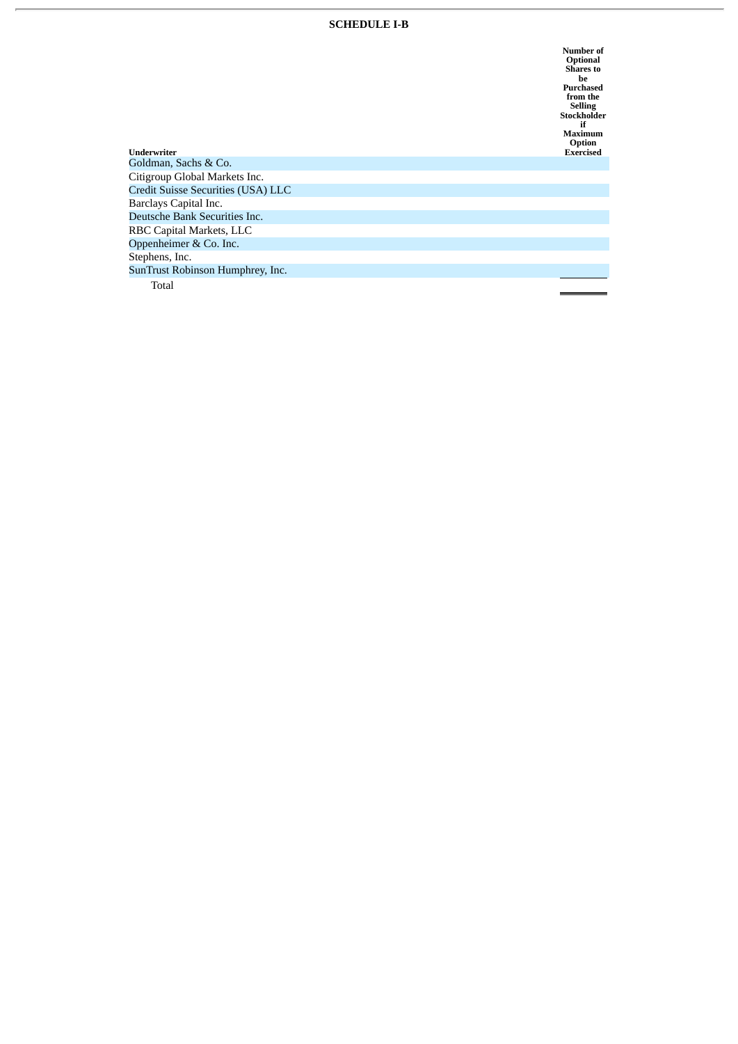# SCHEDULE I-B

| Underwriter | Number of Optional Shares to be Purchased from the Selling Stockholder if Maximum Option Exercised |
|---|---|
| Goldman, Sachs & Co. | |
| Citigroup Global Markets Inc. | |
| Credit Suisse Securities (USA) LLC | |
| Barclays Capital Inc. | |
| Deutsche Bank Securities Inc. | |
| RBC Capital Markets, LLC | |
| Oppenheimer & Co. Inc. | |
| Stephens, Inc. | |
| SunTrust Robinson Humphrey, Inc. | |
| Total | |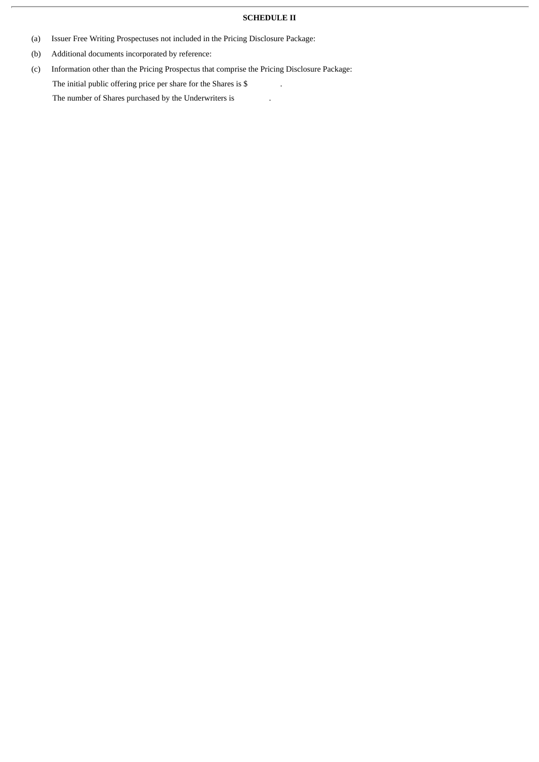**SCHEDULE II**

(a) Issuer Free Writing Prospectuses not included in the Pricing Disclosure Package:

(b) Additional documents incorporated by reference:

(c) Information other than the Pricing Prospectus that comprise the Pricing Disclosure Package:

The initial public offering price per share for the Shares is $ .

The number of Shares purchased by the Underwriters is .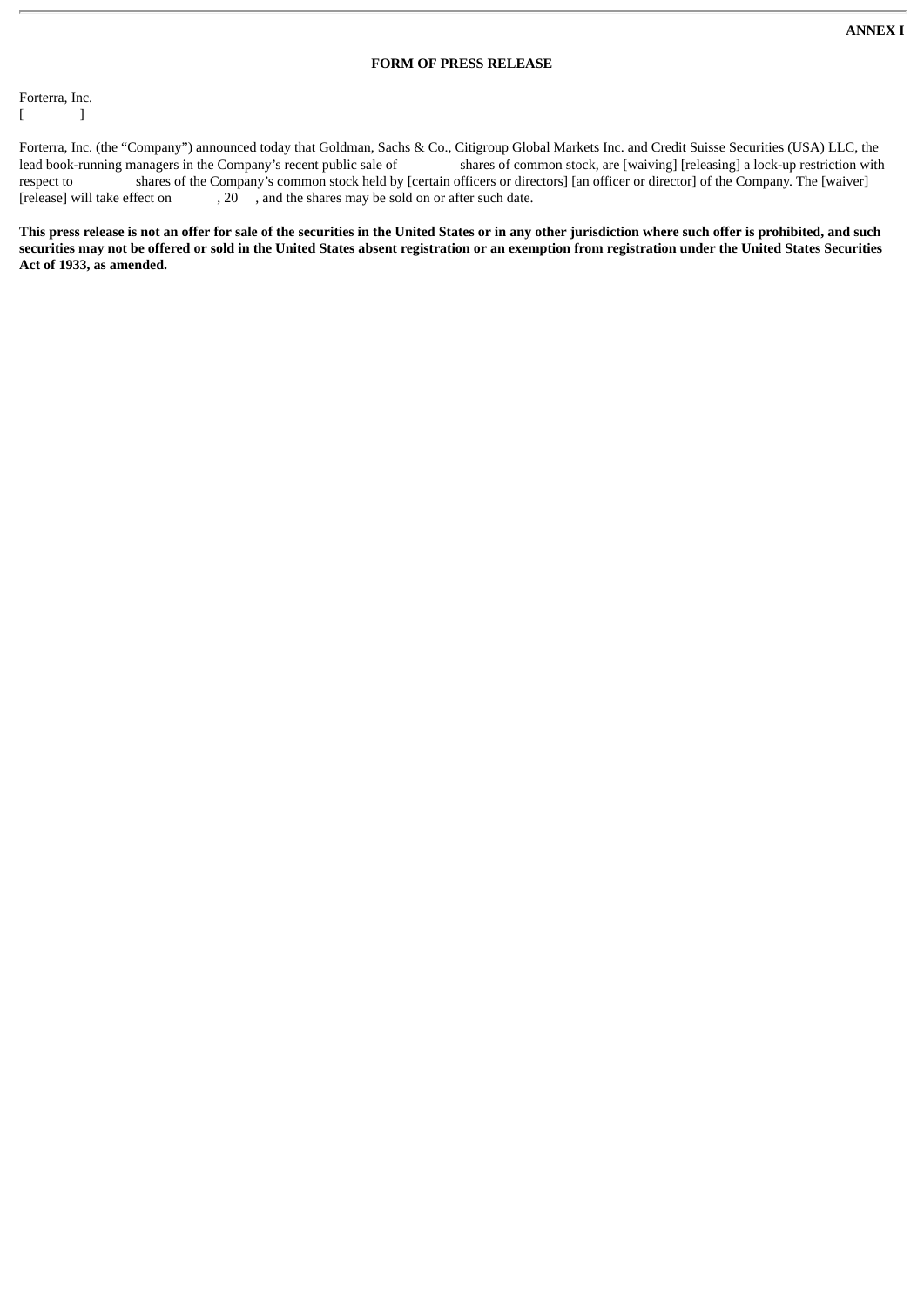**ANNEX I**

**FORM OF PRESS RELEASE**

Forterra, Inc.
[          ]

Forterra, Inc. (the “Company”) announced today that Goldman, Sachs & Co., Citigroup Global Markets Inc. and Credit Suisse Securities (USA) LLC, the lead book-running managers in the Company’s recent public sale of            shares of common stock, are [waiving] [releasing] a lock-up restriction with respect to            shares of the Company’s common stock held by [certain officers or directors] [an officer or director] of the Company. The [waiver] [release] will take effect on          , 20    , and the shares may be sold on or after such date.

**This press release is not an offer for sale of the securities in the United States or in any other jurisdiction where such offer is prohibited, and such securities may not be offered or sold in the United States absent registration or an exemption from registration under the United States Securities Act of 1933, as amended.**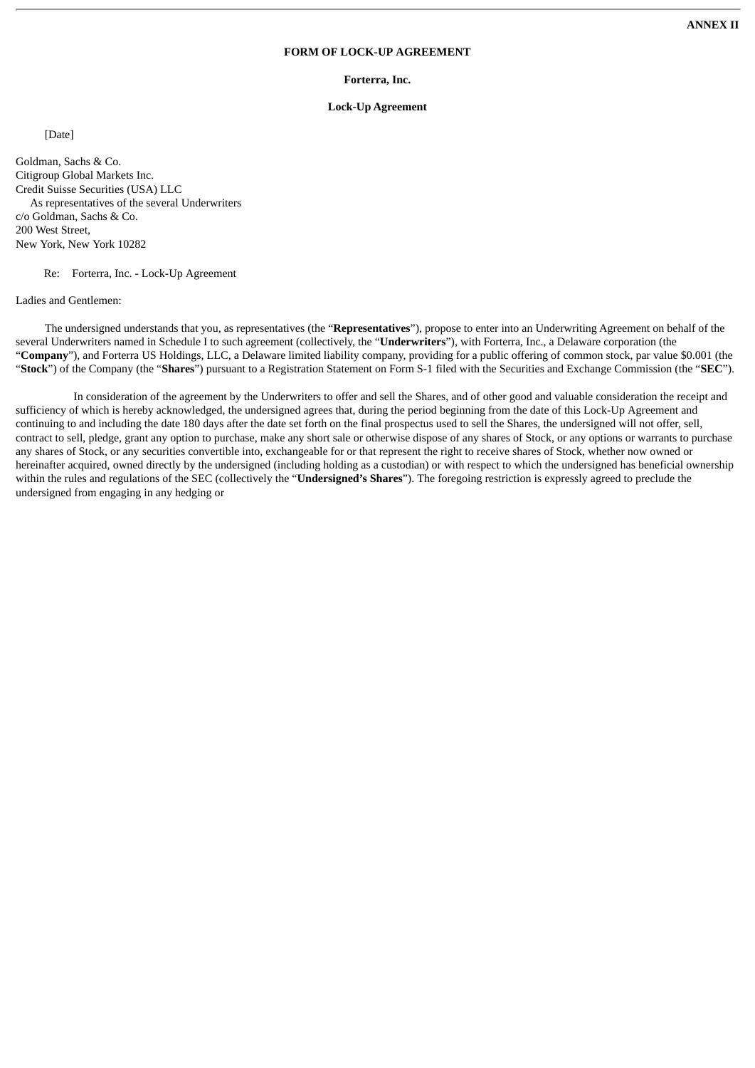**ANNEX II**

**FORM OF LOCK-UP AGREEMENT**

**Forterra, Inc.**

**Lock-Up Agreement**

[Date]

Goldman, Sachs & Co.
Citigroup Global Markets Inc.
Credit Suisse Securities (USA) LLC
As representatives of the several Underwriters
c/o Goldman, Sachs & Co.
200 West Street,
New York, New York 10282

Re: Forterra, Inc. - Lock-Up Agreement

Ladies and Gentlemen:

The undersigned understands that you, as representatives (the "**Representatives**"), propose to enter into an Underwriting Agreement on behalf of the several Underwriters named in Schedule I to such agreement (collectively, the "**Underwriters**"), with Forterra, Inc., a Delaware corporation (the "**Company**"), and Forterra US Holdings, LLC, a Delaware limited liability company, providing for a public offering of common stock, par value $0.001 (the "**Stock**") of the Company (the "**Shares**") pursuant to a Registration Statement on Form S-1 filed with the Securities and Exchange Commission (the "**SEC**").

In consideration of the agreement by the Underwriters to offer and sell the Shares, and of other good and valuable consideration the receipt and sufficiency of which is hereby acknowledged, the undersigned agrees that, during the period beginning from the date of this Lock-Up Agreement and continuing to and including the date 180 days after the date set forth on the final prospectus used to sell the Shares, the undersigned will not offer, sell, contract to sell, pledge, grant any option to purchase, make any short sale or otherwise dispose of any shares of Stock, or any options or warrants to purchase any shares of Stock, or any securities convertible into, exchangeable for or that represent the right to receive shares of Stock, whether now owned or hereinafter acquired, owned directly by the undersigned (including holding as a custodian) or with respect to which the undersigned has beneficial ownership within the rules and regulations of the SEC (collectively the "**Undersigned's Shares**"). The foregoing restriction is expressly agreed to preclude the undersigned from engaging in any hedging or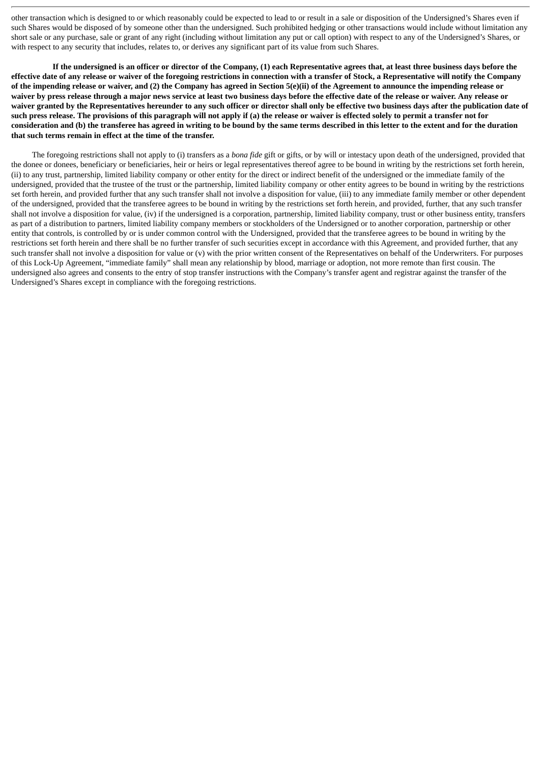other transaction which is designed to or which reasonably could be expected to lead to or result in a sale or disposition of the Undersigned's Shares even if such Shares would be disposed of by someone other than the undersigned. Such prohibited hedging or other transactions would include without limitation any short sale or any purchase, sale or grant of any right (including without limitation any put or call option) with respect to any of the Undersigned's Shares, or with respect to any security that includes, relates to, or derives any significant part of its value from such Shares.

**If the undersigned is an officer or director of the Company, (1) each Representative agrees that, at least three business days before the effective date of any release or waiver of the foregoing restrictions in connection with a transfer of Stock, a Representative will notify the Company of the impending release or waiver, and (2) the Company has agreed in Section 5(e)(ii) of the Agreement to announce the impending release or waiver by press release through a major news service at least two business days before the effective date of the release or waiver. Any release or waiver granted by the Representatives hereunder to any such officer or director shall only be effective two business days after the publication date of such press release. The provisions of this paragraph will not apply if (a) the release or waiver is effected solely to permit a transfer not for consideration and (b) the transferee has agreed in writing to be bound by the same terms described in this letter to the extent and for the duration that such terms remain in effect at the time of the transfer.**

The foregoing restrictions shall not apply to (i) transfers as a *bona fide* gift or gifts, or by will or intestacy upon death of the undersigned, provided that the donee or donees, beneficiary or beneficiaries, heir or heirs or legal representatives thereof agree to be bound in writing by the restrictions set forth herein, (ii) to any trust, partnership, limited liability company or other entity for the direct or indirect benefit of the undersigned or the immediate family of the undersigned, provided that the trustee of the trust or the partnership, limited liability company or other entity agrees to be bound in writing by the restrictions set forth herein, and provided further that any such transfer shall not involve a disposition for value, (iii) to any immediate family member or other dependent of the undersigned, provided that the transferee agrees to be bound in writing by the restrictions set forth herein, and provided, further, that any such transfer shall not involve a disposition for value, (iv) if the undersigned is a corporation, partnership, limited liability company, trust or other business entity, transfers as part of a distribution to partners, limited liability company members or stockholders of the Undersigned or to another corporation, partnership or other entity that controls, is controlled by or is under common control with the Undersigned, provided that the transferee agrees to be bound in writing by the restrictions set forth herein and there shall be no further transfer of such securities except in accordance with this Agreement, and provided further, that any such transfer shall not involve a disposition for value or (v) with the prior written consent of the Representatives on behalf of the Underwriters. For purposes of this Lock-Up Agreement, "immediate family" shall mean any relationship by blood, marriage or adoption, not more remote than first cousin. The undersigned also agrees and consents to the entry of stop transfer instructions with the Company's transfer agent and registrar against the transfer of the Undersigned's Shares except in compliance with the foregoing restrictions.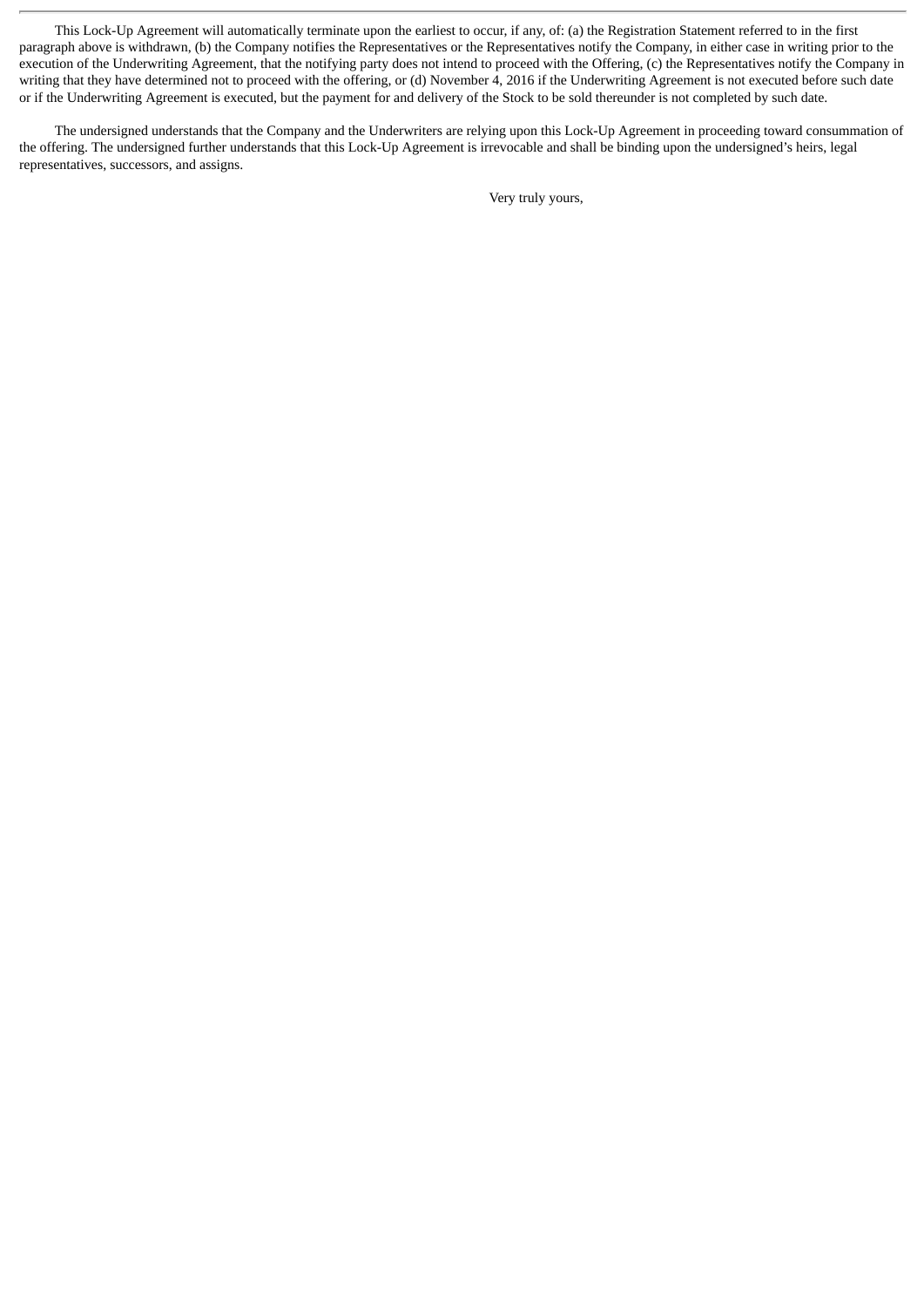This Lock-Up Agreement will automatically terminate upon the earliest to occur, if any, of: (a) the Registration Statement referred to in the first paragraph above is withdrawn, (b) the Company notifies the Representatives or the Representatives notify the Company, in either case in writing prior to the execution of the Underwriting Agreement, that the notifying party does not intend to proceed with the Offering, (c) the Representatives notify the Company in writing that they have determined not to proceed with the offering, or (d) November 4, 2016 if the Underwriting Agreement is not executed before such date or if the Underwriting Agreement is executed, but the payment for and delivery of the Stock to be sold thereunder is not completed by such date.

The undersigned understands that the Company and the Underwriters are relying upon this Lock-Up Agreement in proceeding toward consummation of the offering. The undersigned further understands that this Lock-Up Agreement is irrevocable and shall be binding upon the undersigned's heirs, legal representatives, successors, and assigns.

Very truly yours,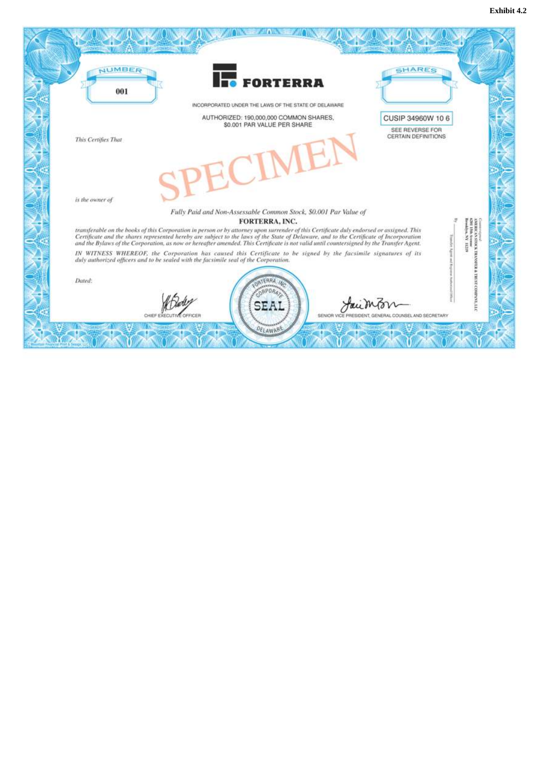**Exhibit 4.2**

NUMBER

001

# FORTERRA

SHARES

INCORPORATED UNDER THE LAWS OF THE STATE OF DELAWARE

AUTHORIZED: 190,000,000 COMMON SHARES,
$0.001 PAR VALUE PER SHARE

CUSIP 34960W 10 6

SEE REVERSE FOR
CERTAIN DEFINITIONS

*This Certifies That*

SPECIMEN

*is the owner of*

*Fully Paid and Non-Assessable Common Stock, $0.001 Par Value of*

**FORTERRA, INC.**

*transferable on the books of this Corporation in person or by attorney upon surrender of this Certificate duly endorsed or assigned. This Certificate and the shares represented hereby are subject to the laws of the State of Delaware, and to the Certificate of Incorporation and the Bylaws of the Corporation, as now or hereafter amended. This Certificate is not valid until countersigned by the Transfer Agent.*

*IN WITNESS WHEREOF, the Corporation has caused this Certificate to be signed by the facsimile signatures of its duly authorized officers and to be sealed with the facsimile seal of the Corporation.*

*Dated:*

FORTERRA, INC. CORPORATE SEAL DELAWARE

CHIEF EXECUTIVE OFFICER

SENIOR VICE PRESIDENT, GENERAL COUNSEL AND SECRETARY

Countersigned
AMERICAN STOCK TRANSFER & TRUST COMPANY, LLC
6201 15th Avenue
Brooklyn, NY 11219

By

Transfer Agent and Registrar Authorized Officer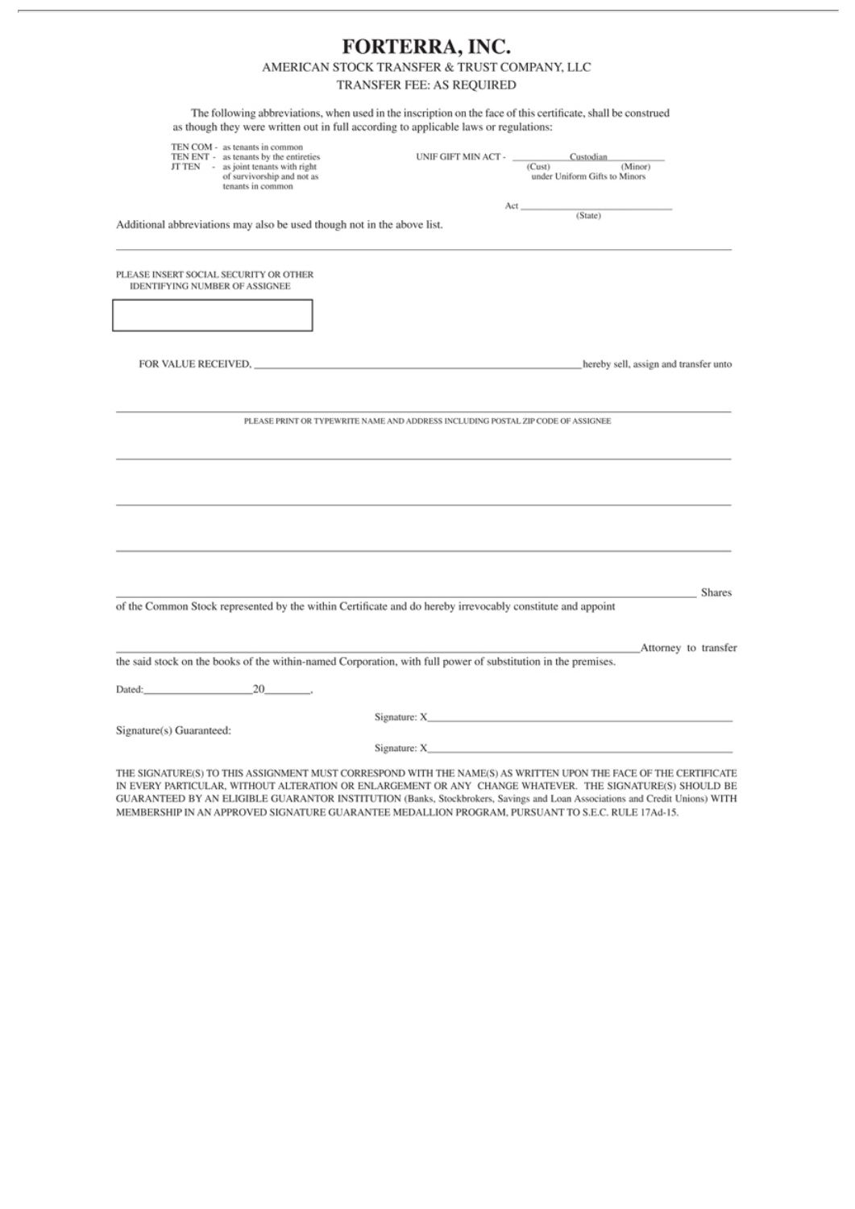# FORTERRA, INC.

AMERICAN STOCK TRANSFER & TRUST COMPANY, LLC

TRANSFER FEE: AS REQUIRED

The following abbreviations, when used in the inscription on the face of this certificate, shall be construed as though they were written out in full according to applicable laws or regulations:

TEN COM - as tenants in common
TEN ENT - as tenants by the entireties
JT TEN - as joint tenants with right of survivorship and not as tenants in common

UNIF GIFT MIN ACT - __________ Custodian __________
(Cust) (Minor)
under Uniform Gifts to Minors

Act ______________________
(State)

Additional abbreviations may also be used though not in the above list.

---

PLEASE INSERT SOCIAL SECURITY OR OTHER IDENTIFYING NUMBER OF ASSIGNEE

| |
|---|
| |

FOR VALUE RECEIVED, ________________________________________ hereby sell, assign and transfer unto

______________________________________________________________________

PLEASE PRINT OR TYPEWRITE NAME AND ADDRESS INCLUDING POSTAL ZIP CODE OF ASSIGNEE

______________________________________________________________________

______________________________________________________________________

______________________________________________________________________

______________________________________________________________________ Shares

of the Common Stock represented by the within Certificate and do hereby irrevocably constitute and appoint

______________________________________________________________________ Attorney to transfer

the said stock on the books of the within-named Corporation, with full power of substitution in the premises.

Dated: ____________________ 20________,

Signature(s) Guaranteed:

Signature: X______________________________________________

Signature: X______________________________________________

THE SIGNATURE(S) TO THIS ASSIGNMENT MUST CORRESPOND WITH THE NAME(S) AS WRITTEN UPON THE FACE OF THE CERTIFICATE IN EVERY PARTICULAR, WITHOUT ALTERATION OR ENLARGEMENT OR ANY CHANGE WHATEVER. THE SIGNATURE(S) SHOULD BE GUARANTEED BY AN ELIGIBLE GUARANTOR INSTITUTION (Banks, Stockbrokers, Savings and Loan Associations and Credit Unions) WITH MEMBERSHIP IN AN APPROVED SIGNATURE GUARANTEE MEDALLION PROGRAM, PURSUANT TO S.E.C. RULE 17Ad-15.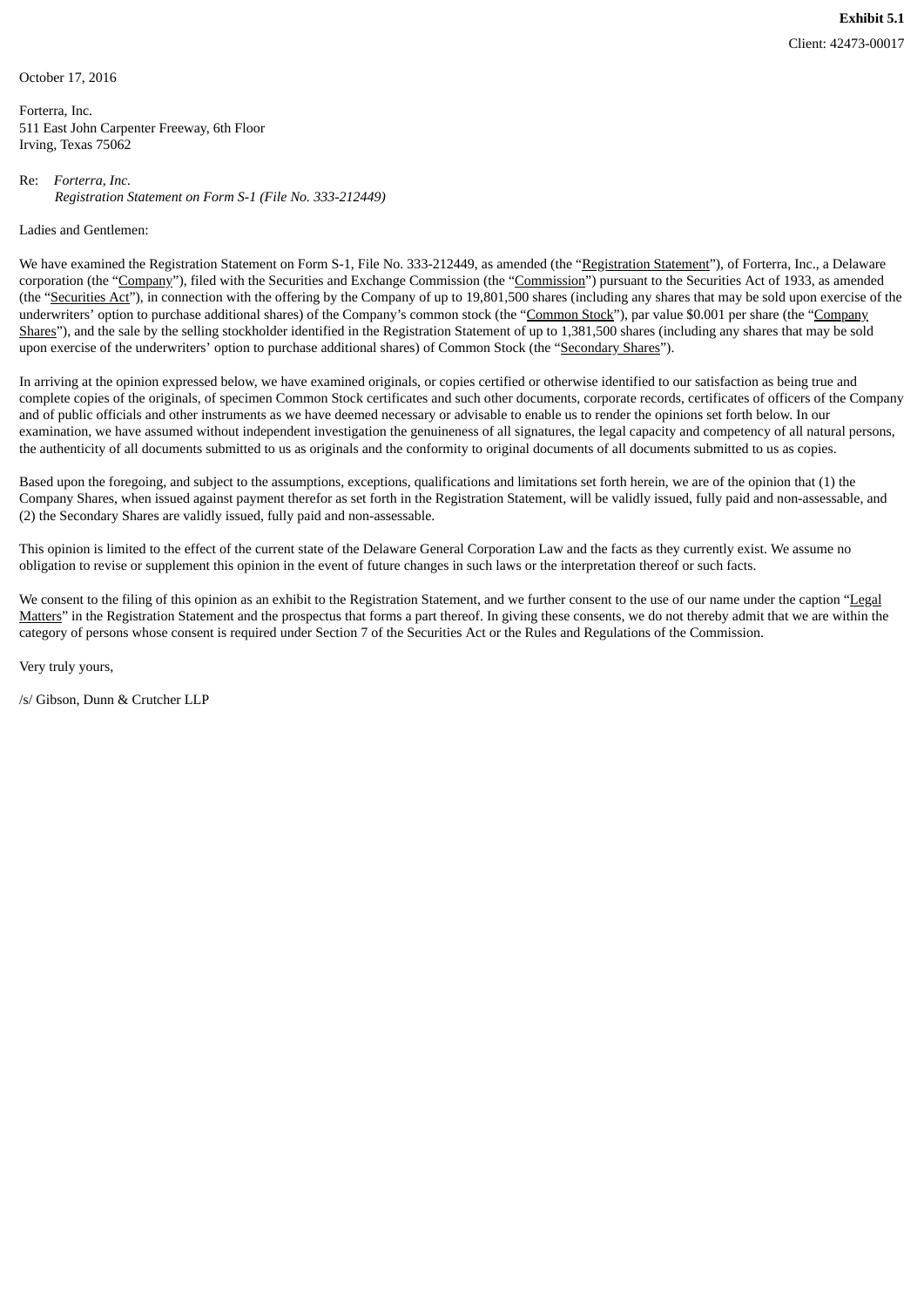**Exhibit 5.1**

Client: 42473-00017

October 17, 2016

Forterra, Inc.
511 East John Carpenter Freeway, 6th Floor
Irving, Texas 75062

Re: *Forterra, Inc.*
*Registration Statement on Form S-1 (File No. 333-212449)*

Ladies and Gentlemen:

We have examined the Registration Statement on Form S-1, File No. 333-212449, as amended (the "Registration Statement"), of Forterra, Inc., a Delaware corporation (the "Company"), filed with the Securities and Exchange Commission (the "Commission") pursuant to the Securities Act of 1933, as amended (the "Securities Act"), in connection with the offering by the Company of up to 19,801,500 shares (including any shares that may be sold upon exercise of the underwriters' option to purchase additional shares) of the Company's common stock (the "Common Stock"), par value $0.001 per share (the "Company Shares"), and the sale by the selling stockholder identified in the Registration Statement of up to 1,381,500 shares (including any shares that may be sold upon exercise of the underwriters' option to purchase additional shares) of Common Stock (the "Secondary Shares").

In arriving at the opinion expressed below, we have examined originals, or copies certified or otherwise identified to our satisfaction as being true and complete copies of the originals, of specimen Common Stock certificates and such other documents, corporate records, certificates of officers of the Company and of public officials and other instruments as we have deemed necessary or advisable to enable us to render the opinions set forth below. In our examination, we have assumed without independent investigation the genuineness of all signatures, the legal capacity and competency of all natural persons, the authenticity of all documents submitted to us as originals and the conformity to original documents of all documents submitted to us as copies.

Based upon the foregoing, and subject to the assumptions, exceptions, qualifications and limitations set forth herein, we are of the opinion that (1) the Company Shares, when issued against payment therefor as set forth in the Registration Statement, will be validly issued, fully paid and non-assessable, and (2) the Secondary Shares are validly issued, fully paid and non-assessable.

This opinion is limited to the effect of the current state of the Delaware General Corporation Law and the facts as they currently exist. We assume no obligation to revise or supplement this opinion in the event of future changes in such laws or the interpretation thereof or such facts.

We consent to the filing of this opinion as an exhibit to the Registration Statement, and we further consent to the use of our name under the caption "Legal Matters" in the Registration Statement and the prospectus that forms a part thereof. In giving these consents, we do not thereby admit that we are within the category of persons whose consent is required under Section 7 of the Securities Act or the Rules and Regulations of the Commission.

Very truly yours,

/s/ Gibson, Dunn & Crutcher LLP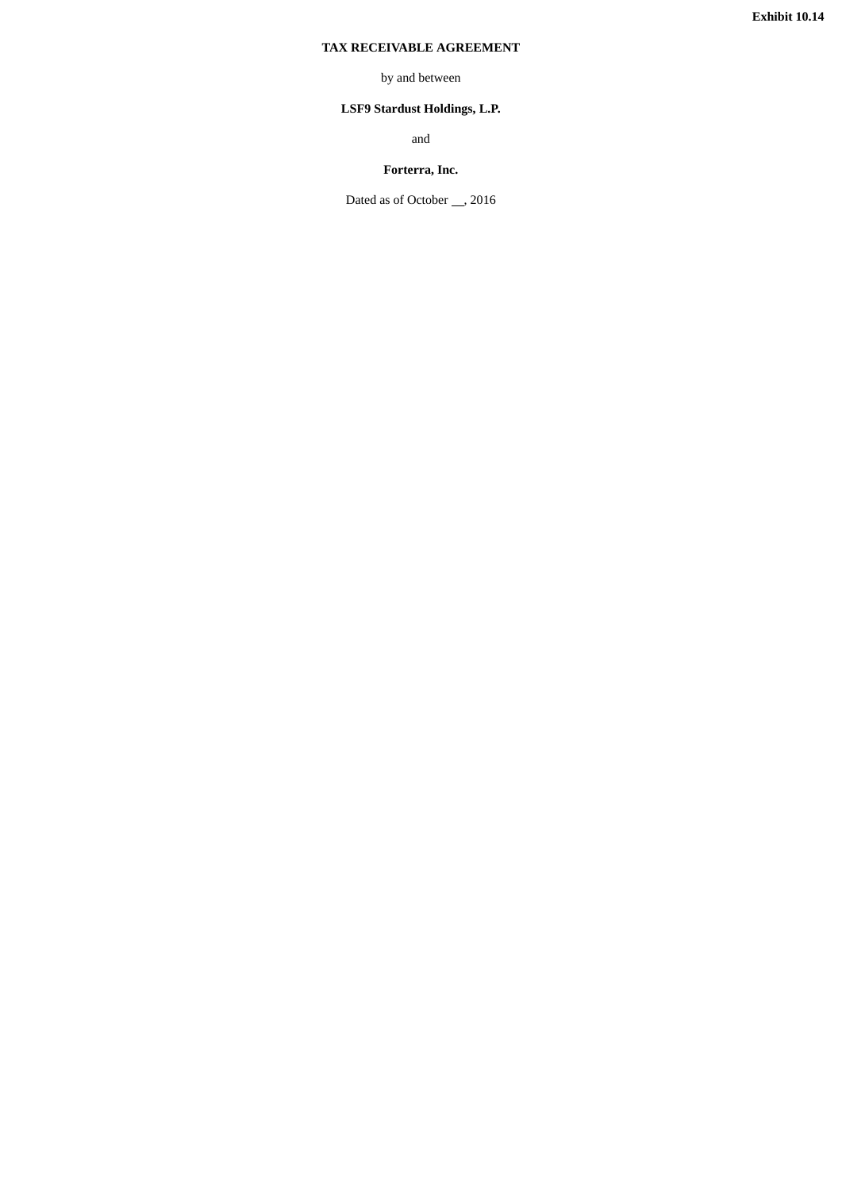**Exhibit 10.14**

# TAX RECEIVABLE AGREEMENT

by and between

**LSF9 Stardust Holdings, L.P.**

and

**Forterra, Inc.**

Dated as of October __, 2016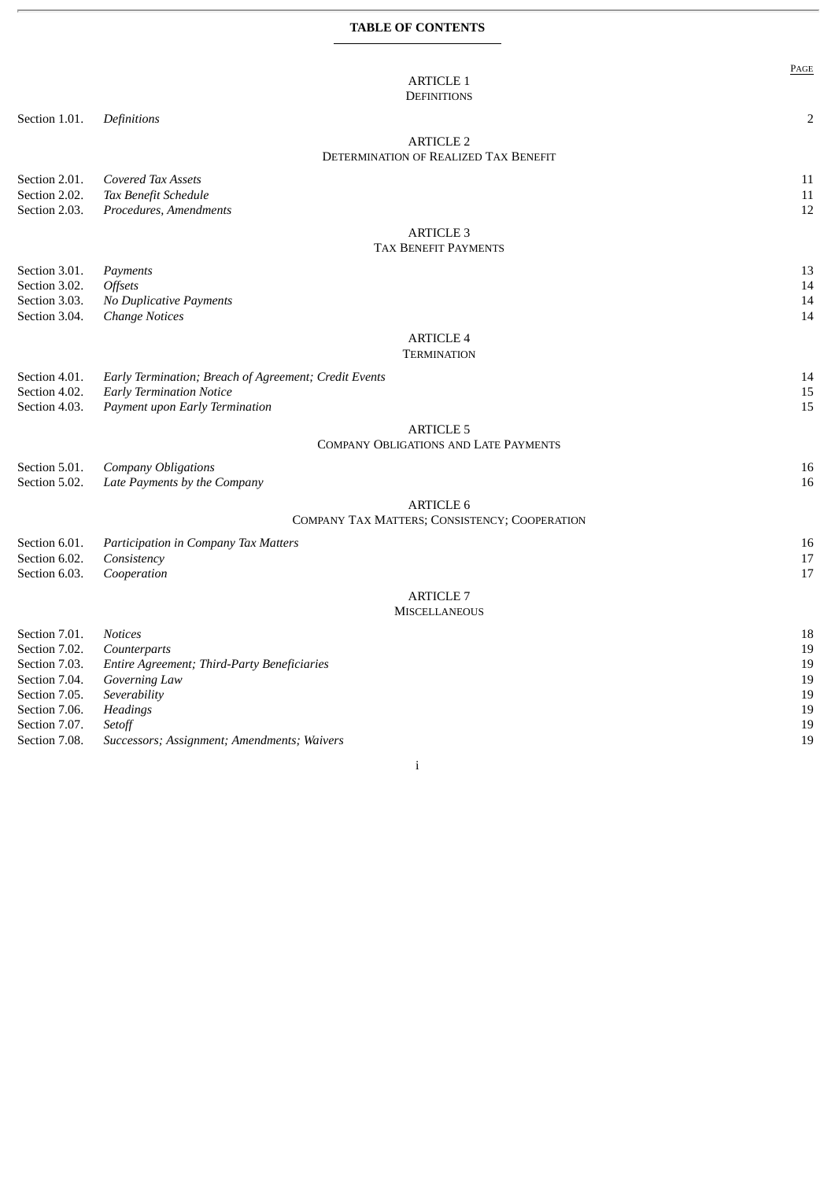**TABLE OF CONTENTS**

| | | Page |
|---|---|---|
| | **ARTICLE 1**<br>DEFINITIONS | |
| Section 1.01. | *Definitions* | 2 |
| | **ARTICLE 2**<br>DETERMINATION OF REALIZED TAX BENEFIT | |
| Section 2.01. | *Covered Tax Assets* | 11 |
| Section 2.02. | *Tax Benefit Schedule* | 11 |
| Section 2.03. | *Procedures, Amendments* | 12 |
| | **ARTICLE 3**<br>TAX BENEFIT PAYMENTS | |
| Section 3.01. | *Payments* | 13 |
| Section 3.02. | *Offsets* | 14 |
| Section 3.03. | *No Duplicative Payments* | 14 |
| Section 3.04. | *Change Notices* | 14 |
| | **ARTICLE 4**<br>TERMINATION | |
| Section 4.01. | *Early Termination; Breach of Agreement; Credit Events* | 14 |
| Section 4.02. | *Early Termination Notice* | 15 |
| Section 4.03. | *Payment upon Early Termination* | 15 |
| | **ARTICLE 5**<br>COMPANY OBLIGATIONS AND LATE PAYMENTS | |
| Section 5.01. | *Company Obligations* | 16 |
| Section 5.02. | *Late Payments by the Company* | 16 |
| | **ARTICLE 6**<br>COMPANY TAX MATTERS; CONSISTENCY; COOPERATION | |
| Section 6.01. | *Participation in Company Tax Matters* | 16 |
| Section 6.02. | *Consistency* | 17 |
| Section 6.03. | *Cooperation* | 17 |
| | **ARTICLE 7**<br>MISCELLANEOUS | |
| Section 7.01. | *Notices* | 18 |
| Section 7.02. | *Counterparts* | 19 |
| Section 7.03. | *Entire Agreement; Third-Party Beneficiaries* | 19 |
| Section 7.04. | *Governing Law* | 19 |
| Section 7.05. | *Severability* | 19 |
| Section 7.06. | *Headings* | 19 |
| Section 7.07. | *Setoff* | 19 |
| Section 7.08. | *Successors; Assignment; Amendments; Waivers* | 19 |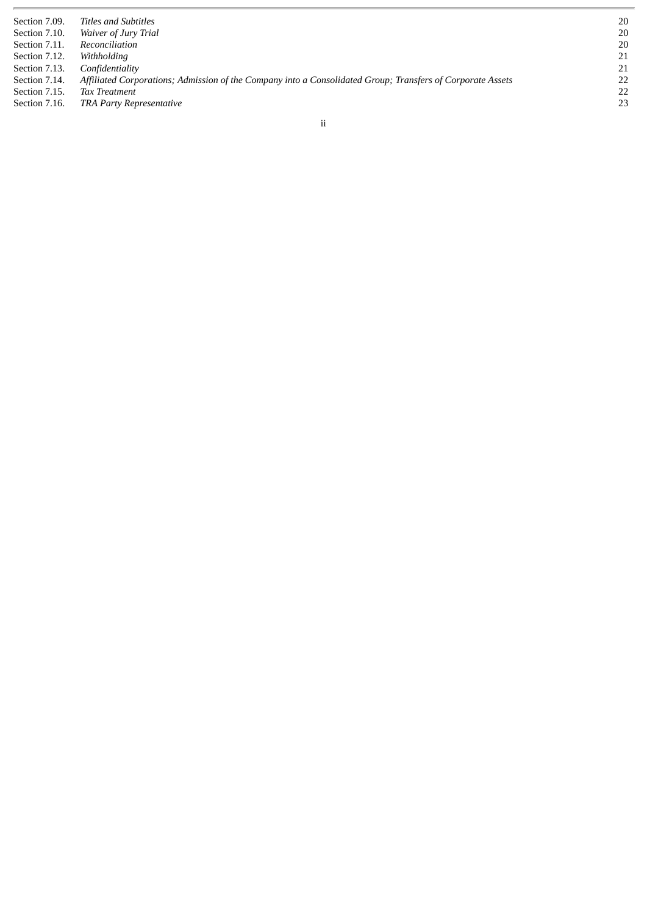| | | |
|---|---|---|
| Section 7.09. | *Titles and Subtitles* | 20 |
| Section 7.10. | *Waiver of Jury Trial* | 20 |
| Section 7.11. | *Reconciliation* | 20 |
| Section 7.12. | *Withholding* | 21 |
| Section 7.13. | *Confidentiality* | 21 |
| Section 7.14. | *Affiliated Corporations; Admission of the Company into a Consolidated Group; Transfers of Corporate Assets* | 22 |
| Section 7.15. | *Tax Treatment* | 22 |
| Section 7.16. | *TRA Party Representative* | 23 |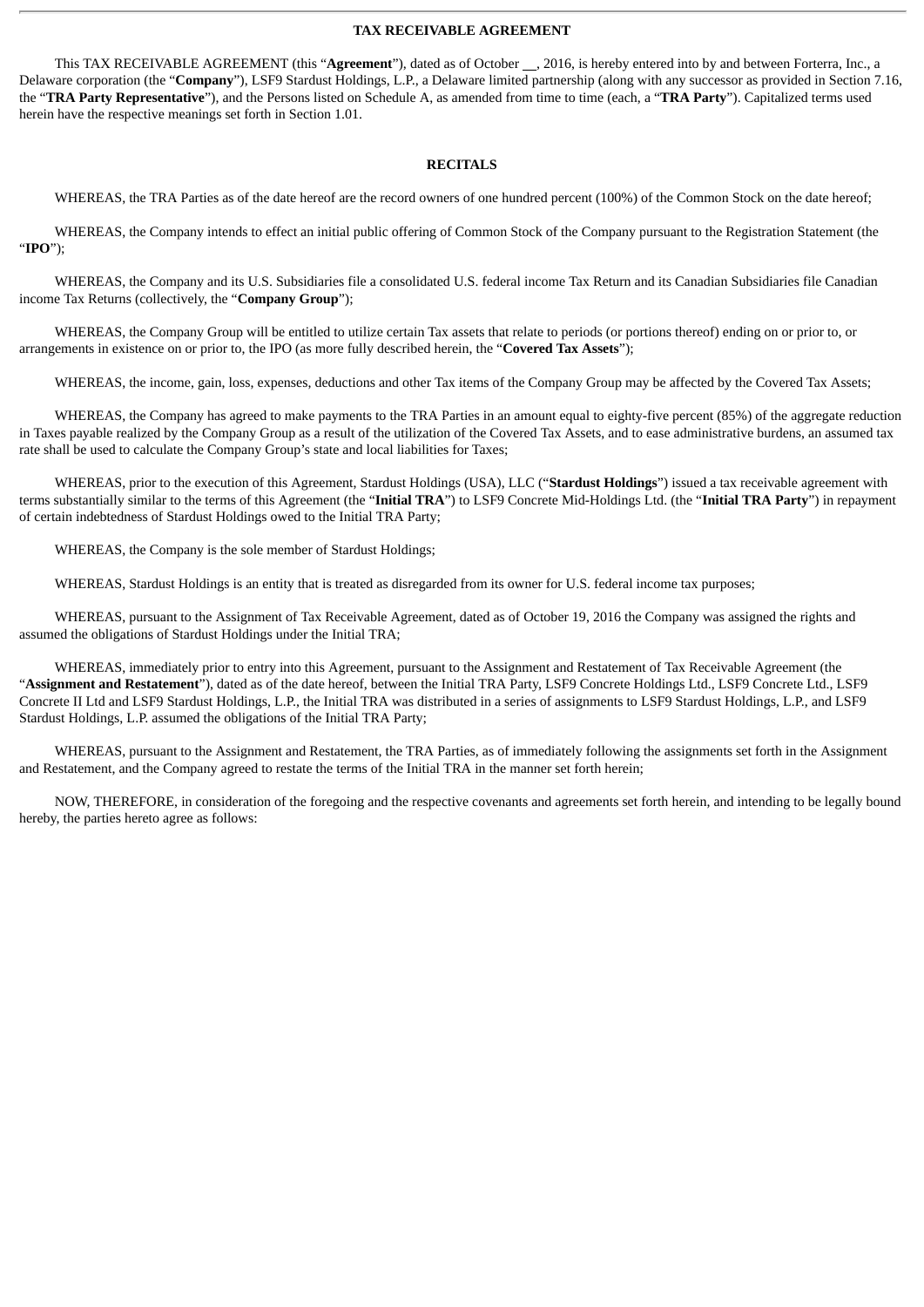# TAX RECEIVABLE AGREEMENT

This TAX RECEIVABLE AGREEMENT (this "**Agreement**"), dated as of October __, 2016, is hereby entered into by and between Forterra, Inc., a Delaware corporation (the "**Company**"), LSF9 Stardust Holdings, L.P., a Delaware limited partnership (along with any successor as provided in Section 7.16, the "**TRA Party Representative**"), and the Persons listed on Schedule A, as amended from time to time (each, a "**TRA Party**"). Capitalized terms used herein have the respective meanings set forth in Section 1.01.

## RECITALS

WHEREAS, the TRA Parties as of the date hereof are the record owners of one hundred percent (100%) of the Common Stock on the date hereof;

WHEREAS, the Company intends to effect an initial public offering of Common Stock of the Company pursuant to the Registration Statement (the "**IPO**");

WHEREAS, the Company and its U.S. Subsidiaries file a consolidated U.S. federal income Tax Return and its Canadian Subsidiaries file Canadian income Tax Returns (collectively, the "**Company Group**");

WHEREAS, the Company Group will be entitled to utilize certain Tax assets that relate to periods (or portions thereof) ending on or prior to, or arrangements in existence on or prior to, the IPO (as more fully described herein, the "**Covered Tax Assets**");

WHEREAS, the income, gain, loss, expenses, deductions and other Tax items of the Company Group may be affected by the Covered Tax Assets;

WHEREAS, the Company has agreed to make payments to the TRA Parties in an amount equal to eighty-five percent (85%) of the aggregate reduction in Taxes payable realized by the Company Group as a result of the utilization of the Covered Tax Assets, and to ease administrative burdens, an assumed tax rate shall be used to calculate the Company Group's state and local liabilities for Taxes;

WHEREAS, prior to the execution of this Agreement, Stardust Holdings (USA), LLC ("**Stardust Holdings**") issued a tax receivable agreement with terms substantially similar to the terms of this Agreement (the "**Initial TRA**") to LSF9 Concrete Mid-Holdings Ltd. (the "**Initial TRA Party**") in repayment of certain indebtedness of Stardust Holdings owed to the Initial TRA Party;

WHEREAS, the Company is the sole member of Stardust Holdings;

WHEREAS, Stardust Holdings is an entity that is treated as disregarded from its owner for U.S. federal income tax purposes;

WHEREAS, pursuant to the Assignment of Tax Receivable Agreement, dated as of October 19, 2016 the Company was assigned the rights and assumed the obligations of Stardust Holdings under the Initial TRA;

WHEREAS, immediately prior to entry into this Agreement, pursuant to the Assignment and Restatement of Tax Receivable Agreement (the "**Assignment and Restatement**"), dated as of the date hereof, between the Initial TRA Party, LSF9 Concrete Holdings Ltd., LSF9 Concrete Ltd., LSF9 Concrete II Ltd and LSF9 Stardust Holdings, L.P., the Initial TRA was distributed in a series of assignments to LSF9 Stardust Holdings, L.P., and LSF9 Stardust Holdings, L.P. assumed the obligations of the Initial TRA Party;

WHEREAS, pursuant to the Assignment and Restatement, the TRA Parties, as of immediately following the assignments set forth in the Assignment and Restatement, and the Company agreed to restate the terms of the Initial TRA in the manner set forth herein;

NOW, THEREFORE, in consideration of the foregoing and the respective covenants and agreements set forth herein, and intending to be legally bound hereby, the parties hereto agree as follows: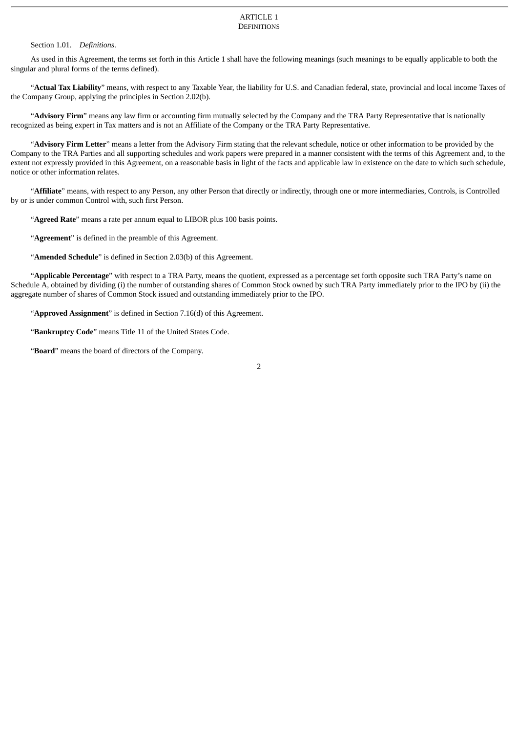# ARTICLE 1
## DEFINITIONS

Section 1.01. *Definitions*.

As used in this Agreement, the terms set forth in this Article 1 shall have the following meanings (such meanings to be equally applicable to both the singular and plural forms of the terms defined).

"**Actual Tax Liability**" means, with respect to any Taxable Year, the liability for U.S. and Canadian federal, state, provincial and local income Taxes of the Company Group, applying the principles in Section 2.02(b).

"**Advisory Firm**" means any law firm or accounting firm mutually selected by the Company and the TRA Party Representative that is nationally recognized as being expert in Tax matters and is not an Affiliate of the Company or the TRA Party Representative.

"**Advisory Firm Letter**" means a letter from the Advisory Firm stating that the relevant schedule, notice or other information to be provided by the Company to the TRA Parties and all supporting schedules and work papers were prepared in a manner consistent with the terms of this Agreement and, to the extent not expressly provided in this Agreement, on a reasonable basis in light of the facts and applicable law in existence on the date to which such schedule, notice or other information relates.

"**Affiliate**" means, with respect to any Person, any other Person that directly or indirectly, through one or more intermediaries, Controls, is Controlled by or is under common Control with, such first Person.

"**Agreed Rate**" means a rate per annum equal to LIBOR plus 100 basis points.

"**Agreement**" is defined in the preamble of this Agreement.

"**Amended Schedule**" is defined in Section 2.03(b) of this Agreement.

"**Applicable Percentage**" with respect to a TRA Party, means the quotient, expressed as a percentage set forth opposite such TRA Party's name on Schedule A, obtained by dividing (i) the number of outstanding shares of Common Stock owned by such TRA Party immediately prior to the IPO by (ii) the aggregate number of shares of Common Stock issued and outstanding immediately prior to the IPO.

"**Approved Assignment**" is defined in Section 7.16(d) of this Agreement.

"**Bankruptcy Code**" means Title 11 of the United States Code.

"**Board**" means the board of directors of the Company.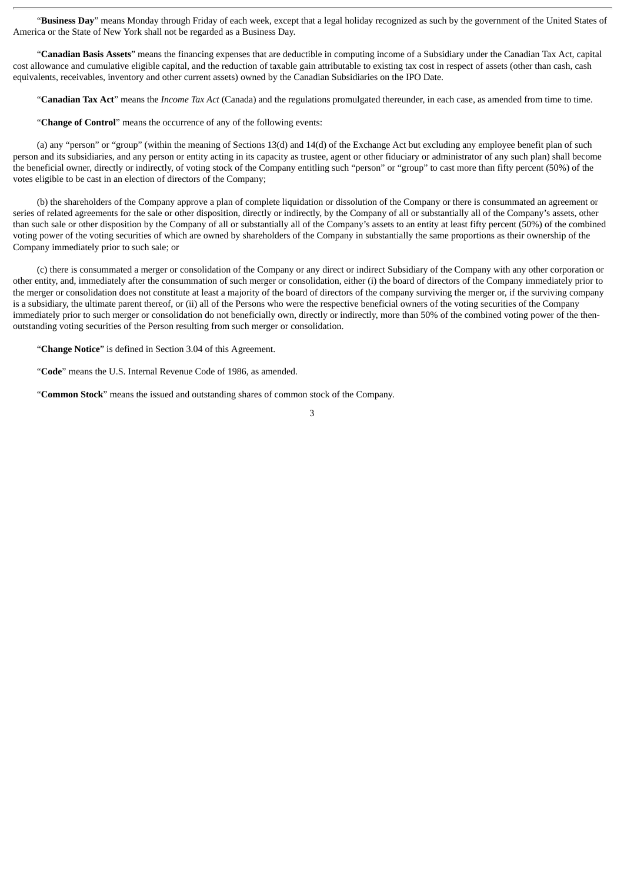“**Business Day**” means Monday through Friday of each week, except that a legal holiday recognized as such by the government of the United States of America or the State of New York shall not be regarded as a Business Day.

“**Canadian Basis Assets**” means the financing expenses that are deductible in computing income of a Subsidiary under the Canadian Tax Act, capital cost allowance and cumulative eligible capital, and the reduction of taxable gain attributable to existing tax cost in respect of assets (other than cash, cash equivalents, receivables, inventory and other current assets) owned by the Canadian Subsidiaries on the IPO Date.

“**Canadian Tax Act**” means the *Income Tax Act* (Canada) and the regulations promulgated thereunder, in each case, as amended from time to time.

“**Change of Control**” means the occurrence of any of the following events:

(a) any “person” or “group” (within the meaning of Sections 13(d) and 14(d) of the Exchange Act but excluding any employee benefit plan of such person and its subsidiaries, and any person or entity acting in its capacity as trustee, agent or other fiduciary or administrator of any such plan) shall become the beneficial owner, directly or indirectly, of voting stock of the Company entitling such “person” or “group” to cast more than fifty percent (50%) of the votes eligible to be cast in an election of directors of the Company;

(b) the shareholders of the Company approve a plan of complete liquidation or dissolution of the Company or there is consummated an agreement or series of related agreements for the sale or other disposition, directly or indirectly, by the Company of all or substantially all of the Company’s assets, other than such sale or other disposition by the Company of all or substantially all of the Company’s assets to an entity at least fifty percent (50%) of the combined voting power of the voting securities of which are owned by shareholders of the Company in substantially the same proportions as their ownership of the Company immediately prior to such sale; or

(c) there is consummated a merger or consolidation of the Company or any direct or indirect Subsidiary of the Company with any other corporation or other entity, and, immediately after the consummation of such merger or consolidation, either (i) the board of directors of the Company immediately prior to the merger or consolidation does not constitute at least a majority of the board of directors of the company surviving the merger or, if the surviving company is a subsidiary, the ultimate parent thereof, or (ii) all of the Persons who were the respective beneficial owners of the voting securities of the Company immediately prior to such merger or consolidation do not beneficially own, directly or indirectly, more than 50% of the combined voting power of the then-outstanding voting securities of the Person resulting from such merger or consolidation.

“**Change Notice**” is defined in Section 3.04 of this Agreement.

“**Code**” means the U.S. Internal Revenue Code of 1986, as amended.

“**Common Stock**” means the issued and outstanding shares of common stock of the Company.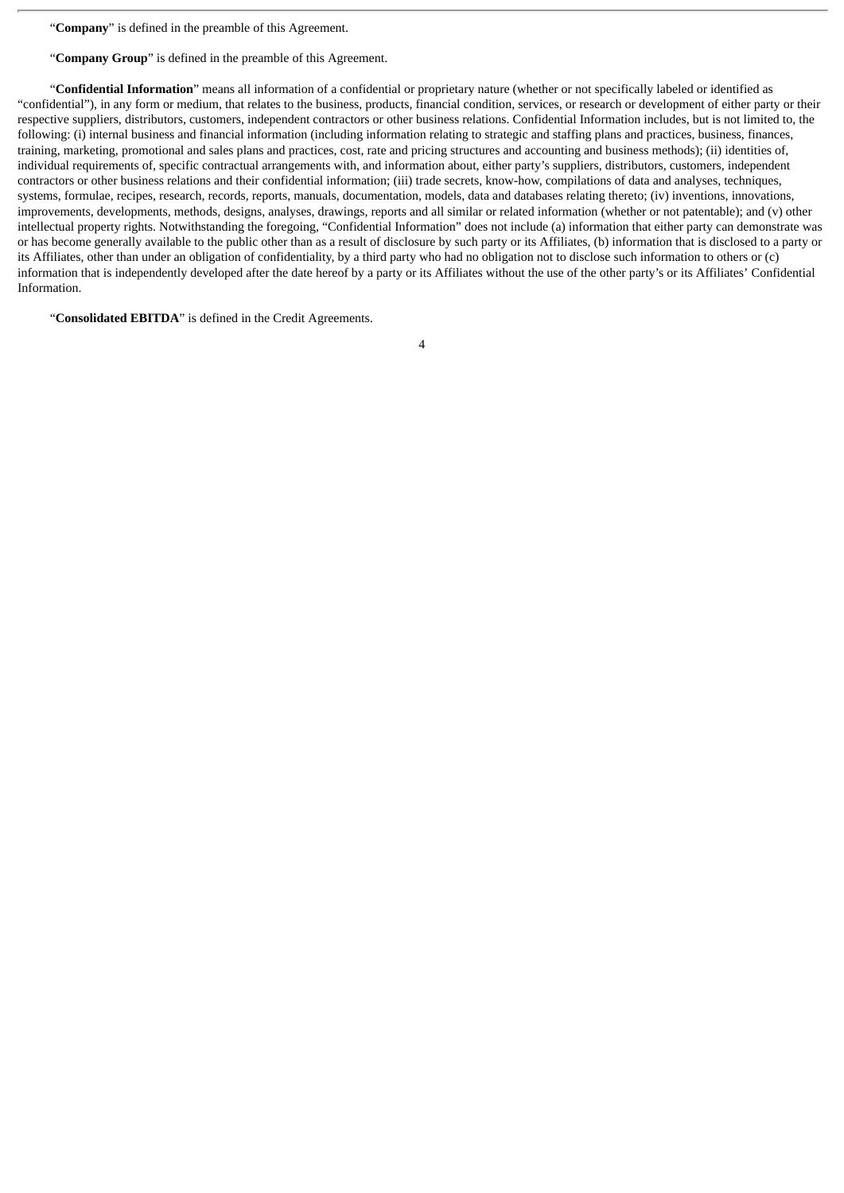"**Company**" is defined in the preamble of this Agreement.

"**Company Group**" is defined in the preamble of this Agreement.

"**Confidential Information**" means all information of a confidential or proprietary nature (whether or not specifically labeled or identified as "confidential"), in any form or medium, that relates to the business, products, financial condition, services, or research or development of either party or their respective suppliers, distributors, customers, independent contractors or other business relations. Confidential Information includes, but is not limited to, the following: (i) internal business and financial information (including information relating to strategic and staffing plans and practices, business, finances, training, marketing, promotional and sales plans and practices, cost, rate and pricing structures and accounting and business methods); (ii) identities of, individual requirements of, specific contractual arrangements with, and information about, either party's suppliers, distributors, customers, independent contractors or other business relations and their confidential information; (iii) trade secrets, know-how, compilations of data and analyses, techniques, systems, formulae, recipes, research, records, reports, manuals, documentation, models, data and databases relating thereto; (iv) inventions, innovations, improvements, developments, methods, designs, analyses, drawings, reports and all similar or related information (whether or not patentable); and (v) other intellectual property rights. Notwithstanding the foregoing, "Confidential Information" does not include (a) information that either party can demonstrate was or has become generally available to the public other than as a result of disclosure by such party or its Affiliates, (b) information that is disclosed to a party or its Affiliates, other than under an obligation of confidentiality, by a third party who had no obligation not to disclose such information to others or (c) information that is independently developed after the date hereof by a party or its Affiliates without the use of the other party's or its Affiliates' Confidential Information.

"**Consolidated EBITDA**" is defined in the Credit Agreements.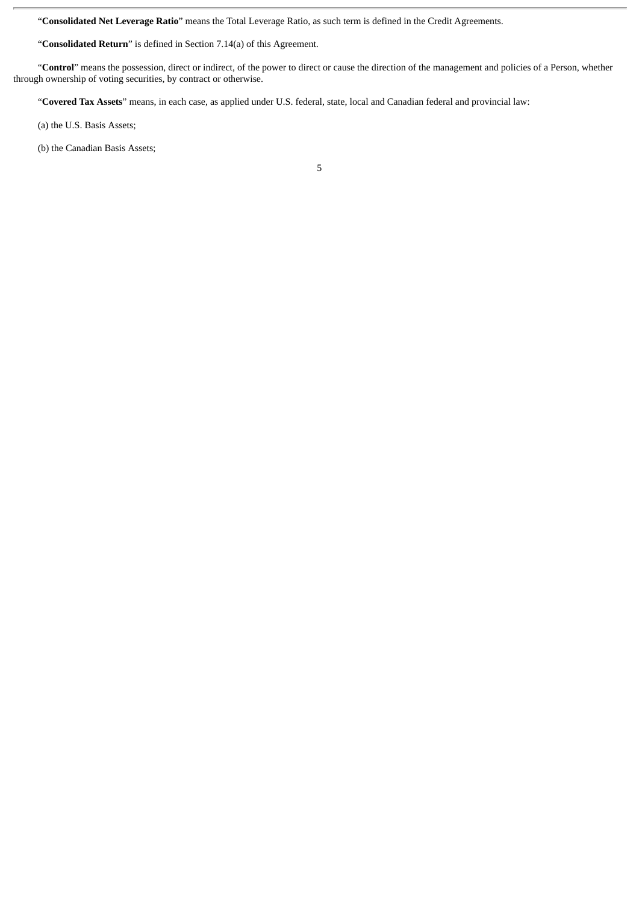"**Consolidated Net Leverage Ratio**" means the Total Leverage Ratio, as such term is defined in the Credit Agreements.

"**Consolidated Return**" is defined in Section 7.14(a) of this Agreement.

"**Control**" means the possession, direct or indirect, of the power to direct or cause the direction of the management and policies of a Person, whether through ownership of voting securities, by contract or otherwise.

"**Covered Tax Assets**" means, in each case, as applied under U.S. federal, state, local and Canadian federal and provincial law:

(a) the U.S. Basis Assets;

(b) the Canadian Basis Assets;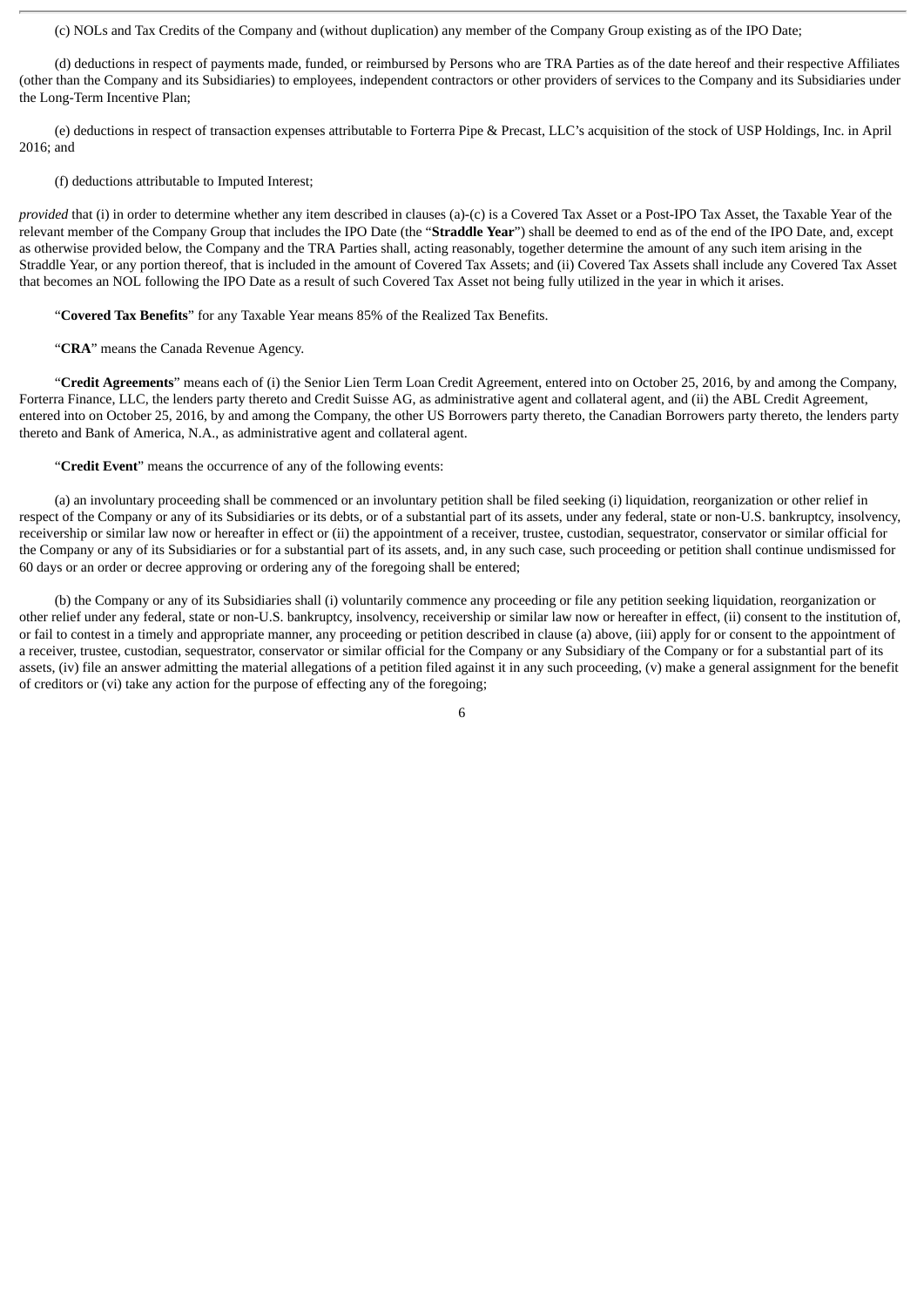(c) NOLs and Tax Credits of the Company and (without duplication) any member of the Company Group existing as of the IPO Date;

(d) deductions in respect of payments made, funded, or reimbursed by Persons who are TRA Parties as of the date hereof and their respective Affiliates (other than the Company and its Subsidiaries) to employees, independent contractors or other providers of services to the Company and its Subsidiaries under the Long-Term Incentive Plan;

(e) deductions in respect of transaction expenses attributable to Forterra Pipe & Precast, LLC's acquisition of the stock of USP Holdings, Inc. in April 2016; and

(f) deductions attributable to Imputed Interest;

*provided* that (i) in order to determine whether any item described in clauses (a)-(c) is a Covered Tax Asset or a Post-IPO Tax Asset, the Taxable Year of the relevant member of the Company Group that includes the IPO Date (the "**Straddle Year**") shall be deemed to end as of the end of the IPO Date, and, except as otherwise provided below, the Company and the TRA Parties shall, acting reasonably, together determine the amount of any such item arising in the Straddle Year, or any portion thereof, that is included in the amount of Covered Tax Assets; and (ii) Covered Tax Assets shall include any Covered Tax Asset that becomes an NOL following the IPO Date as a result of such Covered Tax Asset not being fully utilized in the year in which it arises.

"**Covered Tax Benefits**" for any Taxable Year means 85% of the Realized Tax Benefits.

"**CRA**" means the Canada Revenue Agency.

"**Credit Agreements**" means each of (i) the Senior Lien Term Loan Credit Agreement, entered into on October 25, 2016, by and among the Company, Forterra Finance, LLC, the lenders party thereto and Credit Suisse AG, as administrative agent and collateral agent, and (ii) the ABL Credit Agreement, entered into on October 25, 2016, by and among the Company, the other US Borrowers party thereto, the Canadian Borrowers party thereto, the lenders party thereto and Bank of America, N.A., as administrative agent and collateral agent.

"**Credit Event**" means the occurrence of any of the following events:

(a) an involuntary proceeding shall be commenced or an involuntary petition shall be filed seeking (i) liquidation, reorganization or other relief in respect of the Company or any of its Subsidiaries or its debts, or of a substantial part of its assets, under any federal, state or non-U.S. bankruptcy, insolvency, receivership or similar law now or hereafter in effect or (ii) the appointment of a receiver, trustee, custodian, sequestrator, conservator or similar official for the Company or any of its Subsidiaries or for a substantial part of its assets, and, in any such case, such proceeding or petition shall continue undismissed for 60 days or an order or decree approving or ordering any of the foregoing shall be entered;

(b) the Company or any of its Subsidiaries shall (i) voluntarily commence any proceeding or file any petition seeking liquidation, reorganization or other relief under any federal, state or non-U.S. bankruptcy, insolvency, receivership or similar law now or hereafter in effect, (ii) consent to the institution of, or fail to contest in a timely and appropriate manner, any proceeding or petition described in clause (a) above, (iii) apply for or consent to the appointment of a receiver, trustee, custodian, sequestrator, conservator or similar official for the Company or any Subsidiary of the Company or for a substantial part of its assets, (iv) file an answer admitting the material allegations of a petition filed against it in any such proceeding, (v) make a general assignment for the benefit of creditors or (vi) take any action for the purpose of effecting any of the foregoing;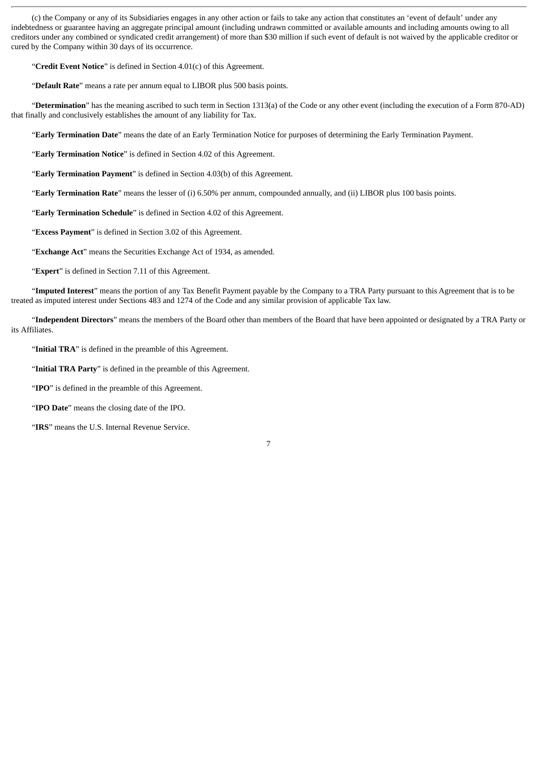(c) the Company or any of its Subsidiaries engages in any other action or fails to take any action that constitutes an 'event of default' under any indebtedness or guarantee having an aggregate principal amount (including undrawn committed or available amounts and including amounts owing to all creditors under any combined or syndicated credit arrangement) of more than $30 million if such event of default is not waived by the applicable creditor or cured by the Company within 30 days of its occurrence.

"**Credit Event Notice**" is defined in Section 4.01(c) of this Agreement.

"**Default Rate**" means a rate per annum equal to LIBOR plus 500 basis points.

"**Determination**" has the meaning ascribed to such term in Section 1313(a) of the Code or any other event (including the execution of a Form 870-AD) that finally and conclusively establishes the amount of any liability for Tax.

"**Early Termination Date**" means the date of an Early Termination Notice for purposes of determining the Early Termination Payment.

"**Early Termination Notice**" is defined in Section 4.02 of this Agreement.

"**Early Termination Payment**" is defined in Section 4.03(b) of this Agreement.

"**Early Termination Rate**" means the lesser of (i) 6.50% per annum, compounded annually, and (ii) LIBOR plus 100 basis points.

"**Early Termination Schedule**" is defined in Section 4.02 of this Agreement.

"**Excess Payment**" is defined in Section 3.02 of this Agreement.

"**Exchange Act**" means the Securities Exchange Act of 1934, as amended.

"**Expert**" is defined in Section 7.11 of this Agreement.

"**Imputed Interest**" means the portion of any Tax Benefit Payment payable by the Company to a TRA Party pursuant to this Agreement that is to be treated as imputed interest under Sections 483 and 1274 of the Code and any similar provision of applicable Tax law.

"**Independent Directors**" means the members of the Board other than members of the Board that have been appointed or designated by a TRA Party or its Affiliates.

"**Initial TRA**" is defined in the preamble of this Agreement.

"**Initial TRA Party**" is defined in the preamble of this Agreement.

"**IPO**" is defined in the preamble of this Agreement.

"**IPO Date**" means the closing date of the IPO.

"**IRS**" means the U.S. Internal Revenue Service.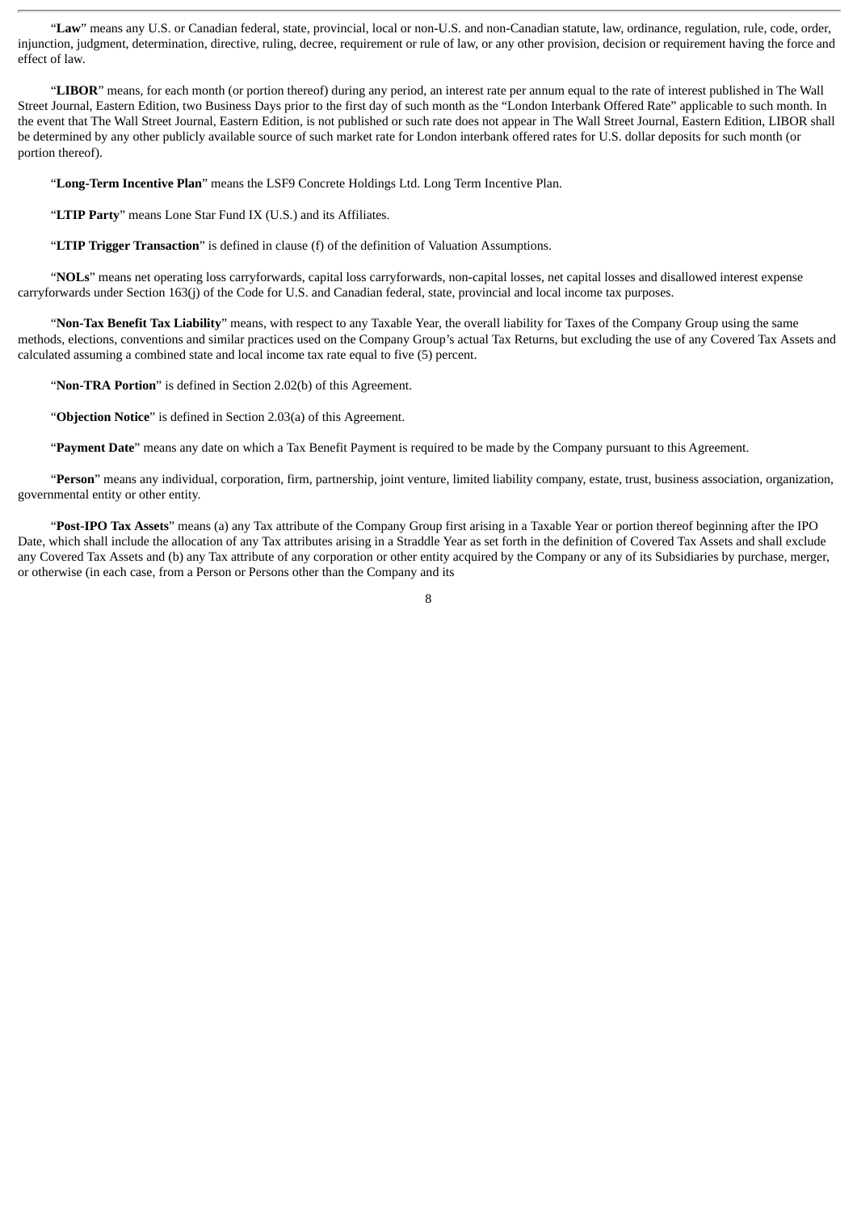"**Law**" means any U.S. or Canadian federal, state, provincial, local or non-U.S. and non-Canadian statute, law, ordinance, regulation, rule, code, order, injunction, judgment, determination, directive, ruling, decree, requirement or rule of law, or any other provision, decision or requirement having the force and effect of law.

"**LIBOR**" means, for each month (or portion thereof) during any period, an interest rate per annum equal to the rate of interest published in The Wall Street Journal, Eastern Edition, two Business Days prior to the first day of such month as the "London Interbank Offered Rate" applicable to such month. In the event that The Wall Street Journal, Eastern Edition, is not published or such rate does not appear in The Wall Street Journal, Eastern Edition, LIBOR shall be determined by any other publicly available source of such market rate for London interbank offered rates for U.S. dollar deposits for such month (or portion thereof).

"**Long-Term Incentive Plan**" means the LSF9 Concrete Holdings Ltd. Long Term Incentive Plan.

"**LTIP Party**" means Lone Star Fund IX (U.S.) and its Affiliates.

"**LTIP Trigger Transaction**" is defined in clause (f) of the definition of Valuation Assumptions.

"**NOLs**" means net operating loss carryforwards, capital loss carryforwards, non-capital losses, net capital losses and disallowed interest expense carryforwards under Section 163(j) of the Code for U.S. and Canadian federal, state, provincial and local income tax purposes.

"**Non-Tax Benefit Tax Liability**" means, with respect to any Taxable Year, the overall liability for Taxes of the Company Group using the same methods, elections, conventions and similar practices used on the Company Group's actual Tax Returns, but excluding the use of any Covered Tax Assets and calculated assuming a combined state and local income tax rate equal to five (5) percent.

"**Non-TRA Portion**" is defined in Section 2.02(b) of this Agreement.

"**Objection Notice**" is defined in Section 2.03(a) of this Agreement.

"**Payment Date**" means any date on which a Tax Benefit Payment is required to be made by the Company pursuant to this Agreement.

"**Person**" means any individual, corporation, firm, partnership, joint venture, limited liability company, estate, trust, business association, organization, governmental entity or other entity.

"**Post-IPO Tax Assets**" means (a) any Tax attribute of the Company Group first arising in a Taxable Year or portion thereof beginning after the IPO Date, which shall include the allocation of any Tax attributes arising in a Straddle Year as set forth in the definition of Covered Tax Assets and shall exclude any Covered Tax Assets and (b) any Tax attribute of any corporation or other entity acquired by the Company or any of its Subsidiaries by purchase, merger, or otherwise (in each case, from a Person or Persons other than the Company and its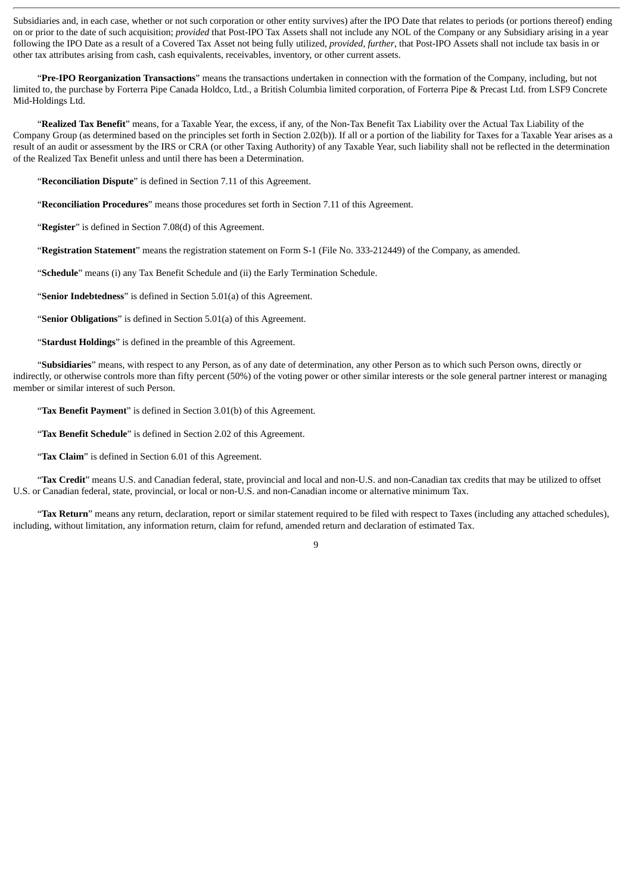Subsidiaries and, in each case, whether or not such corporation or other entity survives) after the IPO Date that relates to periods (or portions thereof) ending on or prior to the date of such acquisition; *provided* that Post-IPO Tax Assets shall not include any NOL of the Company or any Subsidiary arising in a year following the IPO Date as a result of a Covered Tax Asset not being fully utilized, *provided, further*, that Post-IPO Assets shall not include tax basis in or other tax attributes arising from cash, cash equivalents, receivables, inventory, or other current assets.

"**Pre-IPO Reorganization Transactions**" means the transactions undertaken in connection with the formation of the Company, including, but not limited to, the purchase by Forterra Pipe Canada Holdco, Ltd., a British Columbia limited corporation, of Forterra Pipe & Precast Ltd. from LSF9 Concrete Mid-Holdings Ltd.

"**Realized Tax Benefit**" means, for a Taxable Year, the excess, if any, of the Non-Tax Benefit Tax Liability over the Actual Tax Liability of the Company Group (as determined based on the principles set forth in Section 2.02(b)). If all or a portion of the liability for Taxes for a Taxable Year arises as a result of an audit or assessment by the IRS or CRA (or other Taxing Authority) of any Taxable Year, such liability shall not be reflected in the determination of the Realized Tax Benefit unless and until there has been a Determination.

"**Reconciliation Dispute**" is defined in Section 7.11 of this Agreement.

"**Reconciliation Procedures**" means those procedures set forth in Section 7.11 of this Agreement.

"**Register**" is defined in Section 7.08(d) of this Agreement.

"**Registration Statement**" means the registration statement on Form S-1 (File No. 333-212449) of the Company, as amended.

"**Schedule**" means (i) any Tax Benefit Schedule and (ii) the Early Termination Schedule.

"**Senior Indebtedness**" is defined in Section 5.01(a) of this Agreement.

"**Senior Obligations**" is defined in Section 5.01(a) of this Agreement.

"**Stardust Holdings**" is defined in the preamble of this Agreement.

"**Subsidiaries**" means, with respect to any Person, as of any date of determination, any other Person as to which such Person owns, directly or indirectly, or otherwise controls more than fifty percent (50%) of the voting power or other similar interests or the sole general partner interest or managing member or similar interest of such Person.

"**Tax Benefit Payment**" is defined in Section 3.01(b) of this Agreement.

"**Tax Benefit Schedule**" is defined in Section 2.02 of this Agreement.

"**Tax Claim**" is defined in Section 6.01 of this Agreement.

"**Tax Credit**" means U.S. and Canadian federal, state, provincial and local and non-U.S. and non-Canadian tax credits that may be utilized to offset U.S. or Canadian federal, state, provincial, or local or non-U.S. and non-Canadian income or alternative minimum Tax.

"**Tax Return**" means any return, declaration, report or similar statement required to be filed with respect to Taxes (including any attached schedules), including, without limitation, any information return, claim for refund, amended return and declaration of estimated Tax.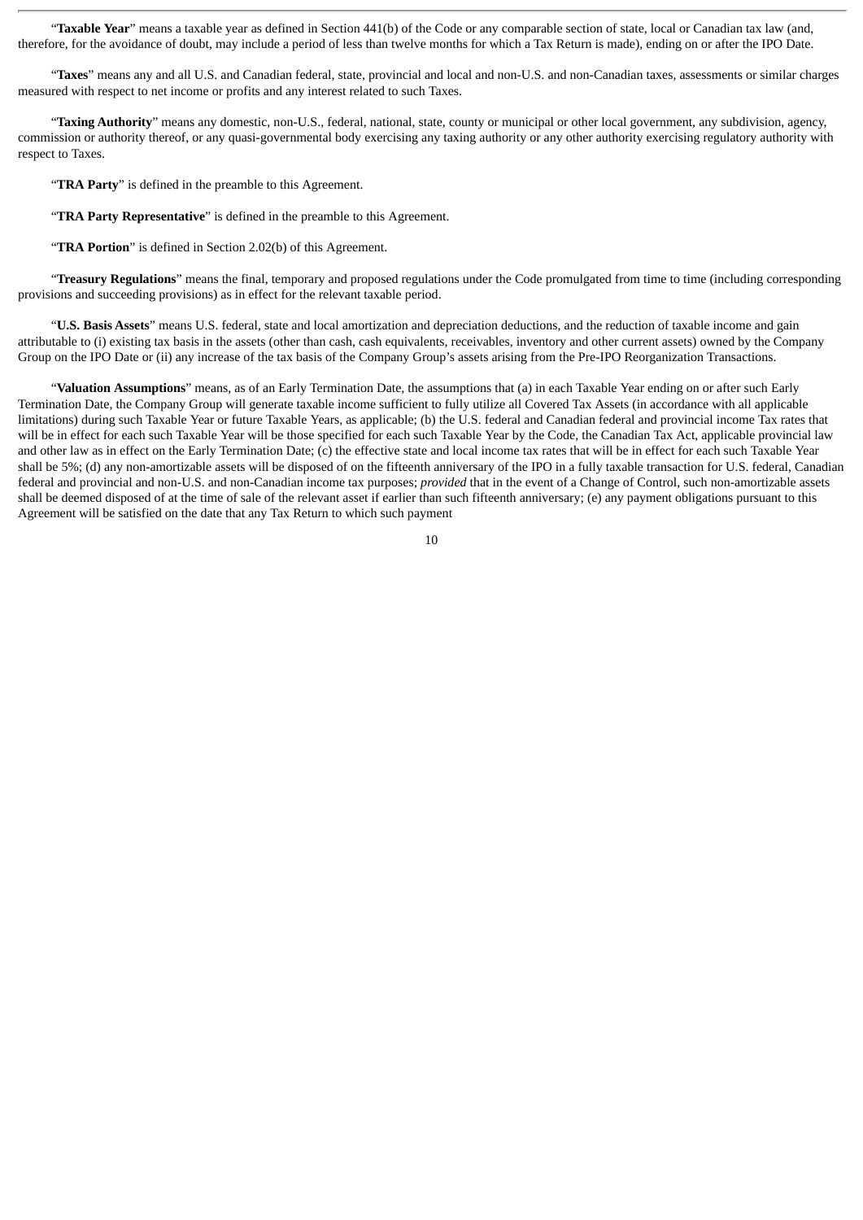"**Taxable Year**" means a taxable year as defined in Section 441(b) of the Code or any comparable section of state, local or Canadian tax law (and, therefore, for the avoidance of doubt, may include a period of less than twelve months for which a Tax Return is made), ending on or after the IPO Date.

"**Taxes**" means any and all U.S. and Canadian federal, state, provincial and local and non-U.S. and non-Canadian taxes, assessments or similar charges measured with respect to net income or profits and any interest related to such Taxes.

"**Taxing Authority**" means any domestic, non-U.S., federal, national, state, county or municipal or other local government, any subdivision, agency, commission or authority thereof, or any quasi-governmental body exercising any taxing authority or any other authority exercising regulatory authority with respect to Taxes.

"**TRA Party**" is defined in the preamble to this Agreement.

"**TRA Party Representative**" is defined in the preamble to this Agreement.

"**TRA Portion**" is defined in Section 2.02(b) of this Agreement.

"**Treasury Regulations**" means the final, temporary and proposed regulations under the Code promulgated from time to time (including corresponding provisions and succeeding provisions) as in effect for the relevant taxable period.

"**U.S. Basis Assets**" means U.S. federal, state and local amortization and depreciation deductions, and the reduction of taxable income and gain attributable to (i) existing tax basis in the assets (other than cash, cash equivalents, receivables, inventory and other current assets) owned by the Company Group on the IPO Date or (ii) any increase of the tax basis of the Company Group's assets arising from the Pre-IPO Reorganization Transactions.

"**Valuation Assumptions**" means, as of an Early Termination Date, the assumptions that (a) in each Taxable Year ending on or after such Early Termination Date, the Company Group will generate taxable income sufficient to fully utilize all Covered Tax Assets (in accordance with all applicable limitations) during such Taxable Year or future Taxable Years, as applicable; (b) the U.S. federal and Canadian federal and provincial income Tax rates that will be in effect for each such Taxable Year will be those specified for each such Taxable Year by the Code, the Canadian Tax Act, applicable provincial law and other law as in effect on the Early Termination Date; (c) the effective state and local income tax rates that will be in effect for each such Taxable Year shall be 5%; (d) any non-amortizable assets will be disposed of on the fifteenth anniversary of the IPO in a fully taxable transaction for U.S. federal, Canadian federal and provincial and non-U.S. and non-Canadian income tax purposes; *provided* that in the event of a Change of Control, such non-amortizable assets shall be deemed disposed of at the time of sale of the relevant asset if earlier than such fifteenth anniversary; (e) any payment obligations pursuant to this Agreement will be satisfied on the date that any Tax Return to which such payment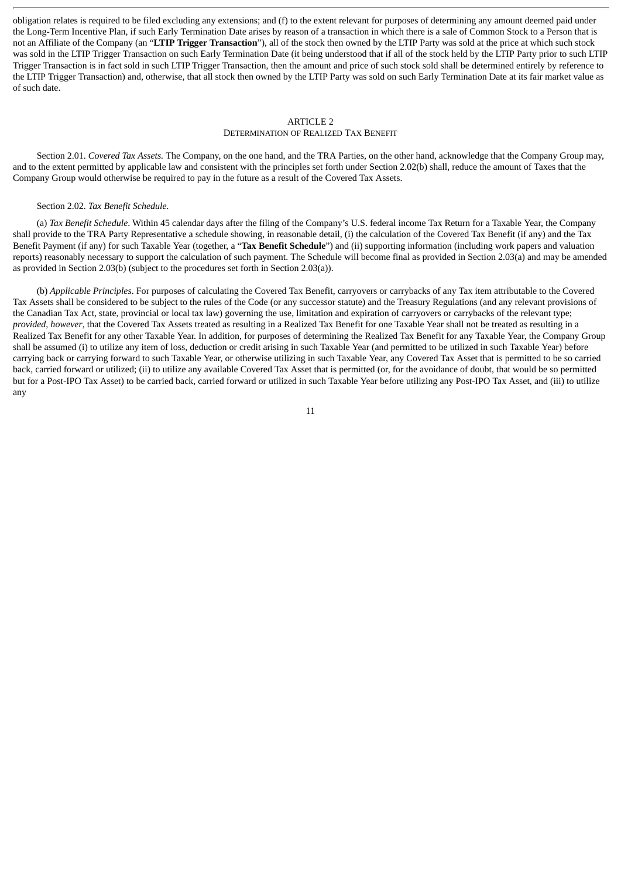obligation relates is required to be filed excluding any extensions; and (f) to the extent relevant for purposes of determining any amount deemed paid under the Long-Term Incentive Plan, if such Early Termination Date arises by reason of a transaction in which there is a sale of Common Stock to a Person that is not an Affiliate of the Company (an "**LTIP Trigger Transaction**"), all of the stock then owned by the LTIP Party was sold at the price at which such stock was sold in the LTIP Trigger Transaction on such Early Termination Date (it being understood that if all of the stock held by the LTIP Party prior to such LTIP Trigger Transaction is in fact sold in such LTIP Trigger Transaction, then the amount and price of such stock sold shall be determined entirely by reference to the LTIP Trigger Transaction) and, otherwise, that all stock then owned by the LTIP Party was sold on such Early Termination Date at its fair market value as of such date.

## ARTICLE 2
## DETERMINATION OF REALIZED TAX BENEFIT

Section 2.01. *Covered Tax Assets.* The Company, on the one hand, and the TRA Parties, on the other hand, acknowledge that the Company Group may, and to the extent permitted by applicable law and consistent with the principles set forth under Section 2.02(b) shall, reduce the amount of Taxes that the Company Group would otherwise be required to pay in the future as a result of the Covered Tax Assets.

Section 2.02. *Tax Benefit Schedule.*

(a) *Tax Benefit Schedule*. Within 45 calendar days after the filing of the Company's U.S. federal income Tax Return for a Taxable Year, the Company shall provide to the TRA Party Representative a schedule showing, in reasonable detail, (i) the calculation of the Covered Tax Benefit (if any) and the Tax Benefit Payment (if any) for such Taxable Year (together, a "**Tax Benefit Schedule**") and (ii) supporting information (including work papers and valuation reports) reasonably necessary to support the calculation of such payment. The Schedule will become final as provided in Section 2.03(a) and may be amended as provided in Section 2.03(b) (subject to the procedures set forth in Section 2.03(a)).

(b) *Applicable Principles*. For purposes of calculating the Covered Tax Benefit, carryovers or carrybacks of any Tax item attributable to the Covered Tax Assets shall be considered to be subject to the rules of the Code (or any successor statute) and the Treasury Regulations (and any relevant provisions of the Canadian Tax Act, state, provincial or local tax law) governing the use, limitation and expiration of carryovers or carrybacks of the relevant type; *provided*, *however*, that the Covered Tax Assets treated as resulting in a Realized Tax Benefit for one Taxable Year shall not be treated as resulting in a Realized Tax Benefit for any other Taxable Year. In addition, for purposes of determining the Realized Tax Benefit for any Taxable Year, the Company Group shall be assumed (i) to utilize any item of loss, deduction or credit arising in such Taxable Year (and permitted to be utilized in such Taxable Year) before carrying back or carrying forward to such Taxable Year, or otherwise utilizing in such Taxable Year, any Covered Tax Asset that is permitted to be so carried back, carried forward or utilized; (ii) to utilize any available Covered Tax Asset that is permitted (or, for the avoidance of doubt, that would be so permitted but for a Post-IPO Tax Asset) to be carried back, carried forward or utilized in such Taxable Year before utilizing any Post-IPO Tax Asset, and (iii) to utilize any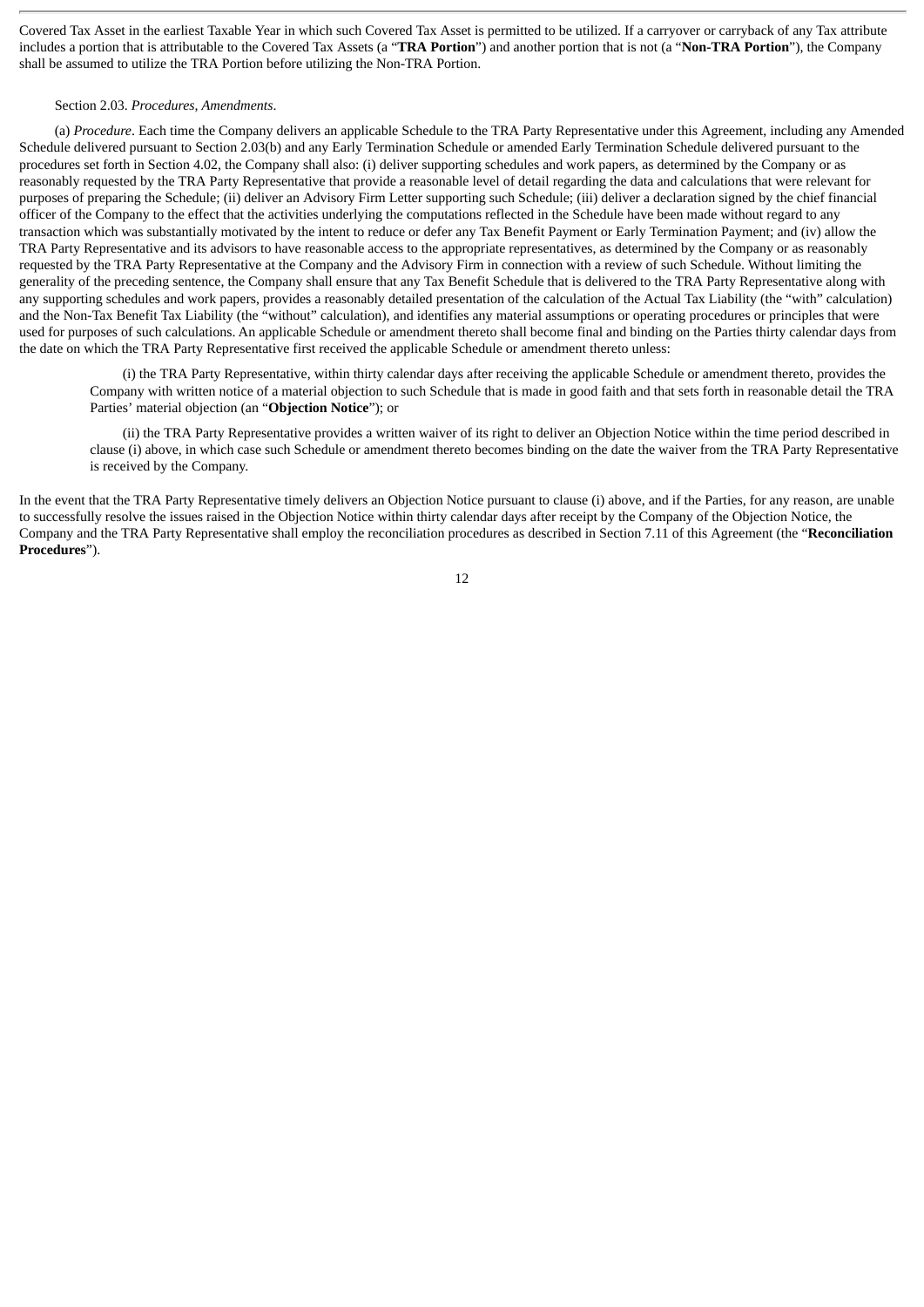Covered Tax Asset in the earliest Taxable Year in which such Covered Tax Asset is permitted to be utilized. If a carryover or carryback of any Tax attribute includes a portion that is attributable to the Covered Tax Assets (a "**TRA Portion**") and another portion that is not (a "**Non-TRA Portion**"), the Company shall be assumed to utilize the TRA Portion before utilizing the Non-TRA Portion.

Section 2.03. *Procedures, Amendments*.

(a) *Procedure*. Each time the Company delivers an applicable Schedule to the TRA Party Representative under this Agreement, including any Amended Schedule delivered pursuant to Section 2.03(b) and any Early Termination Schedule or amended Early Termination Schedule delivered pursuant to the procedures set forth in Section 4.02, the Company shall also: (i) deliver supporting schedules and work papers, as determined by the Company or as reasonably requested by the TRA Party Representative that provide a reasonable level of detail regarding the data and calculations that were relevant for purposes of preparing the Schedule; (ii) deliver an Advisory Firm Letter supporting such Schedule; (iii) deliver a declaration signed by the chief financial officer of the Company to the effect that the activities underlying the computations reflected in the Schedule have been made without regard to any transaction which was substantially motivated by the intent to reduce or defer any Tax Benefit Payment or Early Termination Payment; and (iv) allow the TRA Party Representative and its advisors to have reasonable access to the appropriate representatives, as determined by the Company or as reasonably requested by the TRA Party Representative at the Company and the Advisory Firm in connection with a review of such Schedule. Without limiting the generality of the preceding sentence, the Company shall ensure that any Tax Benefit Schedule that is delivered to the TRA Party Representative along with any supporting schedules and work papers, provides a reasonably detailed presentation of the calculation of the Actual Tax Liability (the "with" calculation) and the Non-Tax Benefit Tax Liability (the "without" calculation), and identifies any material assumptions or operating procedures or principles that were used for purposes of such calculations. An applicable Schedule or amendment thereto shall become final and binding on the Parties thirty calendar days from the date on which the TRA Party Representative first received the applicable Schedule or amendment thereto unless:

(i) the TRA Party Representative, within thirty calendar days after receiving the applicable Schedule or amendment thereto, provides the Company with written notice of a material objection to such Schedule that is made in good faith and that sets forth in reasonable detail the TRA Parties' material objection (an "**Objection Notice**"); or

(ii) the TRA Party Representative provides a written waiver of its right to deliver an Objection Notice within the time period described in clause (i) above, in which case such Schedule or amendment thereto becomes binding on the date the waiver from the TRA Party Representative is received by the Company.

In the event that the TRA Party Representative timely delivers an Objection Notice pursuant to clause (i) above, and if the Parties, for any reason, are unable to successfully resolve the issues raised in the Objection Notice within thirty calendar days after receipt by the Company of the Objection Notice, the Company and the TRA Party Representative shall employ the reconciliation procedures as described in Section 7.11 of this Agreement (the "**Reconciliation Procedures**").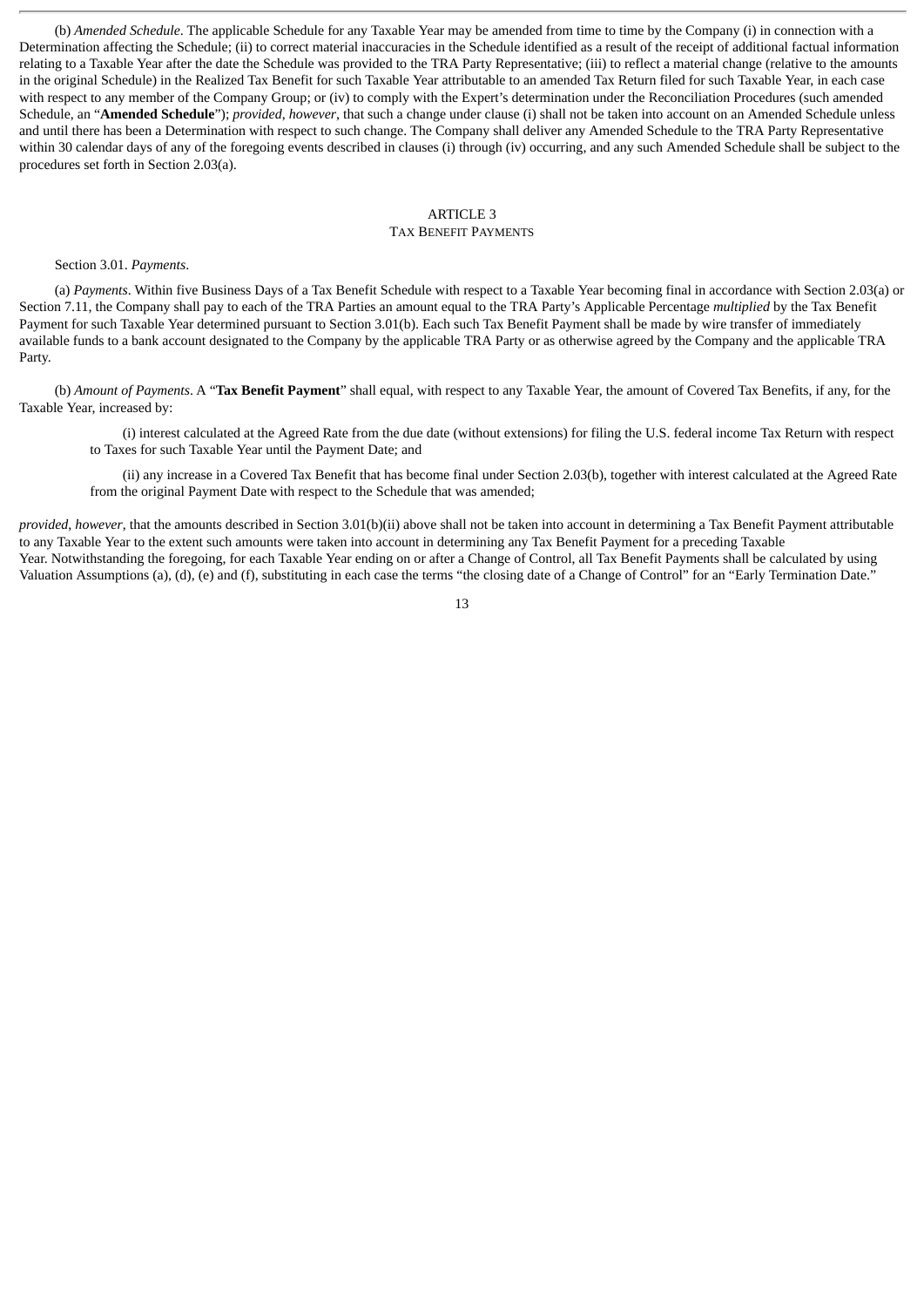(b) *Amended Schedule*. The applicable Schedule for any Taxable Year may be amended from time to time by the Company (i) in connection with a Determination affecting the Schedule; (ii) to correct material inaccuracies in the Schedule identified as a result of the receipt of additional factual information relating to a Taxable Year after the date the Schedule was provided to the TRA Party Representative; (iii) to reflect a material change (relative to the amounts in the original Schedule) in the Realized Tax Benefit for such Taxable Year attributable to an amended Tax Return filed for such Taxable Year, in each case with respect to any member of the Company Group; or (iv) to comply with the Expert's determination under the Reconciliation Procedures (such amended Schedule, an "**Amended Schedule**"); *provided, however*, that such a change under clause (i) shall not be taken into account on an Amended Schedule unless and until there has been a Determination with respect to such change. The Company shall deliver any Amended Schedule to the TRA Party Representative within 30 calendar days of any of the foregoing events described in clauses (i) through (iv) occurring, and any such Amended Schedule shall be subject to the procedures set forth in Section 2.03(a).

## ARTICLE 3
## TAX BENEFIT PAYMENTS

Section 3.01. *Payments*.

(a) *Payments*. Within five Business Days of a Tax Benefit Schedule with respect to a Taxable Year becoming final in accordance with Section 2.03(a) or Section 7.11, the Company shall pay to each of the TRA Parties an amount equal to the TRA Party's Applicable Percentage *multiplied* by the Tax Benefit Payment for such Taxable Year determined pursuant to Section 3.01(b). Each such Tax Benefit Payment shall be made by wire transfer of immediately available funds to a bank account designated to the Company by the applicable TRA Party or as otherwise agreed by the Company and the applicable TRA Party.

(b) *Amount of Payments*. A "**Tax Benefit Payment**" shall equal, with respect to any Taxable Year, the amount of Covered Tax Benefits, if any, for the Taxable Year, increased by:

(i) interest calculated at the Agreed Rate from the due date (without extensions) for filing the U.S. federal income Tax Return with respect to Taxes for such Taxable Year until the Payment Date; and

(ii) any increase in a Covered Tax Benefit that has become final under Section 2.03(b), together with interest calculated at the Agreed Rate from the original Payment Date with respect to the Schedule that was amended;

*provided*, *however*, that the amounts described in Section 3.01(b)(ii) above shall not be taken into account in determining a Tax Benefit Payment attributable to any Taxable Year to the extent such amounts were taken into account in determining any Tax Benefit Payment for a preceding Taxable Year. Notwithstanding the foregoing, for each Taxable Year ending on or after a Change of Control, all Tax Benefit Payments shall be calculated by using Valuation Assumptions (a), (d), (e) and (f), substituting in each case the terms "the closing date of a Change of Control" for an "Early Termination Date."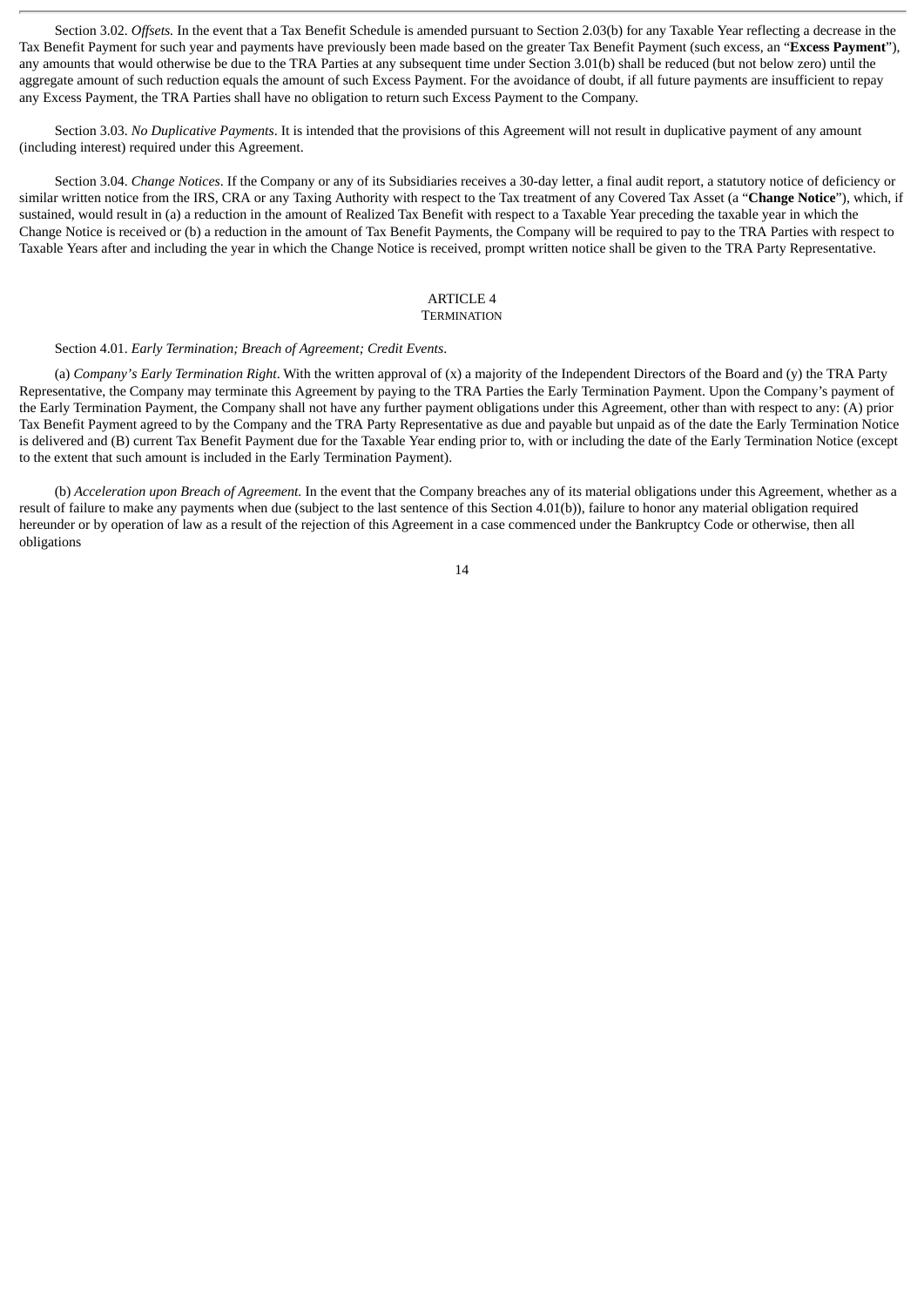Section 3.02. *Offsets.* In the event that a Tax Benefit Schedule is amended pursuant to Section 2.03(b) for any Taxable Year reflecting a decrease in the Tax Benefit Payment for such year and payments have previously been made based on the greater Tax Benefit Payment (such excess, an "**Excess Payment**"), any amounts that would otherwise be due to the TRA Parties at any subsequent time under Section 3.01(b) shall be reduced (but not below zero) until the aggregate amount of such reduction equals the amount of such Excess Payment. For the avoidance of doubt, if all future payments are insufficient to repay any Excess Payment, the TRA Parties shall have no obligation to return such Excess Payment to the Company.

Section 3.03. *No Duplicative Payments*. It is intended that the provisions of this Agreement will not result in duplicative payment of any amount (including interest) required under this Agreement.

Section 3.04. *Change Notices*. If the Company or any of its Subsidiaries receives a 30-day letter, a final audit report, a statutory notice of deficiency or similar written notice from the IRS, CRA or any Taxing Authority with respect to the Tax treatment of any Covered Tax Asset (a "**Change Notice**"), which, if sustained, would result in (a) a reduction in the amount of Realized Tax Benefit with respect to a Taxable Year preceding the taxable year in which the Change Notice is received or (b) a reduction in the amount of Tax Benefit Payments, the Company will be required to pay to the TRA Parties with respect to Taxable Years after and including the year in which the Change Notice is received, prompt written notice shall be given to the TRA Party Representative.

## ARTICLE 4
## TERMINATION

Section 4.01. *Early Termination; Breach of Agreement; Credit Events*.

(a) *Company's Early Termination Right*. With the written approval of (x) a majority of the Independent Directors of the Board and (y) the TRA Party Representative, the Company may terminate this Agreement by paying to the TRA Parties the Early Termination Payment. Upon the Company's payment of the Early Termination Payment, the Company shall not have any further payment obligations under this Agreement, other than with respect to any: (A) prior Tax Benefit Payment agreed to by the Company and the TRA Party Representative as due and payable but unpaid as of the date the Early Termination Notice is delivered and (B) current Tax Benefit Payment due for the Taxable Year ending prior to, with or including the date of the Early Termination Notice (except to the extent that such amount is included in the Early Termination Payment).

(b) *Acceleration upon Breach of Agreement.* In the event that the Company breaches any of its material obligations under this Agreement, whether as a result of failure to make any payments when due (subject to the last sentence of this Section 4.01(b)), failure to honor any material obligation required hereunder or by operation of law as a result of the rejection of this Agreement in a case commenced under the Bankruptcy Code or otherwise, then all obligations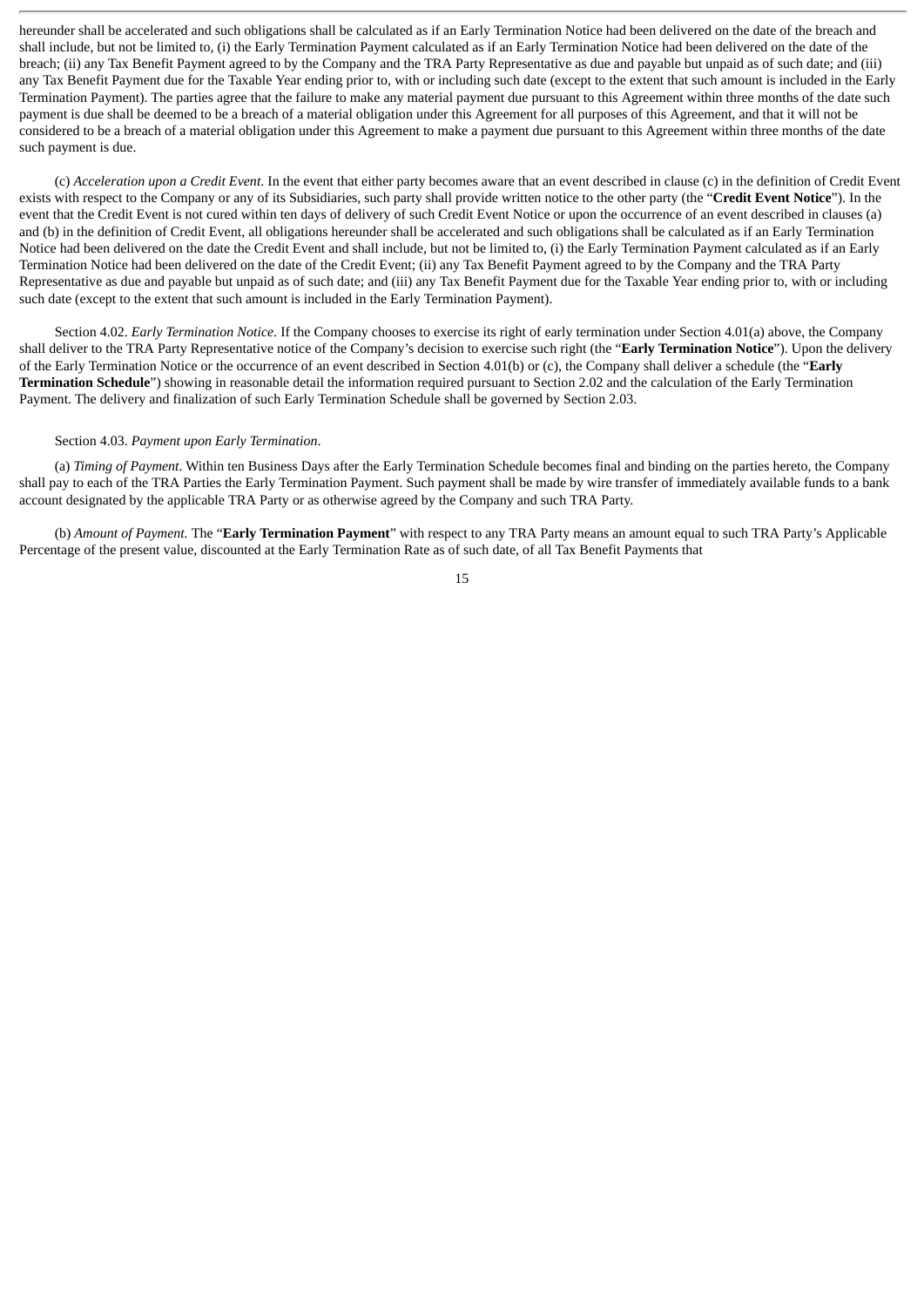hereunder shall be accelerated and such obligations shall be calculated as if an Early Termination Notice had been delivered on the date of the breach and shall include, but not be limited to, (i) the Early Termination Payment calculated as if an Early Termination Notice had been delivered on the date of the breach; (ii) any Tax Benefit Payment agreed to by the Company and the TRA Party Representative as due and payable but unpaid as of such date; and (iii) any Tax Benefit Payment due for the Taxable Year ending prior to, with or including such date (except to the extent that such amount is included in the Early Termination Payment). The parties agree that the failure to make any material payment due pursuant to this Agreement within three months of the date such payment is due shall be deemed to be a breach of a material obligation under this Agreement for all purposes of this Agreement, and that it will not be considered to be a breach of a material obligation under this Agreement to make a payment due pursuant to this Agreement within three months of the date such payment is due.

(c) *Acceleration upon a Credit Event*. In the event that either party becomes aware that an event described in clause (c) in the definition of Credit Event exists with respect to the Company or any of its Subsidiaries, such party shall provide written notice to the other party (the "**Credit Event Notice**"). In the event that the Credit Event is not cured within ten days of delivery of such Credit Event Notice or upon the occurrence of an event described in clauses (a) and (b) in the definition of Credit Event, all obligations hereunder shall be accelerated and such obligations shall be calculated as if an Early Termination Notice had been delivered on the date the Credit Event and shall include, but not be limited to, (i) the Early Termination Payment calculated as if an Early Termination Notice had been delivered on the date of the Credit Event; (ii) any Tax Benefit Payment agreed to by the Company and the TRA Party Representative as due and payable but unpaid as of such date; and (iii) any Tax Benefit Payment due for the Taxable Year ending prior to, with or including such date (except to the extent that such amount is included in the Early Termination Payment).

Section 4.02. *Early Termination Notice*. If the Company chooses to exercise its right of early termination under Section 4.01(a) above, the Company shall deliver to the TRA Party Representative notice of the Company's decision to exercise such right (the "**Early Termination Notice**"). Upon the delivery of the Early Termination Notice or the occurrence of an event described in Section 4.01(b) or (c), the Company shall deliver a schedule (the "**Early Termination Schedule**") showing in reasonable detail the information required pursuant to Section 2.02 and the calculation of the Early Termination Payment. The delivery and finalization of such Early Termination Schedule shall be governed by Section 2.03.

Section 4.03. *Payment upon Early Termination*.

(a) *Timing of Payment*. Within ten Business Days after the Early Termination Schedule becomes final and binding on the parties hereto, the Company shall pay to each of the TRA Parties the Early Termination Payment. Such payment shall be made by wire transfer of immediately available funds to a bank account designated by the applicable TRA Party or as otherwise agreed by the Company and such TRA Party.

(b) *Amount of Payment.* The "**Early Termination Payment**" with respect to any TRA Party means an amount equal to such TRA Party's Applicable Percentage of the present value, discounted at the Early Termination Rate as of such date, of all Tax Benefit Payments that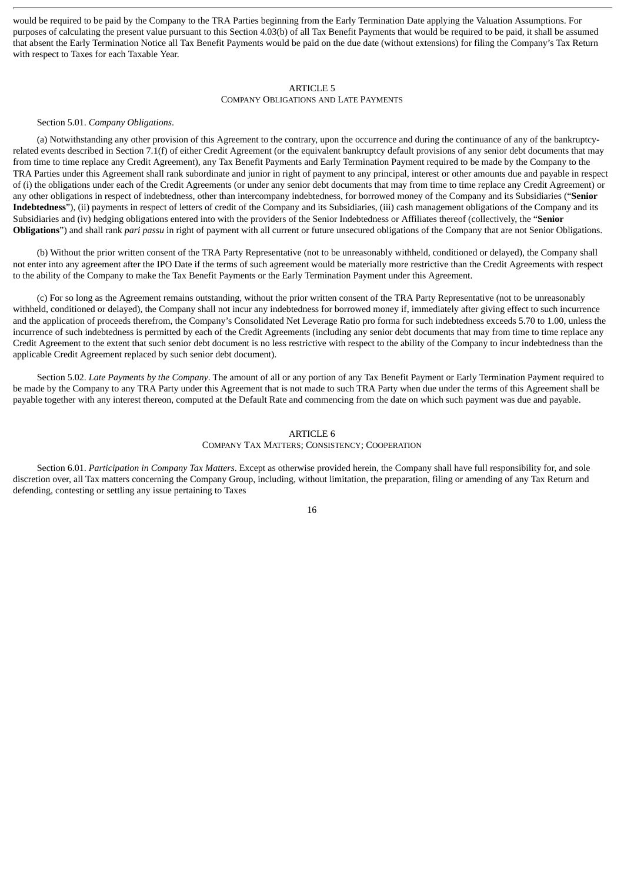would be required to be paid by the Company to the TRA Parties beginning from the Early Termination Date applying the Valuation Assumptions. For purposes of calculating the present value pursuant to this Section 4.03(b) of all Tax Benefit Payments that would be required to be paid, it shall be assumed that absent the Early Termination Notice all Tax Benefit Payments would be paid on the due date (without extensions) for filing the Company's Tax Return with respect to Taxes for each Taxable Year.

## ARTICLE 5
COMPANY OBLIGATIONS AND LATE PAYMENTS

Section 5.01. *Company Obligations*.

(a) Notwithstanding any other provision of this Agreement to the contrary, upon the occurrence and during the continuance of any of the bankruptcy-related events described in Section 7.1(f) of either Credit Agreement (or the equivalent bankruptcy default provisions of any senior debt documents that may from time to time replace any Credit Agreement), any Tax Benefit Payments and Early Termination Payment required to be made by the Company to the TRA Parties under this Agreement shall rank subordinate and junior in right of payment to any principal, interest or other amounts due and payable in respect of (i) the obligations under each of the Credit Agreements (or under any senior debt documents that may from time to time replace any Credit Agreement) or any other obligations in respect of indebtedness, other than intercompany indebtedness, for borrowed money of the Company and its Subsidiaries ("**Senior Indebtedness**"), (ii) payments in respect of letters of credit of the Company and its Subsidiaries, (iii) cash management obligations of the Company and its Subsidiaries and (iv) hedging obligations entered into with the providers of the Senior Indebtedness or Affiliates thereof (collectively, the "**Senior Obligations**") and shall rank *pari passu* in right of payment with all current or future unsecured obligations of the Company that are not Senior Obligations.

(b) Without the prior written consent of the TRA Party Representative (not to be unreasonably withheld, conditioned or delayed), the Company shall not enter into any agreement after the IPO Date if the terms of such agreement would be materially more restrictive than the Credit Agreements with respect to the ability of the Company to make the Tax Benefit Payments or the Early Termination Payment under this Agreement.

(c) For so long as the Agreement remains outstanding, without the prior written consent of the TRA Party Representative (not to be unreasonably withheld, conditioned or delayed), the Company shall not incur any indebtedness for borrowed money if, immediately after giving effect to such incurrence and the application of proceeds therefrom, the Company's Consolidated Net Leverage Ratio pro forma for such indebtedness exceeds 5.70 to 1.00, unless the incurrence of such indebtedness is permitted by each of the Credit Agreements (including any senior debt documents that may from time to time replace any Credit Agreement to the extent that such senior debt document is no less restrictive with respect to the ability of the Company to incur indebtedness than the applicable Credit Agreement replaced by such senior debt document).

Section 5.02. *Late Payments by the Company*. The amount of all or any portion of any Tax Benefit Payment or Early Termination Payment required to be made by the Company to any TRA Party under this Agreement that is not made to such TRA Party when due under the terms of this Agreement shall be payable together with any interest thereon, computed at the Default Rate and commencing from the date on which such payment was due and payable.

## ARTICLE 6
COMPANY TAX MATTERS; CONSISTENCY; COOPERATION

Section 6.01. *Participation in Company Tax Matters*. Except as otherwise provided herein, the Company shall have full responsibility for, and sole discretion over, all Tax matters concerning the Company Group, including, without limitation, the preparation, filing or amending of any Tax Return and defending, contesting or settling any issue pertaining to Taxes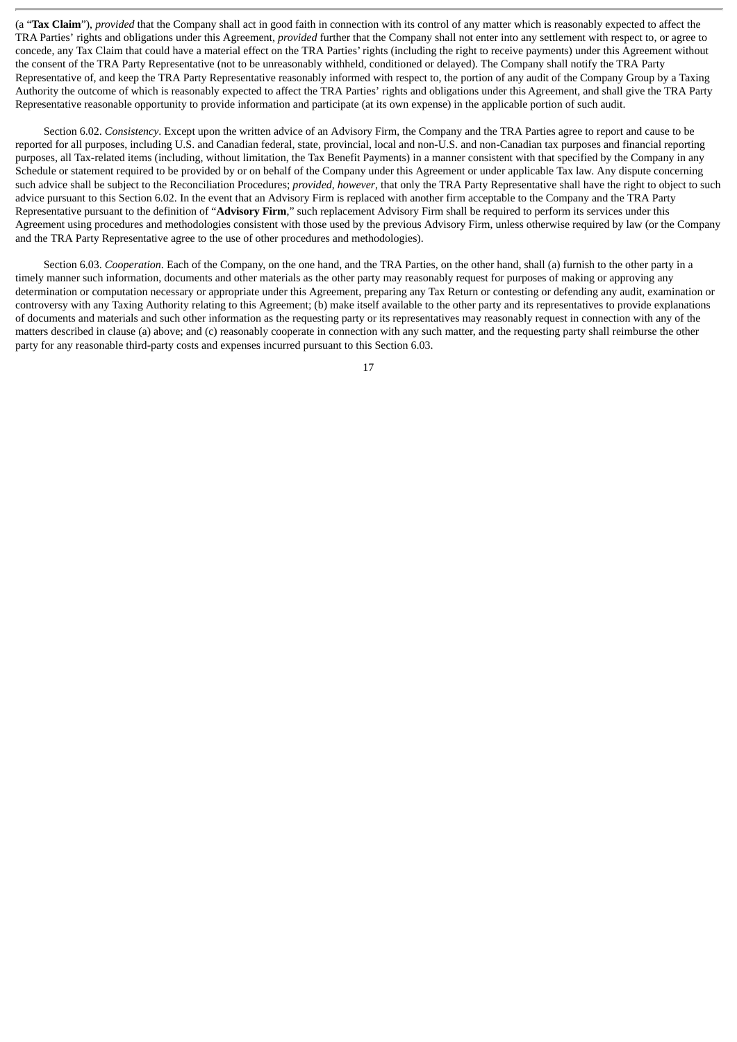(a "**Tax Claim**"), *provided* that the Company shall act in good faith in connection with its control of any matter which is reasonably expected to affect the TRA Parties' rights and obligations under this Agreement, *provided* further that the Company shall not enter into any settlement with respect to, or agree to concede, any Tax Claim that could have a material effect on the TRA Parties' rights (including the right to receive payments) under this Agreement without the consent of the TRA Party Representative (not to be unreasonably withheld, conditioned or delayed). The Company shall notify the TRA Party Representative of, and keep the TRA Party Representative reasonably informed with respect to, the portion of any audit of the Company Group by a Taxing Authority the outcome of which is reasonably expected to affect the TRA Parties' rights and obligations under this Agreement, and shall give the TRA Party Representative reasonable opportunity to provide information and participate (at its own expense) in the applicable portion of such audit.

Section 6.02. *Consistency*. Except upon the written advice of an Advisory Firm, the Company and the TRA Parties agree to report and cause to be reported for all purposes, including U.S. and Canadian federal, state, provincial, local and non-U.S. and non-Canadian tax purposes and financial reporting purposes, all Tax-related items (including, without limitation, the Tax Benefit Payments) in a manner consistent with that specified by the Company in any Schedule or statement required to be provided by or on behalf of the Company under this Agreement or under applicable Tax law. Any dispute concerning such advice shall be subject to the Reconciliation Procedures; *provided*, *however*, that only the TRA Party Representative shall have the right to object to such advice pursuant to this Section 6.02. In the event that an Advisory Firm is replaced with another firm acceptable to the Company and the TRA Party Representative pursuant to the definition of "**Advisory Firm**," such replacement Advisory Firm shall be required to perform its services under this Agreement using procedures and methodologies consistent with those used by the previous Advisory Firm, unless otherwise required by law (or the Company and the TRA Party Representative agree to the use of other procedures and methodologies).

Section 6.03. *Cooperation*. Each of the Company, on the one hand, and the TRA Parties, on the other hand, shall (a) furnish to the other party in a timely manner such information, documents and other materials as the other party may reasonably request for purposes of making or approving any determination or computation necessary or appropriate under this Agreement, preparing any Tax Return or contesting or defending any audit, examination or controversy with any Taxing Authority relating to this Agreement; (b) make itself available to the other party and its representatives to provide explanations of documents and materials and such other information as the requesting party or its representatives may reasonably request in connection with any of the matters described in clause (a) above; and (c) reasonably cooperate in connection with any such matter, and the requesting party shall reimburse the other party for any reasonable third-party costs and expenses incurred pursuant to this Section 6.03.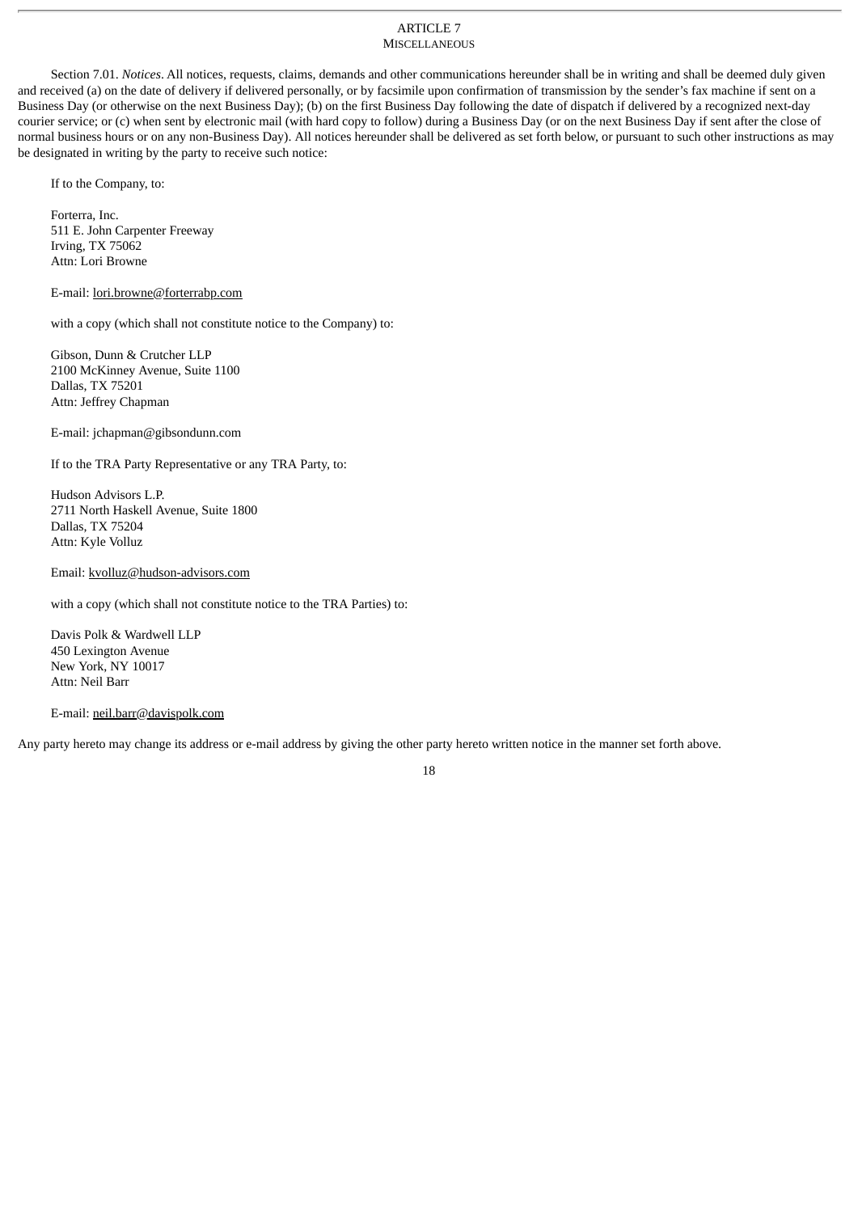## ARTICLE 7
### MISCELLANEOUS

Section 7.01. *Notices*. All notices, requests, claims, demands and other communications hereunder shall be in writing and shall be deemed duly given and received (a) on the date of delivery if delivered personally, or by facsimile upon confirmation of transmission by the sender's fax machine if sent on a Business Day (or otherwise on the next Business Day); (b) on the first Business Day following the date of dispatch if delivered by a recognized next-day courier service; or (c) when sent by electronic mail (with hard copy to follow) during a Business Day (or on the next Business Day if sent after the close of normal business hours or on any non-Business Day). All notices hereunder shall be delivered as set forth below, or pursuant to such other instructions as may be designated in writing by the party to receive such notice:

If to the Company, to:

Forterra, Inc.
511 E. John Carpenter Freeway
Irving, TX 75062
Attn: Lori Browne

E-mail: lori.browne@forterrabp.com

with a copy (which shall not constitute notice to the Company) to:

Gibson, Dunn & Crutcher LLP
2100 McKinney Avenue, Suite 1100
Dallas, TX 75201
Attn: Jeffrey Chapman

E-mail: jchapman@gibsondunn.com

If to the TRA Party Representative or any TRA Party, to:

Hudson Advisors L.P.
2711 North Haskell Avenue, Suite 1800
Dallas, TX 75204
Attn: Kyle Volluz

Email: kvolluz@hudson-advisors.com

with a copy (which shall not constitute notice to the TRA Parties) to:

Davis Polk & Wardwell LLP
450 Lexington Avenue
New York, NY 10017
Attn: Neil Barr

E-mail: neil.barr@davispolk.com

Any party hereto may change its address or e-mail address by giving the other party hereto written notice in the manner set forth above.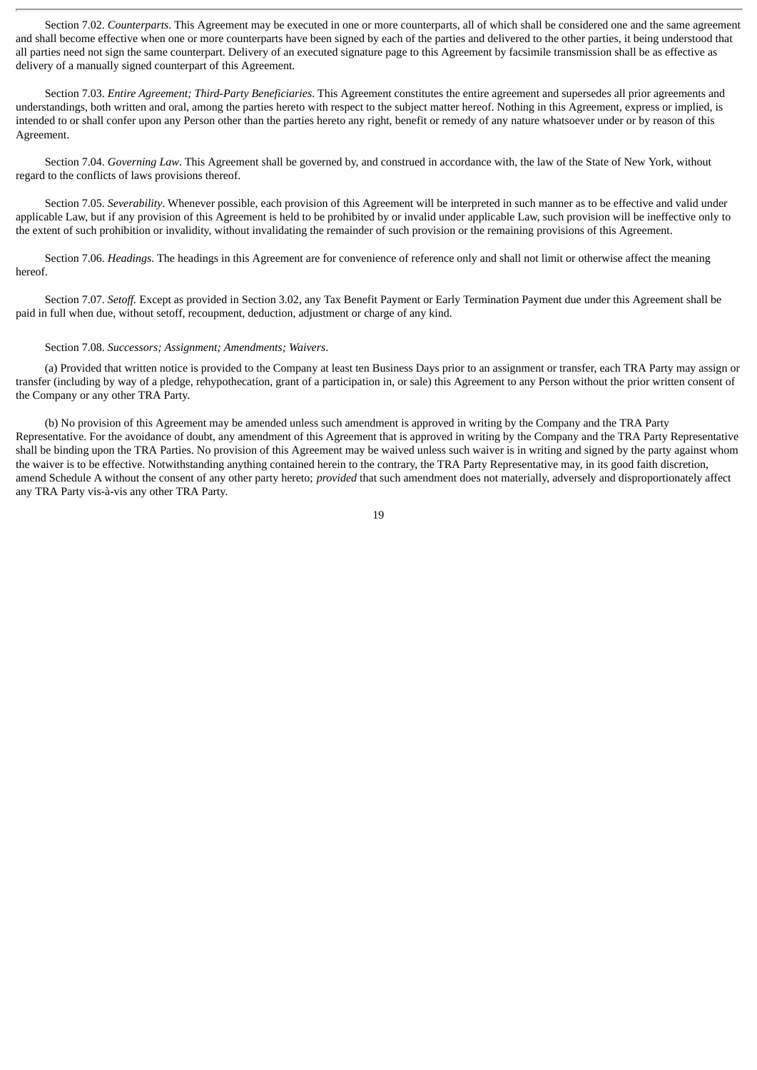Section 7.02. *Counterparts*. This Agreement may be executed in one or more counterparts, all of which shall be considered one and the same agreement and shall become effective when one or more counterparts have been signed by each of the parties and delivered to the other parties, it being understood that all parties need not sign the same counterpart. Delivery of an executed signature page to this Agreement by facsimile transmission shall be as effective as delivery of a manually signed counterpart of this Agreement.

Section 7.03. *Entire Agreement; Third-Party Beneficiaries*. This Agreement constitutes the entire agreement and supersedes all prior agreements and understandings, both written and oral, among the parties hereto with respect to the subject matter hereof. Nothing in this Agreement, express or implied, is intended to or shall confer upon any Person other than the parties hereto any right, benefit or remedy of any nature whatsoever under or by reason of this Agreement.

Section 7.04. *Governing Law*. This Agreement shall be governed by, and construed in accordance with, the law of the State of New York, without regard to the conflicts of laws provisions thereof.

Section 7.05. *Severability*. Whenever possible, each provision of this Agreement will be interpreted in such manner as to be effective and valid under applicable Law, but if any provision of this Agreement is held to be prohibited by or invalid under applicable Law, such provision will be ineffective only to the extent of such prohibition or invalidity, without invalidating the remainder of such provision or the remaining provisions of this Agreement.

Section 7.06. *Headings*. The headings in this Agreement are for convenience of reference only and shall not limit or otherwise affect the meaning hereof.

Section 7.07. *Setoff.* Except as provided in Section 3.02, any Tax Benefit Payment or Early Termination Payment due under this Agreement shall be paid in full when due, without setoff, recoupment, deduction, adjustment or charge of any kind.

Section 7.08. *Successors; Assignment; Amendments; Waivers*.

(a) Provided that written notice is provided to the Company at least ten Business Days prior to an assignment or transfer, each TRA Party may assign or transfer (including by way of a pledge, rehypothecation, grant of a participation in, or sale) this Agreement to any Person without the prior written consent of the Company or any other TRA Party.

(b) No provision of this Agreement may be amended unless such amendment is approved in writing by the Company and the TRA Party Representative. For the avoidance of doubt, any amendment of this Agreement that is approved in writing by the Company and the TRA Party Representative shall be binding upon the TRA Parties. No provision of this Agreement may be waived unless such waiver is in writing and signed by the party against whom the waiver is to be effective. Notwithstanding anything contained herein to the contrary, the TRA Party Representative may, in its good faith discretion, amend Schedule A without the consent of any other party hereto; *provided* that such amendment does not materially, adversely and disproportionately affect any TRA Party vis-à-vis any other TRA Party.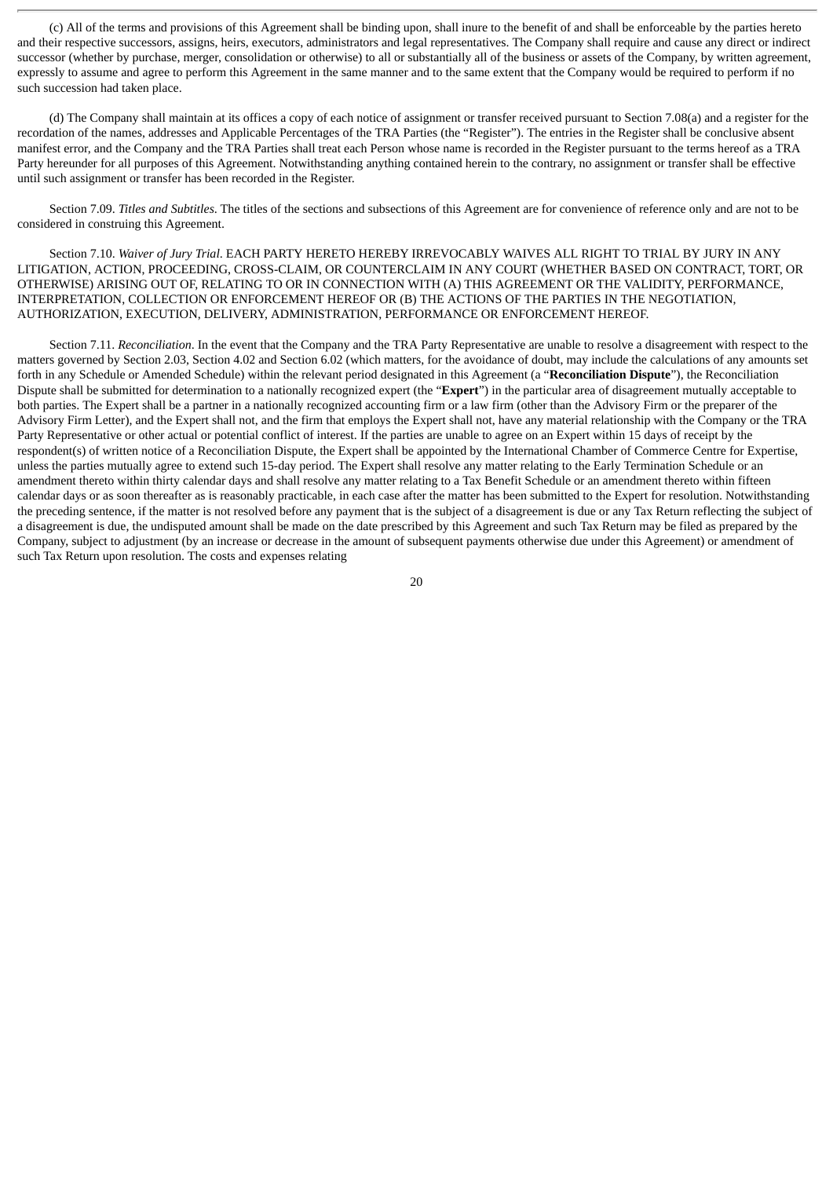(c) All of the terms and provisions of this Agreement shall be binding upon, shall inure to the benefit of and shall be enforceable by the parties hereto and their respective successors, assigns, heirs, executors, administrators and legal representatives. The Company shall require and cause any direct or indirect successor (whether by purchase, merger, consolidation or otherwise) to all or substantially all of the business or assets of the Company, by written agreement, expressly to assume and agree to perform this Agreement in the same manner and to the same extent that the Company would be required to perform if no such succession had taken place.

(d) The Company shall maintain at its offices a copy of each notice of assignment or transfer received pursuant to Section 7.08(a) and a register for the recordation of the names, addresses and Applicable Percentages of the TRA Parties (the "Register"). The entries in the Register shall be conclusive absent manifest error, and the Company and the TRA Parties shall treat each Person whose name is recorded in the Register pursuant to the terms hereof as a TRA Party hereunder for all purposes of this Agreement. Notwithstanding anything contained herein to the contrary, no assignment or transfer shall be effective until such assignment or transfer has been recorded in the Register.

Section 7.09. *Titles and Subtitles*. The titles of the sections and subsections of this Agreement are for convenience of reference only and are not to be considered in construing this Agreement.

Section 7.10. *Waiver of Jury Trial*. EACH PARTY HERETO HEREBY IRREVOCABLY WAIVES ALL RIGHT TO TRIAL BY JURY IN ANY LITIGATION, ACTION, PROCEEDING, CROSS-CLAIM, OR COUNTERCLAIM IN ANY COURT (WHETHER BASED ON CONTRACT, TORT, OR OTHERWISE) ARISING OUT OF, RELATING TO OR IN CONNECTION WITH (A) THIS AGREEMENT OR THE VALIDITY, PERFORMANCE, INTERPRETATION, COLLECTION OR ENFORCEMENT HEREOF OR (B) THE ACTIONS OF THE PARTIES IN THE NEGOTIATION, AUTHORIZATION, EXECUTION, DELIVERY, ADMINISTRATION, PERFORMANCE OR ENFORCEMENT HEREOF.

Section 7.11. *Reconciliation*. In the event that the Company and the TRA Party Representative are unable to resolve a disagreement with respect to the matters governed by Section 2.03, Section 4.02 and Section 6.02 (which matters, for the avoidance of doubt, may include the calculations of any amounts set forth in any Schedule or Amended Schedule) within the relevant period designated in this Agreement (a "**Reconciliation Dispute**"), the Reconciliation Dispute shall be submitted for determination to a nationally recognized expert (the "**Expert**") in the particular area of disagreement mutually acceptable to both parties. The Expert shall be a partner in a nationally recognized accounting firm or a law firm (other than the Advisory Firm or the preparer of the Advisory Firm Letter), and the Expert shall not, and the firm that employs the Expert shall not, have any material relationship with the Company or the TRA Party Representative or other actual or potential conflict of interest. If the parties are unable to agree on an Expert within 15 days of receipt by the respondent(s) of written notice of a Reconciliation Dispute, the Expert shall be appointed by the International Chamber of Commerce Centre for Expertise, unless the parties mutually agree to extend such 15-day period. The Expert shall resolve any matter relating to the Early Termination Schedule or an amendment thereto within thirty calendar days and shall resolve any matter relating to a Tax Benefit Schedule or an amendment thereto within fifteen calendar days or as soon thereafter as is reasonably practicable, in each case after the matter has been submitted to the Expert for resolution. Notwithstanding the preceding sentence, if the matter is not resolved before any payment that is the subject of a disagreement is due or any Tax Return reflecting the subject of a disagreement is due, the undisputed amount shall be made on the date prescribed by this Agreement and such Tax Return may be filed as prepared by the Company, subject to adjustment (by an increase or decrease in the amount of subsequent payments otherwise due under this Agreement) or amendment of such Tax Return upon resolution. The costs and expenses relating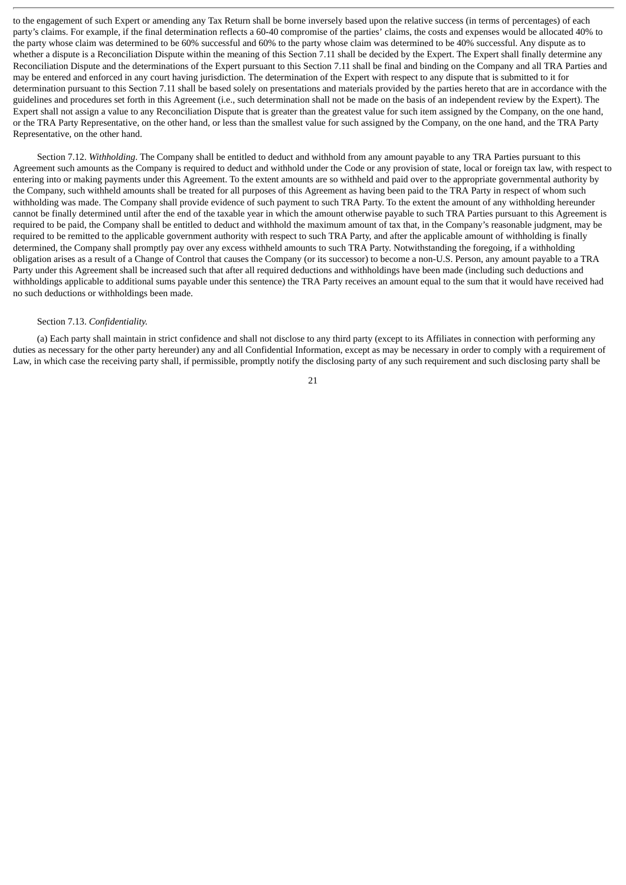to the engagement of such Expert or amending any Tax Return shall be borne inversely based upon the relative success (in terms of percentages) of each party's claims. For example, if the final determination reflects a 60-40 compromise of the parties' claims, the costs and expenses would be allocated 40% to the party whose claim was determined to be 60% successful and 60% to the party whose claim was determined to be 40% successful. Any dispute as to whether a dispute is a Reconciliation Dispute within the meaning of this Section 7.11 shall be decided by the Expert. The Expert shall finally determine any Reconciliation Dispute and the determinations of the Expert pursuant to this Section 7.11 shall be final and binding on the Company and all TRA Parties and may be entered and enforced in any court having jurisdiction. The determination of the Expert with respect to any dispute that is submitted to it for determination pursuant to this Section 7.11 shall be based solely on presentations and materials provided by the parties hereto that are in accordance with the guidelines and procedures set forth in this Agreement (i.e., such determination shall not be made on the basis of an independent review by the Expert). The Expert shall not assign a value to any Reconciliation Dispute that is greater than the greatest value for such item assigned by the Company, on the one hand, or the TRA Party Representative, on the other hand, or less than the smallest value for such assigned by the Company, on the one hand, and the TRA Party Representative, on the other hand.

Section 7.12. *Withholding*. The Company shall be entitled to deduct and withhold from any amount payable to any TRA Parties pursuant to this Agreement such amounts as the Company is required to deduct and withhold under the Code or any provision of state, local or foreign tax law, with respect to entering into or making payments under this Agreement. To the extent amounts are so withheld and paid over to the appropriate governmental authority by the Company, such withheld amounts shall be treated for all purposes of this Agreement as having been paid to the TRA Party in respect of whom such withholding was made. The Company shall provide evidence of such payment to such TRA Party. To the extent the amount of any withholding hereunder cannot be finally determined until after the end of the taxable year in which the amount otherwise payable to such TRA Parties pursuant to this Agreement is required to be paid, the Company shall be entitled to deduct and withhold the maximum amount of tax that, in the Company's reasonable judgment, may be required to be remitted to the applicable government authority with respect to such TRA Party, and after the applicable amount of withholding is finally determined, the Company shall promptly pay over any excess withheld amounts to such TRA Party. Notwithstanding the foregoing, if a withholding obligation arises as a result of a Change of Control that causes the Company (or its successor) to become a non-U.S. Person, any amount payable to a TRA Party under this Agreement shall be increased such that after all required deductions and withholdings have been made (including such deductions and withholdings applicable to additional sums payable under this sentence) the TRA Party receives an amount equal to the sum that it would have received had no such deductions or withholdings been made.

Section 7.13. *Confidentiality.*

(a) Each party shall maintain in strict confidence and shall not disclose to any third party (except to its Affiliates in connection with performing any duties as necessary for the other party hereunder) any and all Confidential Information, except as may be necessary in order to comply with a requirement of Law, in which case the receiving party shall, if permissible, promptly notify the disclosing party of any such requirement and such disclosing party shall be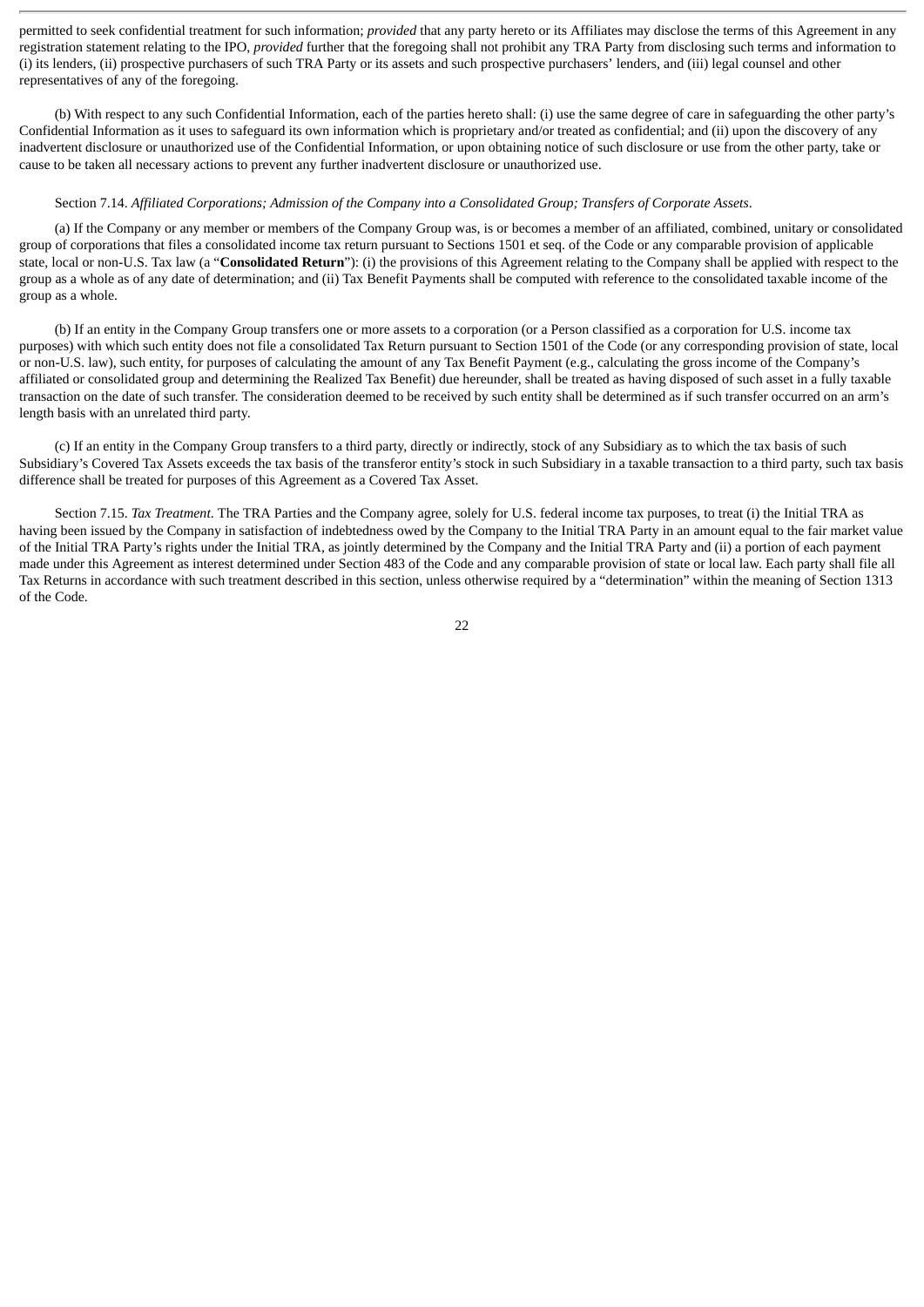permitted to seek confidential treatment for such information; *provided* that any party hereto or its Affiliates may disclose the terms of this Agreement in any registration statement relating to the IPO, *provided* further that the foregoing shall not prohibit any TRA Party from disclosing such terms and information to (i) its lenders, (ii) prospective purchasers of such TRA Party or its assets and such prospective purchasers' lenders, and (iii) legal counsel and other representatives of any of the foregoing.

(b) With respect to any such Confidential Information, each of the parties hereto shall: (i) use the same degree of care in safeguarding the other party's Confidential Information as it uses to safeguard its own information which is proprietary and/or treated as confidential; and (ii) upon the discovery of any inadvertent disclosure or unauthorized use of the Confidential Information, or upon obtaining notice of such disclosure or use from the other party, take or cause to be taken all necessary actions to prevent any further inadvertent disclosure or unauthorized use.

Section 7.14. *Affiliated Corporations; Admission of the Company into a Consolidated Group; Transfers of Corporate Assets*.

(a) If the Company or any member or members of the Company Group was, is or becomes a member of an affiliated, combined, unitary or consolidated group of corporations that files a consolidated income tax return pursuant to Sections 1501 et seq. of the Code or any comparable provision of applicable state, local or non-U.S. Tax law (a "**Consolidated Return**"): (i) the provisions of this Agreement relating to the Company shall be applied with respect to the group as a whole as of any date of determination; and (ii) Tax Benefit Payments shall be computed with reference to the consolidated taxable income of the group as a whole.

(b) If an entity in the Company Group transfers one or more assets to a corporation (or a Person classified as a corporation for U.S. income tax purposes) with which such entity does not file a consolidated Tax Return pursuant to Section 1501 of the Code (or any corresponding provision of state, local or non-U.S. law), such entity, for purposes of calculating the amount of any Tax Benefit Payment (e.g., calculating the gross income of the Company's affiliated or consolidated group and determining the Realized Tax Benefit) due hereunder, shall be treated as having disposed of such asset in a fully taxable transaction on the date of such transfer. The consideration deemed to be received by such entity shall be determined as if such transfer occurred on an arm's length basis with an unrelated third party.

(c) If an entity in the Company Group transfers to a third party, directly or indirectly, stock of any Subsidiary as to which the tax basis of such Subsidiary's Covered Tax Assets exceeds the tax basis of the transferor entity's stock in such Subsidiary in a taxable transaction to a third party, such tax basis difference shall be treated for purposes of this Agreement as a Covered Tax Asset.

Section 7.15. *Tax Treatment*. The TRA Parties and the Company agree, solely for U.S. federal income tax purposes, to treat (i) the Initial TRA as having been issued by the Company in satisfaction of indebtedness owed by the Company to the Initial TRA Party in an amount equal to the fair market value of the Initial TRA Party's rights under the Initial TRA, as jointly determined by the Company and the Initial TRA Party and (ii) a portion of each payment made under this Agreement as interest determined under Section 483 of the Code and any comparable provision of state or local law. Each party shall file all Tax Returns in accordance with such treatment described in this section, unless otherwise required by a "determination" within the meaning of Section 1313 of the Code.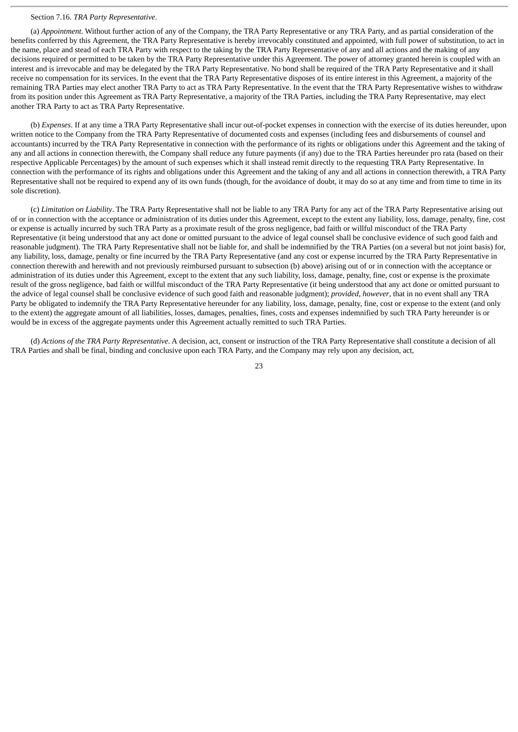Section 7.16. *TRA Party Representative*.

(a) *Appointment*. Without further action of any of the Company, the TRA Party Representative or any TRA Party, and as partial consideration of the benefits conferred by this Agreement, the TRA Party Representative is hereby irrevocably constituted and appointed, with full power of substitution, to act in the name, place and stead of each TRA Party with respect to the taking by the TRA Party Representative of any and all actions and the making of any decisions required or permitted to be taken by the TRA Party Representative under this Agreement. The power of attorney granted herein is coupled with an interest and is irrevocable and may be delegated by the TRA Party Representative. No bond shall be required of the TRA Party Representative and it shall receive no compensation for its services. In the event that the TRA Party Representative disposes of its entire interest in this Agreement, a majority of the remaining TRA Parties may elect another TRA Party to act as TRA Party Representative. In the event that the TRA Party Representative wishes to withdraw from its position under this Agreement as TRA Party Representative, a majority of the TRA Parties, including the TRA Party Representative, may elect another TRA Party to act as TRA Party Representative.

(b) *Expenses*. If at any time a TRA Party Representative shall incur out-of-pocket expenses in connection with the exercise of its duties hereunder, upon written notice to the Company from the TRA Party Representative of documented costs and expenses (including fees and disbursements of counsel and accountants) incurred by the TRA Party Representative in connection with the performance of its rights or obligations under this Agreement and the taking of any and all actions in connection therewith, the Company shall reduce any future payments (if any) due to the TRA Parties hereunder pro rata (based on their respective Applicable Percentages) by the amount of such expenses which it shall instead remit directly to the requesting TRA Party Representative. In connection with the performance of its rights and obligations under this Agreement and the taking of any and all actions in connection therewith, a TRA Party Representative shall not be required to expend any of its own funds (though, for the avoidance of doubt, it may do so at any time and from time to time in its sole discretion).

(c) *Limitation on Liability*. The TRA Party Representative shall not be liable to any TRA Party for any act of the TRA Party Representative arising out of or in connection with the acceptance or administration of its duties under this Agreement, except to the extent any liability, loss, damage, penalty, fine, cost or expense is actually incurred by such TRA Party as a proximate result of the gross negligence, bad faith or willful misconduct of the TRA Party Representative (it being understood that any act done or omitted pursuant to the advice of legal counsel shall be conclusive evidence of such good faith and reasonable judgment). The TRA Party Representative shall not be liable for, and shall be indemnified by the TRA Parties (on a several but not joint basis) for, any liability, loss, damage, penalty or fine incurred by the TRA Party Representative (and any cost or expense incurred by the TRA Party Representative in connection therewith and herewith and not previously reimbursed pursuant to subsection (b) above) arising out of or in connection with the acceptance or administration of its duties under this Agreement, except to the extent that any such liability, loss, damage, penalty, fine, cost or expense is the proximate result of the gross negligence, bad faith or willful misconduct of the TRA Party Representative (it being understood that any act done or omitted pursuant to the advice of legal counsel shall be conclusive evidence of such good faith and reasonable judgment); *provided, however*, that in no event shall any TRA Party be obligated to indemnify the TRA Party Representative hereunder for any liability, loss, damage, penalty, fine, cost or expense to the extent (and only to the extent) the aggregate amount of all liabilities, losses, damages, penalties, fines, costs and expenses indemnified by such TRA Party hereunder is or would be in excess of the aggregate payments under this Agreement actually remitted to such TRA Parties.

(d) *Actions of the TRA Party Representative*. A decision, act, consent or instruction of the TRA Party Representative shall constitute a decision of all TRA Parties and shall be final, binding and conclusive upon each TRA Party, and the Company may rely upon any decision, act,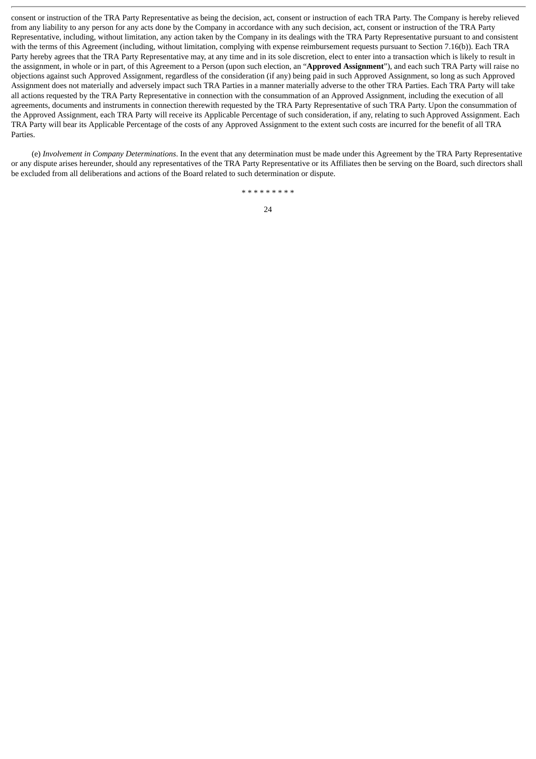consent or instruction of the TRA Party Representative as being the decision, act, consent or instruction of each TRA Party. The Company is hereby relieved from any liability to any person for any acts done by the Company in accordance with any such decision, act, consent or instruction of the TRA Party Representative, including, without limitation, any action taken by the Company in its dealings with the TRA Party Representative pursuant to and consistent with the terms of this Agreement (including, without limitation, complying with expense reimbursement requests pursuant to Section 7.16(b)). Each TRA Party hereby agrees that the TRA Party Representative may, at any time and in its sole discretion, elect to enter into a transaction which is likely to result in the assignment, in whole or in part, of this Agreement to a Person (upon such election, an "**Approved Assignment**"), and each such TRA Party will raise no objections against such Approved Assignment, regardless of the consideration (if any) being paid in such Approved Assignment, so long as such Approved Assignment does not materially and adversely impact such TRA Parties in a manner materially adverse to the other TRA Parties. Each TRA Party will take all actions requested by the TRA Party Representative in connection with the consummation of an Approved Assignment, including the execution of all agreements, documents and instruments in connection therewith requested by the TRA Party Representative of such TRA Party. Upon the consummation of the Approved Assignment, each TRA Party will receive its Applicable Percentage of such consideration, if any, relating to such Approved Assignment. Each TRA Party will bear its Applicable Percentage of the costs of any Approved Assignment to the extent such costs are incurred for the benefit of all TRA Parties.

(e) *Involvement in Company Determinations*. In the event that any determination must be made under this Agreement by the TRA Party Representative or any dispute arises hereunder, should any representatives of the TRA Party Representative or its Affiliates then be serving on the Board, such directors shall be excluded from all deliberations and actions of the Board related to such determination or dispute.

* * * * * * * * *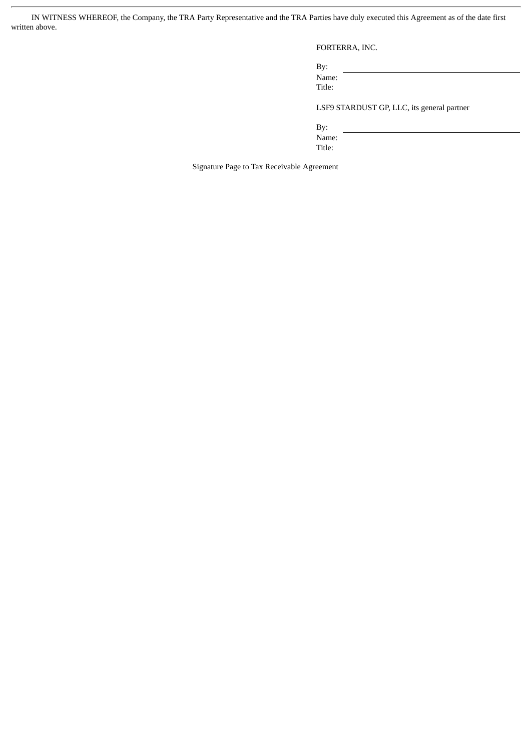IN WITNESS WHEREOF, the Company, the TRA Party Representative and the TRA Parties have duly executed this Agreement as of the date first written above.

FORTERRA, INC.

By: \_\_\_\_\_\_\_\_\_\_\_\_\_\_\_\_\_\_\_\_\_\_\_\_\_\_\_\_\_\_
Name:
Title:

LSF9 STARDUST GP, LLC, its general partner

By: \_\_\_\_\_\_\_\_\_\_\_\_\_\_\_\_\_\_\_\_\_\_\_\_\_\_\_\_\_\_
Name:
Title:

Signature Page to Tax Receivable Agreement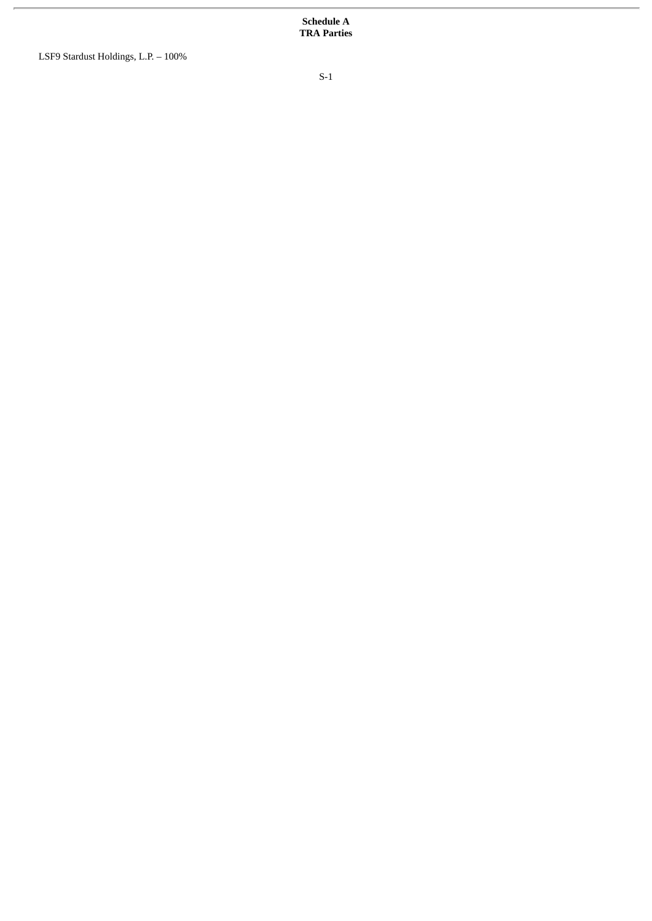**Schedule A**
**TRA Parties**

LSF9 Stardust Holdings, L.P. – 100%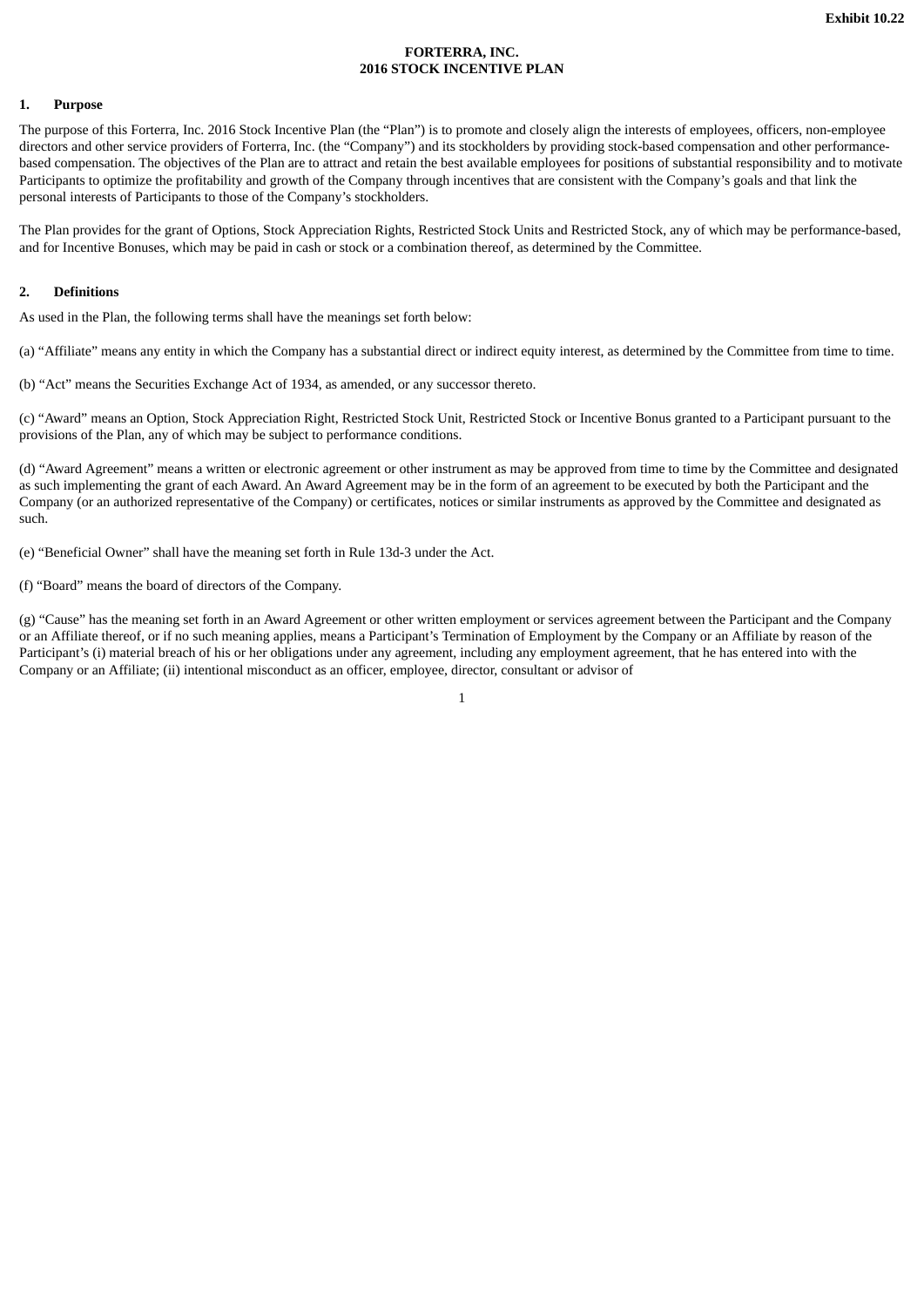**Exhibit 10.22**

# FORTERRA, INC.
# 2016 STOCK INCENTIVE PLAN

## 1. Purpose

The purpose of this Forterra, Inc. 2016 Stock Incentive Plan (the "Plan") is to promote and closely align the interests of employees, officers, non-employee directors and other service providers of Forterra, Inc. (the "Company") and its stockholders by providing stock-based compensation and other performance-based compensation. The objectives of the Plan are to attract and retain the best available employees for positions of substantial responsibility and to motivate Participants to optimize the profitability and growth of the Company through incentives that are consistent with the Company's goals and that link the personal interests of Participants to those of the Company's stockholders.

The Plan provides for the grant of Options, Stock Appreciation Rights, Restricted Stock Units and Restricted Stock, any of which may be performance-based, and for Incentive Bonuses, which may be paid in cash or stock or a combination thereof, as determined by the Committee.

## 2. Definitions

As used in the Plan, the following terms shall have the meanings set forth below:

(a) "Affiliate" means any entity in which the Company has a substantial direct or indirect equity interest, as determined by the Committee from time to time.

(b) "Act" means the Securities Exchange Act of 1934, as amended, or any successor thereto.

(c) "Award" means an Option, Stock Appreciation Right, Restricted Stock Unit, Restricted Stock or Incentive Bonus granted to a Participant pursuant to the provisions of the Plan, any of which may be subject to performance conditions.

(d) "Award Agreement" means a written or electronic agreement or other instrument as may be approved from time to time by the Committee and designated as such implementing the grant of each Award. An Award Agreement may be in the form of an agreement to be executed by both the Participant and the Company (or an authorized representative of the Company) or certificates, notices or similar instruments as approved by the Committee and designated as such.

(e) "Beneficial Owner" shall have the meaning set forth in Rule 13d-3 under the Act.

(f) "Board" means the board of directors of the Company.

(g) "Cause" has the meaning set forth in an Award Agreement or other written employment or services agreement between the Participant and the Company or an Affiliate thereof, or if no such meaning applies, means a Participant's Termination of Employment by the Company or an Affiliate by reason of the Participant's (i) material breach of his or her obligations under any agreement, including any employment agreement, that he has entered into with the Company or an Affiliate; (ii) intentional misconduct as an officer, employee, director, consultant or advisor of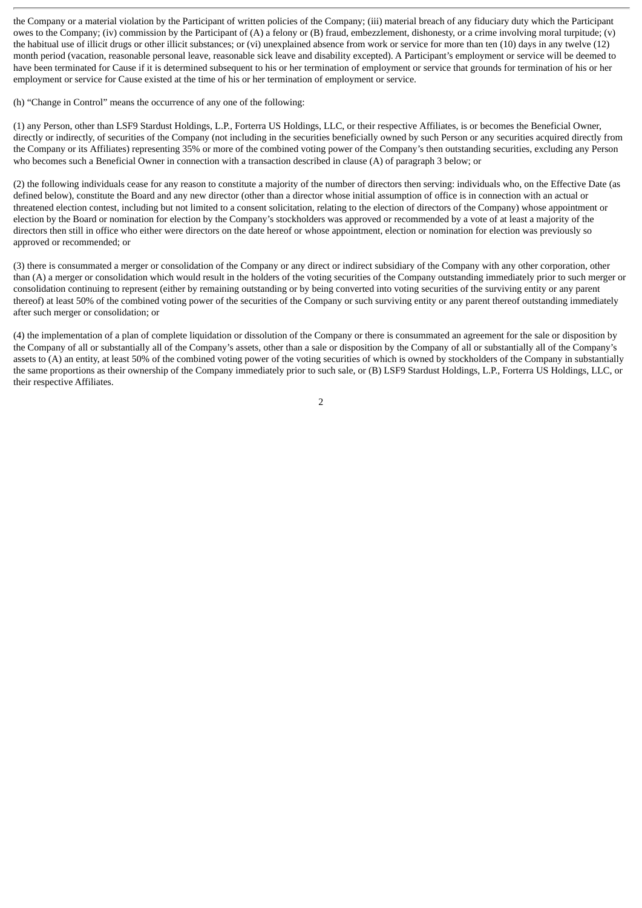the Company or a material violation by the Participant of written policies of the Company; (iii) material breach of any fiduciary duty which the Participant owes to the Company; (iv) commission by the Participant of (A) a felony or (B) fraud, embezzlement, dishonesty, or a crime involving moral turpitude; (v) the habitual use of illicit drugs or other illicit substances; or (vi) unexplained absence from work or service for more than ten (10) days in any twelve (12) month period (vacation, reasonable personal leave, reasonable sick leave and disability excepted). A Participant's employment or service will be deemed to have been terminated for Cause if it is determined subsequent to his or her termination of employment or service that grounds for termination of his or her employment or service for Cause existed at the time of his or her termination of employment or service.

(h) "Change in Control" means the occurrence of any one of the following:

(1) any Person, other than LSF9 Stardust Holdings, L.P., Forterra US Holdings, LLC, or their respective Affiliates, is or becomes the Beneficial Owner, directly or indirectly, of securities of the Company (not including in the securities beneficially owned by such Person or any securities acquired directly from the Company or its Affiliates) representing 35% or more of the combined voting power of the Company's then outstanding securities, excluding any Person who becomes such a Beneficial Owner in connection with a transaction described in clause (A) of paragraph 3 below; or

(2) the following individuals cease for any reason to constitute a majority of the number of directors then serving: individuals who, on the Effective Date (as defined below), constitute the Board and any new director (other than a director whose initial assumption of office is in connection with an actual or threatened election contest, including but not limited to a consent solicitation, relating to the election of directors of the Company) whose appointment or election by the Board or nomination for election by the Company's stockholders was approved or recommended by a vote of at least a majority of the directors then still in office who either were directors on the date hereof or whose appointment, election or nomination for election was previously so approved or recommended; or

(3) there is consummated a merger or consolidation of the Company or any direct or indirect subsidiary of the Company with any other corporation, other than (A) a merger or consolidation which would result in the holders of the voting securities of the Company outstanding immediately prior to such merger or consolidation continuing to represent (either by remaining outstanding or by being converted into voting securities of the surviving entity or any parent thereof) at least 50% of the combined voting power of the securities of the Company or such surviving entity or any parent thereof outstanding immediately after such merger or consolidation; or

(4) the implementation of a plan of complete liquidation or dissolution of the Company or there is consummated an agreement for the sale or disposition by the Company of all or substantially all of the Company's assets, other than a sale or disposition by the Company of all or substantially all of the Company's assets to (A) an entity, at least 50% of the combined voting power of the voting securities of which is owned by stockholders of the Company in substantially the same proportions as their ownership of the Company immediately prior to such sale, or (B) LSF9 Stardust Holdings, L.P., Forterra US Holdings, LLC, or their respective Affiliates.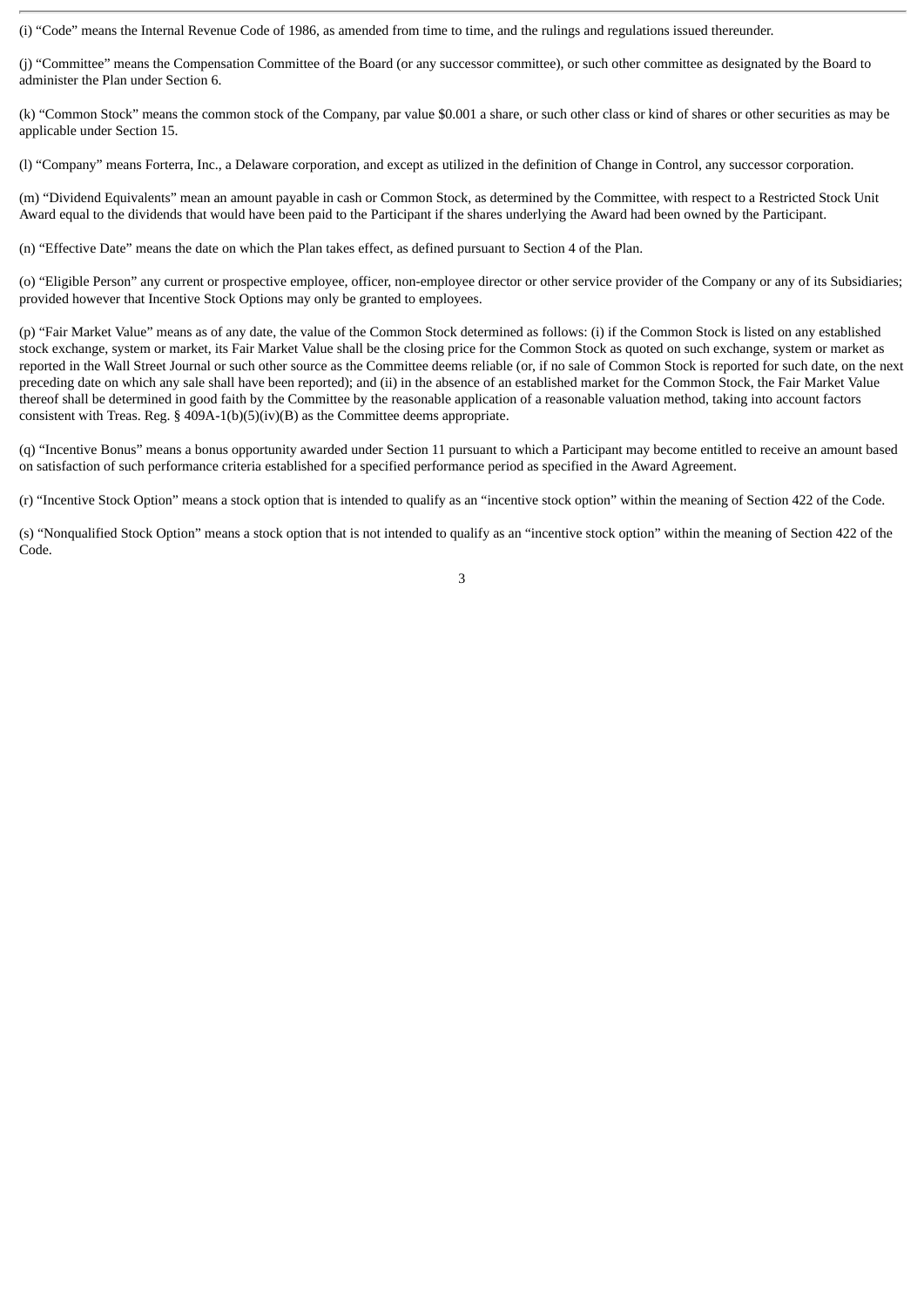(i) “Code” means the Internal Revenue Code of 1986, as amended from time to time, and the rulings and regulations issued thereunder.

(j) “Committee” means the Compensation Committee of the Board (or any successor committee), or such other committee as designated by the Board to administer the Plan under Section 6.

(k) “Common Stock” means the common stock of the Company, par value $0.001 a share, or such other class or kind of shares or other securities as may be applicable under Section 15.

(l) “Company” means Forterra, Inc., a Delaware corporation, and except as utilized in the definition of Change in Control, any successor corporation.

(m) “Dividend Equivalents” mean an amount payable in cash or Common Stock, as determined by the Committee, with respect to a Restricted Stock Unit Award equal to the dividends that would have been paid to the Participant if the shares underlying the Award had been owned by the Participant.

(n) “Effective Date” means the date on which the Plan takes effect, as defined pursuant to Section 4 of the Plan.

(o) “Eligible Person” any current or prospective employee, officer, non-employee director or other service provider of the Company or any of its Subsidiaries; provided however that Incentive Stock Options may only be granted to employees.

(p) “Fair Market Value” means as of any date, the value of the Common Stock determined as follows: (i) if the Common Stock is listed on any established stock exchange, system or market, its Fair Market Value shall be the closing price for the Common Stock as quoted on such exchange, system or market as reported in the Wall Street Journal or such other source as the Committee deems reliable (or, if no sale of Common Stock is reported for such date, on the next preceding date on which any sale shall have been reported); and (ii) in the absence of an established market for the Common Stock, the Fair Market Value thereof shall be determined in good faith by the Committee by the reasonable application of a reasonable valuation method, taking into account factors consistent with Treas. Reg. § 409A-1(b)(5)(iv)(B) as the Committee deems appropriate.

(q) “Incentive Bonus” means a bonus opportunity awarded under Section 11 pursuant to which a Participant may become entitled to receive an amount based on satisfaction of such performance criteria established for a specified performance period as specified in the Award Agreement.

(r) “Incentive Stock Option” means a stock option that is intended to qualify as an “incentive stock option” within the meaning of Section 422 of the Code.

(s) “Nonqualified Stock Option” means a stock option that is not intended to qualify as an “incentive stock option” within the meaning of Section 422 of the Code.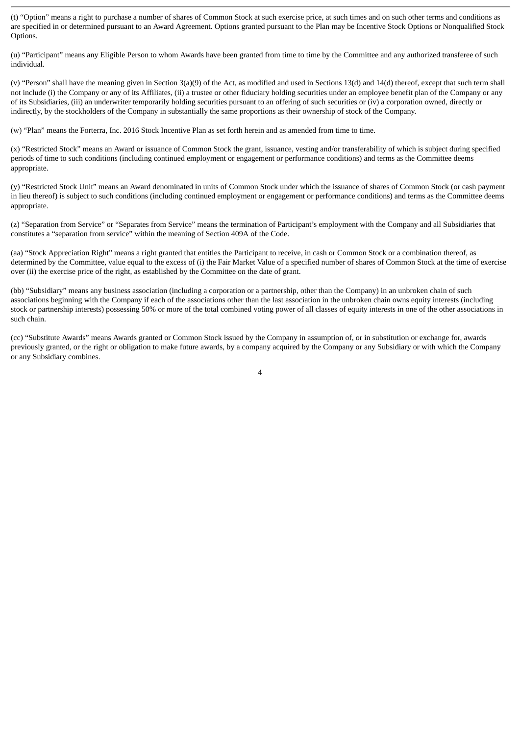(t) "Option" means a right to purchase a number of shares of Common Stock at such exercise price, at such times and on such other terms and conditions as are specified in or determined pursuant to an Award Agreement. Options granted pursuant to the Plan may be Incentive Stock Options or Nonqualified Stock Options.

(u) "Participant" means any Eligible Person to whom Awards have been granted from time to time by the Committee and any authorized transferee of such individual.

(v) "Person" shall have the meaning given in Section 3(a)(9) of the Act, as modified and used in Sections 13(d) and 14(d) thereof, except that such term shall not include (i) the Company or any of its Affiliates, (ii) a trustee or other fiduciary holding securities under an employee benefit plan of the Company or any of its Subsidiaries, (iii) an underwriter temporarily holding securities pursuant to an offering of such securities or (iv) a corporation owned, directly or indirectly, by the stockholders of the Company in substantially the same proportions as their ownership of stock of the Company.

(w) "Plan" means the Forterra, Inc. 2016 Stock Incentive Plan as set forth herein and as amended from time to time.

(x) "Restricted Stock" means an Award or issuance of Common Stock the grant, issuance, vesting and/or transferability of which is subject during specified periods of time to such conditions (including continued employment or engagement or performance conditions) and terms as the Committee deems appropriate.

(y) "Restricted Stock Unit" means an Award denominated in units of Common Stock under which the issuance of shares of Common Stock (or cash payment in lieu thereof) is subject to such conditions (including continued employment or engagement or performance conditions) and terms as the Committee deems appropriate.

(z) "Separation from Service" or "Separates from Service" means the termination of Participant's employment with the Company and all Subsidiaries that constitutes a "separation from service" within the meaning of Section 409A of the Code.

(aa) "Stock Appreciation Right" means a right granted that entitles the Participant to receive, in cash or Common Stock or a combination thereof, as determined by the Committee, value equal to the excess of (i) the Fair Market Value of a specified number of shares of Common Stock at the time of exercise over (ii) the exercise price of the right, as established by the Committee on the date of grant.

(bb) "Subsidiary" means any business association (including a corporation or a partnership, other than the Company) in an unbroken chain of such associations beginning with the Company if each of the associations other than the last association in the unbroken chain owns equity interests (including stock or partnership interests) possessing 50% or more of the total combined voting power of all classes of equity interests in one of the other associations in such chain.

(cc) "Substitute Awards" means Awards granted or Common Stock issued by the Company in assumption of, or in substitution or exchange for, awards previously granted, or the right or obligation to make future awards, by a company acquired by the Company or any Subsidiary or with which the Company or any Subsidiary combines.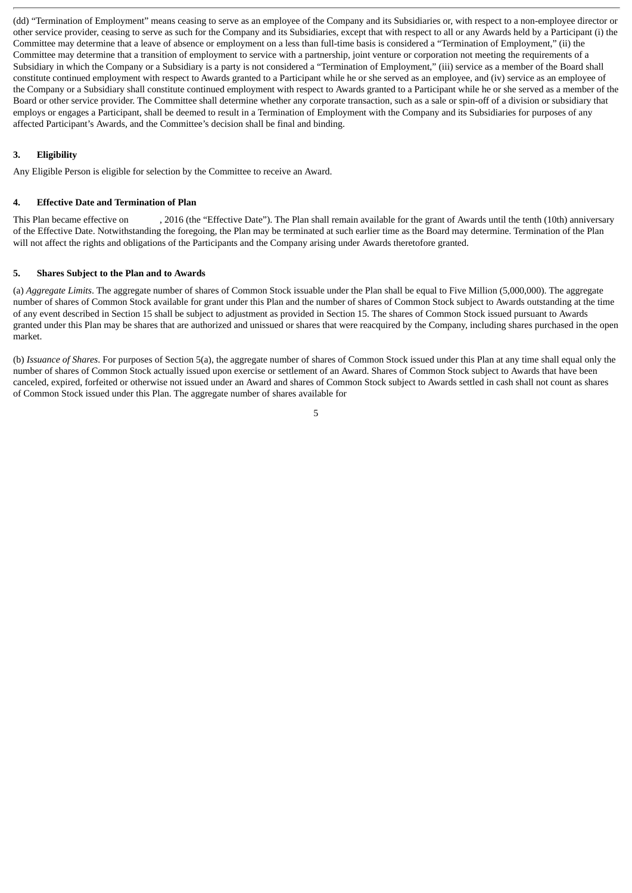(dd) "Termination of Employment" means ceasing to serve as an employee of the Company and its Subsidiaries or, with respect to a non-employee director or other service provider, ceasing to serve as such for the Company and its Subsidiaries, except that with respect to all or any Awards held by a Participant (i) the Committee may determine that a leave of absence or employment on a less than full-time basis is considered a "Termination of Employment," (ii) the Committee may determine that a transition of employment to service with a partnership, joint venture or corporation not meeting the requirements of a Subsidiary in which the Company or a Subsidiary is a party is not considered a "Termination of Employment," (iii) service as a member of the Board shall constitute continued employment with respect to Awards granted to a Participant while he or she served as an employee, and (iv) service as an employee of the Company or a Subsidiary shall constitute continued employment with respect to Awards granted to a Participant while he or she served as a member of the Board or other service provider. The Committee shall determine whether any corporate transaction, such as a sale or spin-off of a division or subsidiary that employs or engages a Participant, shall be deemed to result in a Termination of Employment with the Company and its Subsidiaries for purposes of any affected Participant's Awards, and the Committee's decision shall be final and binding.

**3. Eligibility**

Any Eligible Person is eligible for selection by the Committee to receive an Award.

**4. Effective Date and Termination of Plan**

This Plan became effective on , 2016 (the "Effective Date"). The Plan shall remain available for the grant of Awards until the tenth (10th) anniversary of the Effective Date. Notwithstanding the foregoing, the Plan may be terminated at such earlier time as the Board may determine. Termination of the Plan will not affect the rights and obligations of the Participants and the Company arising under Awards theretofore granted.

**5. Shares Subject to the Plan and to Awards**

(a) *Aggregate Limits*. The aggregate number of shares of Common Stock issuable under the Plan shall be equal to Five Million (5,000,000). The aggregate number of shares of Common Stock available for grant under this Plan and the number of shares of Common Stock subject to Awards outstanding at the time of any event described in Section 15 shall be subject to adjustment as provided in Section 15. The shares of Common Stock issued pursuant to Awards granted under this Plan may be shares that are authorized and unissued or shares that were reacquired by the Company, including shares purchased in the open market.

(b) *Issuance of Shares*. For purposes of Section 5(a), the aggregate number of shares of Common Stock issued under this Plan at any time shall equal only the number of shares of Common Stock actually issued upon exercise or settlement of an Award. Shares of Common Stock subject to Awards that have been canceled, expired, forfeited or otherwise not issued under an Award and shares of Common Stock subject to Awards settled in cash shall not count as shares of Common Stock issued under this Plan. The aggregate number of shares available for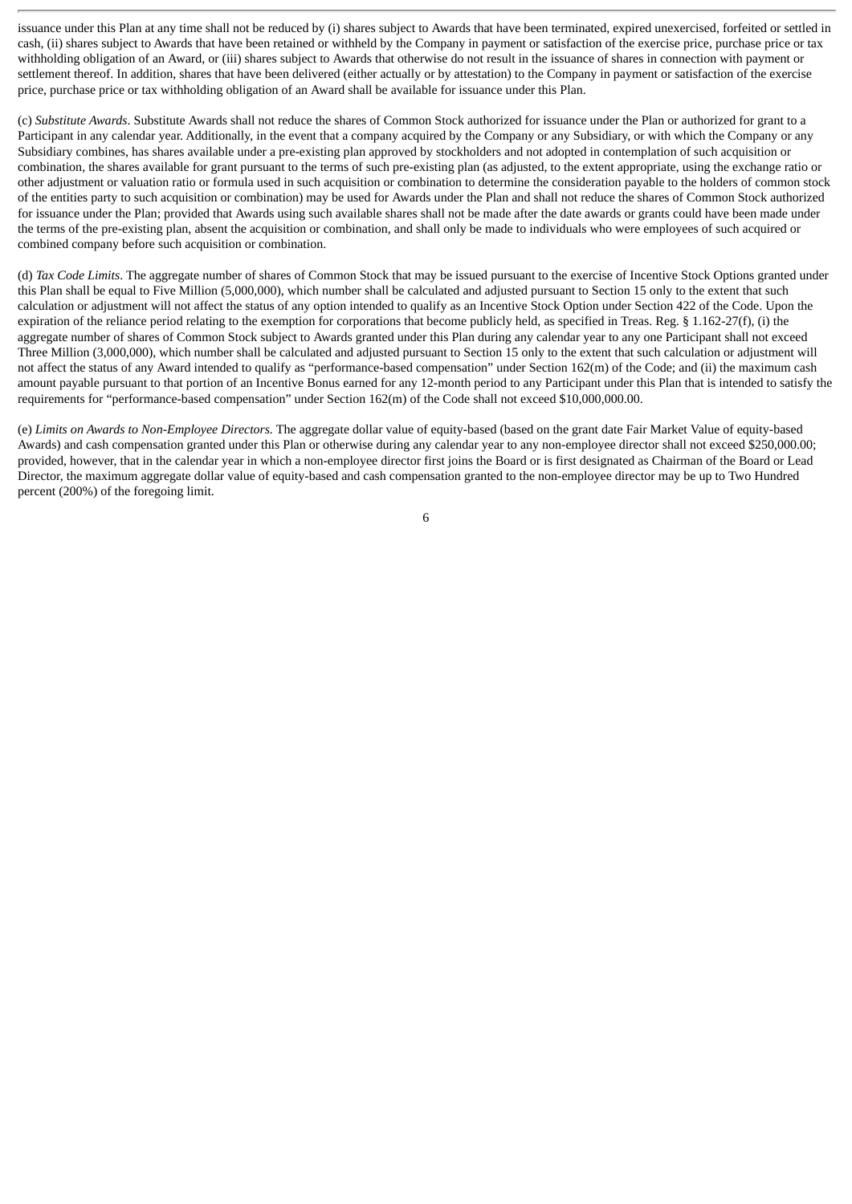issuance under this Plan at any time shall not be reduced by (i) shares subject to Awards that have been terminated, expired unexercised, forfeited or settled in cash, (ii) shares subject to Awards that have been retained or withheld by the Company in payment or satisfaction of the exercise price, purchase price or tax withholding obligation of an Award, or (iii) shares subject to Awards that otherwise do not result in the issuance of shares in connection with payment or settlement thereof. In addition, shares that have been delivered (either actually or by attestation) to the Company in payment or satisfaction of the exercise price, purchase price or tax withholding obligation of an Award shall be available for issuance under this Plan.

(c) *Substitute Awards*. Substitute Awards shall not reduce the shares of Common Stock authorized for issuance under the Plan or authorized for grant to a Participant in any calendar year. Additionally, in the event that a company acquired by the Company or any Subsidiary, or with which the Company or any Subsidiary combines, has shares available under a pre-existing plan approved by stockholders and not adopted in contemplation of such acquisition or combination, the shares available for grant pursuant to the terms of such pre-existing plan (as adjusted, to the extent appropriate, using the exchange ratio or other adjustment or valuation ratio or formula used in such acquisition or combination to determine the consideration payable to the holders of common stock of the entities party to such acquisition or combination) may be used for Awards under the Plan and shall not reduce the shares of Common Stock authorized for issuance under the Plan; provided that Awards using such available shares shall not be made after the date awards or grants could have been made under the terms of the pre-existing plan, absent the acquisition or combination, and shall only be made to individuals who were employees of such acquired or combined company before such acquisition or combination.

(d) *Tax Code Limits*. The aggregate number of shares of Common Stock that may be issued pursuant to the exercise of Incentive Stock Options granted under this Plan shall be equal to Five Million (5,000,000), which number shall be calculated and adjusted pursuant to Section 15 only to the extent that such calculation or adjustment will not affect the status of any option intended to qualify as an Incentive Stock Option under Section 422 of the Code. Upon the expiration of the reliance period relating to the exemption for corporations that become publicly held, as specified in Treas. Reg. § 1.162-27(f), (i) the aggregate number of shares of Common Stock subject to Awards granted under this Plan during any calendar year to any one Participant shall not exceed Three Million (3,000,000), which number shall be calculated and adjusted pursuant to Section 15 only to the extent that such calculation or adjustment will not affect the status of any Award intended to qualify as "performance-based compensation" under Section 162(m) of the Code; and (ii) the maximum cash amount payable pursuant to that portion of an Incentive Bonus earned for any 12-month period to any Participant under this Plan that is intended to satisfy the requirements for "performance-based compensation" under Section 162(m) of the Code shall not exceed $10,000,000.00.

(e) *Limits on Awards to Non-Employee Directors.* The aggregate dollar value of equity-based (based on the grant date Fair Market Value of equity-based Awards) and cash compensation granted under this Plan or otherwise during any calendar year to any non-employee director shall not exceed $250,000.00; provided, however, that in the calendar year in which a non-employee director first joins the Board or is first designated as Chairman of the Board or Lead Director, the maximum aggregate dollar value of equity-based and cash compensation granted to the non-employee director may be up to Two Hundred percent (200%) of the foregoing limit.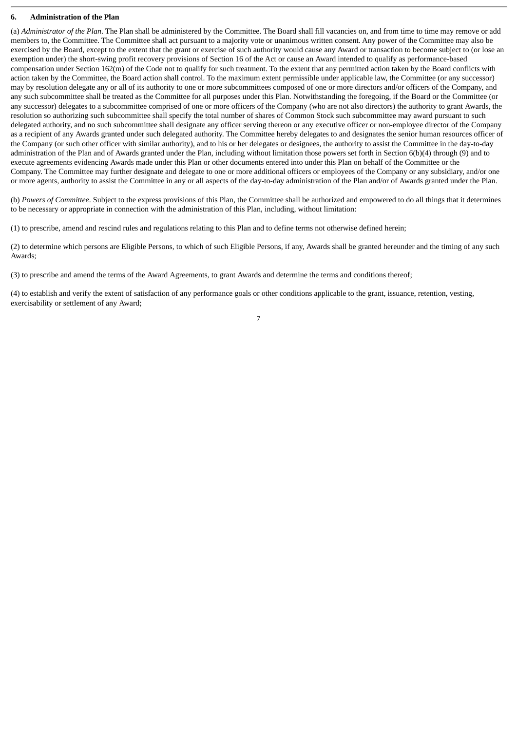**6. Administration of the Plan**

(a) *Administrator of the Plan*. The Plan shall be administered by the Committee. The Board shall fill vacancies on, and from time to time may remove or add members to, the Committee. The Committee shall act pursuant to a majority vote or unanimous written consent. Any power of the Committee may also be exercised by the Board, except to the extent that the grant or exercise of such authority would cause any Award or transaction to become subject to (or lose an exemption under) the short-swing profit recovery provisions of Section 16 of the Act or cause an Award intended to qualify as performance-based compensation under Section 162(m) of the Code not to qualify for such treatment. To the extent that any permitted action taken by the Board conflicts with action taken by the Committee, the Board action shall control. To the maximum extent permissible under applicable law, the Committee (or any successor) may by resolution delegate any or all of its authority to one or more subcommittees composed of one or more directors and/or officers of the Company, and any such subcommittee shall be treated as the Committee for all purposes under this Plan. Notwithstanding the foregoing, if the Board or the Committee (or any successor) delegates to a subcommittee comprised of one or more officers of the Company (who are not also directors) the authority to grant Awards, the resolution so authorizing such subcommittee shall specify the total number of shares of Common Stock such subcommittee may award pursuant to such delegated authority, and no such subcommittee shall designate any officer serving thereon or any executive officer or non-employee director of the Company as a recipient of any Awards granted under such delegated authority. The Committee hereby delegates to and designates the senior human resources officer of the Company (or such other officer with similar authority), and to his or her delegates or designees, the authority to assist the Committee in the day-to-day administration of the Plan and of Awards granted under the Plan, including without limitation those powers set forth in Section 6(b)(4) through (9) and to execute agreements evidencing Awards made under this Plan or other documents entered into under this Plan on behalf of the Committee or the Company. The Committee may further designate and delegate to one or more additional officers or employees of the Company or any subsidiary, and/or one or more agents, authority to assist the Committee in any or all aspects of the day-to-day administration of the Plan and/or of Awards granted under the Plan.

(b) *Powers of Committee*. Subject to the express provisions of this Plan, the Committee shall be authorized and empowered to do all things that it determines to be necessary or appropriate in connection with the administration of this Plan, including, without limitation:

(1) to prescribe, amend and rescind rules and regulations relating to this Plan and to define terms not otherwise defined herein;

(2) to determine which persons are Eligible Persons, to which of such Eligible Persons, if any, Awards shall be granted hereunder and the timing of any such Awards;

(3) to prescribe and amend the terms of the Award Agreements, to grant Awards and determine the terms and conditions thereof;

(4) to establish and verify the extent of satisfaction of any performance goals or other conditions applicable to the grant, issuance, retention, vesting, exercisability or settlement of any Award;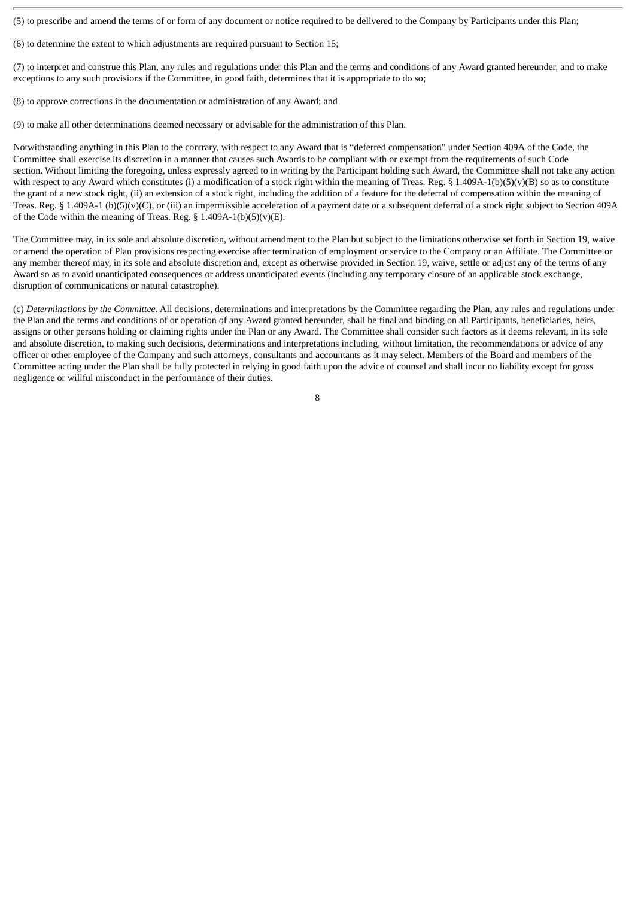(5) to prescribe and amend the terms of or form of any document or notice required to be delivered to the Company by Participants under this Plan;

(6) to determine the extent to which adjustments are required pursuant to Section 15;

(7) to interpret and construe this Plan, any rules and regulations under this Plan and the terms and conditions of any Award granted hereunder, and to make exceptions to any such provisions if the Committee, in good faith, determines that it is appropriate to do so;

(8) to approve corrections in the documentation or administration of any Award; and

(9) to make all other determinations deemed necessary or advisable for the administration of this Plan.

Notwithstanding anything in this Plan to the contrary, with respect to any Award that is "deferred compensation" under Section 409A of the Code, the Committee shall exercise its discretion in a manner that causes such Awards to be compliant with or exempt from the requirements of such Code section. Without limiting the foregoing, unless expressly agreed to in writing by the Participant holding such Award, the Committee shall not take any action with respect to any Award which constitutes (i) a modification of a stock right within the meaning of Treas. Reg. § 1.409A-1(b)(5)(v)(B) so as to constitute the grant of a new stock right, (ii) an extension of a stock right, including the addition of a feature for the deferral of compensation within the meaning of Treas. Reg. § 1.409A-1 (b)(5)(v)(C), or (iii) an impermissible acceleration of a payment date or a subsequent deferral of a stock right subject to Section 409A of the Code within the meaning of Treas. Reg. § 1.409A-1(b)(5)(v)(E).

The Committee may, in its sole and absolute discretion, without amendment to the Plan but subject to the limitations otherwise set forth in Section 19, waive or amend the operation of Plan provisions respecting exercise after termination of employment or service to the Company or an Affiliate. The Committee or any member thereof may, in its sole and absolute discretion and, except as otherwise provided in Section 19, waive, settle or adjust any of the terms of any Award so as to avoid unanticipated consequences or address unanticipated events (including any temporary closure of an applicable stock exchange, disruption of communications or natural catastrophe).

(c) *Determinations by the Committee*. All decisions, determinations and interpretations by the Committee regarding the Plan, any rules and regulations under the Plan and the terms and conditions of or operation of any Award granted hereunder, shall be final and binding on all Participants, beneficiaries, heirs, assigns or other persons holding or claiming rights under the Plan or any Award. The Committee shall consider such factors as it deems relevant, in its sole and absolute discretion, to making such decisions, determinations and interpretations including, without limitation, the recommendations or advice of any officer or other employee of the Company and such attorneys, consultants and accountants as it may select. Members of the Board and members of the Committee acting under the Plan shall be fully protected in relying in good faith upon the advice of counsel and shall incur no liability except for gross negligence or willful misconduct in the performance of their duties.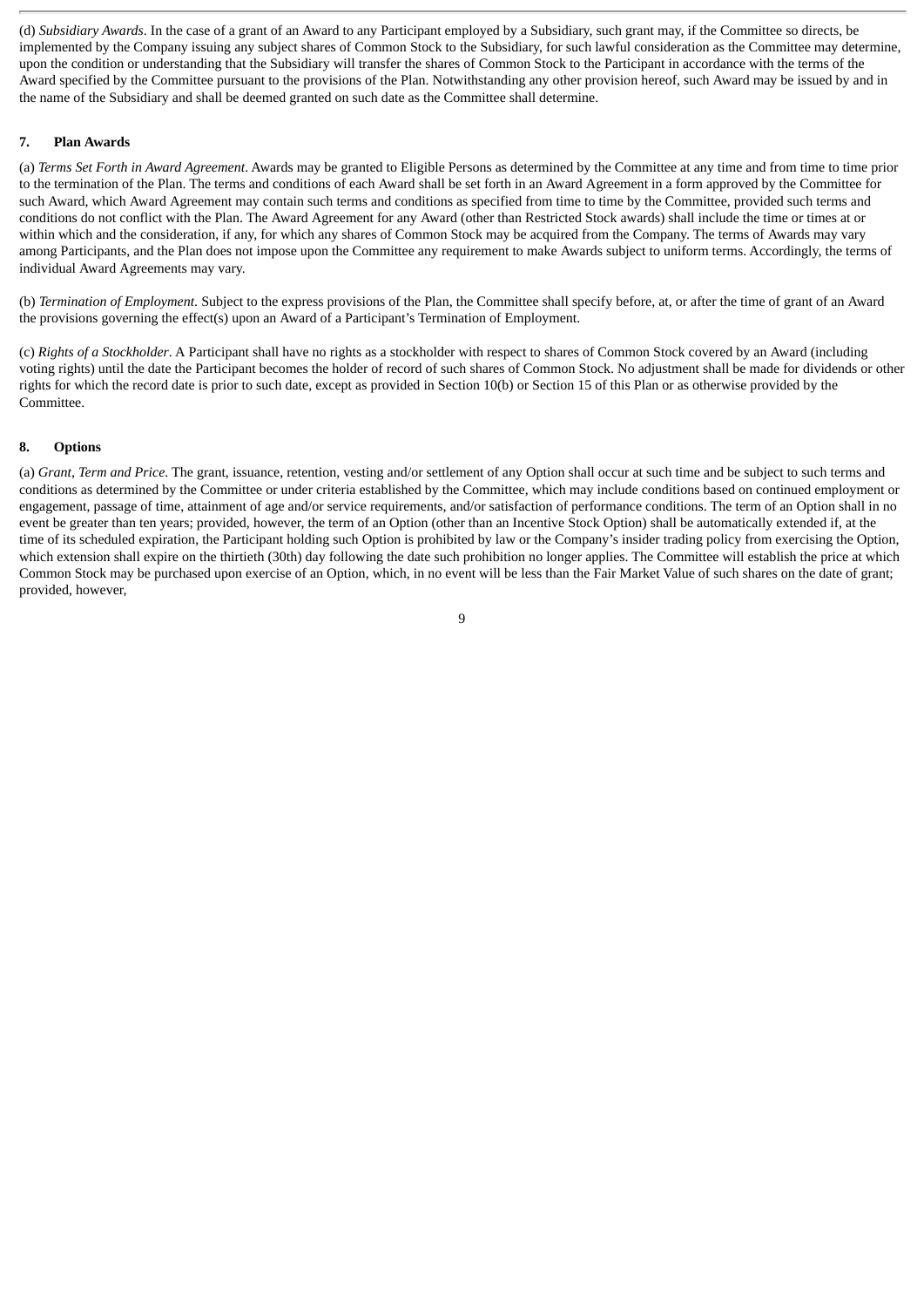(d) *Subsidiary Awards*. In the case of a grant of an Award to any Participant employed by a Subsidiary, such grant may, if the Committee so directs, be implemented by the Company issuing any subject shares of Common Stock to the Subsidiary, for such lawful consideration as the Committee may determine, upon the condition or understanding that the Subsidiary will transfer the shares of Common Stock to the Participant in accordance with the terms of the Award specified by the Committee pursuant to the provisions of the Plan. Notwithstanding any other provision hereof, such Award may be issued by and in the name of the Subsidiary and shall be deemed granted on such date as the Committee shall determine.

## 7. Plan Awards

(a) *Terms Set Forth in Award Agreement*. Awards may be granted to Eligible Persons as determined by the Committee at any time and from time to time prior to the termination of the Plan. The terms and conditions of each Award shall be set forth in an Award Agreement in a form approved by the Committee for such Award, which Award Agreement may contain such terms and conditions as specified from time to time by the Committee, provided such terms and conditions do not conflict with the Plan. The Award Agreement for any Award (other than Restricted Stock awards) shall include the time or times at or within which and the consideration, if any, for which any shares of Common Stock may be acquired from the Company. The terms of Awards may vary among Participants, and the Plan does not impose upon the Committee any requirement to make Awards subject to uniform terms. Accordingly, the terms of individual Award Agreements may vary.

(b) *Termination of Employment*. Subject to the express provisions of the Plan, the Committee shall specify before, at, or after the time of grant of an Award the provisions governing the effect(s) upon an Award of a Participant's Termination of Employment.

(c) *Rights of a Stockholder*. A Participant shall have no rights as a stockholder with respect to shares of Common Stock covered by an Award (including voting rights) until the date the Participant becomes the holder of record of such shares of Common Stock. No adjustment shall be made for dividends or other rights for which the record date is prior to such date, except as provided in Section 10(b) or Section 15 of this Plan or as otherwise provided by the Committee.

## 8. Options

(a) *Grant, Term and Price*. The grant, issuance, retention, vesting and/or settlement of any Option shall occur at such time and be subject to such terms and conditions as determined by the Committee or under criteria established by the Committee, which may include conditions based on continued employment or engagement, passage of time, attainment of age and/or service requirements, and/or satisfaction of performance conditions. The term of an Option shall in no event be greater than ten years; provided, however, the term of an Option (other than an Incentive Stock Option) shall be automatically extended if, at the time of its scheduled expiration, the Participant holding such Option is prohibited by law or the Company's insider trading policy from exercising the Option, which extension shall expire on the thirtieth (30th) day following the date such prohibition no longer applies. The Committee will establish the price at which Common Stock may be purchased upon exercise of an Option, which, in no event will be less than the Fair Market Value of such shares on the date of grant; provided, however,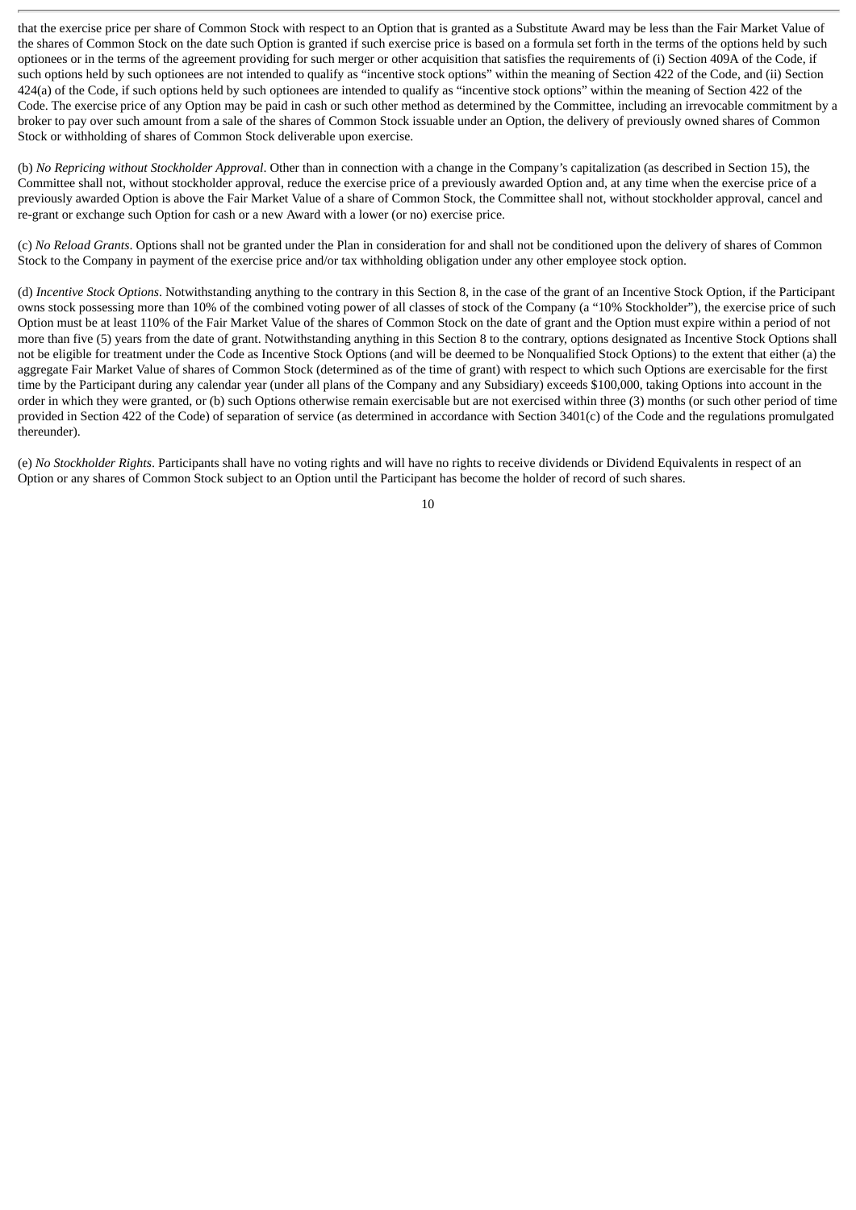that the exercise price per share of Common Stock with respect to an Option that is granted as a Substitute Award may be less than the Fair Market Value of the shares of Common Stock on the date such Option is granted if such exercise price is based on a formula set forth in the terms of the options held by such optionees or in the terms of the agreement providing for such merger or other acquisition that satisfies the requirements of (i) Section 409A of the Code, if such options held by such optionees are not intended to qualify as "incentive stock options" within the meaning of Section 422 of the Code, and (ii) Section 424(a) of the Code, if such options held by such optionees are intended to qualify as "incentive stock options" within the meaning of Section 422 of the Code. The exercise price of any Option may be paid in cash or such other method as determined by the Committee, including an irrevocable commitment by a broker to pay over such amount from a sale of the shares of Common Stock issuable under an Option, the delivery of previously owned shares of Common Stock or withholding of shares of Common Stock deliverable upon exercise.

(b) *No Repricing without Stockholder Approval*. Other than in connection with a change in the Company's capitalization (as described in Section 15), the Committee shall not, without stockholder approval, reduce the exercise price of a previously awarded Option and, at any time when the exercise price of a previously awarded Option is above the Fair Market Value of a share of Common Stock, the Committee shall not, without stockholder approval, cancel and re-grant or exchange such Option for cash or a new Award with a lower (or no) exercise price.

(c) *No Reload Grants*. Options shall not be granted under the Plan in consideration for and shall not be conditioned upon the delivery of shares of Common Stock to the Company in payment of the exercise price and/or tax withholding obligation under any other employee stock option.

(d) *Incentive Stock Options*. Notwithstanding anything to the contrary in this Section 8, in the case of the grant of an Incentive Stock Option, if the Participant owns stock possessing more than 10% of the combined voting power of all classes of stock of the Company (a "10% Stockholder"), the exercise price of such Option must be at least 110% of the Fair Market Value of the shares of Common Stock on the date of grant and the Option must expire within a period of not more than five (5) years from the date of grant. Notwithstanding anything in this Section 8 to the contrary, options designated as Incentive Stock Options shall not be eligible for treatment under the Code as Incentive Stock Options (and will be deemed to be Nonqualified Stock Options) to the extent that either (a) the aggregate Fair Market Value of shares of Common Stock (determined as of the time of grant) with respect to which such Options are exercisable for the first time by the Participant during any calendar year (under all plans of the Company and any Subsidiary) exceeds $100,000, taking Options into account in the order in which they were granted, or (b) such Options otherwise remain exercisable but are not exercised within three (3) months (or such other period of time provided in Section 422 of the Code) of separation of service (as determined in accordance with Section 3401(c) of the Code and the regulations promulgated thereunder).

(e) *No Stockholder Rights*. Participants shall have no voting rights and will have no rights to receive dividends or Dividend Equivalents in respect of an Option or any shares of Common Stock subject to an Option until the Participant has become the holder of record of such shares.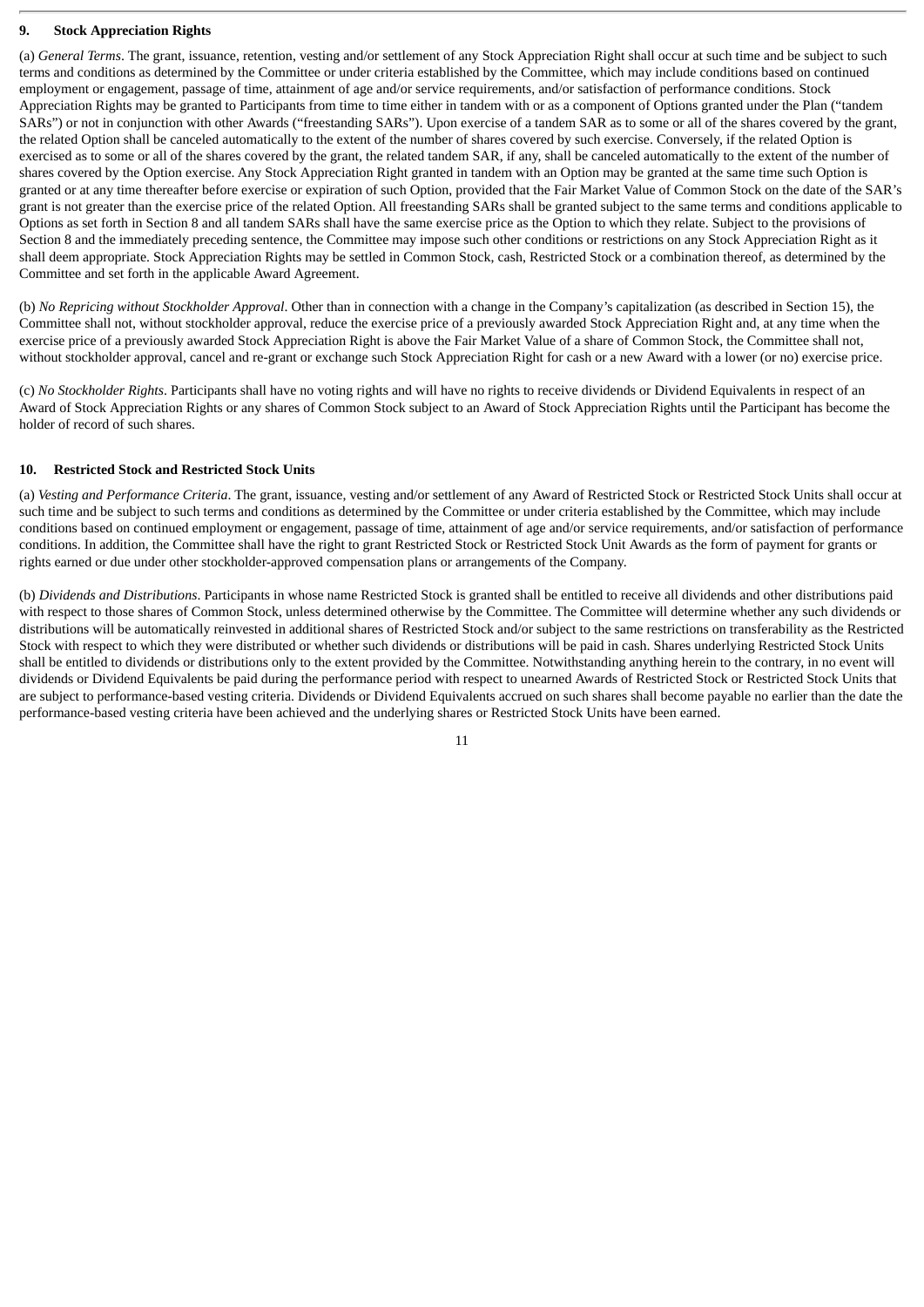## 9. Stock Appreciation Rights

(a) *General Terms*. The grant, issuance, retention, vesting and/or settlement of any Stock Appreciation Right shall occur at such time and be subject to such terms and conditions as determined by the Committee or under criteria established by the Committee, which may include conditions based on continued employment or engagement, passage of time, attainment of age and/or service requirements, and/or satisfaction of performance conditions. Stock Appreciation Rights may be granted to Participants from time to time either in tandem with or as a component of Options granted under the Plan ("tandem SARs") or not in conjunction with other Awards ("freestanding SARs"). Upon exercise of a tandem SAR as to some or all of the shares covered by the grant, the related Option shall be canceled automatically to the extent of the number of shares covered by such exercise. Conversely, if the related Option is exercised as to some or all of the shares covered by the grant, the related tandem SAR, if any, shall be canceled automatically to the extent of the number of shares covered by the Option exercise. Any Stock Appreciation Right granted in tandem with an Option may be granted at the same time such Option is granted or at any time thereafter before exercise or expiration of such Option, provided that the Fair Market Value of Common Stock on the date of the SAR's grant is not greater than the exercise price of the related Option. All freestanding SARs shall be granted subject to the same terms and conditions applicable to Options as set forth in Section 8 and all tandem SARs shall have the same exercise price as the Option to which they relate. Subject to the provisions of Section 8 and the immediately preceding sentence, the Committee may impose such other conditions or restrictions on any Stock Appreciation Right as it shall deem appropriate. Stock Appreciation Rights may be settled in Common Stock, cash, Restricted Stock or a combination thereof, as determined by the Committee and set forth in the applicable Award Agreement.

(b) *No Repricing without Stockholder Approval*. Other than in connection with a change in the Company's capitalization (as described in Section 15), the Committee shall not, without stockholder approval, reduce the exercise price of a previously awarded Stock Appreciation Right and, at any time when the exercise price of a previously awarded Stock Appreciation Right is above the Fair Market Value of a share of Common Stock, the Committee shall not, without stockholder approval, cancel and re-grant or exchange such Stock Appreciation Right for cash or a new Award with a lower (or no) exercise price.

(c) *No Stockholder Rights*. Participants shall have no voting rights and will have no rights to receive dividends or Dividend Equivalents in respect of an Award of Stock Appreciation Rights or any shares of Common Stock subject to an Award of Stock Appreciation Rights until the Participant has become the holder of record of such shares.

## 10. Restricted Stock and Restricted Stock Units

(a) *Vesting and Performance Criteria*. The grant, issuance, vesting and/or settlement of any Award of Restricted Stock or Restricted Stock Units shall occur at such time and be subject to such terms and conditions as determined by the Committee or under criteria established by the Committee, which may include conditions based on continued employment or engagement, passage of time, attainment of age and/or service requirements, and/or satisfaction of performance conditions. In addition, the Committee shall have the right to grant Restricted Stock or Restricted Stock Unit Awards as the form of payment for grants or rights earned or due under other stockholder-approved compensation plans or arrangements of the Company.

(b) *Dividends and Distributions*. Participants in whose name Restricted Stock is granted shall be entitled to receive all dividends and other distributions paid with respect to those shares of Common Stock, unless determined otherwise by the Committee. The Committee will determine whether any such dividends or distributions will be automatically reinvested in additional shares of Restricted Stock and/or subject to the same restrictions on transferability as the Restricted Stock with respect to which they were distributed or whether such dividends or distributions will be paid in cash. Shares underlying Restricted Stock Units shall be entitled to dividends or distributions only to the extent provided by the Committee. Notwithstanding anything herein to the contrary, in no event will dividends or Dividend Equivalents be paid during the performance period with respect to unearned Awards of Restricted Stock or Restricted Stock Units that are subject to performance-based vesting criteria. Dividends or Dividend Equivalents accrued on such shares shall become payable no earlier than the date the performance-based vesting criteria have been achieved and the underlying shares or Restricted Stock Units have been earned.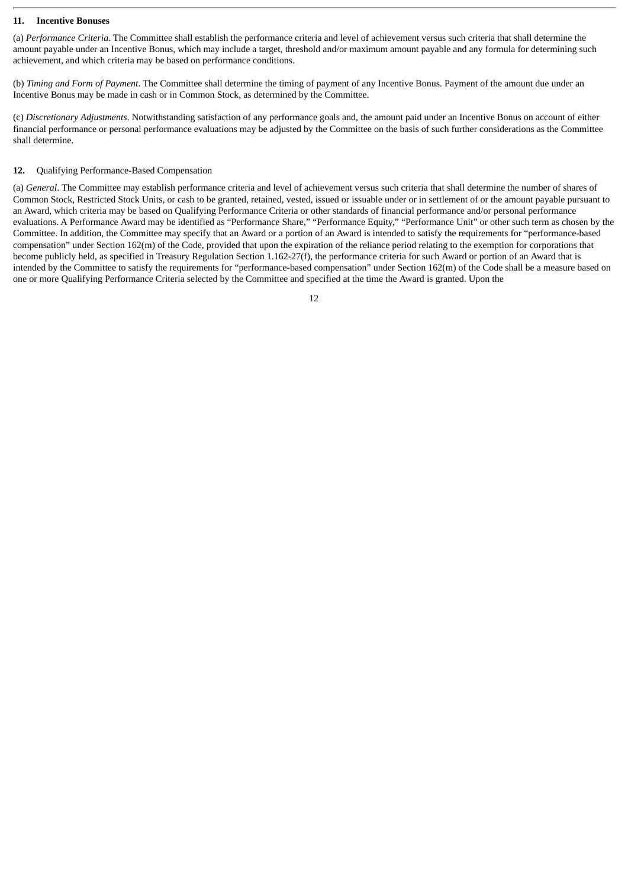**11. Incentive Bonuses**

(a) *Performance Criteria*. The Committee shall establish the performance criteria and level of achievement versus such criteria that shall determine the amount payable under an Incentive Bonus, which may include a target, threshold and/or maximum amount payable and any formula for determining such achievement, and which criteria may be based on performance conditions.

(b) *Timing and Form of Payment*. The Committee shall determine the timing of payment of any Incentive Bonus. Payment of the amount due under an Incentive Bonus may be made in cash or in Common Stock, as determined by the Committee.

(c) *Discretionary Adjustments*. Notwithstanding satisfaction of any performance goals and, the amount paid under an Incentive Bonus on account of either financial performance or personal performance evaluations may be adjusted by the Committee on the basis of such further considerations as the Committee shall determine.

**12.** Qualifying Performance-Based Compensation

(a) *General*. The Committee may establish performance criteria and level of achievement versus such criteria that shall determine the number of shares of Common Stock, Restricted Stock Units, or cash to be granted, retained, vested, issued or issuable under or in settlement of or the amount payable pursuant to an Award, which criteria may be based on Qualifying Performance Criteria or other standards of financial performance and/or personal performance evaluations. A Performance Award may be identified as "Performance Share," "Performance Equity," "Performance Unit" or other such term as chosen by the Committee. In addition, the Committee may specify that an Award or a portion of an Award is intended to satisfy the requirements for "performance-based compensation" under Section 162(m) of the Code, provided that upon the expiration of the reliance period relating to the exemption for corporations that become publicly held, as specified in Treasury Regulation Section 1.162-27(f), the performance criteria for such Award or portion of an Award that is intended by the Committee to satisfy the requirements for "performance-based compensation" under Section 162(m) of the Code shall be a measure based on one or more Qualifying Performance Criteria selected by the Committee and specified at the time the Award is granted. Upon the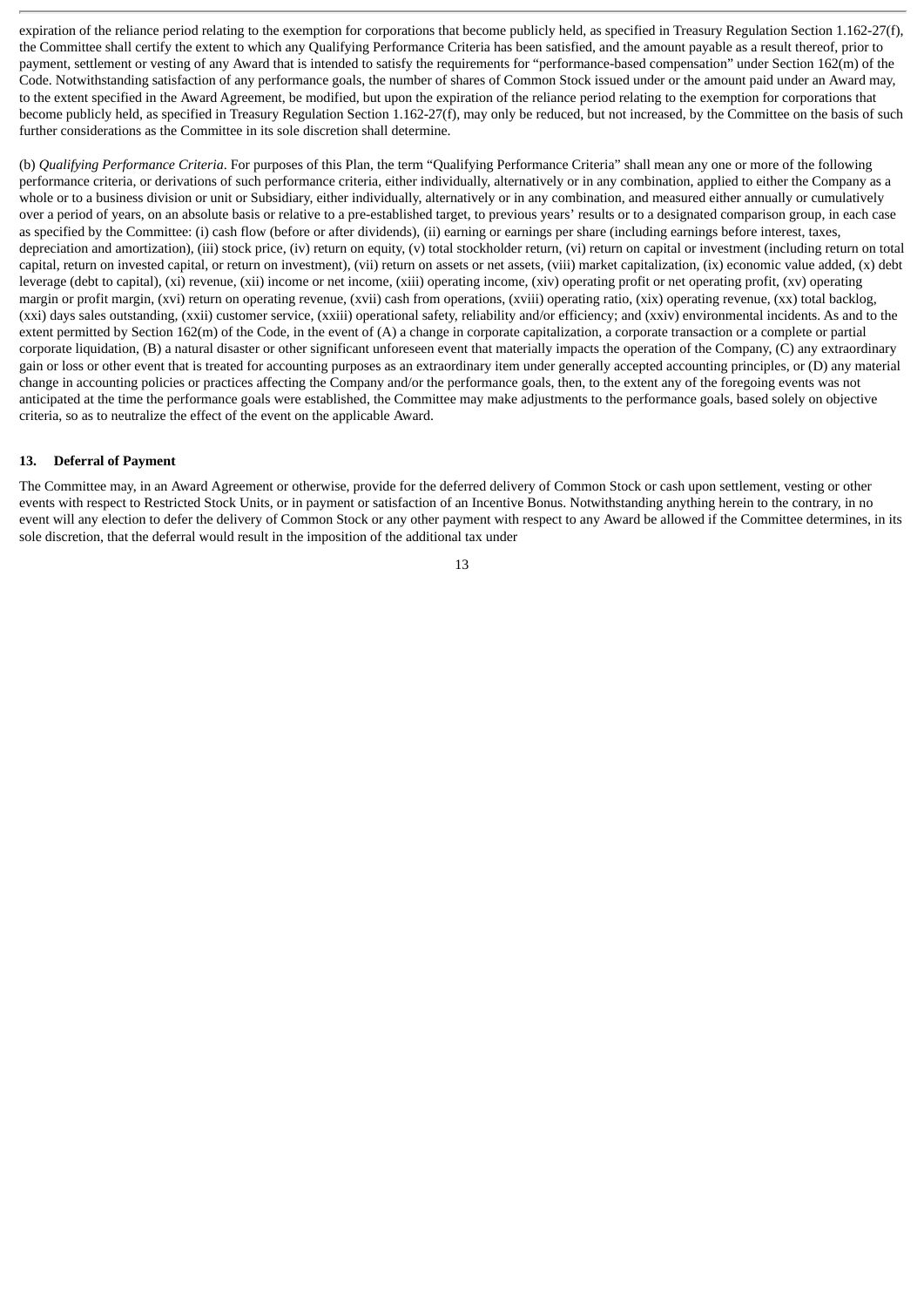expiration of the reliance period relating to the exemption for corporations that become publicly held, as specified in Treasury Regulation Section 1.162-27(f), the Committee shall certify the extent to which any Qualifying Performance Criteria has been satisfied, and the amount payable as a result thereof, prior to payment, settlement or vesting of any Award that is intended to satisfy the requirements for "performance-based compensation" under Section 162(m) of the Code. Notwithstanding satisfaction of any performance goals, the number of shares of Common Stock issued under or the amount paid under an Award may, to the extent specified in the Award Agreement, be modified, but upon the expiration of the reliance period relating to the exemption for corporations that become publicly held, as specified in Treasury Regulation Section 1.162-27(f), may only be reduced, but not increased, by the Committee on the basis of such further considerations as the Committee in its sole discretion shall determine.

(b) *Qualifying Performance Criteria*. For purposes of this Plan, the term "Qualifying Performance Criteria" shall mean any one or more of the following performance criteria, or derivations of such performance criteria, either individually, alternatively or in any combination, applied to either the Company as a whole or to a business division or unit or Subsidiary, either individually, alternatively or in any combination, and measured either annually or cumulatively over a period of years, on an absolute basis or relative to a pre-established target, to previous years' results or to a designated comparison group, in each case as specified by the Committee: (i) cash flow (before or after dividends), (ii) earning or earnings per share (including earnings before interest, taxes, depreciation and amortization), (iii) stock price, (iv) return on equity, (v) total stockholder return, (vi) return on capital or investment (including return on total capital, return on invested capital, or return on investment), (vii) return on assets or net assets, (viii) market capitalization, (ix) economic value added, (x) debt leverage (debt to capital), (xi) revenue, (xii) income or net income, (xiii) operating income, (xiv) operating profit or net operating profit, (xv) operating margin or profit margin, (xvi) return on operating revenue, (xvii) cash from operations, (xviii) operating ratio, (xix) operating revenue, (xx) total backlog, (xxi) days sales outstanding, (xxii) customer service, (xxiii) operational safety, reliability and/or efficiency; and (xxiv) environmental incidents. As and to the extent permitted by Section 162(m) of the Code, in the event of (A) a change in corporate capitalization, a corporate transaction or a complete or partial corporate liquidation, (B) a natural disaster or other significant unforeseen event that materially impacts the operation of the Company, (C) any extraordinary gain or loss or other event that is treated for accounting purposes as an extraordinary item under generally accepted accounting principles, or (D) any material change in accounting policies or practices affecting the Company and/or the performance goals, then, to the extent any of the foregoing events was not anticipated at the time the performance goals were established, the Committee may make adjustments to the performance goals, based solely on objective criteria, so as to neutralize the effect of the event on the applicable Award.

## 13. Deferral of Payment

The Committee may, in an Award Agreement or otherwise, provide for the deferred delivery of Common Stock or cash upon settlement, vesting or other events with respect to Restricted Stock Units, or in payment or satisfaction of an Incentive Bonus. Notwithstanding anything herein to the contrary, in no event will any election to defer the delivery of Common Stock or any other payment with respect to any Award be allowed if the Committee determines, in its sole discretion, that the deferral would result in the imposition of the additional tax under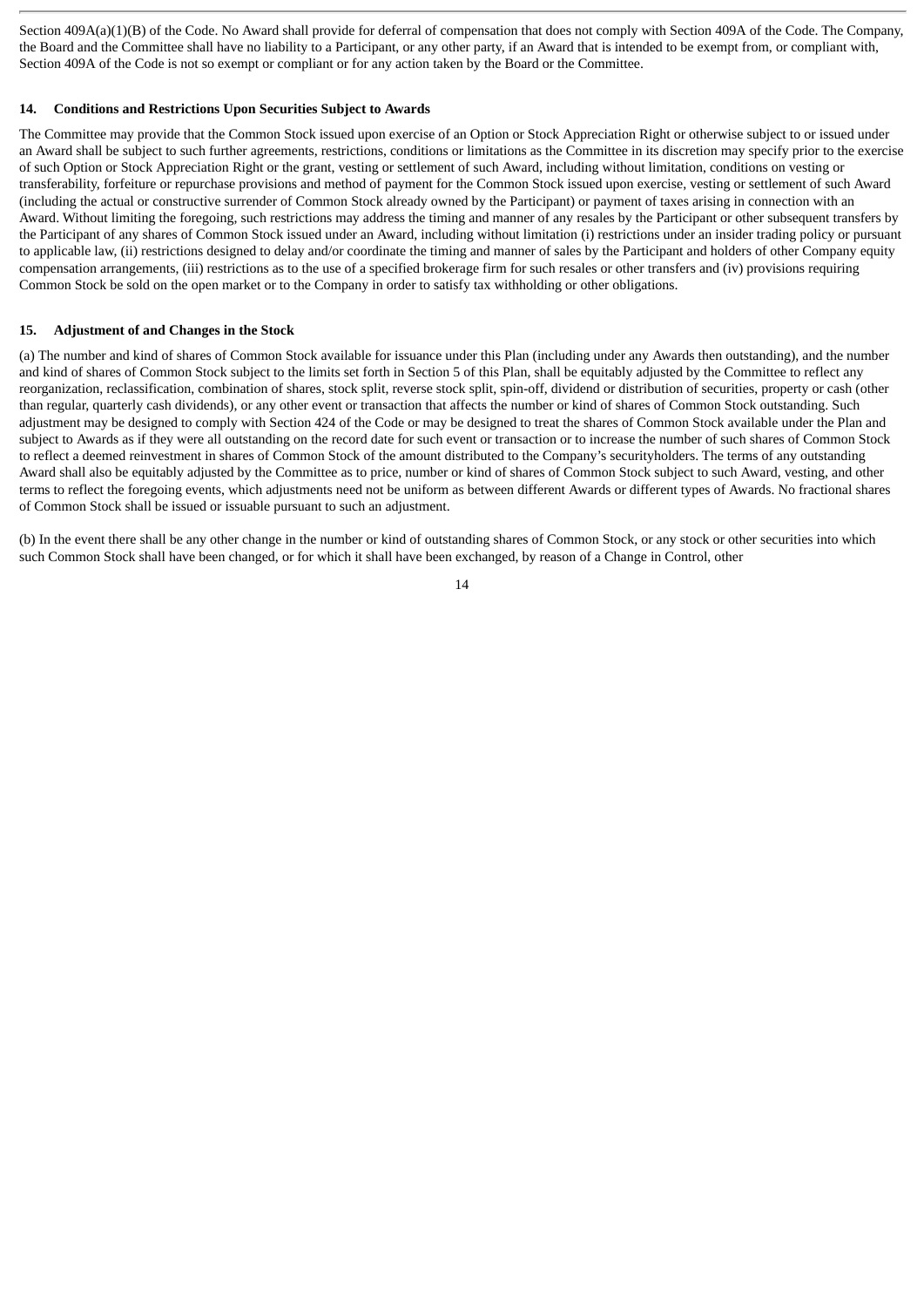Section 409A(a)(1)(B) of the Code. No Award shall provide for deferral of compensation that does not comply with Section 409A of the Code. The Company, the Board and the Committee shall have no liability to a Participant, or any other party, if an Award that is intended to be exempt from, or compliant with, Section 409A of the Code is not so exempt or compliant or for any action taken by the Board or the Committee.

**14. Conditions and Restrictions Upon Securities Subject to Awards**

The Committee may provide that the Common Stock issued upon exercise of an Option or Stock Appreciation Right or otherwise subject to or issued under an Award shall be subject to such further agreements, restrictions, conditions or limitations as the Committee in its discretion may specify prior to the exercise of such Option or Stock Appreciation Right or the grant, vesting or settlement of such Award, including without limitation, conditions on vesting or transferability, forfeiture or repurchase provisions and method of payment for the Common Stock issued upon exercise, vesting or settlement of such Award (including the actual or constructive surrender of Common Stock already owned by the Participant) or payment of taxes arising in connection with an Award. Without limiting the foregoing, such restrictions may address the timing and manner of any resales by the Participant or other subsequent transfers by the Participant of any shares of Common Stock issued under an Award, including without limitation (i) restrictions under an insider trading policy or pursuant to applicable law, (ii) restrictions designed to delay and/or coordinate the timing and manner of sales by the Participant and holders of other Company equity compensation arrangements, (iii) restrictions as to the use of a specified brokerage firm for such resales or other transfers and (iv) provisions requiring Common Stock be sold on the open market or to the Company in order to satisfy tax withholding or other obligations.

**15. Adjustment of and Changes in the Stock**

(a) The number and kind of shares of Common Stock available for issuance under this Plan (including under any Awards then outstanding), and the number and kind of shares of Common Stock subject to the limits set forth in Section 5 of this Plan, shall be equitably adjusted by the Committee to reflect any reorganization, reclassification, combination of shares, stock split, reverse stock split, spin-off, dividend or distribution of securities, property or cash (other than regular, quarterly cash dividends), or any other event or transaction that affects the number or kind of shares of Common Stock outstanding. Such adjustment may be designed to comply with Section 424 of the Code or may be designed to treat the shares of Common Stock available under the Plan and subject to Awards as if they were all outstanding on the record date for such event or transaction or to increase the number of such shares of Common Stock to reflect a deemed reinvestment in shares of Common Stock of the amount distributed to the Company's securityholders. The terms of any outstanding Award shall also be equitably adjusted by the Committee as to price, number or kind of shares of Common Stock subject to such Award, vesting, and other terms to reflect the foregoing events, which adjustments need not be uniform as between different Awards or different types of Awards. No fractional shares of Common Stock shall be issued or issuable pursuant to such an adjustment.

(b) In the event there shall be any other change in the number or kind of outstanding shares of Common Stock, or any stock or other securities into which such Common Stock shall have been changed, or for which it shall have been exchanged, by reason of a Change in Control, other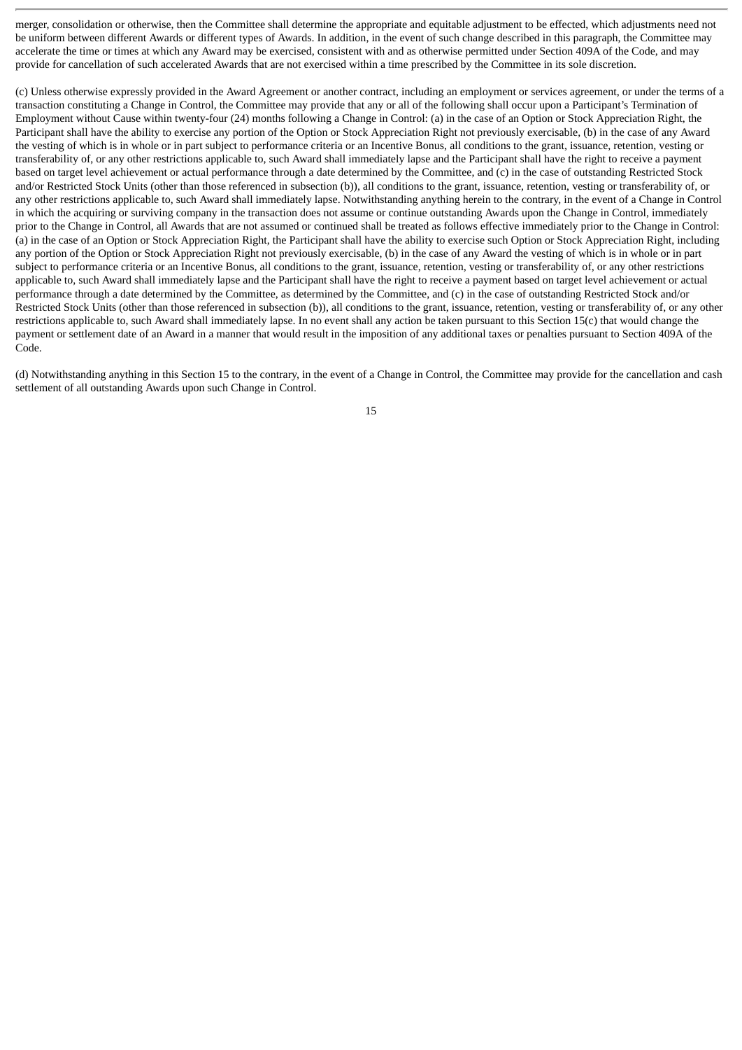merger, consolidation or otherwise, then the Committee shall determine the appropriate and equitable adjustment to be effected, which adjustments need not be uniform between different Awards or different types of Awards. In addition, in the event of such change described in this paragraph, the Committee may accelerate the time or times at which any Award may be exercised, consistent with and as otherwise permitted under Section 409A of the Code, and may provide for cancellation of such accelerated Awards that are not exercised within a time prescribed by the Committee in its sole discretion.

(c) Unless otherwise expressly provided in the Award Agreement or another contract, including an employment or services agreement, or under the terms of a transaction constituting a Change in Control, the Committee may provide that any or all of the following shall occur upon a Participant's Termination of Employment without Cause within twenty-four (24) months following a Change in Control: (a) in the case of an Option or Stock Appreciation Right, the Participant shall have the ability to exercise any portion of the Option or Stock Appreciation Right not previously exercisable, (b) in the case of any Award the vesting of which is in whole or in part subject to performance criteria or an Incentive Bonus, all conditions to the grant, issuance, retention, vesting or transferability of, or any other restrictions applicable to, such Award shall immediately lapse and the Participant shall have the right to receive a payment based on target level achievement or actual performance through a date determined by the Committee, and (c) in the case of outstanding Restricted Stock and/or Restricted Stock Units (other than those referenced in subsection (b)), all conditions to the grant, issuance, retention, vesting or transferability of, or any other restrictions applicable to, such Award shall immediately lapse. Notwithstanding anything herein to the contrary, in the event of a Change in Control in which the acquiring or surviving company in the transaction does not assume or continue outstanding Awards upon the Change in Control, immediately prior to the Change in Control, all Awards that are not assumed or continued shall be treated as follows effective immediately prior to the Change in Control: (a) in the case of an Option or Stock Appreciation Right, the Participant shall have the ability to exercise such Option or Stock Appreciation Right, including any portion of the Option or Stock Appreciation Right not previously exercisable, (b) in the case of any Award the vesting of which is in whole or in part subject to performance criteria or an Incentive Bonus, all conditions to the grant, issuance, retention, vesting or transferability of, or any other restrictions applicable to, such Award shall immediately lapse and the Participant shall have the right to receive a payment based on target level achievement or actual performance through a date determined by the Committee, as determined by the Committee, and (c) in the case of outstanding Restricted Stock and/or Restricted Stock Units (other than those referenced in subsection (b)), all conditions to the grant, issuance, retention, vesting or transferability of, or any other restrictions applicable to, such Award shall immediately lapse. In no event shall any action be taken pursuant to this Section 15(c) that would change the payment or settlement date of an Award in a manner that would result in the imposition of any additional taxes or penalties pursuant to Section 409A of the Code.

(d) Notwithstanding anything in this Section 15 to the contrary, in the event of a Change in Control, the Committee may provide for the cancellation and cash settlement of all outstanding Awards upon such Change in Control.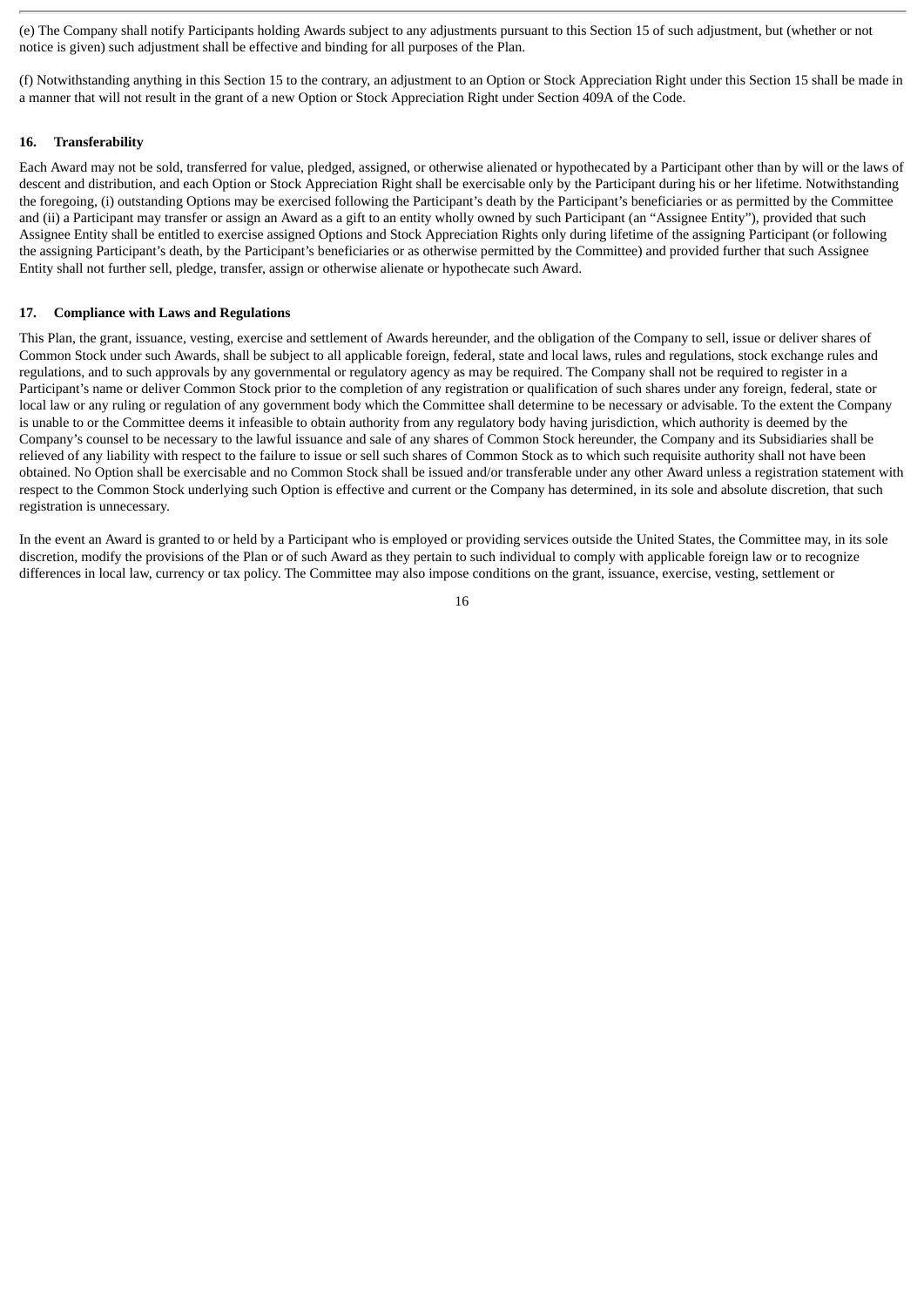(e) The Company shall notify Participants holding Awards subject to any adjustments pursuant to this Section 15 of such adjustment, but (whether or not notice is given) such adjustment shall be effective and binding for all purposes of the Plan.

(f) Notwithstanding anything in this Section 15 to the contrary, an adjustment to an Option or Stock Appreciation Right under this Section 15 shall be made in a manner that will not result in the grant of a new Option or Stock Appreciation Right under Section 409A of the Code.

## 16. Transferability

Each Award may not be sold, transferred for value, pledged, assigned, or otherwise alienated or hypothecated by a Participant other than by will or the laws of descent and distribution, and each Option or Stock Appreciation Right shall be exercisable only by the Participant during his or her lifetime. Notwithstanding the foregoing, (i) outstanding Options may be exercised following the Participant's death by the Participant's beneficiaries or as permitted by the Committee and (ii) a Participant may transfer or assign an Award as a gift to an entity wholly owned by such Participant (an "Assignee Entity"), provided that such Assignee Entity shall be entitled to exercise assigned Options and Stock Appreciation Rights only during lifetime of the assigning Participant (or following the assigning Participant's death, by the Participant's beneficiaries or as otherwise permitted by the Committee) and provided further that such Assignee Entity shall not further sell, pledge, transfer, assign or otherwise alienate or hypothecate such Award.

## 17. Compliance with Laws and Regulations

This Plan, the grant, issuance, vesting, exercise and settlement of Awards hereunder, and the obligation of the Company to sell, issue or deliver shares of Common Stock under such Awards, shall be subject to all applicable foreign, federal, state and local laws, rules and regulations, stock exchange rules and regulations, and to such approvals by any governmental or regulatory agency as may be required. The Company shall not be required to register in a Participant's name or deliver Common Stock prior to the completion of any registration or qualification of such shares under any foreign, federal, state or local law or any ruling or regulation of any government body which the Committee shall determine to be necessary or advisable. To the extent the Company is unable to or the Committee deems it infeasible to obtain authority from any regulatory body having jurisdiction, which authority is deemed by the Company's counsel to be necessary to the lawful issuance and sale of any shares of Common Stock hereunder, the Company and its Subsidiaries shall be relieved of any liability with respect to the failure to issue or sell such shares of Common Stock as to which such requisite authority shall not have been obtained. No Option shall be exercisable and no Common Stock shall be issued and/or transferable under any other Award unless a registration statement with respect to the Common Stock underlying such Option is effective and current or the Company has determined, in its sole and absolute discretion, that such registration is unnecessary.

In the event an Award is granted to or held by a Participant who is employed or providing services outside the United States, the Committee may, in its sole discretion, modify the provisions of the Plan or of such Award as they pertain to such individual to comply with applicable foreign law or to recognize differences in local law, currency or tax policy. The Committee may also impose conditions on the grant, issuance, exercise, vesting, settlement or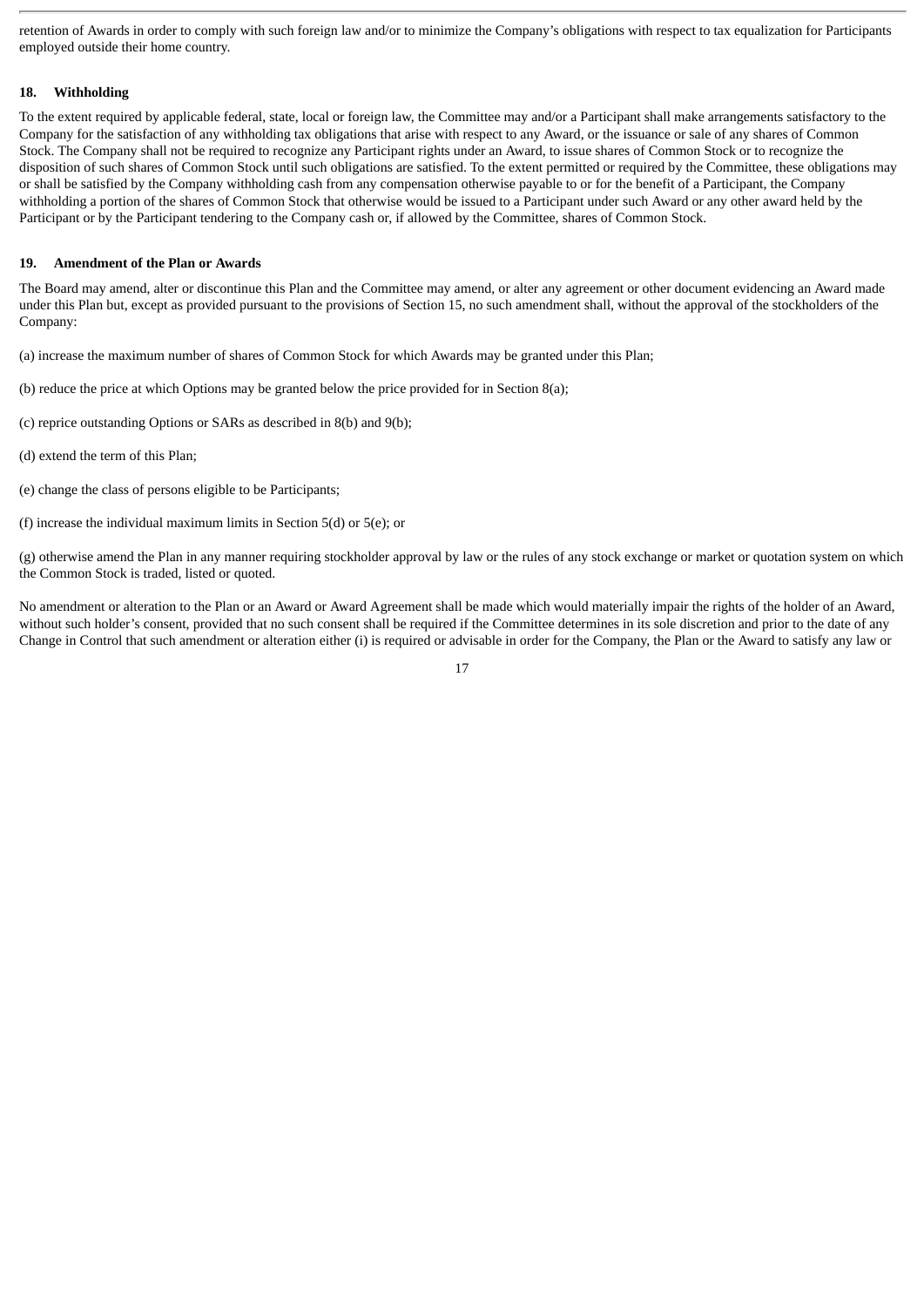retention of Awards in order to comply with such foreign law and/or to minimize the Company's obligations with respect to tax equalization for Participants employed outside their home country.

## 18. Withholding

To the extent required by applicable federal, state, local or foreign law, the Committee may and/or a Participant shall make arrangements satisfactory to the Company for the satisfaction of any withholding tax obligations that arise with respect to any Award, or the issuance or sale of any shares of Common Stock. The Company shall not be required to recognize any Participant rights under an Award, to issue shares of Common Stock or to recognize the disposition of such shares of Common Stock until such obligations are satisfied. To the extent permitted or required by the Committee, these obligations may or shall be satisfied by the Company withholding cash from any compensation otherwise payable to or for the benefit of a Participant, the Company withholding a portion of the shares of Common Stock that otherwise would be issued to a Participant under such Award or any other award held by the Participant or by the Participant tendering to the Company cash or, if allowed by the Committee, shares of Common Stock.

## 19. Amendment of the Plan or Awards

The Board may amend, alter or discontinue this Plan and the Committee may amend, or alter any agreement or other document evidencing an Award made under this Plan but, except as provided pursuant to the provisions of Section 15, no such amendment shall, without the approval of the stockholders of the Company:

(a) increase the maximum number of shares of Common Stock for which Awards may be granted under this Plan;

(b) reduce the price at which Options may be granted below the price provided for in Section 8(a);

(c) reprice outstanding Options or SARs as described in 8(b) and 9(b);

(d) extend the term of this Plan;

(e) change the class of persons eligible to be Participants;

(f) increase the individual maximum limits in Section 5(d) or 5(e); or

(g) otherwise amend the Plan in any manner requiring stockholder approval by law or the rules of any stock exchange or market or quotation system on which the Common Stock is traded, listed or quoted.

No amendment or alteration to the Plan or an Award or Award Agreement shall be made which would materially impair the rights of the holder of an Award, without such holder's consent, provided that no such consent shall be required if the Committee determines in its sole discretion and prior to the date of any Change in Control that such amendment or alteration either (i) is required or advisable in order for the Company, the Plan or the Award to satisfy any law or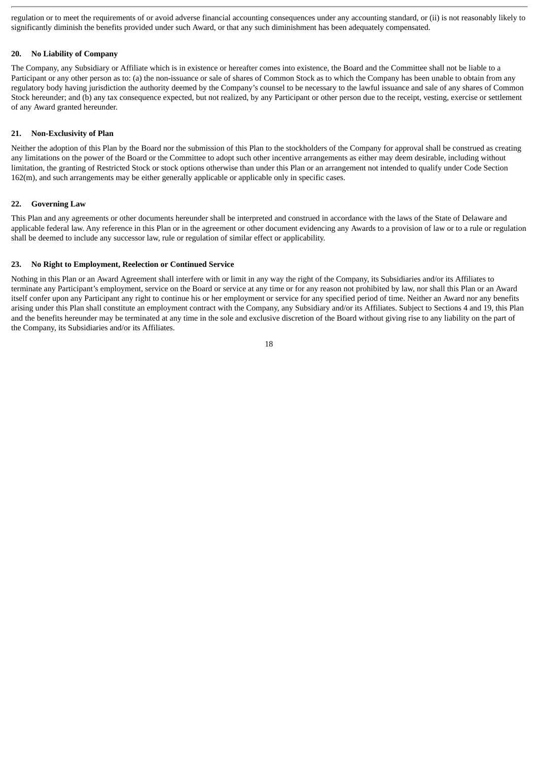regulation or to meet the requirements of or avoid adverse financial accounting consequences under any accounting standard, or (ii) is not reasonably likely to significantly diminish the benefits provided under such Award, or that any such diminishment has been adequately compensated.

### 20. No Liability of Company

The Company, any Subsidiary or Affiliate which is in existence or hereafter comes into existence, the Board and the Committee shall not be liable to a Participant or any other person as to: (a) the non-issuance or sale of shares of Common Stock as to which the Company has been unable to obtain from any regulatory body having jurisdiction the authority deemed by the Company's counsel to be necessary to the lawful issuance and sale of any shares of Common Stock hereunder; and (b) any tax consequence expected, but not realized, by any Participant or other person due to the receipt, vesting, exercise or settlement of any Award granted hereunder.

### 21. Non-Exclusivity of Plan

Neither the adoption of this Plan by the Board nor the submission of this Plan to the stockholders of the Company for approval shall be construed as creating any limitations on the power of the Board or the Committee to adopt such other incentive arrangements as either may deem desirable, including without limitation, the granting of Restricted Stock or stock options otherwise than under this Plan or an arrangement not intended to qualify under Code Section 162(m), and such arrangements may be either generally applicable or applicable only in specific cases.

### 22. Governing Law

This Plan and any agreements or other documents hereunder shall be interpreted and construed in accordance with the laws of the State of Delaware and applicable federal law. Any reference in this Plan or in the agreement or other document evidencing any Awards to a provision of law or to a rule or regulation shall be deemed to include any successor law, rule or regulation of similar effect or applicability.

### 23. No Right to Employment, Reelection or Continued Service

Nothing in this Plan or an Award Agreement shall interfere with or limit in any way the right of the Company, its Subsidiaries and/or its Affiliates to terminate any Participant's employment, service on the Board or service at any time or for any reason not prohibited by law, nor shall this Plan or an Award itself confer upon any Participant any right to continue his or her employment or service for any specified period of time. Neither an Award nor any benefits arising under this Plan shall constitute an employment contract with the Company, any Subsidiary and/or its Affiliates. Subject to Sections 4 and 19, this Plan and the benefits hereunder may be terminated at any time in the sole and exclusive discretion of the Board without giving rise to any liability on the part of the Company, its Subsidiaries and/or its Affiliates.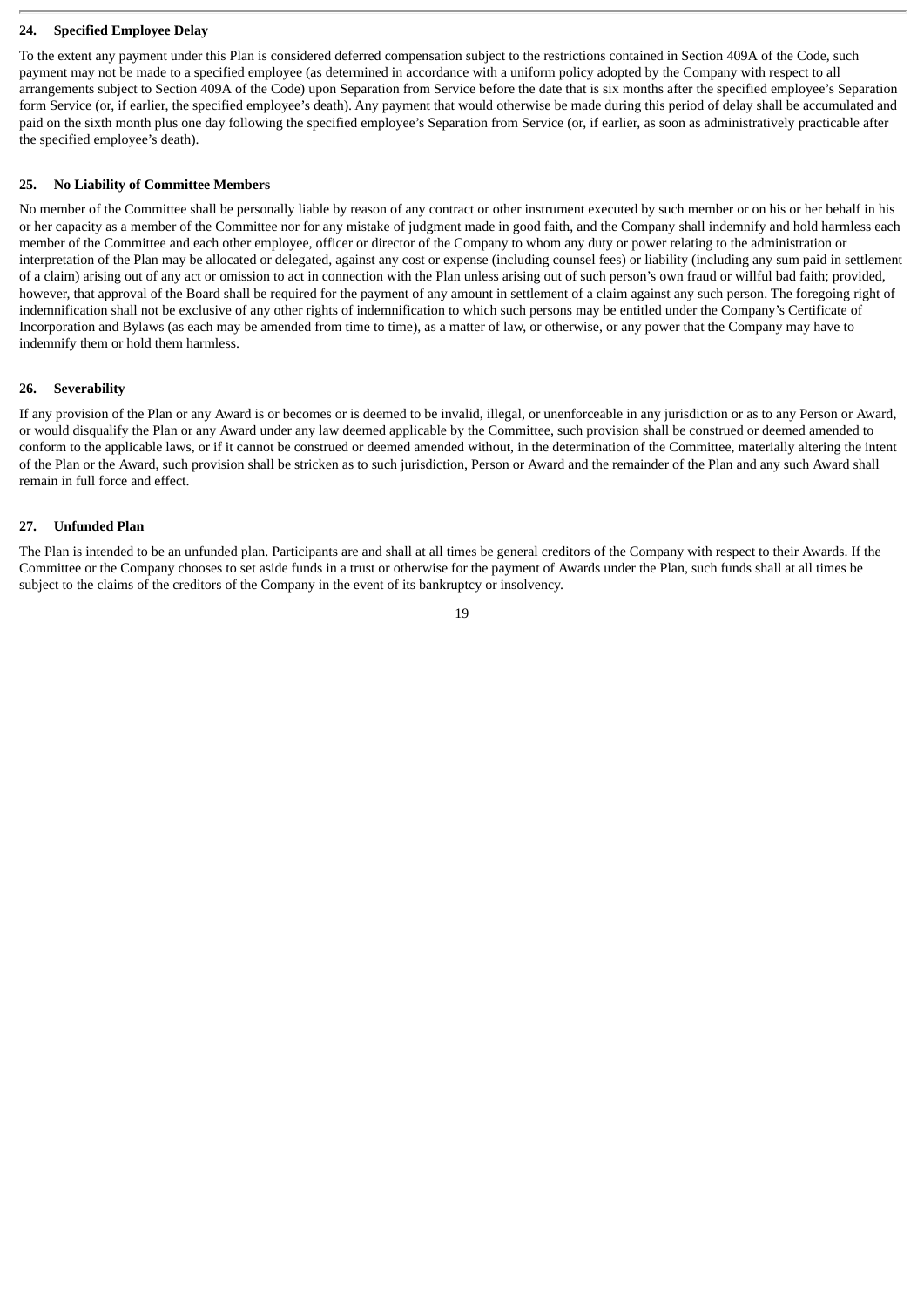## 24. Specified Employee Delay

To the extent any payment under this Plan is considered deferred compensation subject to the restrictions contained in Section 409A of the Code, such payment may not be made to a specified employee (as determined in accordance with a uniform policy adopted by the Company with respect to all arrangements subject to Section 409A of the Code) upon Separation from Service before the date that is six months after the specified employee's Separation form Service (or, if earlier, the specified employee's death). Any payment that would otherwise be made during this period of delay shall be accumulated and paid on the sixth month plus one day following the specified employee's Separation from Service (or, if earlier, as soon as administratively practicable after the specified employee's death).

## 25. No Liability of Committee Members

No member of the Committee shall be personally liable by reason of any contract or other instrument executed by such member or on his or her behalf in his or her capacity as a member of the Committee nor for any mistake of judgment made in good faith, and the Company shall indemnify and hold harmless each member of the Committee and each other employee, officer or director of the Company to whom any duty or power relating to the administration or interpretation of the Plan may be allocated or delegated, against any cost or expense (including counsel fees) or liability (including any sum paid in settlement of a claim) arising out of any act or omission to act in connection with the Plan unless arising out of such person's own fraud or willful bad faith; provided, however, that approval of the Board shall be required for the payment of any amount in settlement of a claim against any such person. The foregoing right of indemnification shall not be exclusive of any other rights of indemnification to which such persons may be entitled under the Company's Certificate of Incorporation and Bylaws (as each may be amended from time to time), as a matter of law, or otherwise, or any power that the Company may have to indemnify them or hold them harmless.

## 26. Severability

If any provision of the Plan or any Award is or becomes or is deemed to be invalid, illegal, or unenforceable in any jurisdiction or as to any Person or Award, or would disqualify the Plan or any Award under any law deemed applicable by the Committee, such provision shall be construed or deemed amended to conform to the applicable laws, or if it cannot be construed or deemed amended without, in the determination of the Committee, materially altering the intent of the Plan or the Award, such provision shall be stricken as to such jurisdiction, Person or Award and the remainder of the Plan and any such Award shall remain in full force and effect.

## 27. Unfunded Plan

The Plan is intended to be an unfunded plan. Participants are and shall at all times be general creditors of the Company with respect to their Awards. If the Committee or the Company chooses to set aside funds in a trust or otherwise for the payment of Awards under the Plan, such funds shall at all times be subject to the claims of the creditors of the Company in the event of its bankruptcy or insolvency.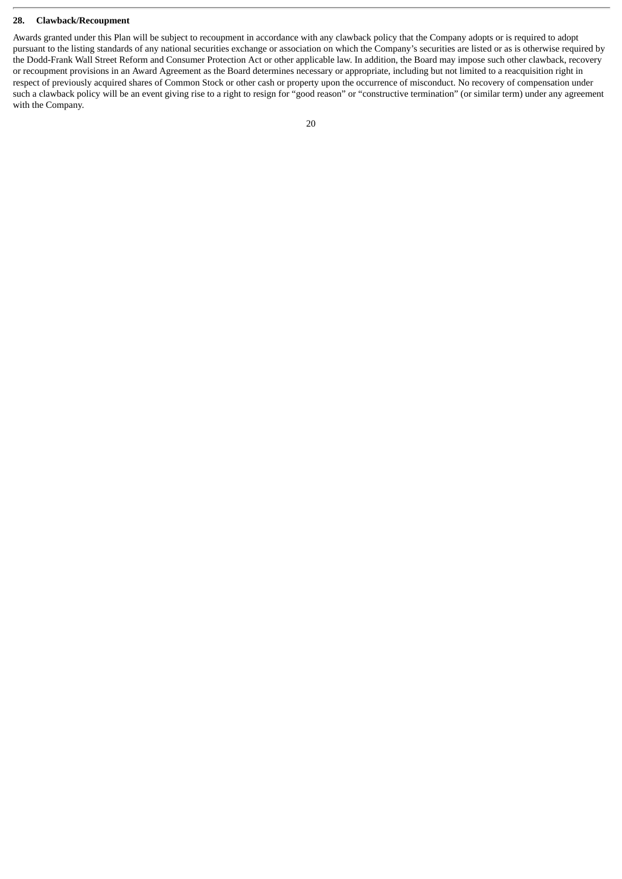**28. Clawback/Recoupment**

Awards granted under this Plan will be subject to recoupment in accordance with any clawback policy that the Company adopts or is required to adopt pursuant to the listing standards of any national securities exchange or association on which the Company's securities are listed or as is otherwise required by the Dodd-Frank Wall Street Reform and Consumer Protection Act or other applicable law. In addition, the Board may impose such other clawback, recovery or recoupment provisions in an Award Agreement as the Board determines necessary or appropriate, including but not limited to a reacquisition right in respect of previously acquired shares of Common Stock or other cash or property upon the occurrence of misconduct. No recovery of compensation under such a clawback policy will be an event giving rise to a right to resign for "good reason" or "constructive termination" (or similar term) under any agreement with the Company.